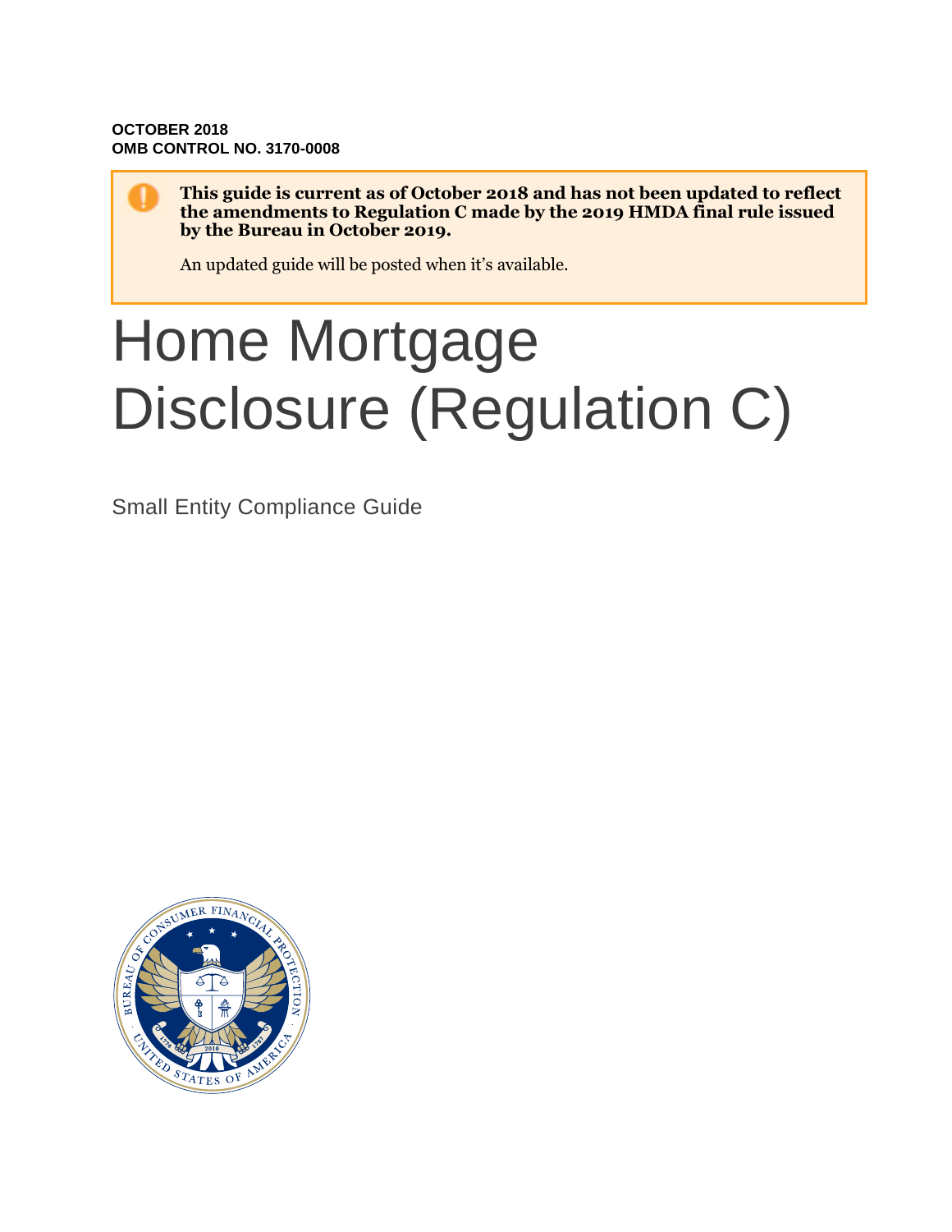**OCTOBER 2018**
**OMB CONTROL NO. 3170-0008**

> **This guide is current as of October 2018 and has not been updated to reflect the amendments to Regulation C made by the 2019 HMDA final rule issued by the Bureau in October 2019.**
>
> An updated guide will be posted when it's available.

# Home Mortgage Disclosure (Regulation C)

Small Entity Compliance Guide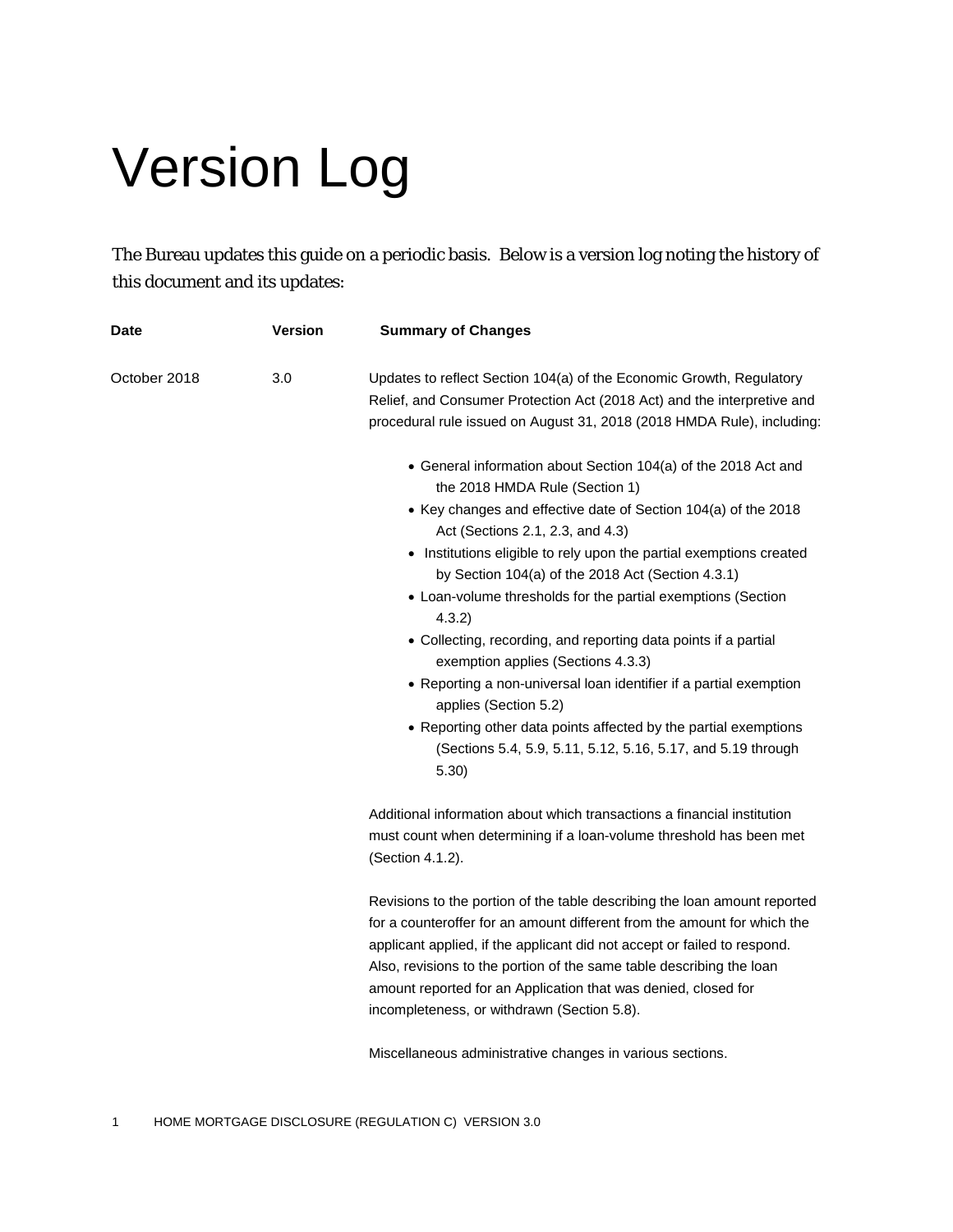# Version Log

The Bureau updates this guide on a periodic basis. Below is a version log noting the history of this document and its updates:

| Date | Version | Summary of Changes |
|---|---|---|
| October 2018 | 3.0 | Updates to reflect Section 104(a) of the Economic Growth, Regulatory Relief, and Consumer Protection Act (2018 Act) and the interpretive and procedural rule issued on August 31, 2018 (2018 HMDA Rule), including:<br><br>• General information about Section 104(a) of the 2018 Act and the 2018 HMDA Rule (Section 1)<br>• Key changes and effective date of Section 104(a) of the 2018 Act (Sections 2.1, 2.3, and 4.3)<br>• Institutions eligible to rely upon the partial exemptions created by Section 104(a) of the 2018 Act (Section 4.3.1)<br>• Loan-volume thresholds for the partial exemptions (Section 4.3.2)<br>• Collecting, recording, and reporting data points if a partial exemption applies (Sections 4.3.3)<br>• Reporting a non-universal loan identifier if a partial exemption applies (Section 5.2)<br>• Reporting other data points affected by the partial exemptions (Sections 5.4, 5.9, 5.11, 5.12, 5.16, 5.17, and 5.19 through 5.30)<br><br>Additional information about which transactions a financial institution must count when determining if a loan-volume threshold has been met (Section 4.1.2).<br><br>Revisions to the portion of the table describing the loan amount reported for a counteroffer for an amount different from the amount for which the applicant applied, if the applicant did not accept or failed to respond. Also, revisions to the portion of the same table describing the loan amount reported for an Application that was denied, closed for incompleteness, or withdrawn (Section 5.8).<br><br>Miscellaneous administrative changes in various sections. |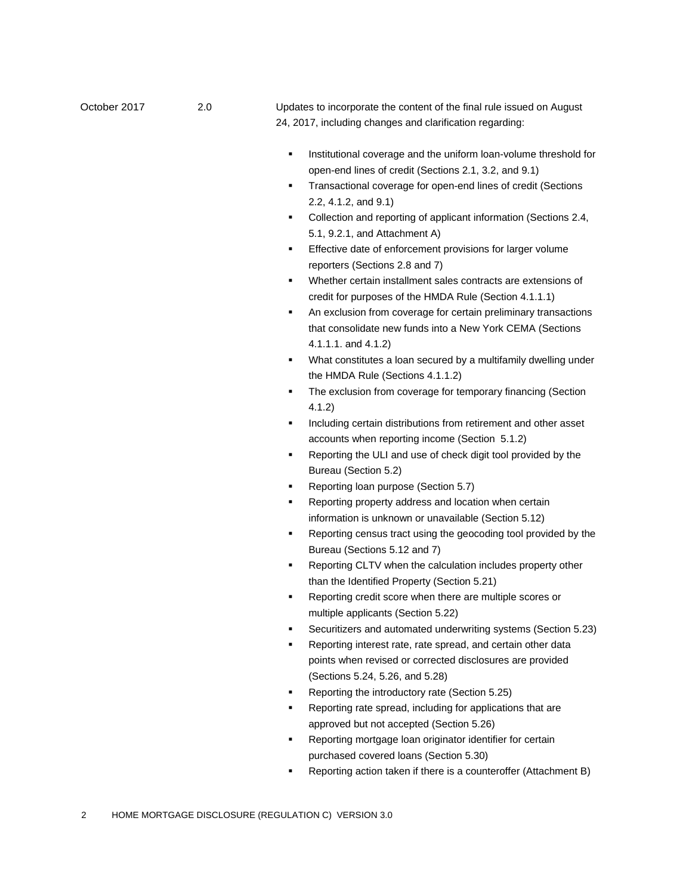| | | |
|---|---|---|
| October 2017 | 2.0 | Updates to incorporate the content of the final rule issued on August 24, 2017, including changes and clarification regarding:<br><br>▪ Institutional coverage and the uniform loan-volume threshold for open-end lines of credit (Sections 2.1, 3.2, and 9.1)<br>▪ Transactional coverage for open-end lines of credit (Sections 2.2, 4.1.2, and 9.1)<br>▪ Collection and reporting of applicant information (Sections 2.4, 5.1, 9.2.1, and Attachment A)<br>▪ Effective date of enforcement provisions for larger volume reporters (Sections 2.8 and 7)<br>▪ Whether certain installment sales contracts are extensions of credit for purposes of the HMDA Rule (Section 4.1.1.1)<br>▪ An exclusion from coverage for certain preliminary transactions that consolidate new funds into a New York CEMA (Sections 4.1.1.1. and 4.1.2)<br>▪ What constitutes a loan secured by a multifamily dwelling under the HMDA Rule (Sections 4.1.1.2)<br>▪ The exclusion from coverage for temporary financing (Section 4.1.2)<br>▪ Including certain distributions from retirement and other asset accounts when reporting income (Section 5.1.2)<br>▪ Reporting the ULI and use of check digit tool provided by the Bureau (Section 5.2)<br>▪ Reporting loan purpose (Section 5.7)<br>▪ Reporting property address and location when certain information is unknown or unavailable (Section 5.12)<br>▪ Reporting census tract using the geocoding tool provided by the Bureau (Sections 5.12 and 7)<br>▪ Reporting CLTV when the calculation includes property other than the Identified Property (Section 5.21)<br>▪ Reporting credit score when there are multiple scores or multiple applicants (Section 5.22)<br>▪ Securitizers and automated underwriting systems (Section 5.23)<br>▪ Reporting interest rate, rate spread, and certain other data points when revised or corrected disclosures are provided (Sections 5.24, 5.26, and 5.28)<br>▪ Reporting the introductory rate (Section 5.25)<br>▪ Reporting rate spread, including for applications that are approved but not accepted (Section 5.26)<br>▪ Reporting mortgage loan originator identifier for certain purchased covered loans (Section 5.30)<br>▪ Reporting action taken if there is a counteroffer (Attachment B) |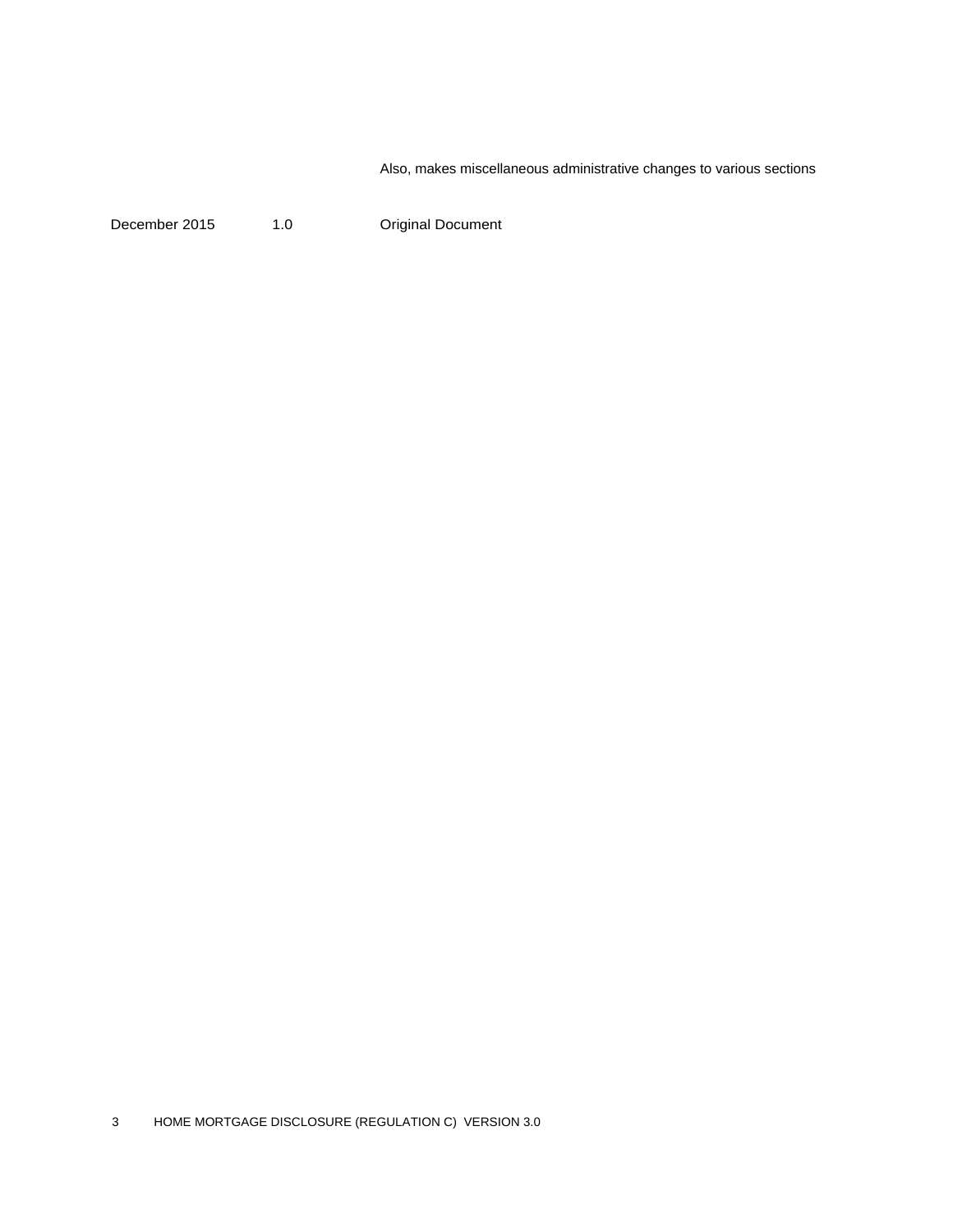| | | |
|---|---|---|
| | | Also, makes miscellaneous administrative changes to various sections |
| December 2015 | 1.0 | Original Document |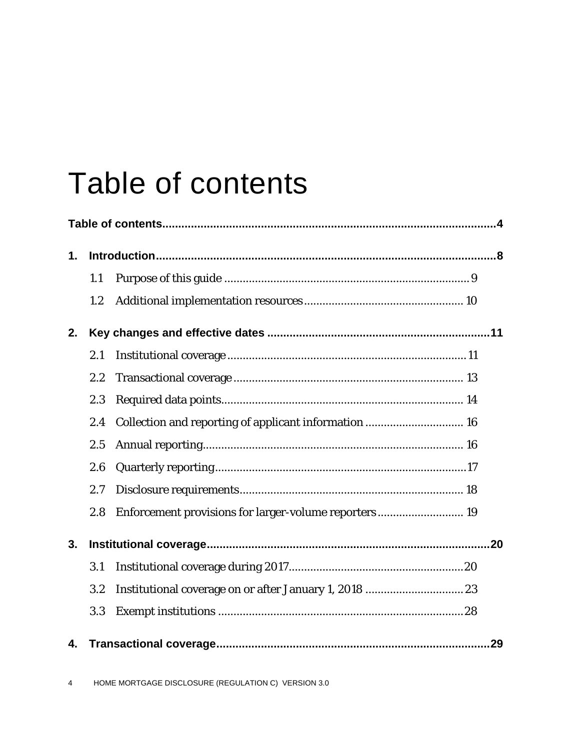# Table of contents

**Table of contents......................................................................................................4**

**1. Introduction..........................................................................................................8**

1.1 Purpose of this guide ...............................................................................9

1.2 Additional implementation resources...................................................10

**2. Key changes and effective dates .....................................................................11**

2.1 Institutional coverage.............................................................................11

2.2 Transactional coverage..........................................................................13

2.3 Required data points..............................................................................14

2.4 Collection and reporting of applicant information ................................16

2.5 Annual reporting....................................................................................16

2.6 Quarterly reporting.................................................................................17

2.7 Disclosure requirements........................................................................18

2.8 Enforcement provisions for larger-volume reporters............................19

**3. Institutional coverage.........................................................................................20**

3.1 Institutional coverage during 2017........................................................20

3.2 Institutional coverage on or after January 1, 2018 ................................23

3.3 Exempt institutions ................................................................................28

**4. Transactional coverage.....................................................................................29**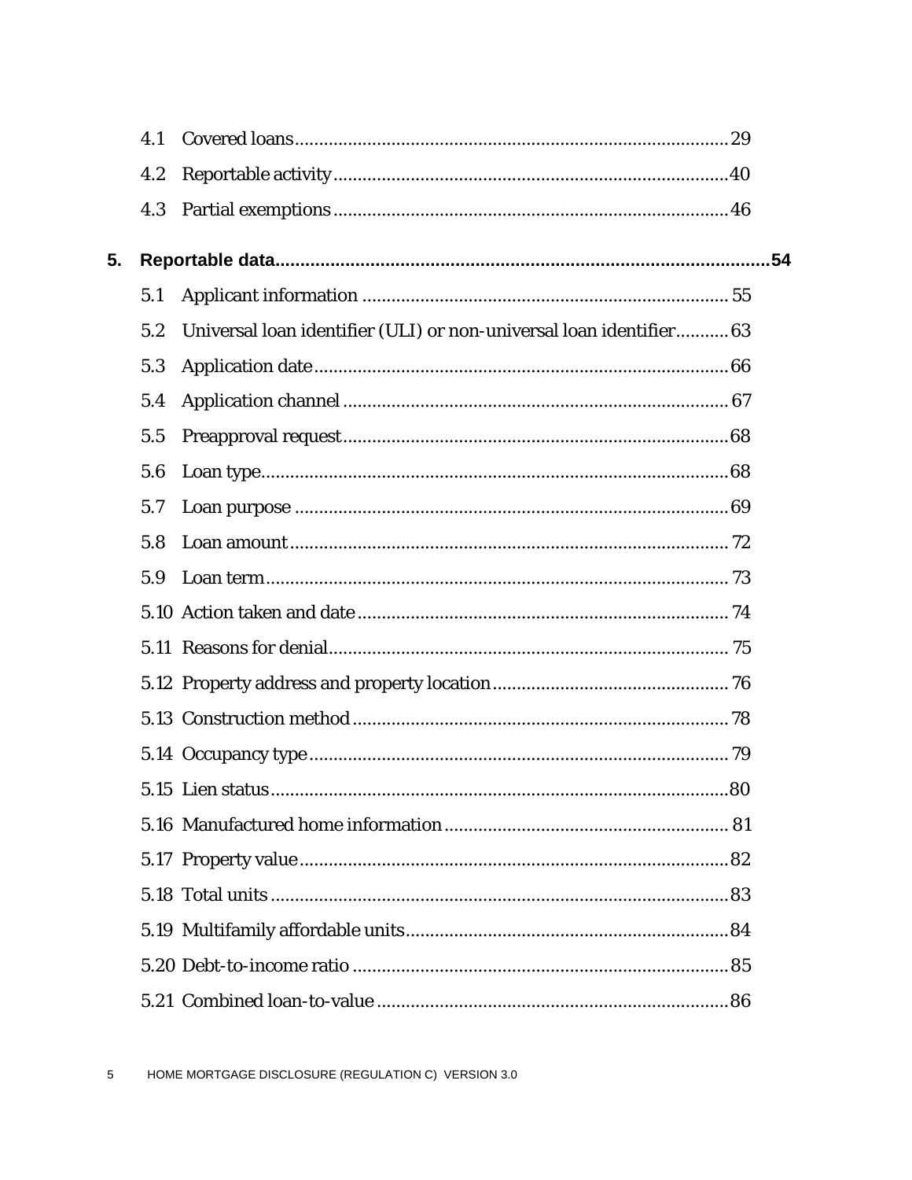4.1 Covered loans........................................................................................29

4.2 Reportable activity................................................................................40

4.3 Partial exemptions................................................................................46

**5. Reportable data..................................................................................................54**

5.1 Applicant information ........................................................................... 55

5.2 Universal loan identifier (ULI) or non-universal loan identifier........... 63

5.3 Application date....................................................................................66

5.4 Application channel ............................................................................... 67

5.5 Preapproval request...............................................................................68

5.6 Loan type...............................................................................................68

5.7 Loan purpose ........................................................................................69

5.8 Loan amount.......................................................................................... 72

5.9 Loan term............................................................................................... 73

5.10 Action taken and date ............................................................................ 74

5.11 Reasons for denial.................................................................................. 75

5.12 Property address and property location................................................ 76

5.13 Construction method............................................................................. 78

5.14 Occupancy type...................................................................................... 79

5.15 Lien status..............................................................................................80

5.16 Manufactured home information.......................................................... 81

5.17 Property value........................................................................................82

5.18 Total units..............................................................................................83

5.19 Multifamily affordable units..................................................................84

5.20 Debt-to-income ratio .............................................................................85

5.21 Combined loan-to-value ........................................................................86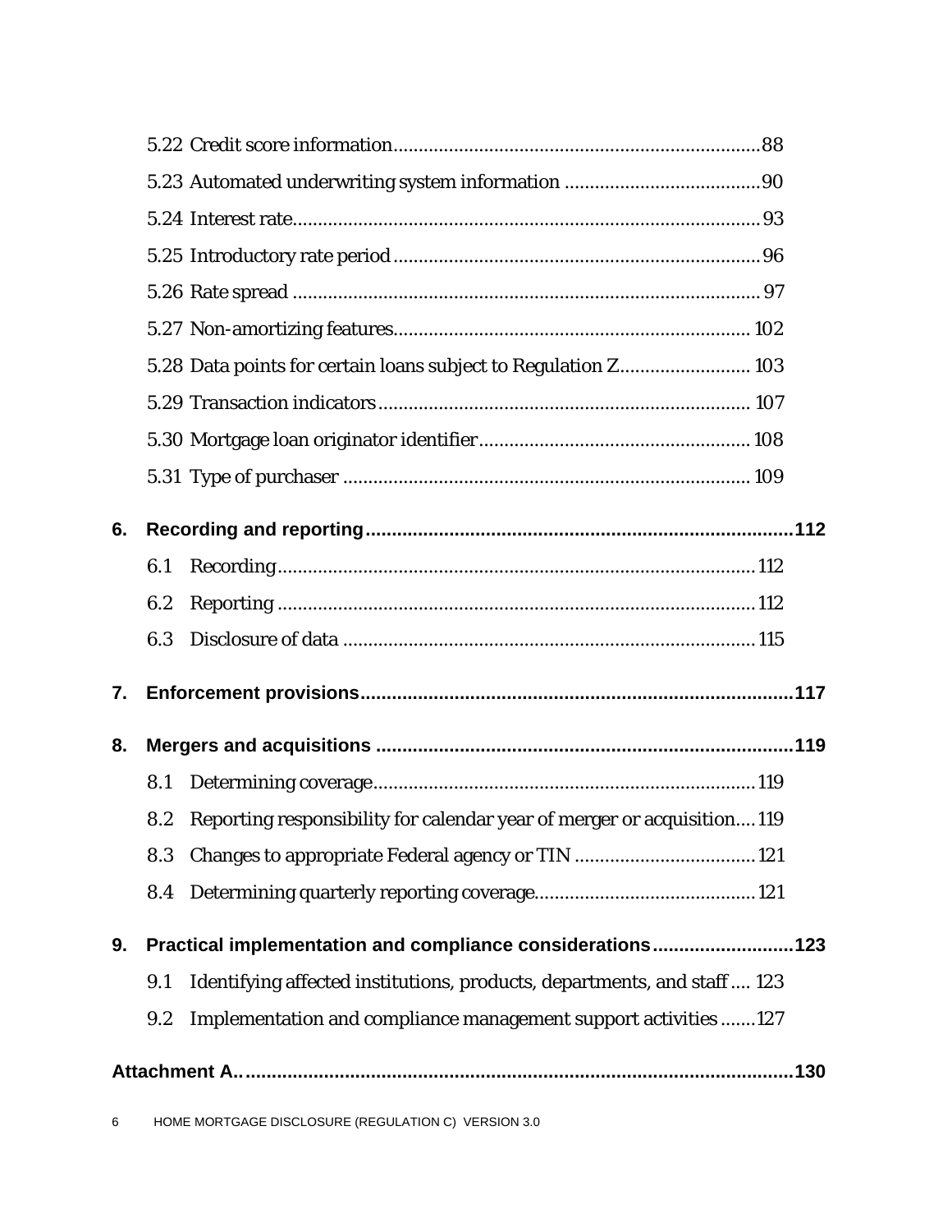5.22 Credit score information........................................................................88

5.23 Automated underwriting system information .......................................90

5.24 Interest rate............................................................................................93

5.25 Introductory rate period........................................................................96

5.26 Rate spread .............................................................................................97

5.27 Non-amortizing features...................................................................... 102

5.28 Data points for certain loans subject to Regulation Z......................... 103

5.29 Transaction indicators......................................................................... 107

5.30 Mortgage loan originator identifier..................................................... 108

5.31 Type of purchaser ................................................................................ 109

**6. Recording and reporting.................................................................................112**

6.1 Recording..............................................................................................112

6.2 Reporting ..............................................................................................112

6.3 Disclosure of data .................................................................................115

**7. Enforcement provisions..................................................................................117**

**8. Mergers and acquisitions ................................................................................119**

8.1 Determining coverage...........................................................................119

8.2 Reporting responsibility for calendar year of merger or acquisition....119

8.3 Changes to appropriate Federal agency or TIN ...................................121

8.4 Determining quarterly reporting coverage...........................................121

**9. Practical implementation and compliance considerations...........................123**

9.1 Identifying affected institutions, products, departments, and staff .... 123

9.2 Implementation and compliance management support activities .......127

**Attachment A.........................................................................................................130**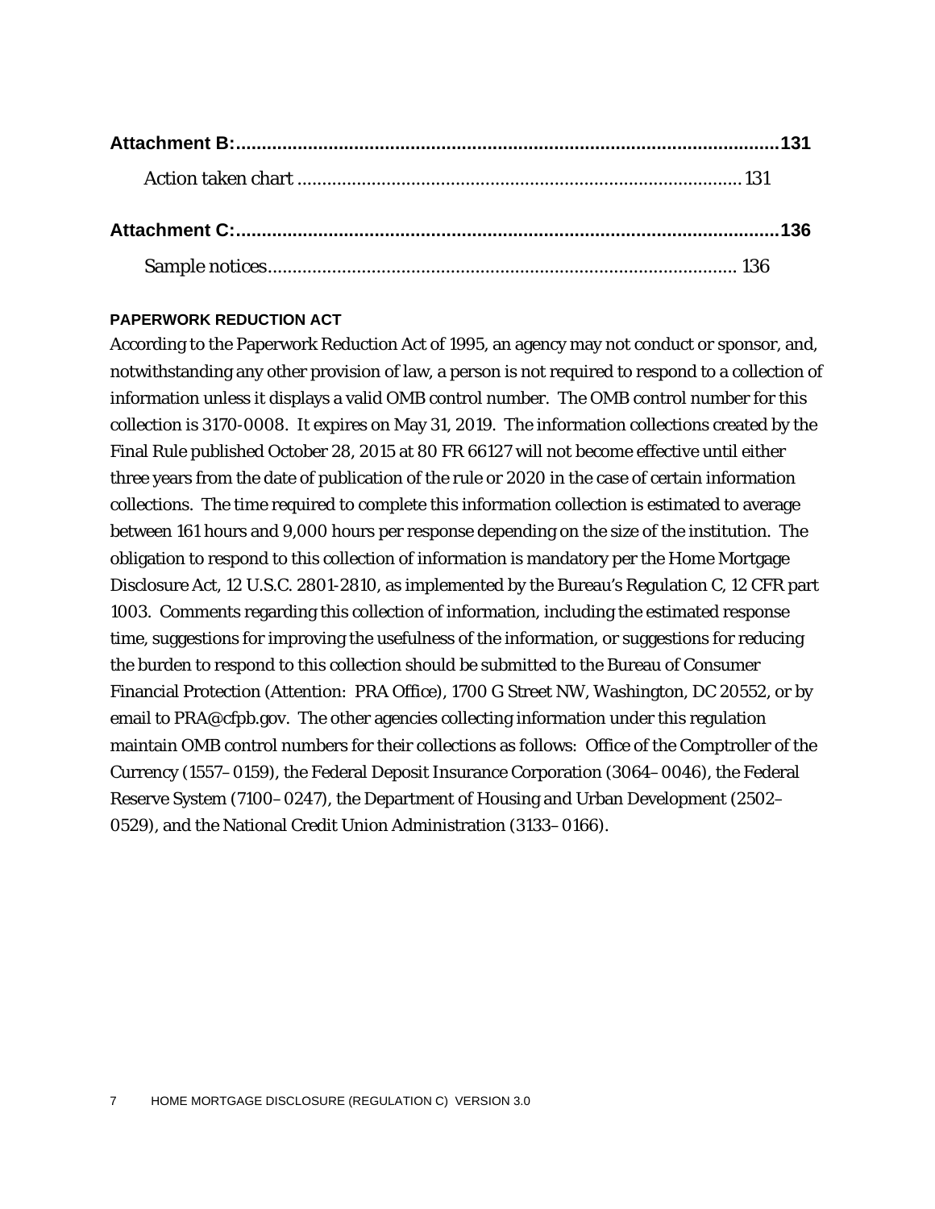**Attachment B:..........................................................................................................131**

Action taken chart ........................................................................................131

**Attachment C:..........................................................................................................136**

Sample notices.............................................................................................. 136

#### PAPERWORK REDUCTION ACT

According to the Paperwork Reduction Act of 1995, an agency may not conduct or sponsor, and, notwithstanding any other provision of law, a person is not required to respond to a collection of information unless it displays a valid OMB control number. The OMB control number for this collection is 3170-0008. It expires on May 31, 2019. The information collections created by the Final Rule published October 28, 2015 at 80 FR 66127 will not become effective until either three years from the date of publication of the rule or 2020 in the case of certain information collections. The time required to complete this information collection is estimated to average between 161 hours and 9,000 hours per response depending on the size of the institution. The obligation to respond to this collection of information is mandatory per the Home Mortgage Disclosure Act, 12 U.S.C. 2801-2810, as implemented by the Bureau's Regulation C, 12 CFR part 1003. Comments regarding this collection of information, including the estimated response time, suggestions for improving the usefulness of the information, or suggestions for reducing the burden to respond to this collection should be submitted to the Bureau of Consumer Financial Protection (Attention: PRA Office), 1700 G Street NW, Washington, DC 20552, or by email to PRA@cfpb.gov. The other agencies collecting information under this regulation maintain OMB control numbers for their collections as follows: Office of the Comptroller of the Currency (1557–0159), the Federal Deposit Insurance Corporation (3064–0046), the Federal Reserve System (7100–0247), the Department of Housing and Urban Development (2502–0529), and the National Credit Union Administration (3133–0166).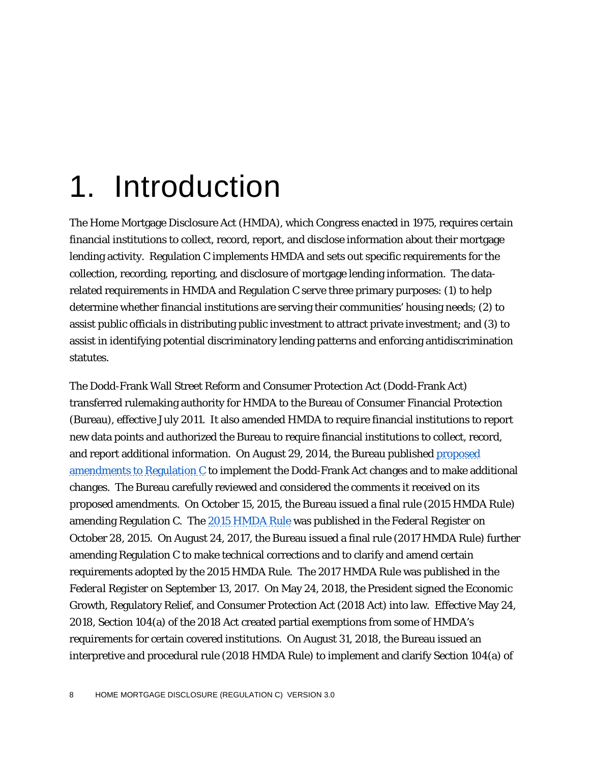# 1. Introduction

The Home Mortgage Disclosure Act (HMDA), which Congress enacted in 1975, requires certain financial institutions to collect, record, report, and disclose information about their mortgage lending activity. Regulation C implements HMDA and sets out specific requirements for the collection, recording, reporting, and disclosure of mortgage lending information. The data-related requirements in HMDA and Regulation C serve three primary purposes: (1) to help determine whether financial institutions are serving their communities' housing needs; (2) to assist public officials in distributing public investment to attract private investment; and (3) to assist in identifying potential discriminatory lending patterns and enforcing antidiscrimination statutes.

The Dodd-Frank Wall Street Reform and Consumer Protection Act (Dodd-Frank Act) transferred rulemaking authority for HMDA to the Bureau of Consumer Financial Protection (Bureau), effective July 2011. It also amended HMDA to require financial institutions to report new data points and authorized the Bureau to require financial institutions to collect, record, and report additional information. On August 29, 2014, the Bureau published proposed amendments to Regulation C to implement the Dodd-Frank Act changes and to make additional changes. The Bureau carefully reviewed and considered the comments it received on its proposed amendments. On October 15, 2015, the Bureau issued a final rule (2015 HMDA Rule) amending Regulation C. The 2015 HMDA Rule was published in the *Federal Register* on October 28, 2015. On August 24, 2017, the Bureau issued a final rule (2017 HMDA Rule) further amending Regulation C to make technical corrections and to clarify and amend certain requirements adopted by the 2015 HMDA Rule. The 2017 HMDA Rule was published in the *Federal Register* on September 13, 2017. On May 24, 2018, the President signed the Economic Growth, Regulatory Relief, and Consumer Protection Act (2018 Act) into law. Effective May 24, 2018, Section 104(a) of the 2018 Act created partial exemptions from some of HMDA's requirements for certain covered institutions. On August 31, 2018, the Bureau issued an interpretive and procedural rule (2018 HMDA Rule) to implement and clarify Section 104(a) of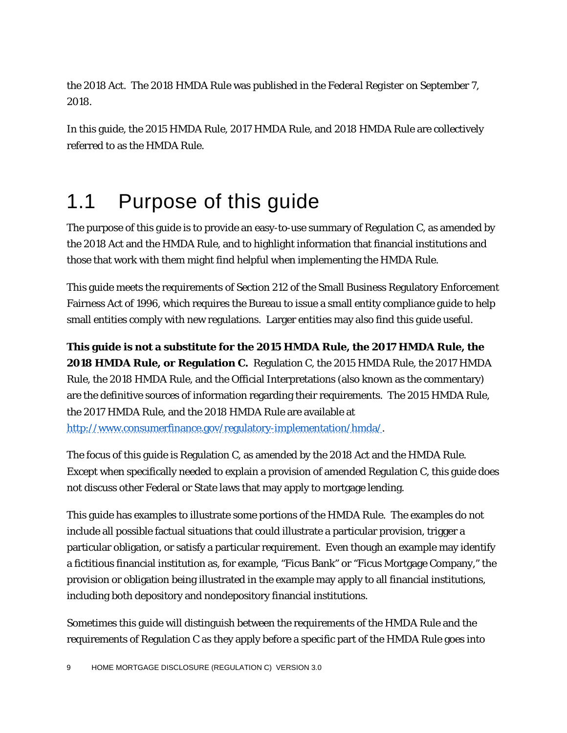the 2018 Act. The 2018 HMDA Rule was published in the *Federal Register* on September 7, 2018.

In this guide, the 2015 HMDA Rule, 2017 HMDA Rule, and 2018 HMDA Rule are collectively referred to as the HMDA Rule.

# 1.1 Purpose of this guide

The purpose of this guide is to provide an easy-to-use summary of Regulation C, as amended by the 2018 Act and the HMDA Rule, and to highlight information that financial institutions and those that work with them might find helpful when implementing the HMDA Rule.

This guide meets the requirements of Section 212 of the Small Business Regulatory Enforcement Fairness Act of 1996, which requires the Bureau to issue a small entity compliance guide to help small entities comply with new regulations. Larger entities may also find this guide useful.

**This guide is not a substitute for the 2015 HMDA Rule, the 2017 HMDA Rule, the 2018 HMDA Rule, or Regulation C.** Regulation C, the 2015 HMDA Rule, the 2017 HMDA Rule, the 2018 HMDA Rule, and the Official Interpretations (also known as the commentary) are the definitive sources of information regarding their requirements. The 2015 HMDA Rule, the 2017 HMDA Rule, and the 2018 HMDA Rule are available at http://www.consumerfinance.gov/regulatory-implementation/hmda/.

The focus of this guide is Regulation C, as amended by the 2018 Act and the HMDA Rule. Except when specifically needed to explain a provision of amended Regulation C, this guide does not discuss other Federal or State laws that may apply to mortgage lending.

This guide has examples to illustrate some portions of the HMDA Rule. The examples do not include all possible factual situations that could illustrate a particular provision, trigger a particular obligation, or satisfy a particular requirement. Even though an example may identify a fictitious financial institution as, for example, "Ficus Bank" or "Ficus Mortgage Company," the provision or obligation being illustrated in the example may apply to all financial institutions, including both depository and nondepository financial institutions.

Sometimes this guide will distinguish between the requirements of the HMDA Rule and the requirements of Regulation C as they apply before a specific part of the HMDA Rule goes into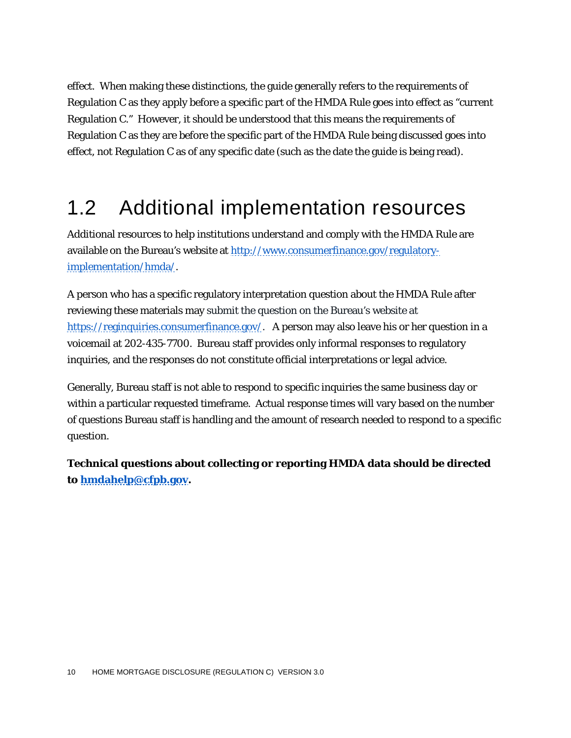effect. When making these distinctions, the guide generally refers to the requirements of Regulation C as they apply before a specific part of the HMDA Rule goes into effect as "current Regulation C." However, it should be understood that this means the requirements of Regulation C as they are before the specific part of the HMDA Rule being discussed goes into effect, not Regulation C as of any specific date (such as the date the guide is being read).

## 1.2 Additional implementation resources

Additional resources to help institutions understand and comply with the HMDA Rule are available on the Bureau's website at http://www.consumerfinance.gov/regulatory-implementation/hmda/.

A person who has a specific regulatory interpretation question about the HMDA Rule after reviewing these materials may submit the question on the Bureau's website at https://reginquiries.consumerfinance.gov/. A person may also leave his or her question in a voicemail at 202-435-7700. Bureau staff provides only informal responses to regulatory inquiries, and the responses do not constitute official interpretations or legal advice.

Generally, Bureau staff is not able to respond to specific inquiries the same business day or within a particular requested timeframe. Actual response times will vary based on the number of questions Bureau staff is handling and the amount of research needed to respond to a specific question.

**Technical questions about collecting or reporting HMDA data should be directed to hmdahelp@cfpb.gov.**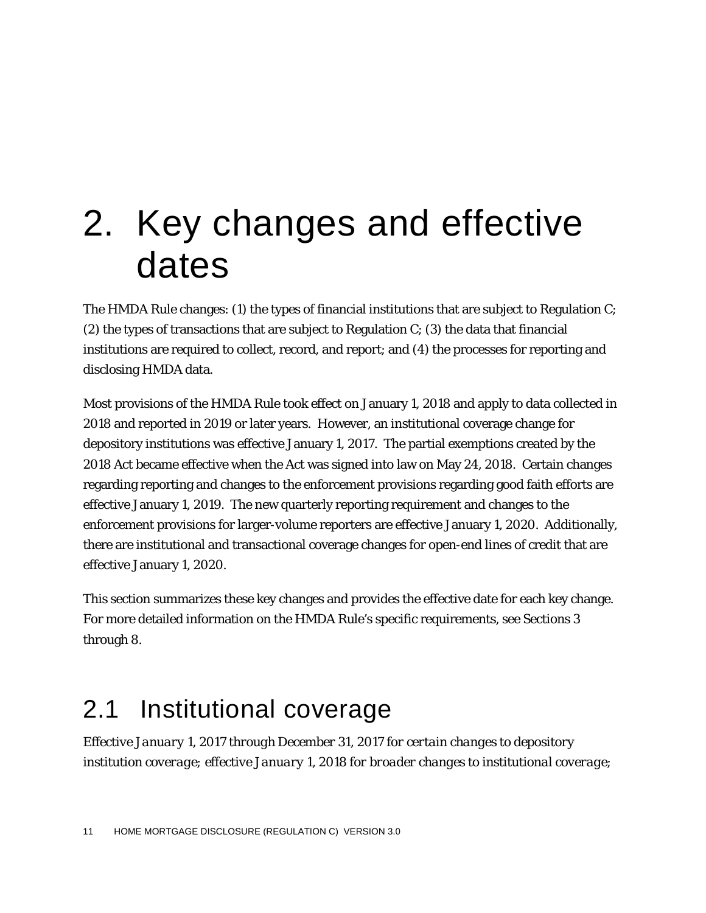# 2. Key changes and effective dates

The HMDA Rule changes: (1) the types of financial institutions that are subject to Regulation C; (2) the types of transactions that are subject to Regulation C; (3) the data that financial institutions are required to collect, record, and report; and (4) the processes for reporting and disclosing HMDA data.

Most provisions of the HMDA Rule took effect on January 1, 2018 and apply to data collected in 2018 and reported in 2019 or later years. However, an institutional coverage change for depository institutions was effective January 1, 2017. The partial exemptions created by the 2018 Act became effective when the Act was signed into law on May 24, 2018. Certain changes regarding reporting and changes to the enforcement provisions regarding good faith efforts are effective January 1, 2019. The new quarterly reporting requirement and changes to the enforcement provisions for larger-volume reporters are effective January 1, 2020. Additionally, there are institutional and transactional coverage changes for open-end lines of credit that are effective January 1, 2020.

This section summarizes these key changes and provides the effective date for each key change. For more detailed information on the HMDA Rule's specific requirements, see Sections 3 through 8.

## 2.1 Institutional coverage

*Effective January 1, 2017 through December 31, 2017 for certain changes to depository institution coverage; effective January 1, 2018 for broader changes to institutional coverage;*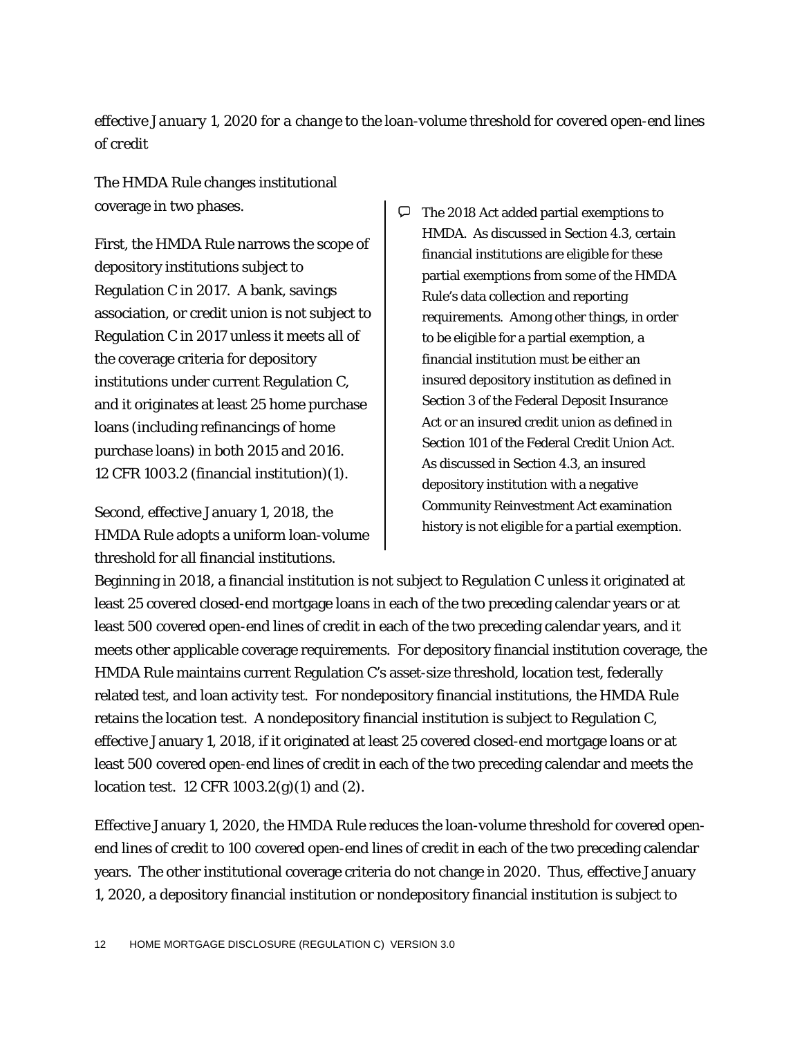*effective January 1, 2020 for a change to the loan-volume threshold for covered open-end lines of credit*

The HMDA Rule changes institutional coverage in two phases.

First, the HMDA Rule narrows the scope of depository institutions subject to Regulation C in 2017. A bank, savings association, or credit union is not subject to Regulation C in 2017 unless it meets all of the coverage criteria for depository institutions under current Regulation C, and it originates at least 25 home purchase loans (including refinancings of home purchase loans) in both 2015 and 2016. 12 CFR 1003.2 (financial institution)(1).

Second, effective January 1, 2018, the HMDA Rule adopts a uniform loan-volume threshold for all financial institutions. Beginning in 2018, a financial institution is not subject to Regulation C unless it originated at least 25 covered closed-end mortgage loans in each of the two preceding calendar years or at least 500 covered open-end lines of credit in each of the two preceding calendar years, and it meets other applicable coverage requirements. For depository financial institution coverage, the HMDA Rule maintains current Regulation C's asset-size threshold, location test, federally related test, and loan activity test. For nondepository financial institutions, the HMDA Rule retains the location test. A nondepository financial institution is subject to Regulation C, effective January 1, 2018, if it originated at least 25 covered closed-end mortgage loans or at least 500 covered open-end lines of credit in each of the two preceding calendar and meets the location test. 12 CFR 1003.2(g)(1) and (2).

> The 2018 Act added partial exemptions to HMDA. As discussed in Section 4.3, certain financial institutions are eligible for these partial exemptions from some of the HMDA Rule's data collection and reporting requirements. Among other things, in order to be eligible for a partial exemption, a financial institution must be either an insured depository institution as defined in Section 3 of the Federal Deposit Insurance Act or an insured credit union as defined in Section 101 of the Federal Credit Union Act. As discussed in Section 4.3, an insured depository institution with a negative Community Reinvestment Act examination history is not eligible for a partial exemption.

Effective January 1, 2020, the HMDA Rule reduces the loan-volume threshold for covered open-end lines of credit to 100 covered open-end lines of credit in each of the two preceding calendar years. The other institutional coverage criteria do not change in 2020. Thus, effective January 1, 2020, a depository financial institution or nondepository financial institution is subject to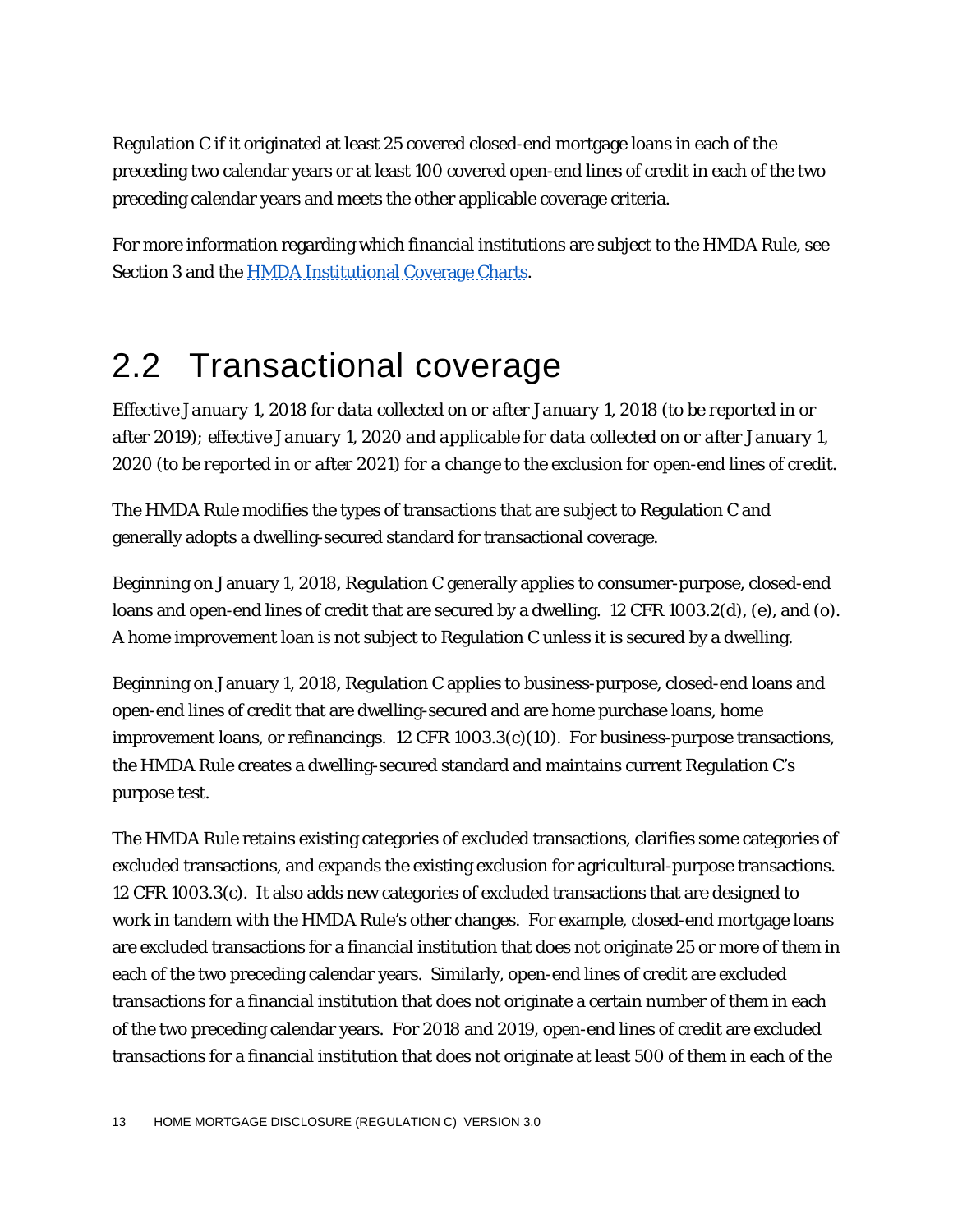Regulation C if it originated at least 25 covered closed-end mortgage loans in each of the preceding two calendar years or at least 100 covered open-end lines of credit in each of the two preceding calendar years and meets the other applicable coverage criteria.

For more information regarding which financial institutions are subject to the HMDA Rule, see Section 3 and the [HMDA Institutional Coverage Charts](HMDA Institutional Coverage Charts).

## 2.2 Transactional coverage

*Effective January 1, 2018 for data collected on or after January 1, 2018 (to be reported in or after 2019); effective January 1, 2020 and applicable for data collected on or after January 1, 2020 (to be reported in or after 2021) for a change to the exclusion for open-end lines of credit.*

The HMDA Rule modifies the types of transactions that are subject to Regulation C and generally adopts a dwelling-secured standard for transactional coverage.

Beginning on January 1, 2018, Regulation C generally applies to consumer-purpose, closed-end loans and open-end lines of credit that are secured by a dwelling. 12 CFR 1003.2(d), (e), and (o). A home improvement loan is not subject to Regulation C unless it is secured by a dwelling.

Beginning on January 1, 2018, Regulation C applies to business-purpose, closed-end loans and open-end lines of credit that are dwelling-secured and are home purchase loans, home improvement loans, or refinancings. 12 CFR 1003.3(c)(10). For business-purpose transactions, the HMDA Rule creates a dwelling-secured standard and maintains current Regulation C's purpose test.

The HMDA Rule retains existing categories of excluded transactions, clarifies some categories of excluded transactions, and expands the existing exclusion for agricultural-purpose transactions. 12 CFR 1003.3(c). It also adds new categories of excluded transactions that are designed to work in tandem with the HMDA Rule's other changes. For example, closed-end mortgage loans are excluded transactions for a financial institution that does not originate 25 or more of them in each of the two preceding calendar years. Similarly, open-end lines of credit are excluded transactions for a financial institution that does not originate a certain number of them in each of the two preceding calendar years. For 2018 and 2019, open-end lines of credit are excluded transactions for a financial institution that does not originate at least 500 of them in each of the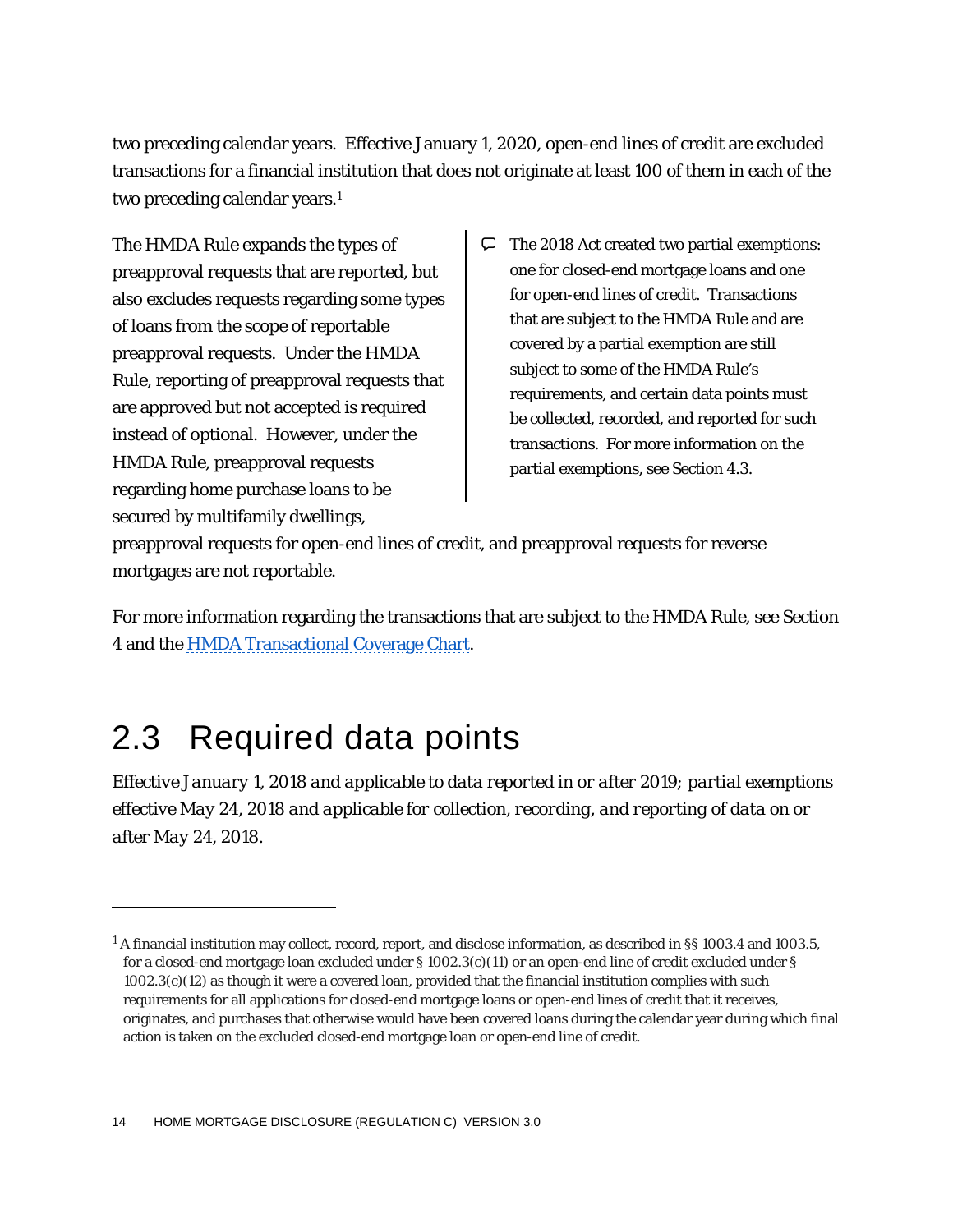two preceding calendar years. Effective January 1, 2020, open-end lines of credit are excluded transactions for a financial institution that does not originate at least 100 of them in each of the two preceding calendar years.[1]

The HMDA Rule expands the types of preapproval requests that are reported, but also excludes requests regarding some types of loans from the scope of reportable preapproval requests. Under the HMDA Rule, reporting of preapproval requests that are approved but not accepted is required instead of optional. However, under the HMDA Rule, preapproval requests regarding home purchase loans to be secured by multifamily dwellings, preapproval requests for open-end lines of credit, and preapproval requests for reverse mortgages are not reportable.

> The 2018 Act created two partial exemptions: one for closed-end mortgage loans and one for open-end lines of credit. Transactions that are subject to the HMDA Rule and are covered by a partial exemption are still subject to some of the HMDA Rule's requirements, and certain data points must be collected, recorded, and reported for such transactions. For more information on the partial exemptions, see Section 4.3.

For more information regarding the transactions that are subject to the HMDA Rule, see Section 4 and the HMDA Transactional Coverage Chart.

## 2.3 Required data points

*Effective January 1, 2018 and applicable to data reported in or after 2019; partial exemptions effective May 24, 2018 and applicable for collection, recording, and reporting of data on or after May 24, 2018.*

---

[1] A financial institution may collect, record, report, and disclose information, as described in §§ 1003.4 and 1003.5, for a closed-end mortgage loan excluded under § 1002.3(c)(11) or an open-end line of credit excluded under § 1002.3(c)(12) as though it were a covered loan, provided that the financial institution complies with such requirements for all applications for closed-end mortgage loans or open-end lines of credit that it receives, originates, and purchases that otherwise would have been covered loans during the calendar year during which final action is taken on the excluded closed-end mortgage loan or open-end line of credit.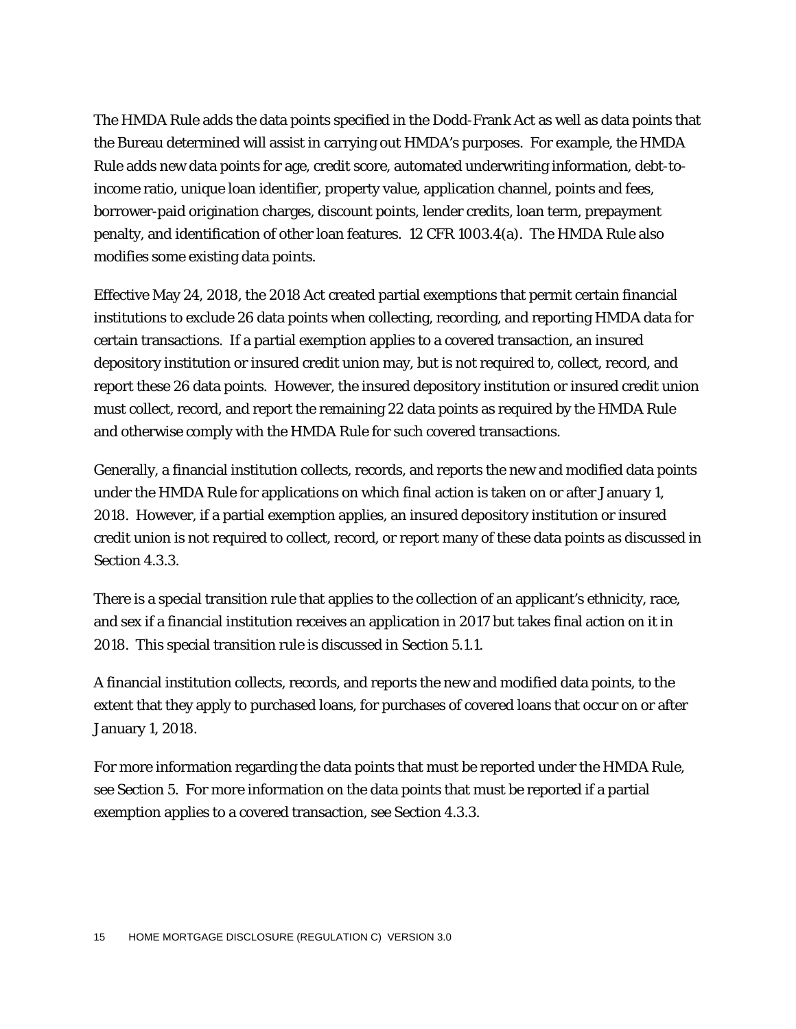The HMDA Rule adds the data points specified in the Dodd-Frank Act as well as data points that the Bureau determined will assist in carrying out HMDA's purposes. For example, the HMDA Rule adds new data points for age, credit score, automated underwriting information, debt-to-income ratio, unique loan identifier, property value, application channel, points and fees, borrower-paid origination charges, discount points, lender credits, loan term, prepayment penalty, and identification of other loan features. 12 CFR 1003.4(a). The HMDA Rule also modifies some existing data points.

Effective May 24, 2018, the 2018 Act created partial exemptions that permit certain financial institutions to exclude 26 data points when collecting, recording, and reporting HMDA data for certain transactions. If a partial exemption applies to a covered transaction, an insured depository institution or insured credit union may, but is not required to, collect, record, and report these 26 data points. However, the insured depository institution or insured credit union must collect, record, and report the remaining 22 data points as required by the HMDA Rule and otherwise comply with the HMDA Rule for such covered transactions.

Generally, a financial institution collects, records, and reports the new and modified data points under the HMDA Rule for applications on which final action is taken on or after January 1, 2018. However, if a partial exemption applies, an insured depository institution or insured credit union is not required to collect, record, or report many of these data points as discussed in Section 4.3.3.

There is a special transition rule that applies to the collection of an applicant's ethnicity, race, and sex if a financial institution receives an application in 2017 but takes final action on it in 2018. This special transition rule is discussed in Section 5.1.1.

A financial institution collects, records, and reports the new and modified data points, to the extent that they apply to purchased loans, for purchases of covered loans that occur on or after January 1, 2018.

For more information regarding the data points that must be reported under the HMDA Rule, see Section 5. For more information on the data points that must be reported if a partial exemption applies to a covered transaction, see Section 4.3.3.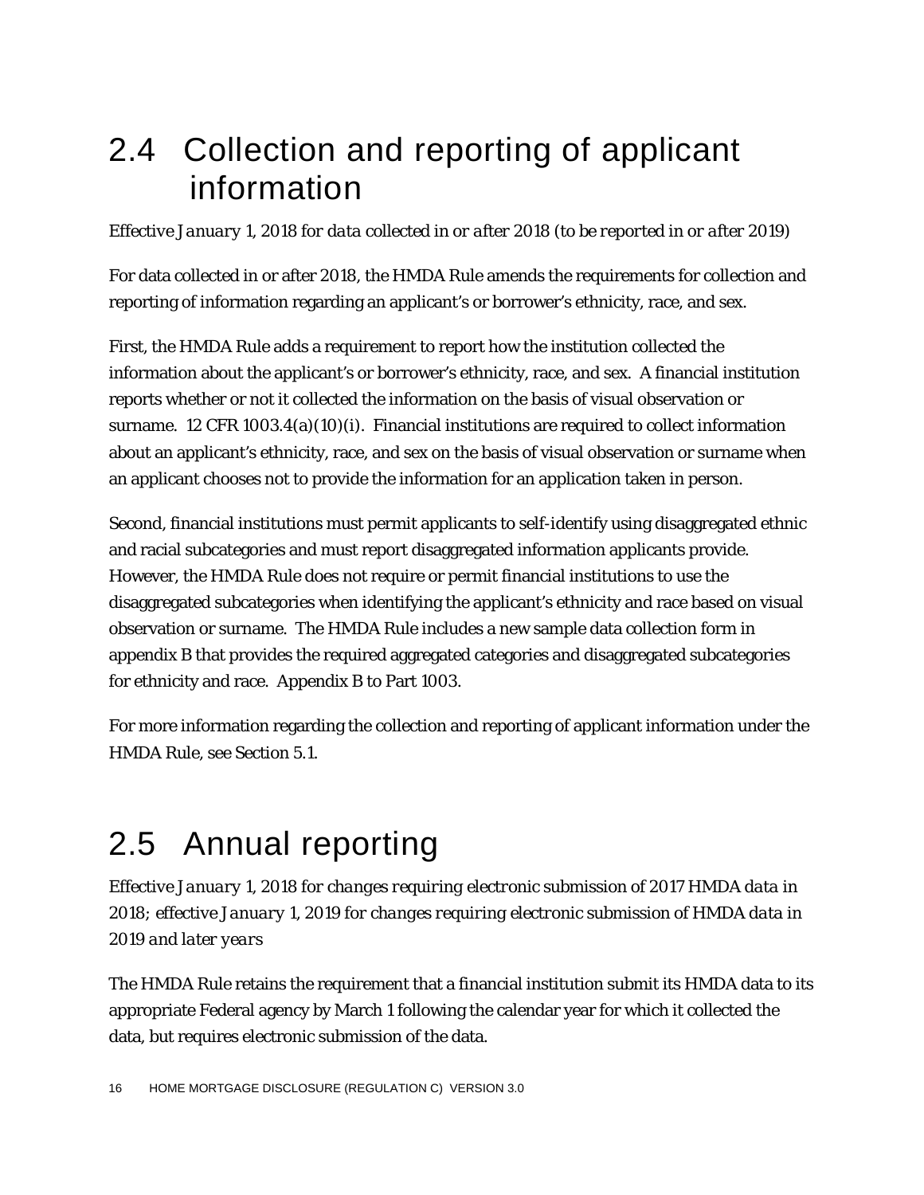## 2.4 Collection and reporting of applicant information

*Effective January 1, 2018 for data collected in or after 2018 (to be reported in or after 2019)*

For data collected in or after 2018, the HMDA Rule amends the requirements for collection and reporting of information regarding an applicant's or borrower's ethnicity, race, and sex.

First, the HMDA Rule adds a requirement to report how the institution collected the information about the applicant's or borrower's ethnicity, race, and sex. A financial institution reports whether or not it collected the information on the basis of visual observation or surname. 12 CFR 1003.4(a)(10)(i). Financial institutions are required to collect information about an applicant's ethnicity, race, and sex on the basis of visual observation or surname when an applicant chooses not to provide the information for an application taken in person.

Second, financial institutions must permit applicants to self-identify using disaggregated ethnic and racial subcategories and must report disaggregated information applicants provide. However, the HMDA Rule does not require or permit financial institutions to use the disaggregated subcategories when identifying the applicant's ethnicity and race based on visual observation or surname. The HMDA Rule includes a new sample data collection form in appendix B that provides the required aggregated categories and disaggregated subcategories for ethnicity and race. Appendix B to Part 1003.

For more information regarding the collection and reporting of applicant information under the HMDA Rule, see Section 5.1.

## 2.5 Annual reporting

*Effective January 1, 2018 for changes requiring electronic submission of 2017 HMDA data in 2018; effective January 1, 2019 for changes requiring electronic submission of HMDA data in 2019 and later years*

The HMDA Rule retains the requirement that a financial institution submit its HMDA data to its appropriate Federal agency by March 1 following the calendar year for which it collected the data, but requires electronic submission of the data.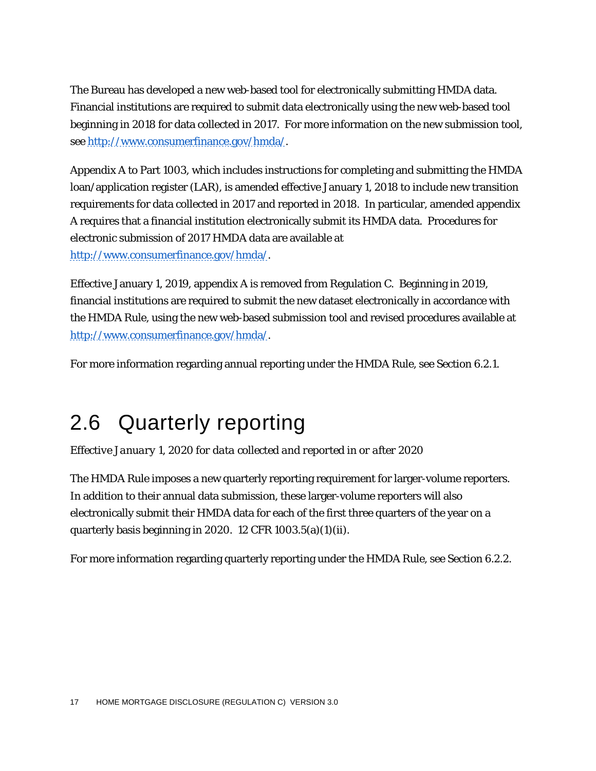The Bureau has developed a new web-based tool for electronically submitting HMDA data. Financial institutions are required to submit data electronically using the new web-based tool beginning in 2018 for data collected in 2017. For more information on the new submission tool, see http://www.consumerfinance.gov/hmda/.

Appendix A to Part 1003, which includes instructions for completing and submitting the HMDA loan/application register (LAR), is amended effective January 1, 2018 to include new transition requirements for data collected in 2017 and reported in 2018. In particular, amended appendix A requires that a financial institution electronically submit its HMDA data. Procedures for electronic submission of 2017 HMDA data are available at http://www.consumerfinance.gov/hmda/.

Effective January 1, 2019, appendix A is removed from Regulation C. Beginning in 2019, financial institutions are required to submit the new dataset electronically in accordance with the HMDA Rule, using the new web-based submission tool and revised procedures available at http://www.consumerfinance.gov/hmda/.

For more information regarding annual reporting under the HMDA Rule, see Section 6.2.1.

## 2.6 Quarterly reporting

*Effective January 1, 2020 for data collected and reported in or after 2020*

The HMDA Rule imposes a new quarterly reporting requirement for larger-volume reporters. In addition to their annual data submission, these larger-volume reporters will also electronically submit their HMDA data for each of the first three quarters of the year on a quarterly basis beginning in 2020. 12 CFR 1003.5(a)(1)(ii).

For more information regarding quarterly reporting under the HMDA Rule, see Section 6.2.2.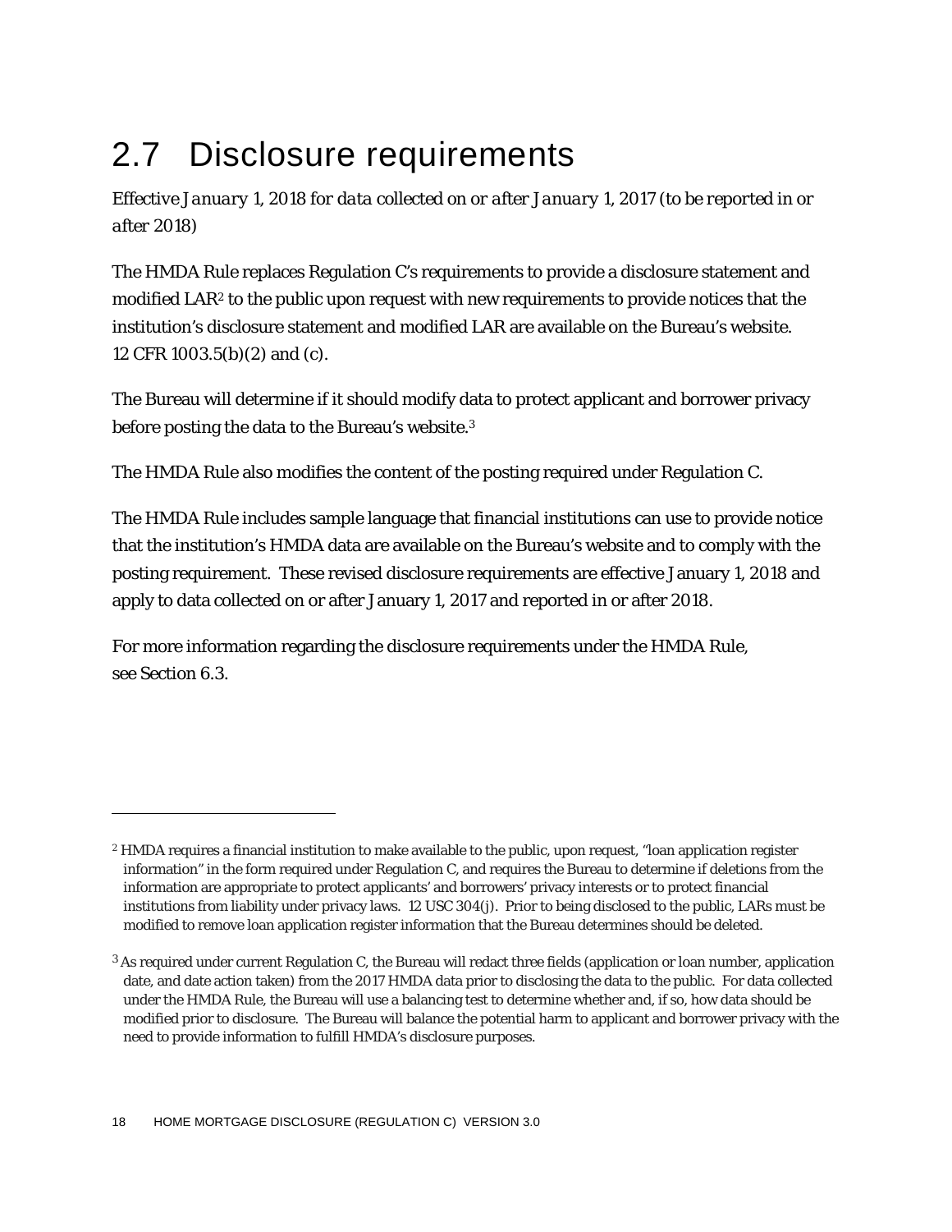## 2.7 Disclosure requirements

*Effective January 1, 2018 for data collected on or after January 1, 2017 (to be reported in or after 2018)*

The HMDA Rule replaces Regulation C's requirements to provide a disclosure statement and modified LAR[2] to the public upon request with new requirements to provide notices that the institution's disclosure statement and modified LAR are available on the Bureau's website. 12 CFR 1003.5(b)(2) and (c).

The Bureau will determine if it should modify data to protect applicant and borrower privacy before posting the data to the Bureau's website.[3]

The HMDA Rule also modifies the content of the posting required under Regulation C.

The HMDA Rule includes sample language that financial institutions can use to provide notice that the institution's HMDA data are available on the Bureau's website and to comply with the posting requirement. These revised disclosure requirements are effective January 1, 2018 and apply to data collected on or after January 1, 2017 and reported in or after 2018.

For more information regarding the disclosure requirements under the HMDA Rule, see Section 6.3.

---

[2] HMDA requires a financial institution to make available to the public, upon request, "loan application register information" in the form required under Regulation C, and requires the Bureau to determine if deletions from the information are appropriate to protect applicants' and borrowers' privacy interests or to protect financial institutions from liability under privacy laws. 12 USC 304(j). Prior to being disclosed to the public, LARs must be modified to remove loan application register information that the Bureau determines should be deleted.

[3] As required under current Regulation C, the Bureau will redact three fields (application or loan number, application date, and date action taken) from the 2017 HMDA data prior to disclosing the data to the public. For data collected under the HMDA Rule, the Bureau will use a balancing test to determine whether and, if so, how data should be modified prior to disclosure. The Bureau will balance the potential harm to applicant and borrower privacy with the need to provide information to fulfill HMDA's disclosure purposes.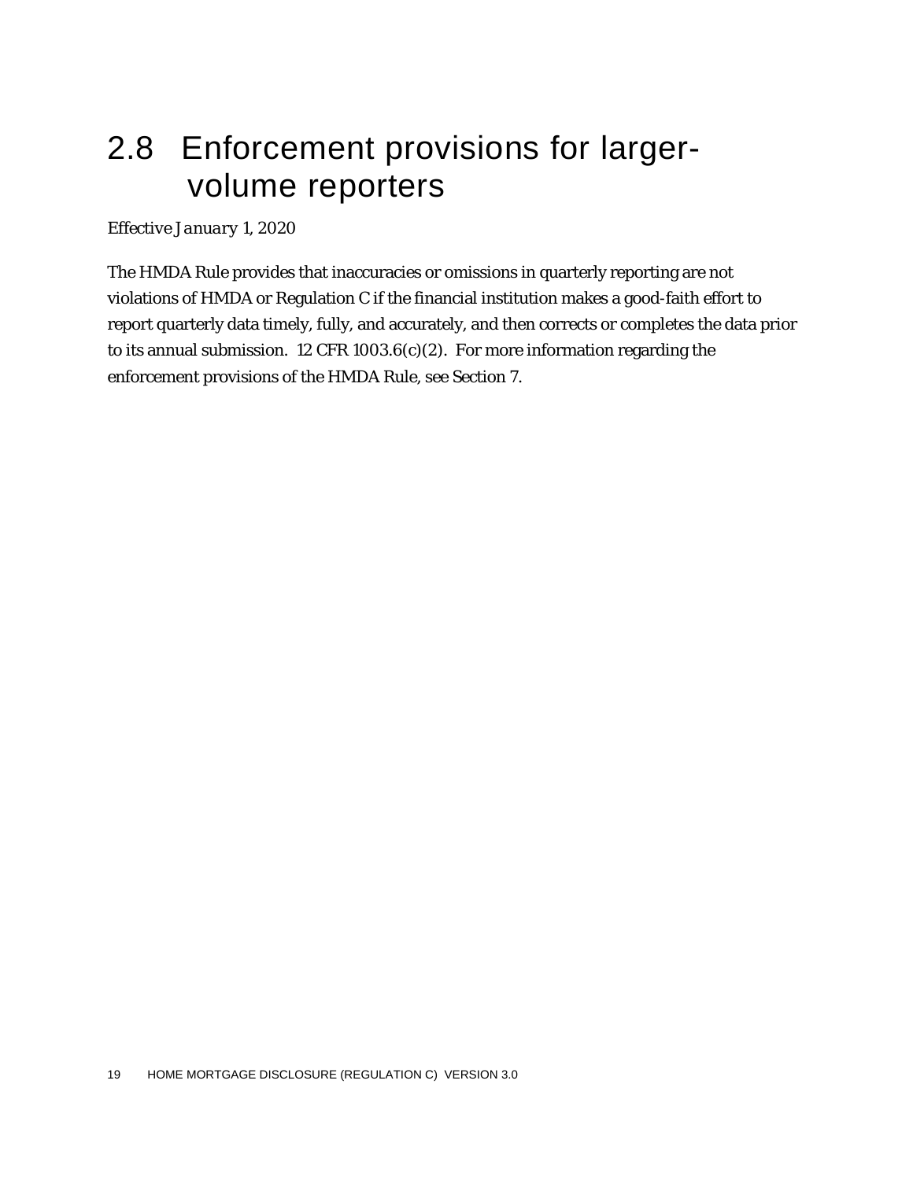## 2.8 Enforcement provisions for larger-volume reporters

*Effective January 1, 2020*

The HMDA Rule provides that inaccuracies or omissions in quarterly reporting are not violations of HMDA or Regulation C if the financial institution makes a good-faith effort to report quarterly data timely, fully, and accurately, and then corrects or completes the data prior to its annual submission. 12 CFR 1003.6(c)(2). For more information regarding the enforcement provisions of the HMDA Rule, see Section 7.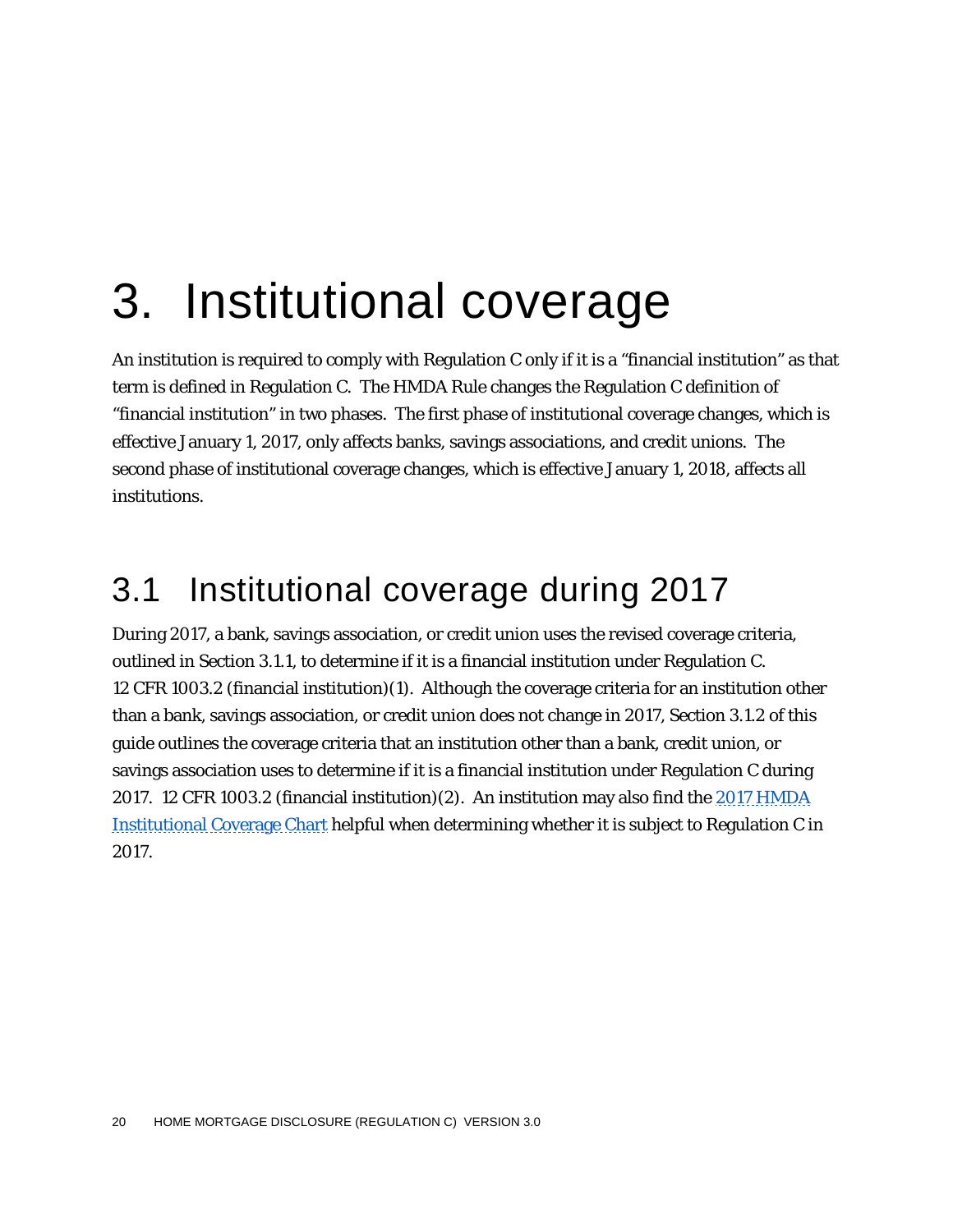# 3. Institutional coverage

An institution is required to comply with Regulation C only if it is a "financial institution" as that term is defined in Regulation C. The HMDA Rule changes the Regulation C definition of "financial institution" in two phases. The first phase of institutional coverage changes, which is effective January 1, 2017, only affects banks, savings associations, and credit unions. The second phase of institutional coverage changes, which is effective January 1, 2018, affects all institutions.

## 3.1 Institutional coverage during 2017

During 2017, a bank, savings association, or credit union uses the revised coverage criteria, outlined in Section 3.1.1, to determine if it is a financial institution under Regulation C. 12 CFR 1003.2 (financial institution)(1). Although the coverage criteria for an institution other than a bank, savings association, or credit union does not change in 2017, Section 3.1.2 of this guide outlines the coverage criteria that an institution other than a bank, credit union, or savings association uses to determine if it is a financial institution under Regulation C during 2017. 12 CFR 1003.2 (financial institution)(2). An institution may also find the 2017 HMDA Institutional Coverage Chart helpful when determining whether it is subject to Regulation C in 2017.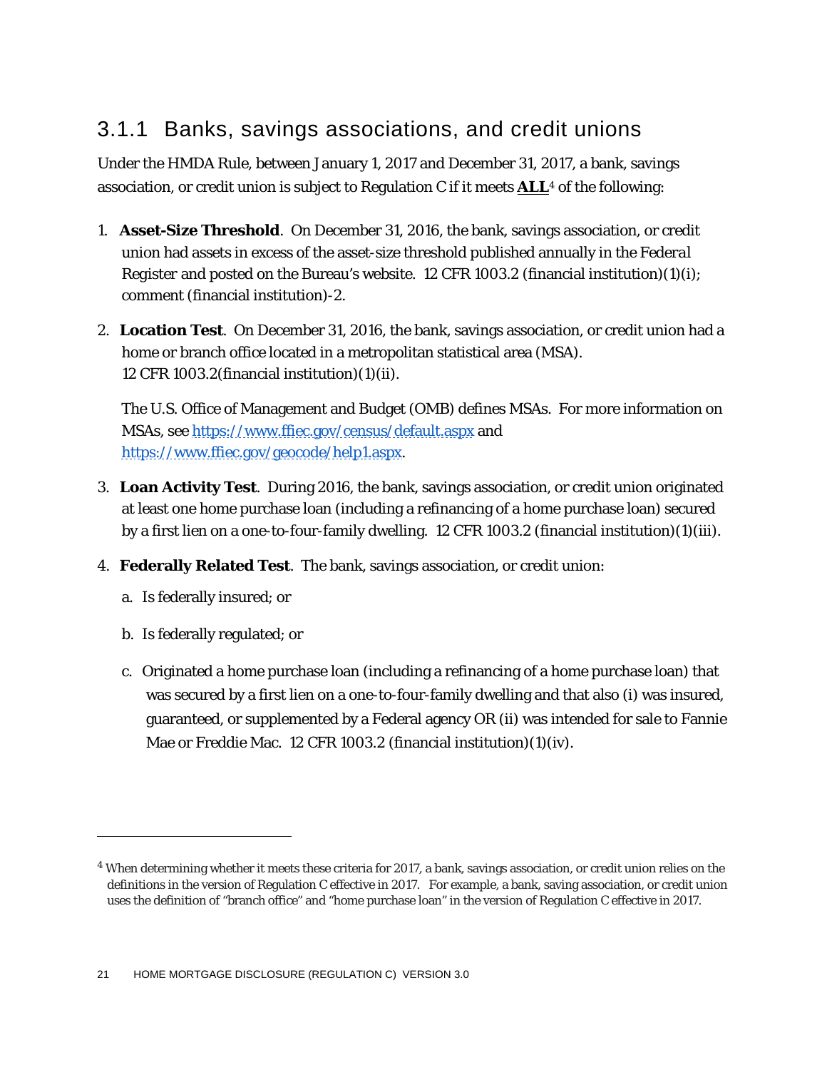### 3.1.1 Banks, savings associations, and credit unions

Under the HMDA Rule, between January 1, 2017 and December 31, 2017, a bank, savings association, or credit union is subject to Regulation C if it meets **ALL**[4] of the following:

1. **Asset-Size Threshold**. On December 31, 2016, the bank, savings association, or credit union had assets in excess of the asset-size threshold published annually in the Federal Register and posted on the Bureau's website. 12 CFR 1003.2 (financial institution)(1)(i); comment (financial institution)-2.

2. **Location Test**. On December 31, 2016, the bank, savings association, or credit union had a home or branch office located in a metropolitan statistical area (MSA). 12 CFR 1003.2(financial institution)(1)(ii).

   The U.S. Office of Management and Budget (OMB) defines MSAs. For more information on MSAs, see https://www.ffiec.gov/census/default.aspx and https://www.ffiec.gov/geocode/help1.aspx.

3. **Loan Activity Test**. During 2016, the bank, savings association, or credit union originated at least one home purchase loan (including a refinancing of a home purchase loan) secured by a first lien on a one-to-four-family dwelling. 12 CFR 1003.2 (financial institution)(1)(iii).

4. **Federally Related Test**. The bank, savings association, or credit union:

   a. Is federally insured; or

   b. Is federally regulated; or

   c. Originated a home purchase loan (including a refinancing of a home purchase loan) that was secured by a first lien on a one-to-four-family dwelling and that also (i) was insured, guaranteed, or supplemented by a Federal agency OR (ii) was intended for sale to Fannie Mae or Freddie Mac. 12 CFR 1003.2 (financial institution)(1)(iv).

---

[4] When determining whether it meets these criteria for 2017, a bank, savings association, or credit union relies on the definitions in the version of Regulation C effective in 2017. For example, a bank, saving association, or credit union uses the definition of "branch office" and "home purchase loan" in the version of Regulation C effective in 2017.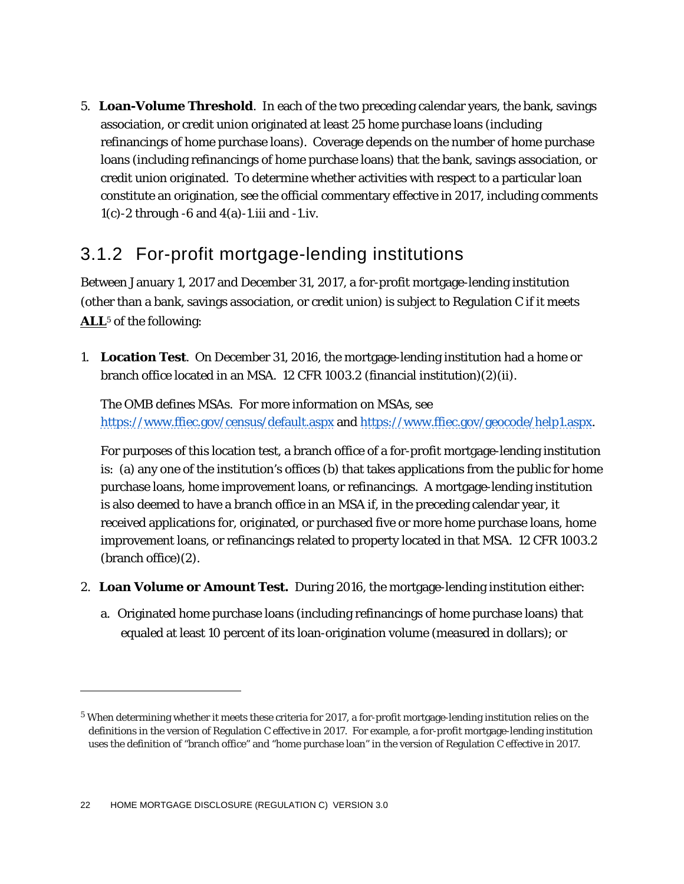5. **Loan-Volume Threshold**. In each of the two preceding calendar years, the bank, savings association, or credit union originated at least 25 home purchase loans (including refinancings of home purchase loans). Coverage depends on the number of home purchase loans (including refinancings of home purchase loans) that the bank, savings association, or credit union originated. To determine whether activities with respect to a particular loan constitute an origination, see the official commentary effective in 2017, including comments 1(c)-2 through -6 and 4(a)-1.iii and -1.iv.

### 3.1.2 For-profit mortgage-lending institutions

Between January 1, 2017 and December 31, 2017, a for-profit mortgage-lending institution (other than a bank, savings association, or credit union) is subject to Regulation C if it meets **ALL**[5] of the following:

1. **Location Test**. On December 31, 2016, the mortgage-lending institution had a home or branch office located in an MSA. 12 CFR 1003.2 (financial institution)(2)(ii).

   The OMB defines MSAs. For more information on MSAs, see https://www.ffiec.gov/census/default.aspx and https://www.ffiec.gov/geocode/help1.aspx.

   For purposes of this location test, a branch office of a for-profit mortgage-lending institution is: (a) any one of the institution's offices (b) that takes applications from the public for home purchase loans, home improvement loans, or refinancings. A mortgage-lending institution is also deemed to have a branch office in an MSA if, in the preceding calendar year, it received applications for, originated, or purchased five or more home purchase loans, home improvement loans, or refinancings related to property located in that MSA. 12 CFR 1003.2 (branch office)(2).

2. **Loan Volume or Amount Test.** During 2016, the mortgage-lending institution either:

   a. Originated home purchase loans (including refinancings of home purchase loans) that equaled at least 10 percent of its loan-origination volume (measured in dollars); or

---

[5] When determining whether it meets these criteria for 2017, a for-profit mortgage-lending institution relies on the definitions in the version of Regulation C effective in 2017. For example, a for-profit mortgage-lending institution uses the definition of "branch office" and "home purchase loan" in the version of Regulation C effective in 2017.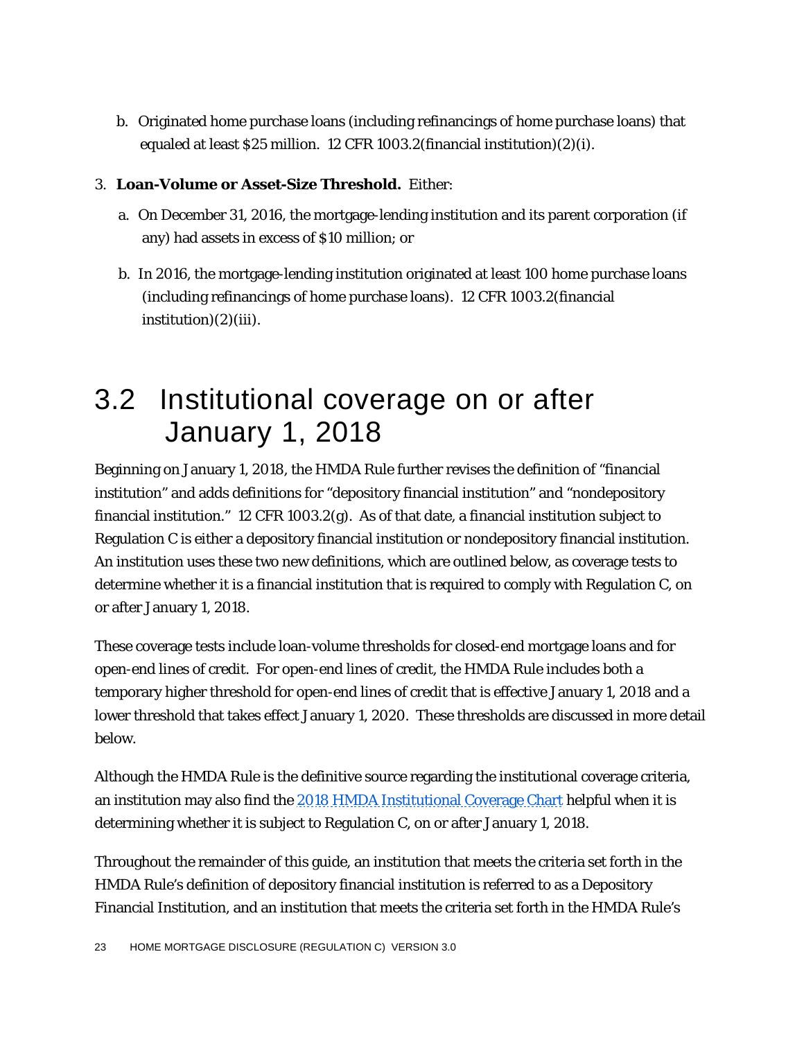b. Originated home purchase loans (including refinancings of home purchase loans) that equaled at least $25 million. 12 CFR 1003.2(financial institution)(2)(i).

3. **Loan-Volume or Asset-Size Threshold.** Either:

   a. On December 31, 2016, the mortgage-lending institution and its parent corporation (if any) had assets in excess of $10 million; or

   b. In 2016, the mortgage-lending institution originated at least 100 home purchase loans (including refinancings of home purchase loans). 12 CFR 1003.2(financial institution)(2)(iii).

## 3.2 Institutional coverage on or after January 1, 2018

Beginning on January 1, 2018, the HMDA Rule further revises the definition of "financial institution" and adds definitions for "depository financial institution" and "nondepository financial institution." 12 CFR 1003.2(g). As of that date, a financial institution subject to Regulation C is either a depository financial institution or nondepository financial institution. An institution uses these two new definitions, which are outlined below, as coverage tests to determine whether it is a financial institution that is required to comply with Regulation C, on or after January 1, 2018.

These coverage tests include loan-volume thresholds for closed-end mortgage loans and for open-end lines of credit. For open-end lines of credit, the HMDA Rule includes both a temporary higher threshold for open-end lines of credit that is effective January 1, 2018 and a lower threshold that takes effect January 1, 2020. These thresholds are discussed in more detail below.

Although the HMDA Rule is the definitive source regarding the institutional coverage criteria, an institution may also find the [2018 HMDA Institutional Coverage Chart] helpful when it is determining whether it is subject to Regulation C, on or after January 1, 2018.

Throughout the remainder of this guide, an institution that meets the criteria set forth in the HMDA Rule's definition of depository financial institution is referred to as a Depository Financial Institution, and an institution that meets the criteria set forth in the HMDA Rule's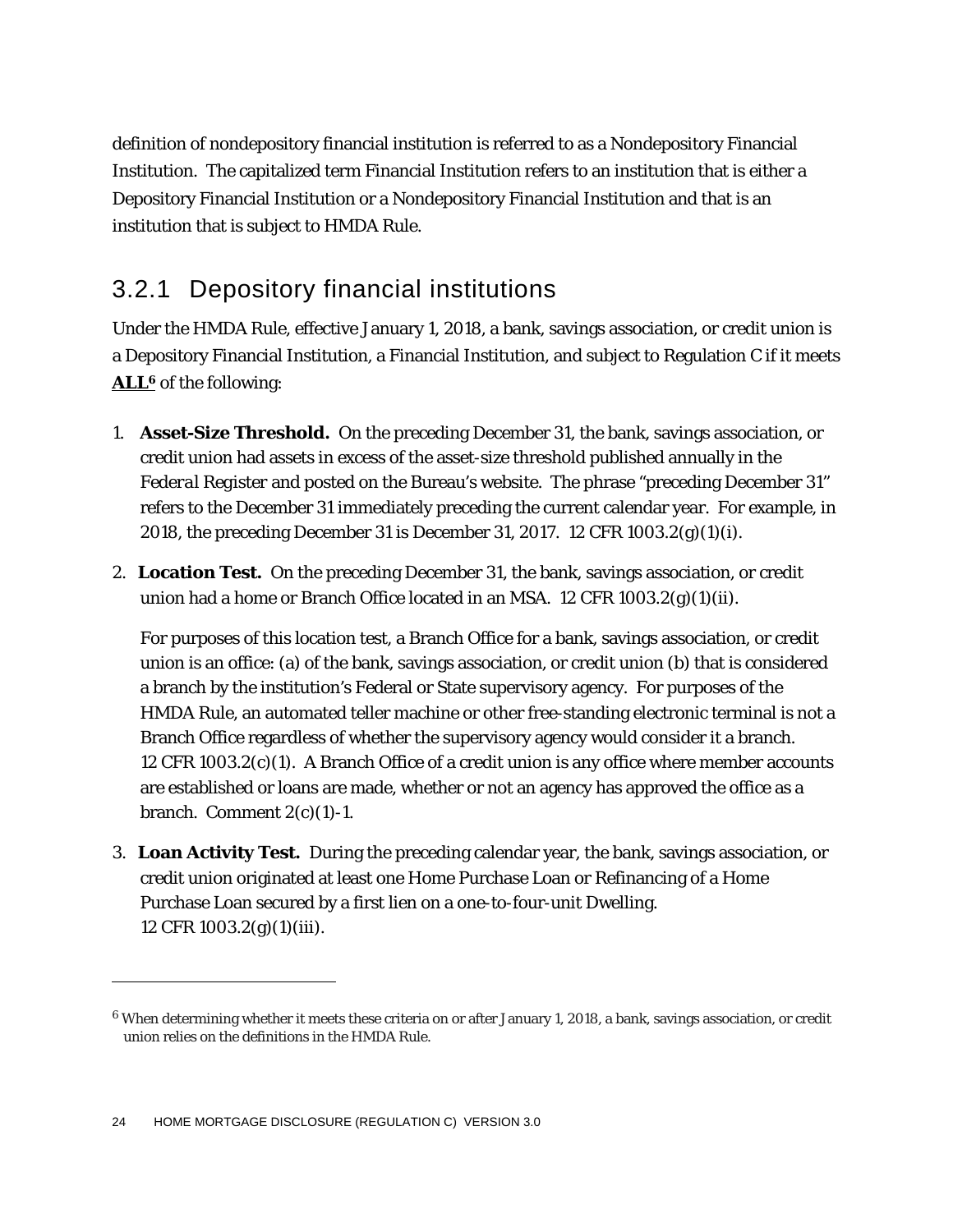definition of nondepository financial institution is referred to as a Nondepository Financial Institution. The capitalized term Financial Institution refers to an institution that is either a Depository Financial Institution or a Nondepository Financial Institution and that is an institution that is subject to HMDA Rule.

## 3.2.1 Depository financial institutions

Under the HMDA Rule, effective January 1, 2018, a bank, savings association, or credit union is a Depository Financial Institution, a Financial Institution, and subject to Regulation C if it meets **ALL**[6] of the following:

1. **Asset-Size Threshold.** On the preceding December 31, the bank, savings association, or credit union had assets in excess of the asset-size threshold published annually in the *Federal Register* and posted on the Bureau's website. The phrase "preceding December 31" refers to the December 31 immediately preceding the current calendar year. For example, in 2018, the preceding December 31 is December 31, 2017. 12 CFR 1003.2(g)(1)(i).

2. **Location Test.** On the preceding December 31, the bank, savings association, or credit union had a home or Branch Office located in an MSA. 12 CFR 1003.2(g)(1)(ii).

   For purposes of this location test, a Branch Office for a bank, savings association, or credit union is an office: (a) of the bank, savings association, or credit union (b) that is considered a branch by the institution's Federal or State supervisory agency. For purposes of the HMDA Rule, an automated teller machine or other free-standing electronic terminal is not a Branch Office regardless of whether the supervisory agency would consider it a branch. 12 CFR 1003.2(c)(1). A Branch Office of a credit union is any office where member accounts are established or loans are made, whether or not an agency has approved the office as a branch. Comment 2(c)(1)-1.

3. **Loan Activity Test.** During the preceding calendar year, the bank, savings association, or credit union originated at least one Home Purchase Loan or Refinancing of a Home Purchase Loan secured by a first lien on a one-to-four-unit Dwelling. 12 CFR 1003.2(g)(1)(iii).

---

[6] When determining whether it meets these criteria on or after January 1, 2018, a bank, savings association, or credit union relies on the definitions in the HMDA Rule.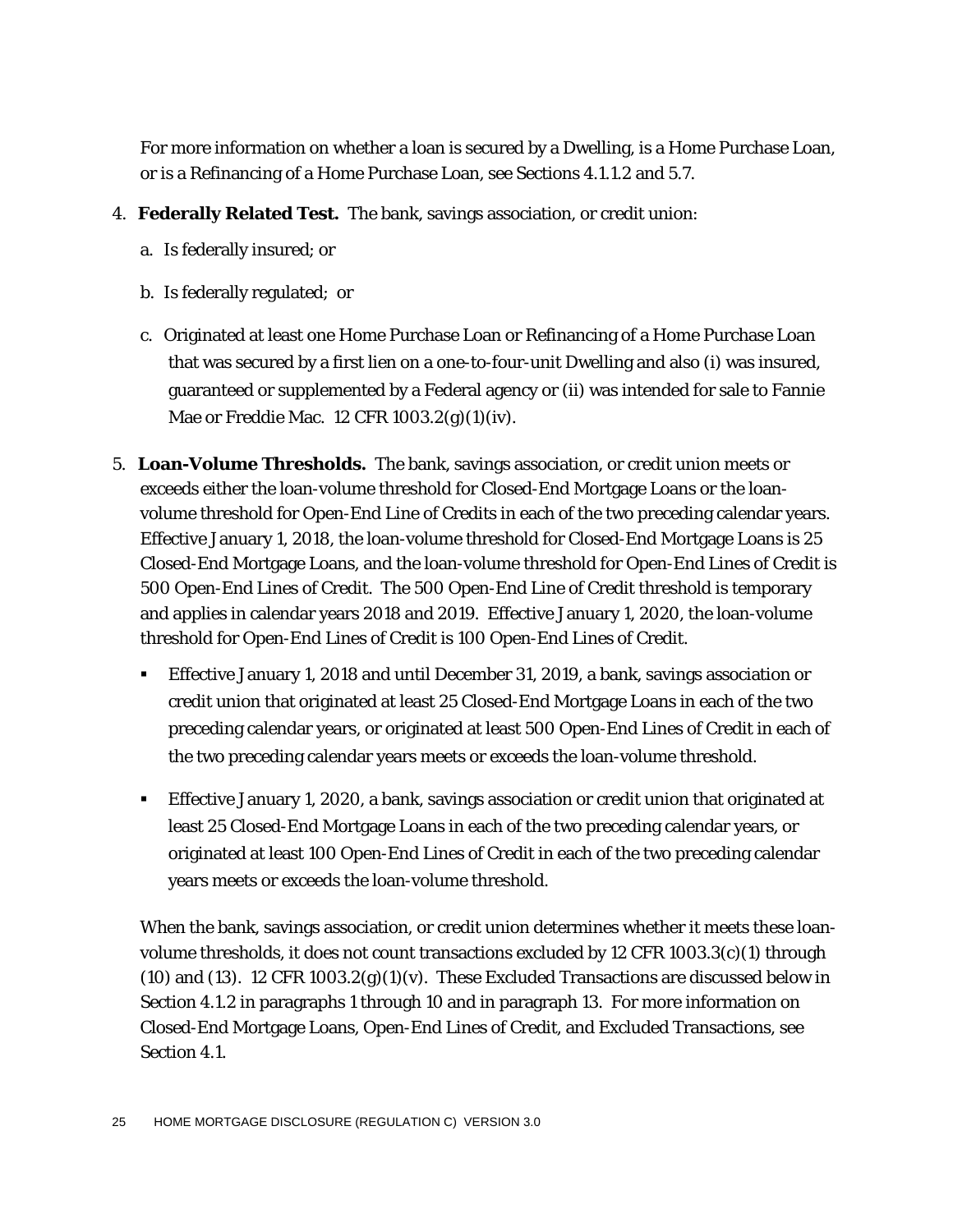For more information on whether a loan is secured by a Dwelling, is a Home Purchase Loan, or is a Refinancing of a Home Purchase Loan, see Sections 4.1.1.2 and 5.7.

4. **Federally Related Test.** The bank, savings association, or credit union:

   a. Is federally insured; or

   b. Is federally regulated; or

   c. Originated at least one Home Purchase Loan or Refinancing of a Home Purchase Loan that was secured by a first lien on a one-to-four-unit Dwelling and also (i) was insured, guaranteed or supplemented by a Federal agency or (ii) was intended for sale to Fannie Mae or Freddie Mac. 12 CFR 1003.2(g)(1)(iv).

5. **Loan-Volume Thresholds.** The bank, savings association, or credit union meets or exceeds either the loan-volume threshold for Closed-End Mortgage Loans or the loan-volume threshold for Open-End Line of Credits in each of the two preceding calendar years. Effective January 1, 2018, the loan-volume threshold for Closed-End Mortgage Loans is 25 Closed-End Mortgage Loans, and the loan-volume threshold for Open-End Lines of Credit is 500 Open-End Lines of Credit. The 500 Open-End Line of Credit threshold is temporary and applies in calendar years 2018 and 2019. Effective January 1, 2020, the loan-volume threshold for Open-End Lines of Credit is 100 Open-End Lines of Credit.

   - Effective January 1, 2018 and until December 31, 2019, a bank, savings association or credit union that originated at least 25 Closed-End Mortgage Loans in each of the two preceding calendar years, or originated at least 500 Open-End Lines of Credit in each of the two preceding calendar years meets or exceeds the loan-volume threshold.

   - Effective January 1, 2020, a bank, savings association or credit union that originated at least 25 Closed-End Mortgage Loans in each of the two preceding calendar years, or originated at least 100 Open-End Lines of Credit in each of the two preceding calendar years meets or exceeds the loan-volume threshold.

   When the bank, savings association, or credit union determines whether it meets these loan-volume thresholds, it does not count transactions excluded by 12 CFR 1003.3(c)(1) through (10) and (13). 12 CFR 1003.2(g)(1)(v). These Excluded Transactions are discussed below in Section 4.1.2 in paragraphs 1 through 10 and in paragraph 13. For more information on Closed-End Mortgage Loans, Open-End Lines of Credit, and Excluded Transactions, see Section 4.1.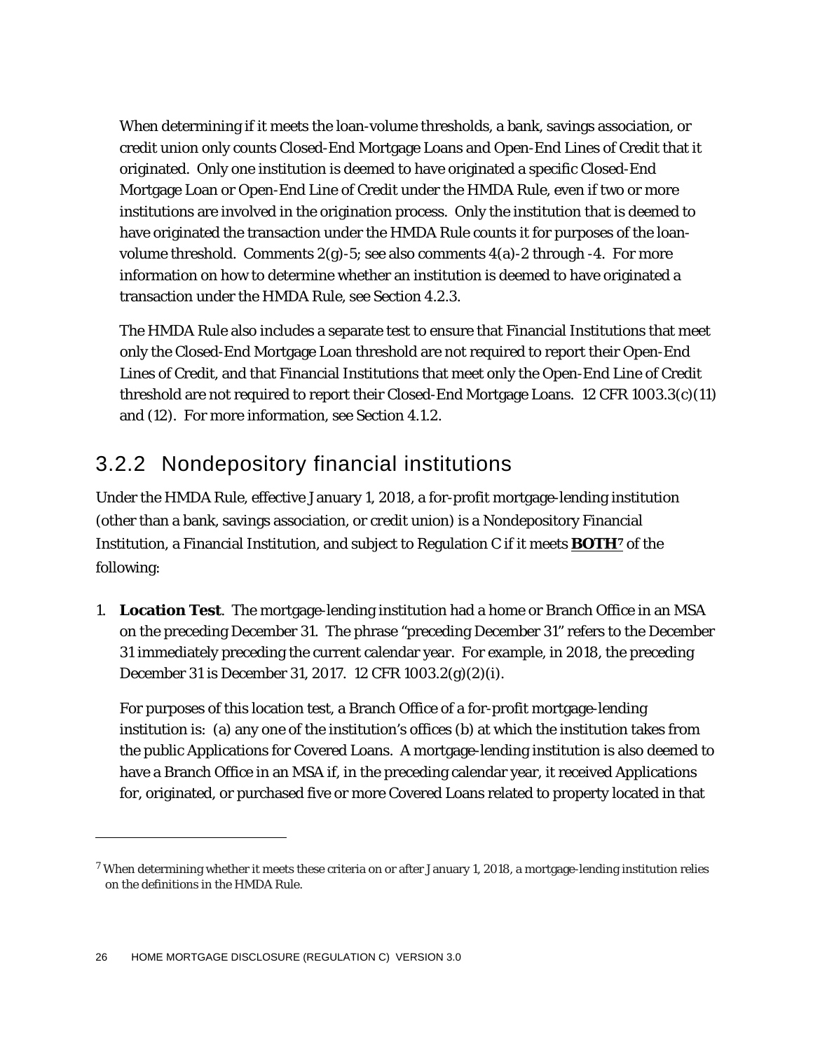When determining if it meets the loan-volume thresholds, a bank, savings association, or credit union only counts Closed-End Mortgage Loans and Open-End Lines of Credit that it originated. Only one institution is deemed to have originated a specific Closed-End Mortgage Loan or Open-End Line of Credit under the HMDA Rule, even if two or more institutions are involved in the origination process. Only the institution that is deemed to have originated the transaction under the HMDA Rule counts it for purposes of the loan-volume threshold. Comments 2(g)-5; see also comments 4(a)-2 through -4. For more information on how to determine whether an institution is deemed to have originated a transaction under the HMDA Rule, see Section 4.2.3.

The HMDA Rule also includes a separate test to ensure that Financial Institutions that meet only the Closed-End Mortgage Loan threshold are not required to report their Open-End Lines of Credit, and that Financial Institutions that meet only the Open-End Line of Credit threshold are not required to report their Closed-End Mortgage Loans. 12 CFR 1003.3(c)(11) and (12). For more information, see Section 4.1.2.

### 3.2.2 Nondepository financial institutions

Under the HMDA Rule, effective January 1, 2018, a for-profit mortgage-lending institution (other than a bank, savings association, or credit union) is a Nondepository Financial Institution, a Financial Institution, and subject to Regulation C if it meets **BOTH**[7] of the following:

1. **Location Test**. The mortgage-lending institution had a home or Branch Office in an MSA on the preceding December 31. The phrase "preceding December 31" refers to the December 31 immediately preceding the current calendar year. For example, in 2018, the preceding December 31 is December 31, 2017. 12 CFR 1003.2(g)(2)(i).

   For purposes of this location test, a Branch Office of a for-profit mortgage-lending institution is: (a) any one of the institution's offices (b) at which the institution takes from the public Applications for Covered Loans. A mortgage-lending institution is also deemed to have a Branch Office in an MSA if, in the preceding calendar year, it received Applications for, originated, or purchased five or more Covered Loans related to property located in that

[7] When determining whether it meets these criteria on or after January 1, 2018, a mortgage-lending institution relies on the definitions in the HMDA Rule.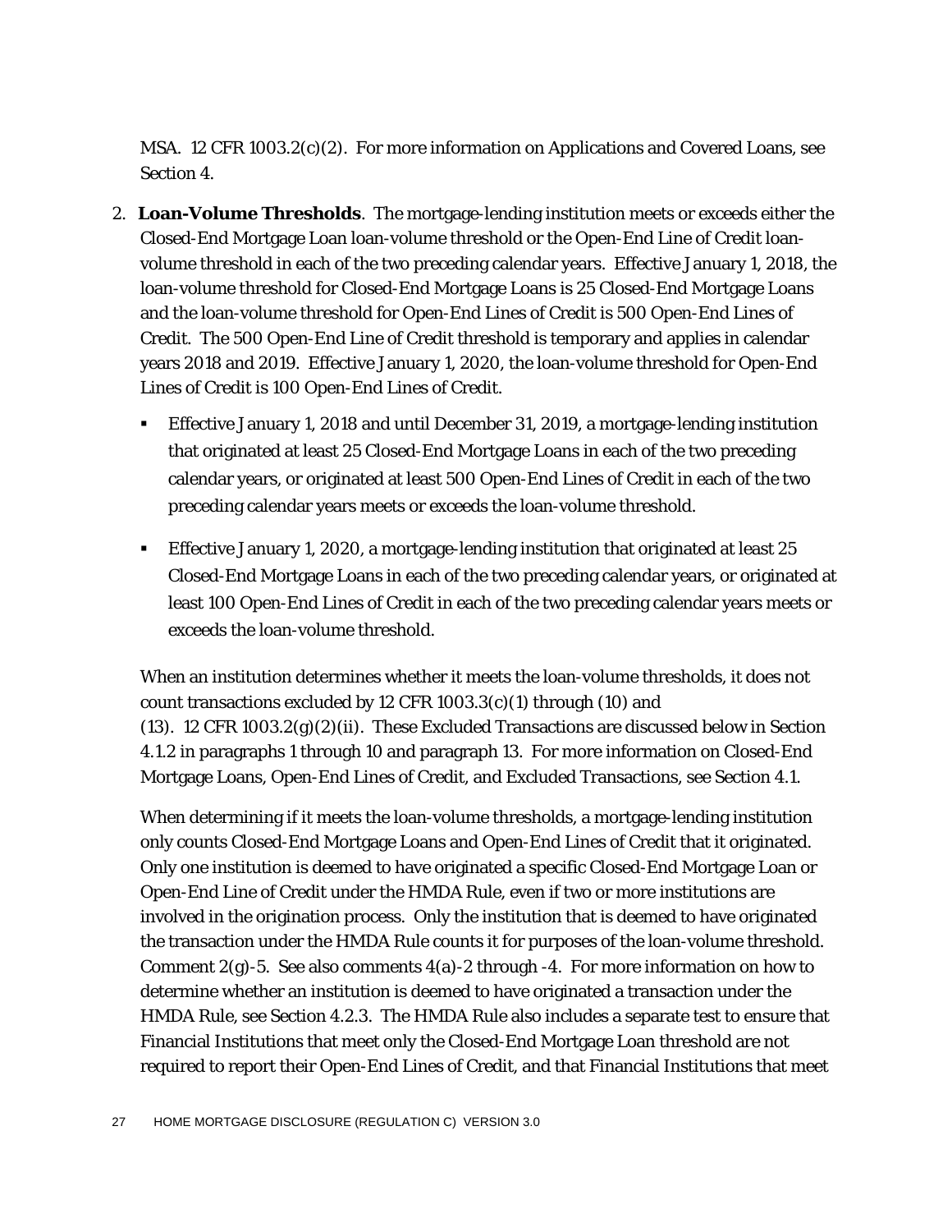MSA. 12 CFR 1003.2(c)(2). For more information on Applications and Covered Loans, see Section 4.

2. **Loan-Volume Thresholds**. The mortgage-lending institution meets or exceeds either the Closed-End Mortgage Loan loan-volume threshold or the Open-End Line of Credit loan-volume threshold in each of the two preceding calendar years. Effective January 1, 2018, the loan-volume threshold for Closed-End Mortgage Loans is 25 Closed-End Mortgage Loans and the loan-volume threshold for Open-End Lines of Credit is 500 Open-End Lines of Credit. The 500 Open-End Line of Credit threshold is temporary and applies in calendar years 2018 and 2019. Effective January 1, 2020, the loan-volume threshold for Open-End Lines of Credit is 100 Open-End Lines of Credit.

   - Effective January 1, 2018 and until December 31, 2019, a mortgage-lending institution that originated at least 25 Closed-End Mortgage Loans in each of the two preceding calendar years, or originated at least 500 Open-End Lines of Credit in each of the two preceding calendar years meets or exceeds the loan-volume threshold.
   - Effective January 1, 2020, a mortgage-lending institution that originated at least 25 Closed-End Mortgage Loans in each of the two preceding calendar years, or originated at least 100 Open-End Lines of Credit in each of the two preceding calendar years meets or exceeds the loan-volume threshold.

   When an institution determines whether it meets the loan-volume thresholds, it does not count transactions excluded by 12 CFR 1003.3(c)(1) through (10) and (13). 12 CFR 1003.2(g)(2)(ii). These Excluded Transactions are discussed below in Section 4.1.2 in paragraphs 1 through 10 and paragraph 13. For more information on Closed-End Mortgage Loans, Open-End Lines of Credit, and Excluded Transactions, see Section 4.1.

   When determining if it meets the loan-volume thresholds, a mortgage-lending institution only counts Closed-End Mortgage Loans and Open-End Lines of Credit that it originated. Only one institution is deemed to have originated a specific Closed-End Mortgage Loan or Open-End Line of Credit under the HMDA Rule, even if two or more institutions are involved in the origination process. Only the institution that is deemed to have originated the transaction under the HMDA Rule counts it for purposes of the loan-volume threshold. Comment 2(g)-5. See also comments 4(a)-2 through -4. For more information on how to determine whether an institution is deemed to have originated a transaction under the HMDA Rule, see Section 4.2.3. The HMDA Rule also includes a separate test to ensure that Financial Institutions that meet only the Closed-End Mortgage Loan threshold are not required to report their Open-End Lines of Credit, and that Financial Institutions that meet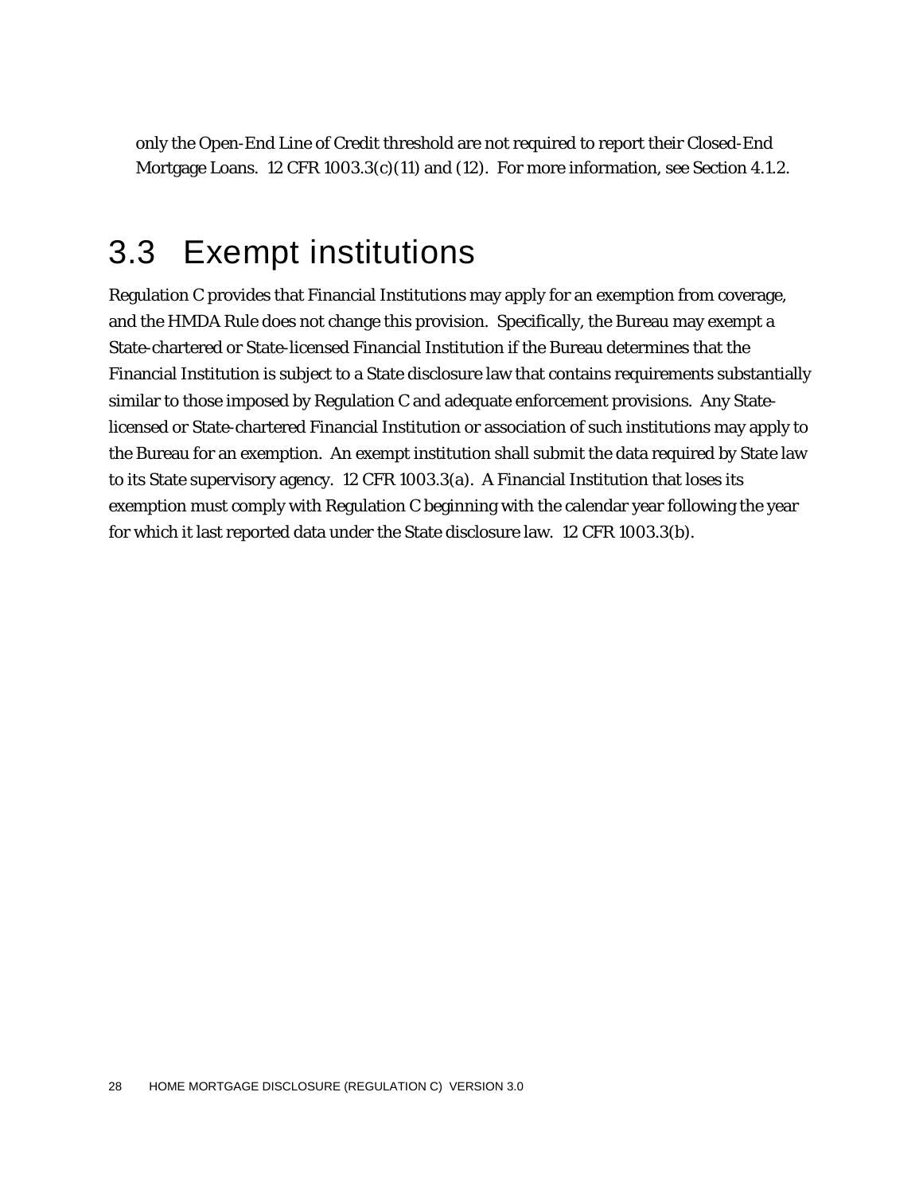only the Open-End Line of Credit threshold are not required to report their Closed-End Mortgage Loans. 12 CFR 1003.3(c)(11) and (12). For more information, see Section 4.1.2.

## 3.3 Exempt institutions

Regulation C provides that Financial Institutions may apply for an exemption from coverage, and the HMDA Rule does not change this provision. Specifically, the Bureau may exempt a State-chartered or State-licensed Financial Institution if the Bureau determines that the Financial Institution is subject to a State disclosure law that contains requirements substantially similar to those imposed by Regulation C and adequate enforcement provisions. Any State-licensed or State-chartered Financial Institution or association of such institutions may apply to the Bureau for an exemption. An exempt institution shall submit the data required by State law to its State supervisory agency. 12 CFR 1003.3(a). A Financial Institution that loses its exemption must comply with Regulation C beginning with the calendar year following the year for which it last reported data under the State disclosure law. 12 CFR 1003.3(b).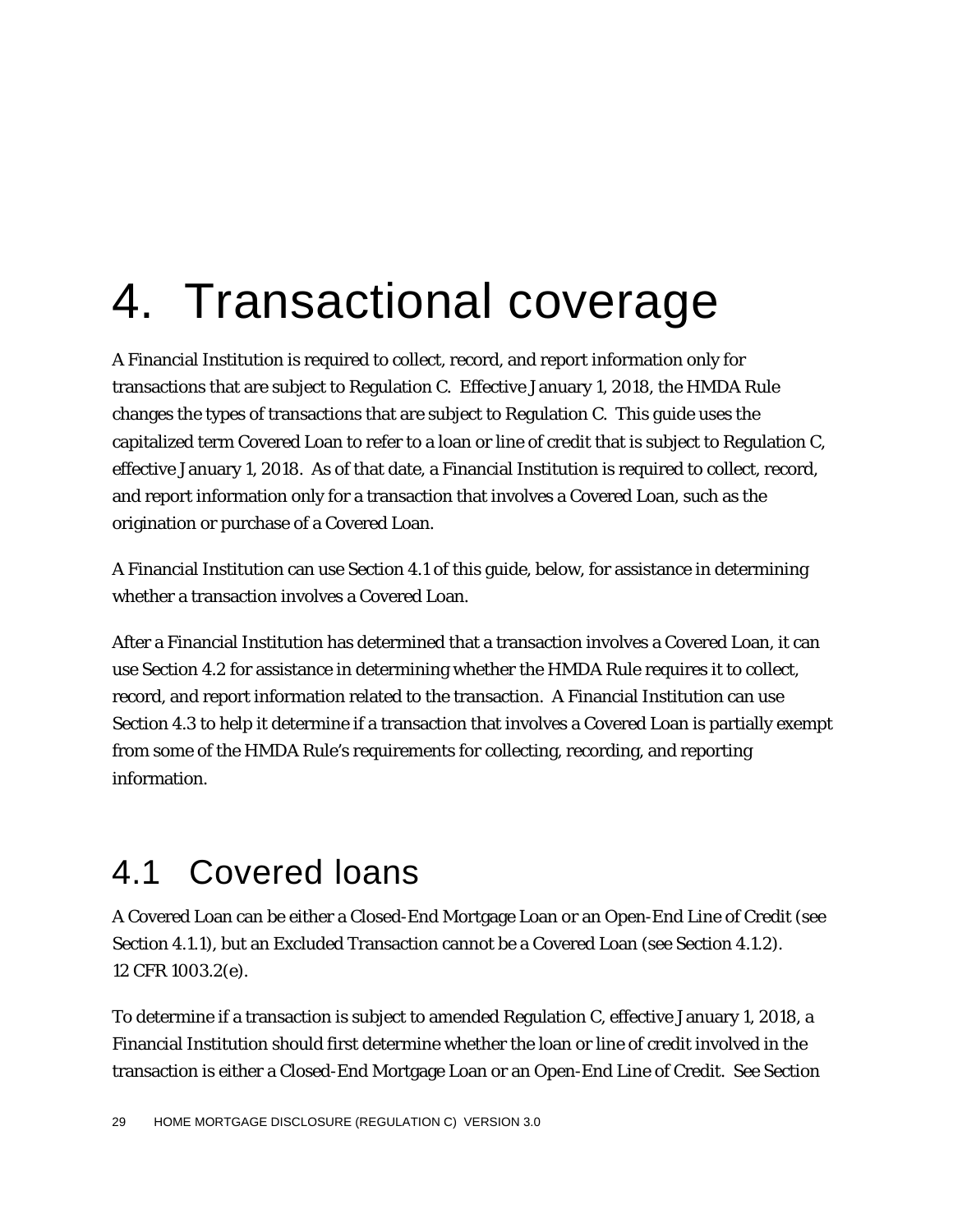# 4. Transactional coverage

A Financial Institution is required to collect, record, and report information only for transactions that are subject to Regulation C. Effective January 1, 2018, the HMDA Rule changes the types of transactions that are subject to Regulation C. This guide uses the capitalized term Covered Loan to refer to a loan or line of credit that is subject to Regulation C, effective January 1, 2018. As of that date, a Financial Institution is required to collect, record, and report information only for a transaction that involves a Covered Loan, such as the origination or purchase of a Covered Loan.

A Financial Institution can use Section 4.1 of this guide, below, for assistance in determining whether a transaction involves a Covered Loan.

After a Financial Institution has determined that a transaction involves a Covered Loan, it can use Section 4.2 for assistance in determining whether the HMDA Rule requires it to collect, record, and report information related to the transaction. A Financial Institution can use Section 4.3 to help it determine if a transaction that involves a Covered Loan is partially exempt from some of the HMDA Rule's requirements for collecting, recording, and reporting information.

## 4.1 Covered loans

A Covered Loan can be either a Closed-End Mortgage Loan or an Open-End Line of Credit (see Section 4.1.1), but an Excluded Transaction cannot be a Covered Loan (see Section 4.1.2). 12 CFR 1003.2(e).

To determine if a transaction is subject to amended Regulation C, effective January 1, 2018, a Financial Institution should first determine whether the loan or line of credit involved in the transaction is either a Closed-End Mortgage Loan or an Open-End Line of Credit. See Section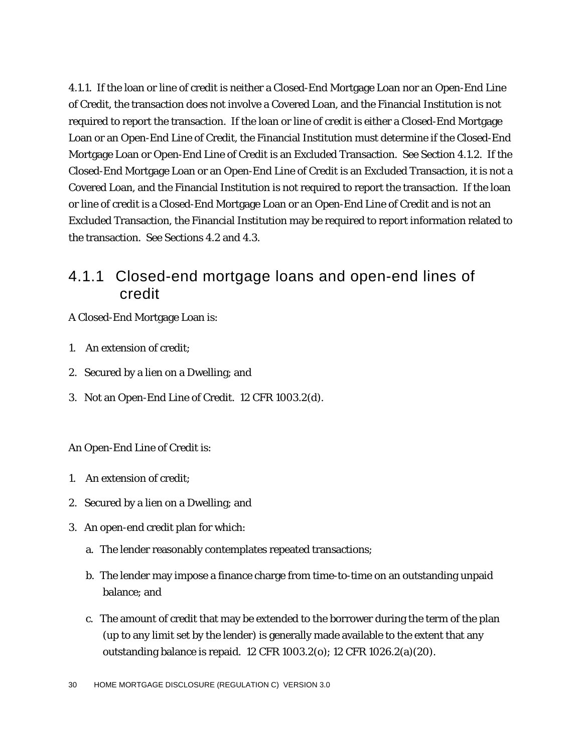4.1.1. If the loan or line of credit is neither a Closed-End Mortgage Loan nor an Open-End Line of Credit, the transaction does not involve a Covered Loan, and the Financial Institution is not required to report the transaction. If the loan or line of credit is either a Closed-End Mortgage Loan or an Open-End Line of Credit, the Financial Institution must determine if the Closed-End Mortgage Loan or Open-End Line of Credit is an Excluded Transaction. See Section 4.1.2. If the Closed-End Mortgage Loan or an Open-End Line of Credit is an Excluded Transaction, it is not a Covered Loan, and the Financial Institution is not required to report the transaction. If the loan or line of credit is a Closed-End Mortgage Loan or an Open-End Line of Credit and is not an Excluded Transaction, the Financial Institution may be required to report information related to the transaction. See Sections 4.2 and 4.3.

### 4.1.1 Closed-end mortgage loans and open-end lines of credit

A Closed-End Mortgage Loan is:

1. An extension of credit;
2. Secured by a lien on a Dwelling; and
3. Not an Open-End Line of Credit. 12 CFR 1003.2(d).

An Open-End Line of Credit is:

1. An extension of credit;
2. Secured by a lien on a Dwelling; and
3. An open-end credit plan for which:
   a. The lender reasonably contemplates repeated transactions;
   b. The lender may impose a finance charge from time-to-time on an outstanding unpaid balance; and
   c. The amount of credit that may be extended to the borrower during the term of the plan (up to any limit set by the lender) is generally made available to the extent that any outstanding balance is repaid. 12 CFR 1003.2(o); 12 CFR 1026.2(a)(20).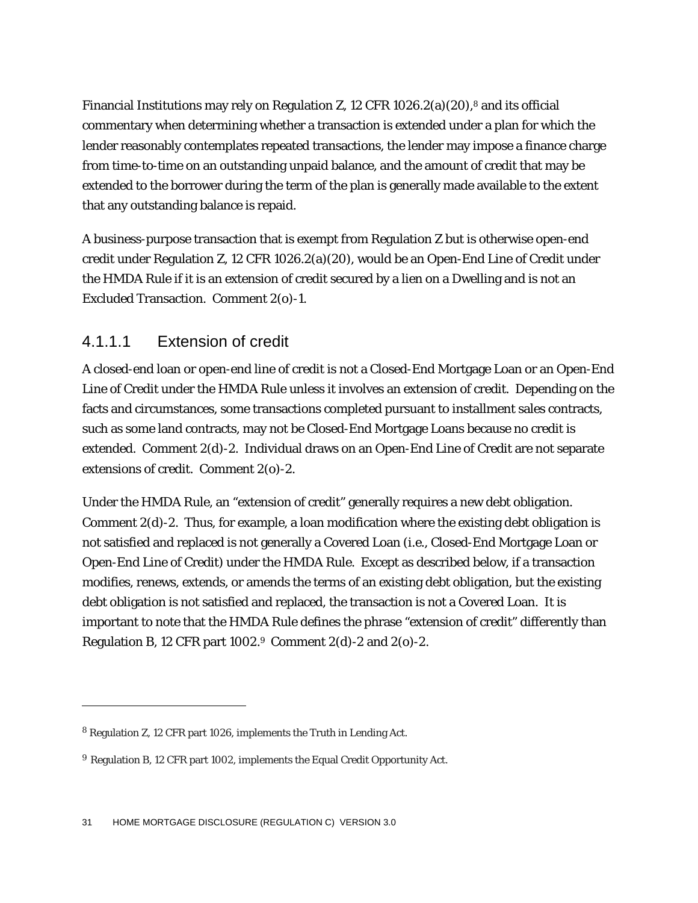Financial Institutions may rely on Regulation Z, 12 CFR 1026.2(a)(20),[8] and its official commentary when determining whether a transaction is extended under a plan for which the lender reasonably contemplates repeated transactions, the lender may impose a finance charge from time-to-time on an outstanding unpaid balance, and the amount of credit that may be extended to the borrower during the term of the plan is generally made available to the extent that any outstanding balance is repaid.

A business-purpose transaction that is exempt from Regulation Z but is otherwise open-end credit under Regulation Z, 12 CFR 1026.2(a)(20), would be an Open-End Line of Credit under the HMDA Rule if it is an extension of credit secured by a lien on a Dwelling and is not an Excluded Transaction. Comment 2(o)-1.

### 4.1.1.1 Extension of credit

A closed-end loan or open-end line of credit is not a Closed-End Mortgage Loan or an Open-End Line of Credit under the HMDA Rule unless it involves an extension of credit. Depending on the facts and circumstances, some transactions completed pursuant to installment sales contracts, such as some land contracts, may not be Closed-End Mortgage Loans because no credit is extended. Comment 2(d)-2. Individual draws on an Open-End Line of Credit are not separate extensions of credit. Comment 2(o)-2.

Under the HMDA Rule, an "extension of credit" generally requires a new debt obligation. Comment 2(d)-2. Thus, for example, a loan modification where the existing debt obligation is not satisfied and replaced is not generally a Covered Loan (i.e., Closed-End Mortgage Loan or Open-End Line of Credit) under the HMDA Rule. Except as described below, if a transaction modifies, renews, extends, or amends the terms of an existing debt obligation, but the existing debt obligation is not satisfied and replaced, the transaction is not a Covered Loan. It is important to note that the HMDA Rule defines the phrase "extension of credit" differently than Regulation B, 12 CFR part 1002.[9] Comment 2(d)-2 and 2(o)-2.

---

[8] Regulation Z, 12 CFR part 1026, implements the Truth in Lending Act.

[9] Regulation B, 12 CFR part 1002, implements the Equal Credit Opportunity Act.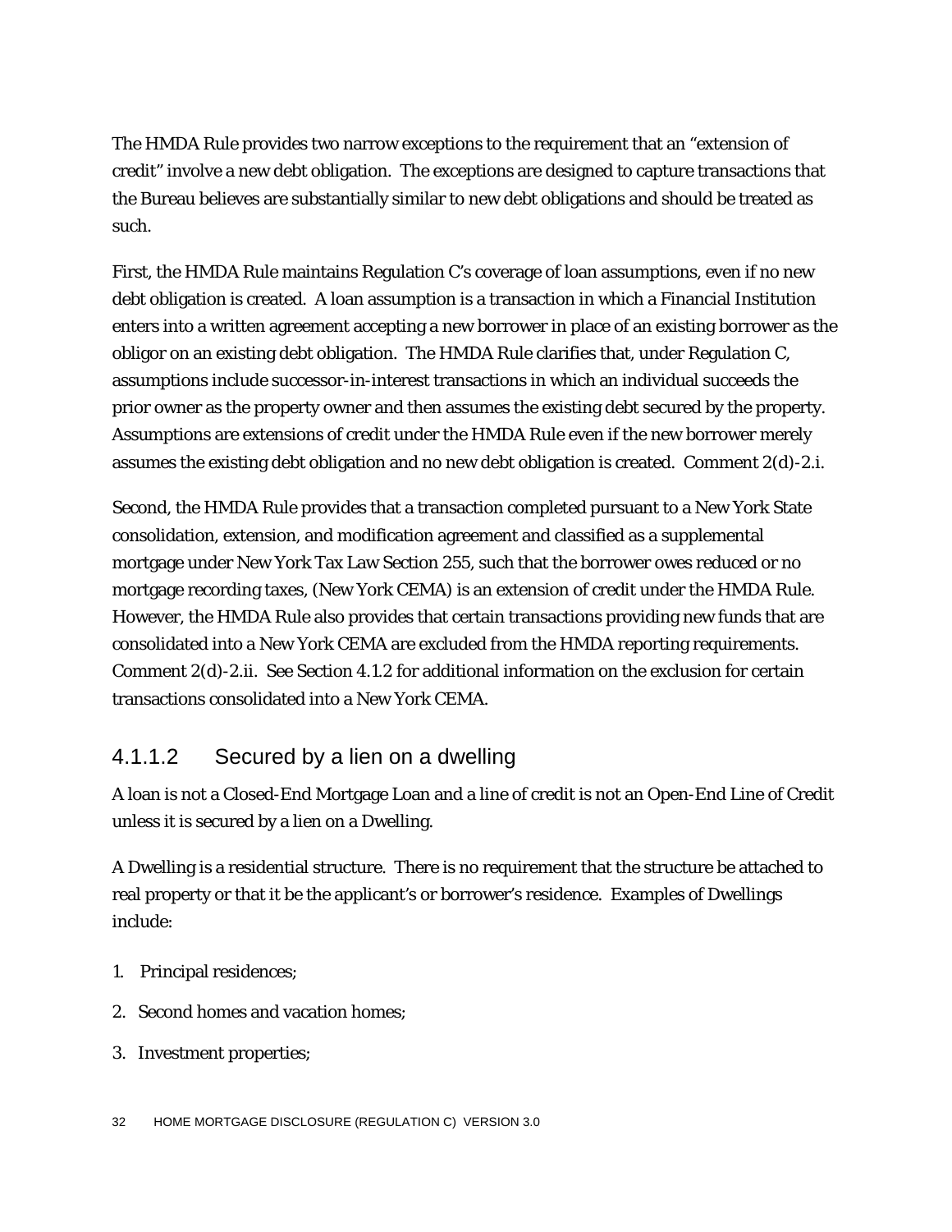The HMDA Rule provides two narrow exceptions to the requirement that an "extension of credit" involve a new debt obligation. The exceptions are designed to capture transactions that the Bureau believes are substantially similar to new debt obligations and should be treated as such.

First, the HMDA Rule maintains Regulation C's coverage of loan assumptions, even if no new debt obligation is created. A loan assumption is a transaction in which a Financial Institution enters into a written agreement accepting a new borrower in place of an existing borrower as the obligor on an existing debt obligation. The HMDA Rule clarifies that, under Regulation C, assumptions include successor-in-interest transactions in which an individual succeeds the prior owner as the property owner and then assumes the existing debt secured by the property. Assumptions are extensions of credit under the HMDA Rule even if the new borrower merely assumes the existing debt obligation and no new debt obligation is created. Comment 2(d)-2.i.

Second, the HMDA Rule provides that a transaction completed pursuant to a New York State consolidation, extension, and modification agreement and classified as a supplemental mortgage under New York Tax Law Section 255, such that the borrower owes reduced or no mortgage recording taxes, (New York CEMA) is an extension of credit under the HMDA Rule. However, the HMDA Rule also provides that certain transactions providing new funds that are consolidated into a New York CEMA are excluded from the HMDA reporting requirements. Comment 2(d)-2.ii. See Section 4.1.2 for additional information on the exclusion for certain transactions consolidated into a New York CEMA.

### 4.1.1.2 Secured by a lien on a dwelling

A loan is not a Closed-End Mortgage Loan and a line of credit is not an Open-End Line of Credit unless it is secured by a lien on a Dwelling.

A Dwelling is a residential structure. There is no requirement that the structure be attached to real property or that it be the applicant's or borrower's residence. Examples of Dwellings include:

1. Principal residences;
2. Second homes and vacation homes;
3. Investment properties;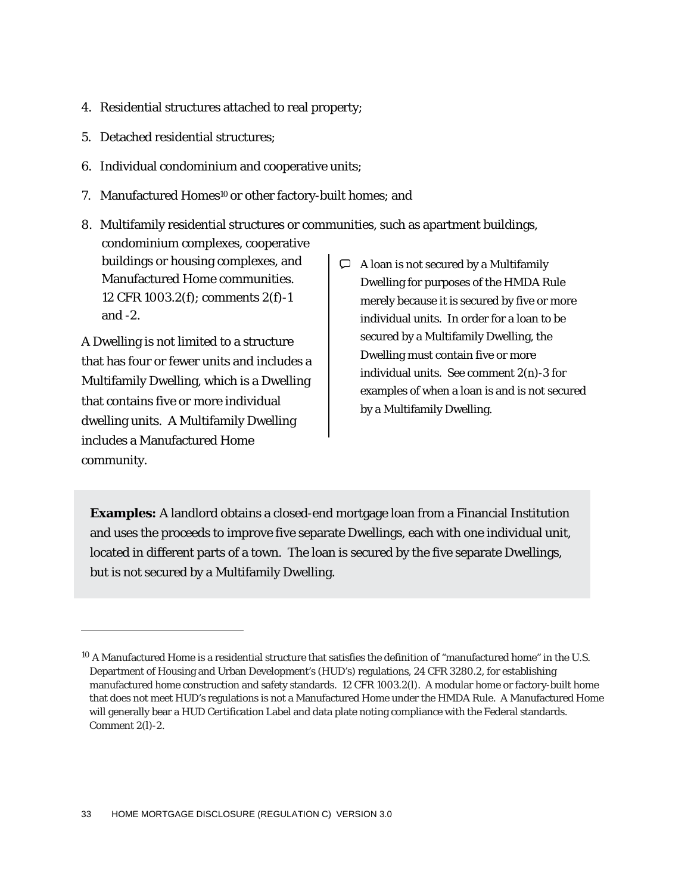4. Residential structures attached to real property;
5. Detached residential structures;
6. Individual condominium and cooperative units;
7. Manufactured Homes[10] or other factory-built homes; and
8. Multifamily residential structures or communities, such as apartment buildings, condominium complexes, cooperative buildings or housing complexes, and Manufactured Home communities. 12 CFR 1003.2(f); comments 2(f)-1 and -2.

A Dwelling is not limited to a structure that has four or fewer units and includes a Multifamily Dwelling, which is a Dwelling that contains five or more individual dwelling units. A Multifamily Dwelling includes a Manufactured Home community.

A loan is not secured by a Multifamily Dwelling for purposes of the HMDA Rule merely because it is secured by five or more individual units. In order for a loan to be secured by a Multifamily Dwelling, the Dwelling must contain five or more individual units. See comment 2(n)-3 for examples of when a loan is and is not secured by a Multifamily Dwelling.

**Examples:** A landlord obtains a closed-end mortgage loan from a Financial Institution and uses the proceeds to improve five separate Dwellings, each with one individual unit, located in different parts of a town. The loan is secured by the five separate Dwellings, but is not secured by a Multifamily Dwelling.

[10] A Manufactured Home is a residential structure that satisfies the definition of "manufactured home" in the U.S. Department of Housing and Urban Development's (HUD's) regulations, 24 CFR 3280.2, for establishing manufactured home construction and safety standards. 12 CFR 1003.2(l). A modular home or factory-built home that does not meet HUD's regulations is not a Manufactured Home under the HMDA Rule. A Manufactured Home will generally bear a HUD Certification Label and data plate noting compliance with the Federal standards. Comment 2(l)-2.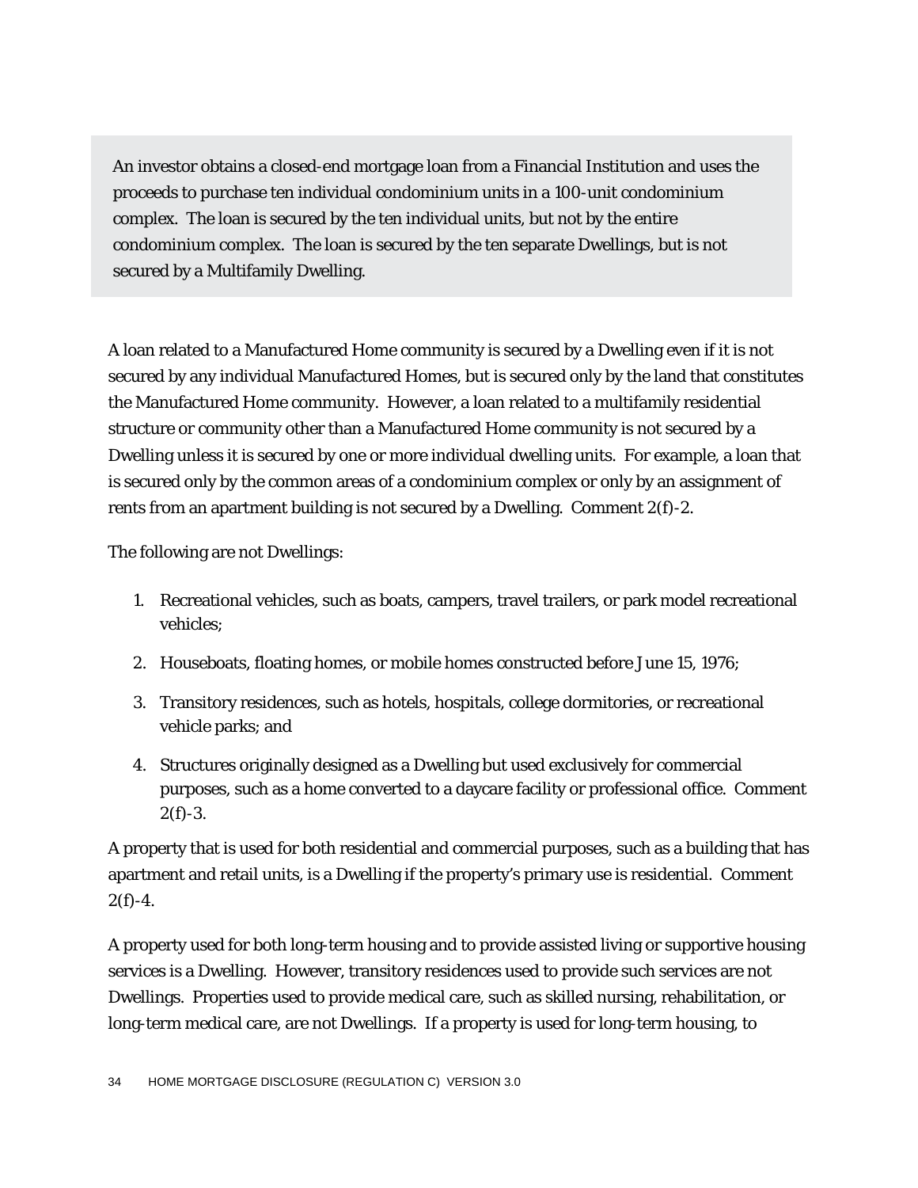> An investor obtains a closed-end mortgage loan from a Financial Institution and uses the proceeds to purchase ten individual condominium units in a 100-unit condominium complex. The loan is secured by the ten individual units, but not by the entire condominium complex. The loan is secured by the ten separate Dwellings, but is not secured by a Multifamily Dwelling.

A loan related to a Manufactured Home community is secured by a Dwelling even if it is not secured by any individual Manufactured Homes, but is secured only by the land that constitutes the Manufactured Home community. However, a loan related to a multifamily residential structure or community other than a Manufactured Home community is not secured by a Dwelling unless it is secured by one or more individual dwelling units. For example, a loan that is secured only by the common areas of a condominium complex or only by an assignment of rents from an apartment building is not secured by a Dwelling. Comment 2(f)-2.

The following are not Dwellings:

1. Recreational vehicles, such as boats, campers, travel trailers, or park model recreational vehicles;
2. Houseboats, floating homes, or mobile homes constructed before June 15, 1976;
3. Transitory residences, such as hotels, hospitals, college dormitories, or recreational vehicle parks; and
4. Structures originally designed as a Dwelling but used exclusively for commercial purposes, such as a home converted to a daycare facility or professional office. Comment 2(f)-3.

A property that is used for both residential and commercial purposes, such as a building that has apartment and retail units, is a Dwelling if the property's primary use is residential. Comment 2(f)-4.

A property used for both long-term housing and to provide assisted living or supportive housing services is a Dwelling. However, transitory residences used to provide such services are not Dwellings. Properties used to provide medical care, such as skilled nursing, rehabilitation, or long-term medical care, are not Dwellings. If a property is used for long-term housing, to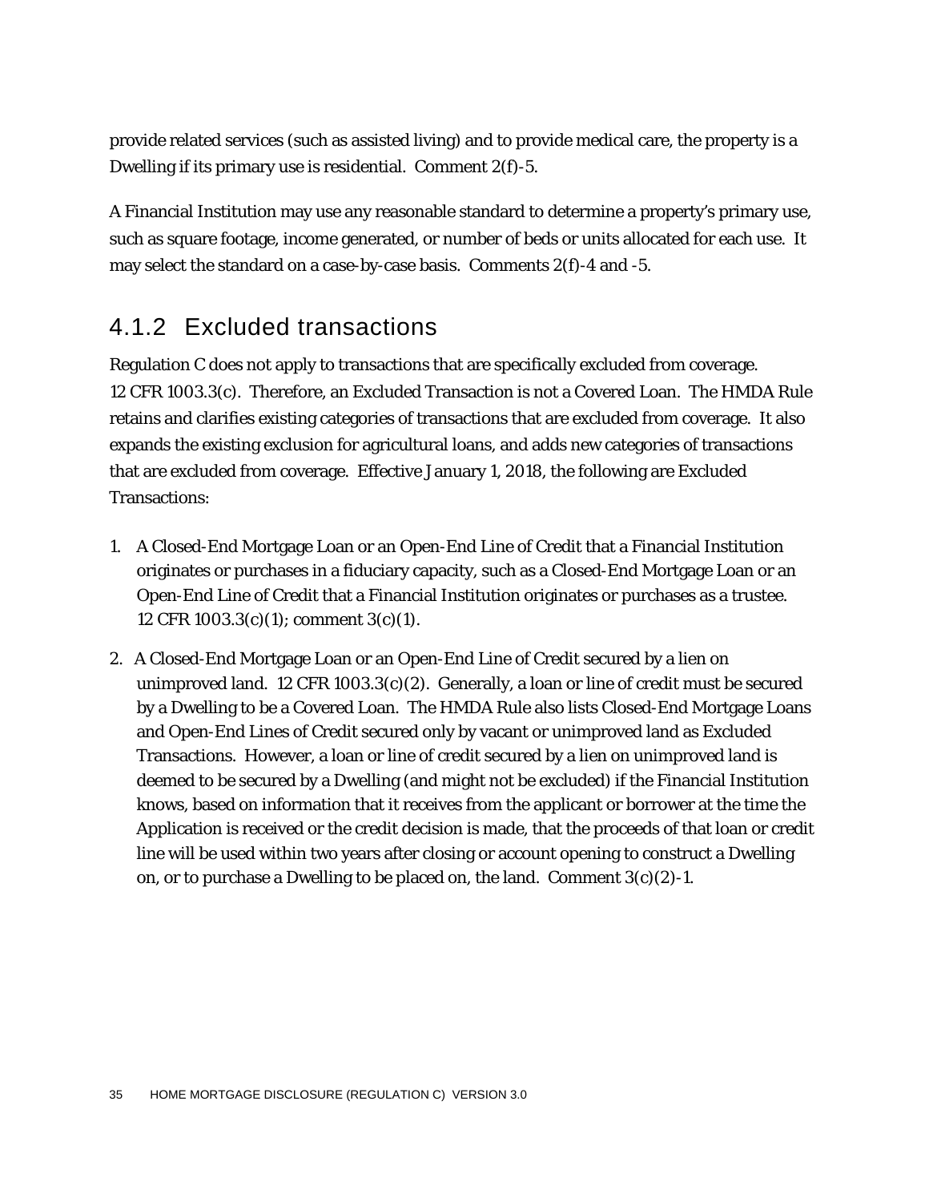provide related services (such as assisted living) and to provide medical care, the property is a Dwelling if its primary use is residential. Comment 2(f)-5.

A Financial Institution may use any reasonable standard to determine a property's primary use, such as square footage, income generated, or number of beds or units allocated for each use. It may select the standard on a case-by-case basis. Comments 2(f)-4 and -5.

### 4.1.2 Excluded transactions

Regulation C does not apply to transactions that are specifically excluded from coverage. 12 CFR 1003.3(c). Therefore, an Excluded Transaction is not a Covered Loan. The HMDA Rule retains and clarifies existing categories of transactions that are excluded from coverage. It also expands the existing exclusion for agricultural loans, and adds new categories of transactions that are excluded from coverage. Effective January 1, 2018, the following are Excluded Transactions:

1. A Closed-End Mortgage Loan or an Open-End Line of Credit that a Financial Institution originates or purchases in a fiduciary capacity, such as a Closed-End Mortgage Loan or an Open-End Line of Credit that a Financial Institution originates or purchases as a trustee. 12 CFR 1003.3(c)(1); comment 3(c)(1).

2. A Closed-End Mortgage Loan or an Open-End Line of Credit secured by a lien on unimproved land. 12 CFR 1003.3(c)(2). Generally, a loan or line of credit must be secured by a Dwelling to be a Covered Loan. The HMDA Rule also lists Closed-End Mortgage Loans and Open-End Lines of Credit secured only by vacant or unimproved land as Excluded Transactions. However, a loan or line of credit secured by a lien on unimproved land is deemed to be secured by a Dwelling (and might not be excluded) if the Financial Institution knows, based on information that it receives from the applicant or borrower at the time the Application is received or the credit decision is made, that the proceeds of that loan or credit line will be used within two years after closing or account opening to construct a Dwelling on, or to purchase a Dwelling to be placed on, the land. Comment 3(c)(2)-1.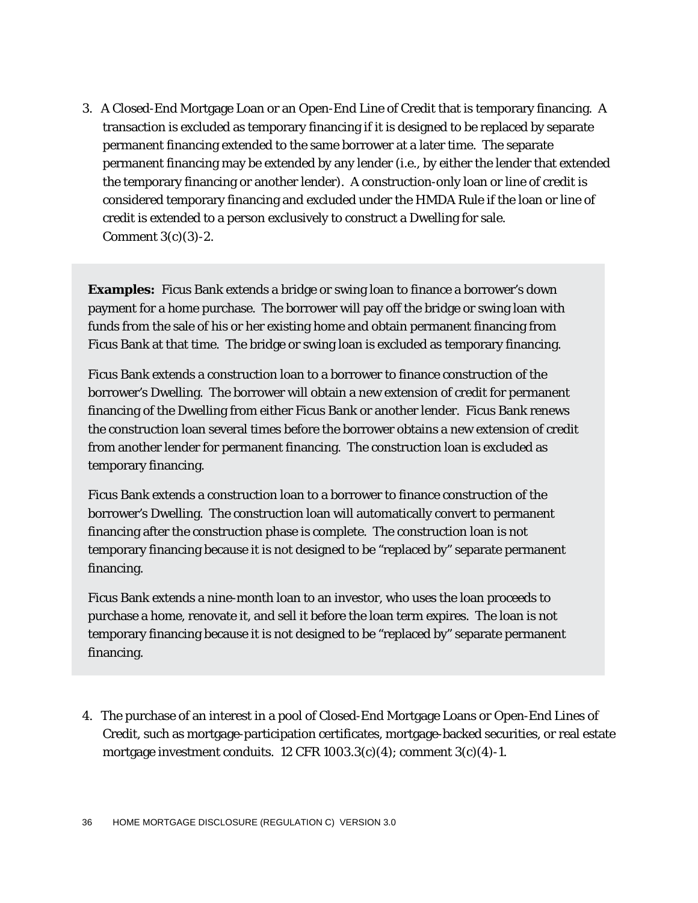3. A Closed-End Mortgage Loan or an Open-End Line of Credit that is temporary financing. A transaction is excluded as temporary financing if it is designed to be replaced by separate permanent financing extended to the same borrower at a later time. The separate permanent financing may be extended by any lender (i.e., by either the lender that extended the temporary financing or another lender). A construction-only loan or line of credit is considered temporary financing and excluded under the HMDA Rule if the loan or line of credit is extended to a person exclusively to construct a Dwelling for sale. Comment 3(c)(3)-2.

**Examples:** Ficus Bank extends a bridge or swing loan to finance a borrower's down payment for a home purchase. The borrower will pay off the bridge or swing loan with funds from the sale of his or her existing home and obtain permanent financing from Ficus Bank at that time. The bridge or swing loan is excluded as temporary financing.

Ficus Bank extends a construction loan to a borrower to finance construction of the borrower's Dwelling. The borrower will obtain a new extension of credit for permanent financing of the Dwelling from either Ficus Bank or another lender. Ficus Bank renews the construction loan several times before the borrower obtains a new extension of credit from another lender for permanent financing. The construction loan is excluded as temporary financing.

Ficus Bank extends a construction loan to a borrower to finance construction of the borrower's Dwelling. The construction loan will automatically convert to permanent financing after the construction phase is complete. The construction loan is not temporary financing because it is not designed to be "replaced by" separate permanent financing.

Ficus Bank extends a nine-month loan to an investor, who uses the loan proceeds to purchase a home, renovate it, and sell it before the loan term expires. The loan is not temporary financing because it is not designed to be "replaced by" separate permanent financing.

4. The purchase of an interest in a pool of Closed-End Mortgage Loans or Open-End Lines of Credit, such as mortgage-participation certificates, mortgage-backed securities, or real estate mortgage investment conduits. 12 CFR 1003.3(c)(4); comment 3(c)(4)-1.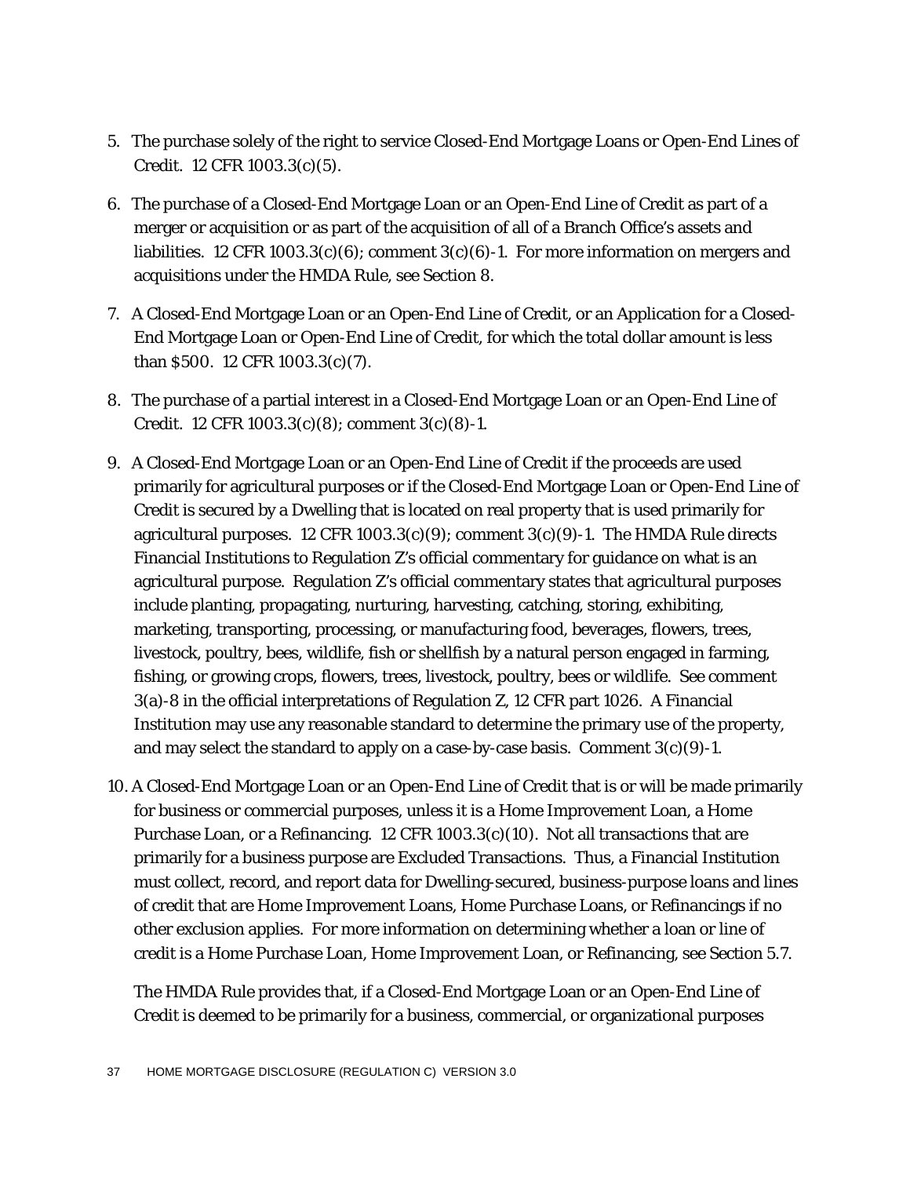5. The purchase solely of the right to service Closed-End Mortgage Loans or Open-End Lines of Credit. 12 CFR 1003.3(c)(5).

6. The purchase of a Closed-End Mortgage Loan or an Open-End Line of Credit as part of a merger or acquisition or as part of the acquisition of all of a Branch Office's assets and liabilities. 12 CFR 1003.3(c)(6); comment 3(c)(6)-1. For more information on mergers and acquisitions under the HMDA Rule, see Section 8.

7. A Closed-End Mortgage Loan or an Open-End Line of Credit, or an Application for a Closed-End Mortgage Loan or Open-End Line of Credit, for which the total dollar amount is less than $500. 12 CFR 1003.3(c)(7).

8. The purchase of a partial interest in a Closed-End Mortgage Loan or an Open-End Line of Credit. 12 CFR 1003.3(c)(8); comment 3(c)(8)-1.

9. A Closed-End Mortgage Loan or an Open-End Line of Credit if the proceeds are used primarily for agricultural purposes or if the Closed-End Mortgage Loan or Open-End Line of Credit is secured by a Dwelling that is located on real property that is used primarily for agricultural purposes. 12 CFR 1003.3(c)(9); comment 3(c)(9)-1. The HMDA Rule directs Financial Institutions to Regulation Z's official commentary for guidance on what is an agricultural purpose. Regulation Z's official commentary states that agricultural purposes include planting, propagating, nurturing, harvesting, catching, storing, exhibiting, marketing, transporting, processing, or manufacturing food, beverages, flowers, trees, livestock, poultry, bees, wildlife, fish or shellfish by a natural person engaged in farming, fishing, or growing crops, flowers, trees, livestock, poultry, bees or wildlife. See comment 3(a)-8 in the official interpretations of Regulation Z, 12 CFR part 1026. A Financial Institution may use any reasonable standard to determine the primary use of the property, and may select the standard to apply on a case-by-case basis. Comment 3(c)(9)-1.

10. A Closed-End Mortgage Loan or an Open-End Line of Credit that is or will be made primarily for business or commercial purposes, unless it is a Home Improvement Loan, a Home Purchase Loan, or a Refinancing. 12 CFR 1003.3(c)(10). Not all transactions that are primarily for a business purpose are Excluded Transactions. Thus, a Financial Institution must collect, record, and report data for Dwelling-secured, business-purpose loans and lines of credit that are Home Improvement Loans, Home Purchase Loans, or Refinancings if no other exclusion applies. For more information on determining whether a loan or line of credit is a Home Purchase Loan, Home Improvement Loan, or Refinancing, see Section 5.7.

    The HMDA Rule provides that, if a Closed-End Mortgage Loan or an Open-End Line of Credit is deemed to be primarily for a business, commercial, or organizational purposes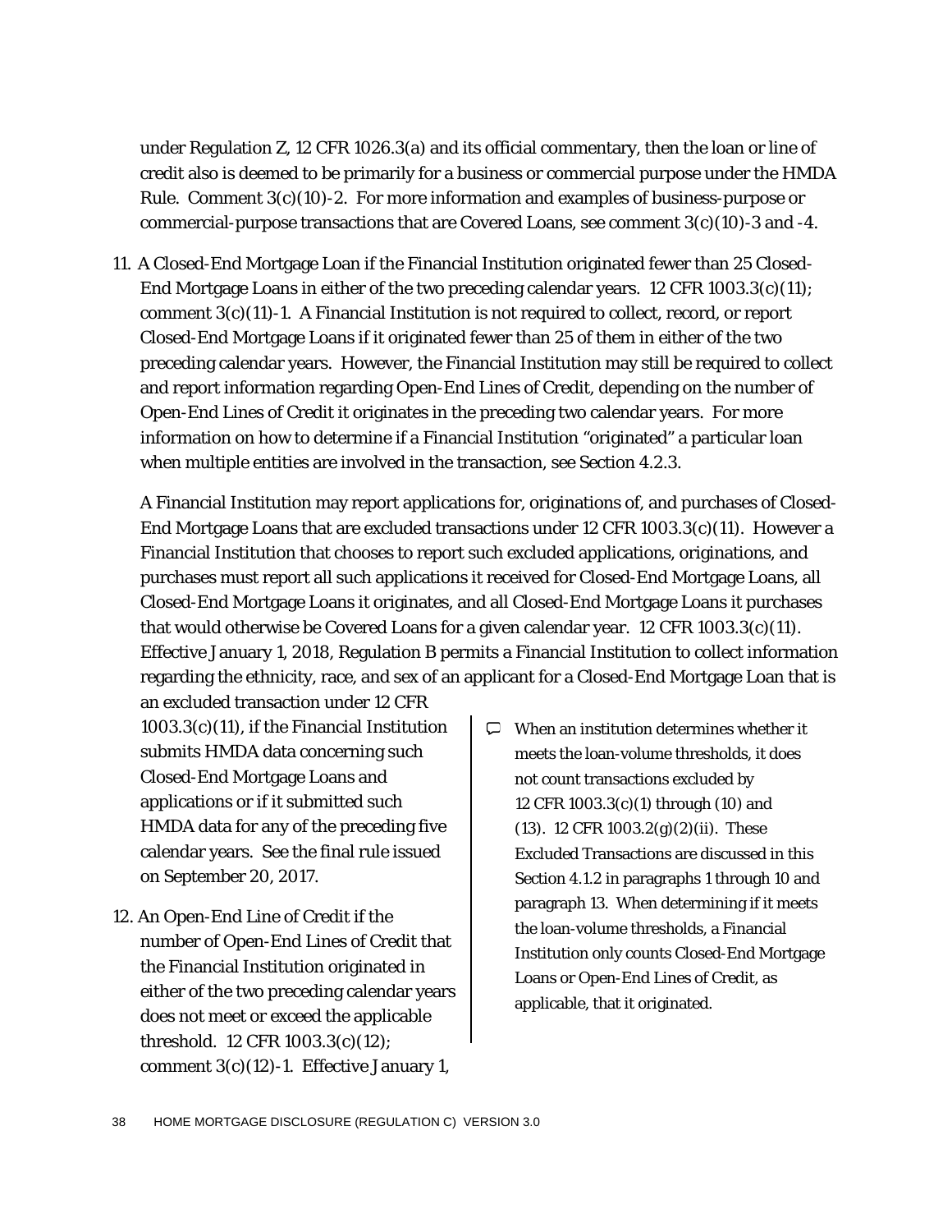under Regulation Z, 12 CFR 1026.3(a) and its official commentary, then the loan or line of credit also is deemed to be primarily for a business or commercial purpose under the HMDA Rule. Comment 3(c)(10)-2. For more information and examples of business-purpose or commercial-purpose transactions that are Covered Loans, see comment 3(c)(10)-3 and -4.

11. A Closed-End Mortgage Loan if the Financial Institution originated fewer than 25 Closed-End Mortgage Loans in either of the two preceding calendar years. 12 CFR 1003.3(c)(11); comment 3(c)(11)-1. A Financial Institution is not required to collect, record, or report Closed-End Mortgage Loans if it originated fewer than 25 of them in either of the two preceding calendar years. However, the Financial Institution may still be required to collect and report information regarding Open-End Lines of Credit, depending on the number of Open-End Lines of Credit it originates in the preceding two calendar years. For more information on how to determine if a Financial Institution "originated" a particular loan when multiple entities are involved in the transaction, see Section 4.2.3.

    A Financial Institution may report applications for, originations of, and purchases of Closed-End Mortgage Loans that are excluded transactions under 12 CFR 1003.3(c)(11). However a Financial Institution that chooses to report such excluded applications, originations, and purchases must report all such applications it received for Closed-End Mortgage Loans, all Closed-End Mortgage Loans it originates, and all Closed-End Mortgage Loans it purchases that would otherwise be Covered Loans for a given calendar year. 12 CFR 1003.3(c)(11). Effective January 1, 2018, Regulation B permits a Financial Institution to collect information regarding the ethnicity, race, and sex of an applicant for a Closed-End Mortgage Loan that is an excluded transaction under 12 CFR 1003.3(c)(11), if the Financial Institution submits HMDA data concerning such Closed-End Mortgage Loans and applications or if it submitted such HMDA data for any of the preceding five calendar years. See the final rule issued on September 20, 2017.

12. An Open-End Line of Credit if the number of Open-End Lines of Credit that the Financial Institution originated in either of the two preceding calendar years does not meet or exceed the applicable threshold. 12 CFR 1003.3(c)(12); comment 3(c)(12)-1. Effective January 1,

> When an institution determines whether it meets the loan-volume thresholds, it does not count transactions excluded by 12 CFR 1003.3(c)(1) through (10) and (13). 12 CFR 1003.2(g)(2)(ii). These Excluded Transactions are discussed in this Section 4.1.2 in paragraphs 1 through 10 and paragraph 13. When determining if it meets the loan-volume thresholds, a Financial Institution only counts Closed-End Mortgage Loans or Open-End Lines of Credit, as applicable, that it originated.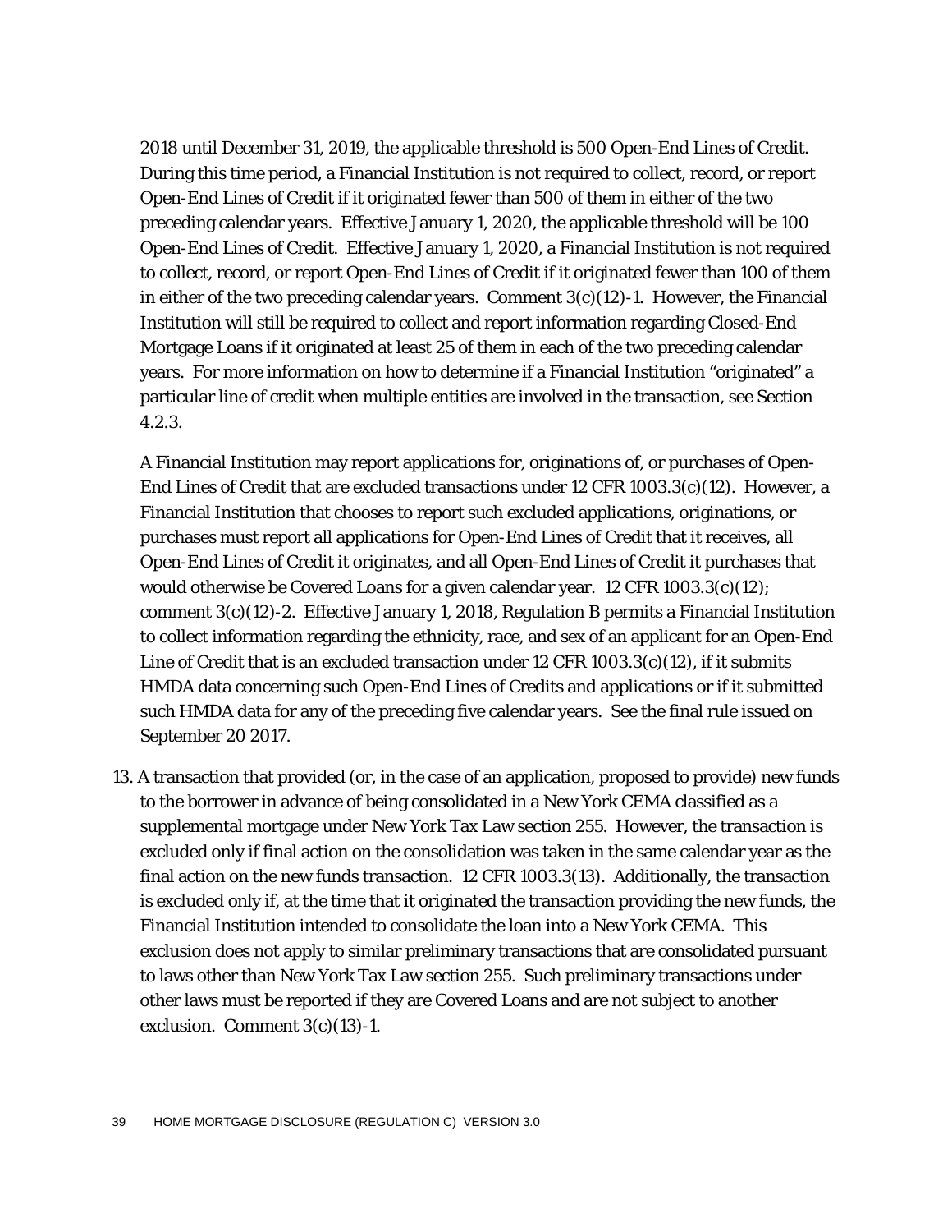2018 until December 31, 2019, the applicable threshold is 500 Open-End Lines of Credit. During this time period, a Financial Institution is not required to collect, record, or report Open-End Lines of Credit if it originated fewer than 500 of them in either of the two preceding calendar years. Effective January 1, 2020, the applicable threshold will be 100 Open-End Lines of Credit. Effective January 1, 2020, a Financial Institution is not required to collect, record, or report Open-End Lines of Credit if it originated fewer than 100 of them in either of the two preceding calendar years. Comment 3(c)(12)-1. However, the Financial Institution will still be required to collect and report information regarding Closed-End Mortgage Loans if it originated at least 25 of them in each of the two preceding calendar years. For more information on how to determine if a Financial Institution "originated" a particular line of credit when multiple entities are involved in the transaction, see Section 4.2.3.

A Financial Institution may report applications for, originations of, or purchases of Open-End Lines of Credit that are excluded transactions under 12 CFR 1003.3(c)(12). However, a Financial Institution that chooses to report such excluded applications, originations, or purchases must report all applications for Open-End Lines of Credit that it receives, all Open-End Lines of Credit it originates, and all Open-End Lines of Credit it purchases that would otherwise be Covered Loans for a given calendar year. 12 CFR 1003.3(c)(12); comment 3(c)(12)-2. Effective January 1, 2018, Regulation B permits a Financial Institution to collect information regarding the ethnicity, race, and sex of an applicant for an Open-End Line of Credit that is an excluded transaction under 12 CFR 1003.3(c)(12), if it submits HMDA data concerning such Open-End Lines of Credits and applications or if it submitted such HMDA data for any of the preceding five calendar years. See the final rule issued on September 20 2017.

13. A transaction that provided (or, in the case of an application, proposed to provide) new funds to the borrower in advance of being consolidated in a New York CEMA classified as a supplemental mortgage under New York Tax Law section 255. However, the transaction is excluded only if final action on the consolidation was taken in the same calendar year as the final action on the new funds transaction. 12 CFR 1003.3(13). Additionally, the transaction is excluded only if, at the time that it originated the transaction providing the new funds, the Financial Institution intended to consolidate the loan into a New York CEMA. This exclusion does not apply to similar preliminary transactions that are consolidated pursuant to laws other than New York Tax Law section 255. Such preliminary transactions under other laws must be reported if they are Covered Loans and are not subject to another exclusion. Comment 3(c)(13)-1.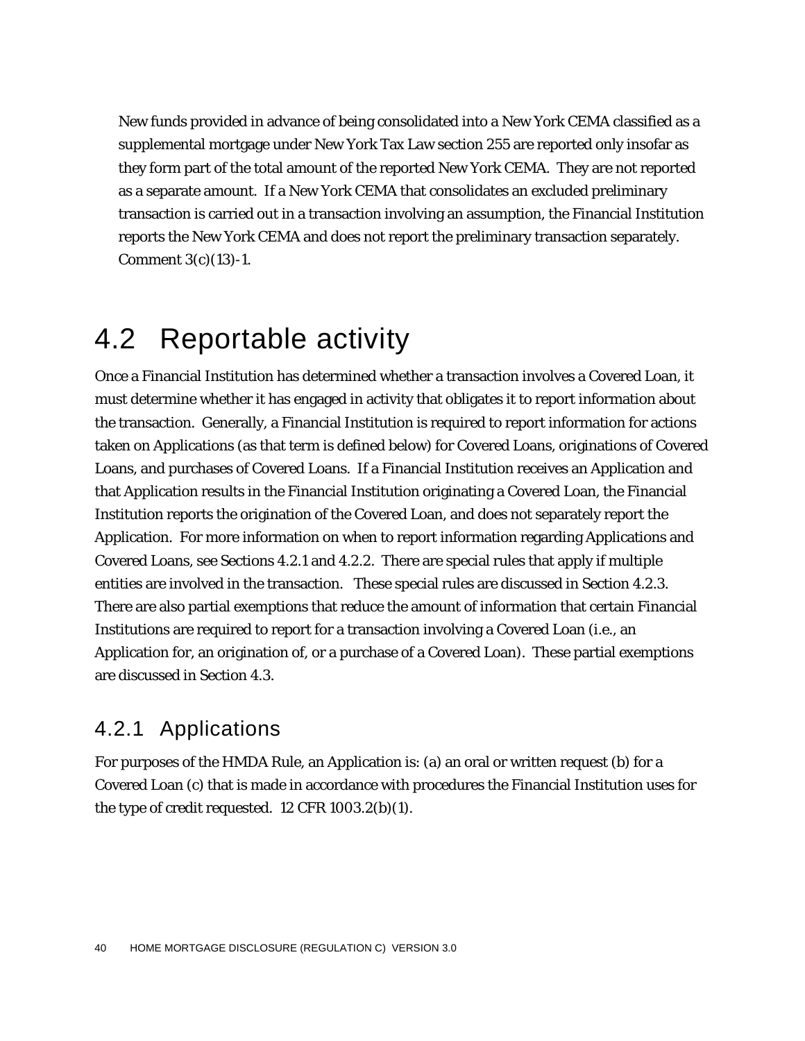New funds provided in advance of being consolidated into a New York CEMA classified as a supplemental mortgage under New York Tax Law section 255 are reported only insofar as they form part of the total amount of the reported New York CEMA. They are not reported as a separate amount. If a New York CEMA that consolidates an excluded preliminary transaction is carried out in a transaction involving an assumption, the Financial Institution reports the New York CEMA and does not report the preliminary transaction separately. Comment 3(c)(13)-1.

## 4.2 Reportable activity

Once a Financial Institution has determined whether a transaction involves a Covered Loan, it must determine whether it has engaged in activity that obligates it to report information about the transaction. Generally, a Financial Institution is required to report information for actions taken on Applications (as that term is defined below) for Covered Loans, originations of Covered Loans, and purchases of Covered Loans. If a Financial Institution receives an Application and that Application results in the Financial Institution originating a Covered Loan, the Financial Institution reports the origination of the Covered Loan, and does not separately report the Application. For more information on when to report information regarding Applications and Covered Loans, see Sections 4.2.1 and 4.2.2. There are special rules that apply if multiple entities are involved in the transaction. These special rules are discussed in Section 4.2.3. There are also partial exemptions that reduce the amount of information that certain Financial Institutions are required to report for a transaction involving a Covered Loan (i.e., an Application for, an origination of, or a purchase of a Covered Loan). These partial exemptions are discussed in Section 4.3.

### 4.2.1 Applications

For purposes of the HMDA Rule, an Application is: (a) an oral or written request (b) for a Covered Loan (c) that is made in accordance with procedures the Financial Institution uses for the type of credit requested. 12 CFR 1003.2(b)(1).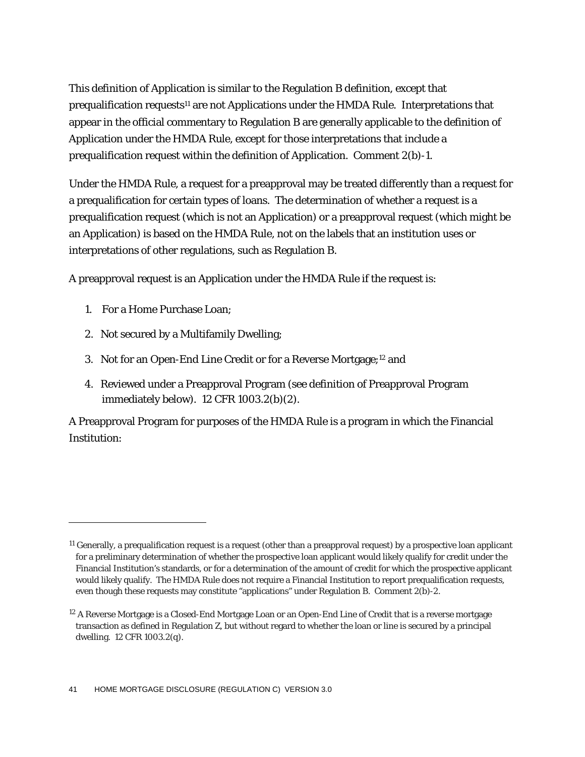This definition of Application is similar to the Regulation B definition, except that prequalification requests[11] are not Applications under the HMDA Rule. Interpretations that appear in the official commentary to Regulation B are generally applicable to the definition of Application under the HMDA Rule, except for those interpretations that include a prequalification request within the definition of Application. Comment 2(b)-1.

Under the HMDA Rule, a request for a preapproval may be treated differently than a request for a prequalification for certain types of loans. The determination of whether a request is a prequalification request (which is not an Application) or a preapproval request (which might be an Application) is based on the HMDA Rule, not on the labels that an institution uses or interpretations of other regulations, such as Regulation B.

A preapproval request is an Application under the HMDA Rule if the request is:

1. For a Home Purchase Loan;
2. Not secured by a Multifamily Dwelling;
3. Not for an Open-End Line Credit or for a Reverse Mortgage;[12] and
4. Reviewed under a Preapproval Program (see definition of Preapproval Program immediately below). 12 CFR 1003.2(b)(2).

A Preapproval Program for purposes of the HMDA Rule is a program in which the Financial Institution:

[11] Generally, a prequalification request is a request (other than a preapproval request) by a prospective loan applicant for a preliminary determination of whether the prospective loan applicant would likely qualify for credit under the Financial Institution's standards, or for a determination of the amount of credit for which the prospective applicant would likely qualify. The HMDA Rule does not require a Financial Institution to report prequalification requests, even though these requests may constitute "applications" under Regulation B. Comment 2(b)-2.

[12] A Reverse Mortgage is a Closed-End Mortgage Loan or an Open-End Line of Credit that is a reverse mortgage transaction as defined in Regulation Z, but without regard to whether the loan or line is secured by a principal dwelling. 12 CFR 1003.2(q).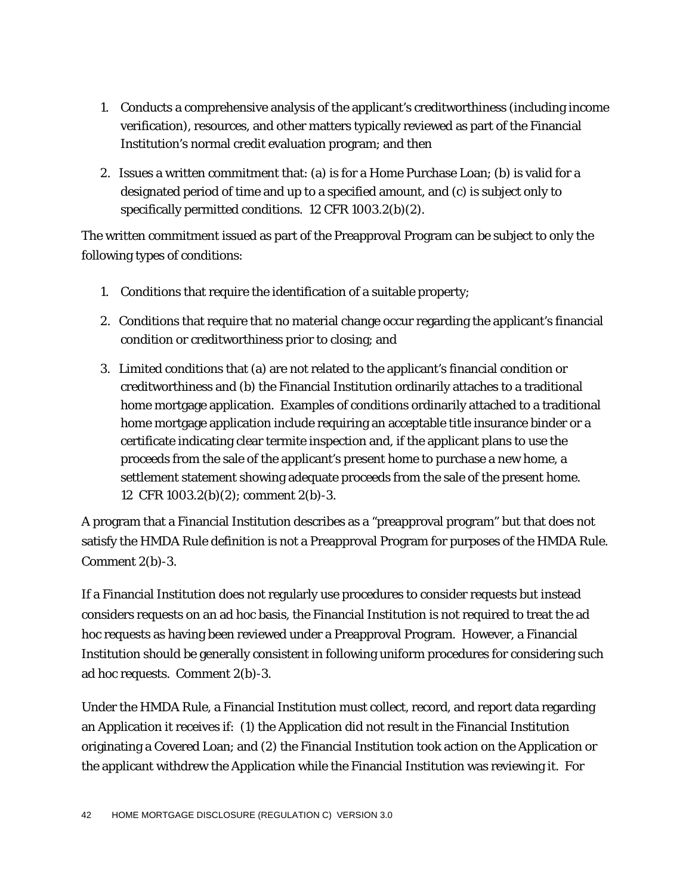1. Conducts a comprehensive analysis of the applicant's creditworthiness (including income verification), resources, and other matters typically reviewed as part of the Financial Institution's normal credit evaluation program; and then
2. Issues a written commitment that: (a) is for a Home Purchase Loan; (b) is valid for a designated period of time and up to a specified amount, and (c) is subject only to specifically permitted conditions. 12 CFR 1003.2(b)(2).

The written commitment issued as part of the Preapproval Program can be subject to only the following types of conditions:

1. Conditions that require the identification of a suitable property;
2. Conditions that require that no material change occur regarding the applicant's financial condition or creditworthiness prior to closing; and
3. Limited conditions that (a) are not related to the applicant's financial condition or creditworthiness and (b) the Financial Institution ordinarily attaches to a traditional home mortgage application. Examples of conditions ordinarily attached to a traditional home mortgage application include requiring an acceptable title insurance binder or a certificate indicating clear termite inspection and, if the applicant plans to use the proceeds from the sale of the applicant's present home to purchase a new home, a settlement statement showing adequate proceeds from the sale of the present home. 12 CFR 1003.2(b)(2); comment 2(b)-3.

A program that a Financial Institution describes as a "preapproval program" but that does not satisfy the HMDA Rule definition is not a Preapproval Program for purposes of the HMDA Rule. Comment 2(b)-3.

If a Financial Institution does not regularly use procedures to consider requests but instead considers requests on an ad hoc basis, the Financial Institution is not required to treat the ad hoc requests as having been reviewed under a Preapproval Program. However, a Financial Institution should be generally consistent in following uniform procedures for considering such ad hoc requests. Comment 2(b)-3.

Under the HMDA Rule, a Financial Institution must collect, record, and report data regarding an Application it receives if: (1) the Application did not result in the Financial Institution originating a Covered Loan; and (2) the Financial Institution took action on the Application or the applicant withdrew the Application while the Financial Institution was reviewing it. For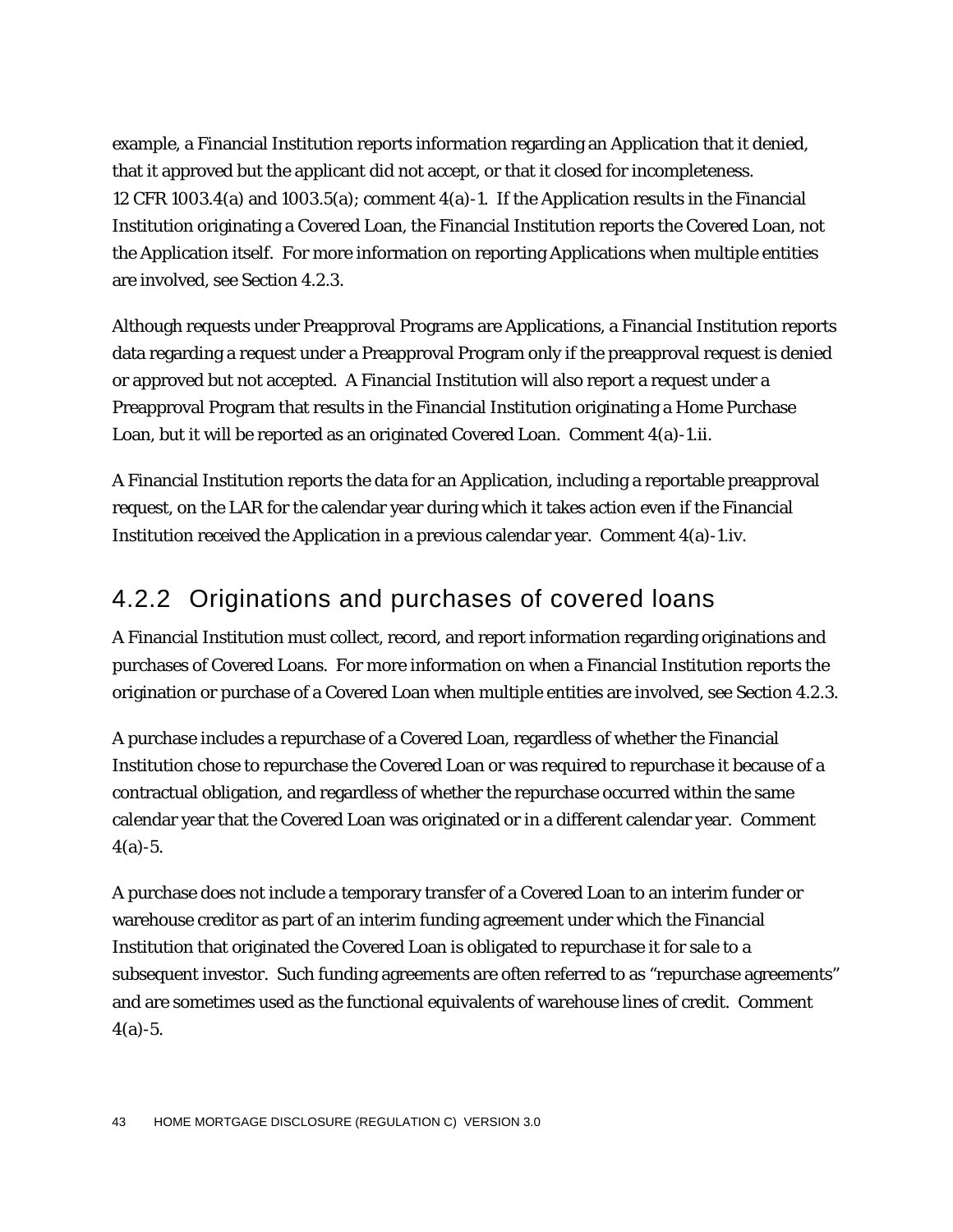example, a Financial Institution reports information regarding an Application that it denied, that it approved but the applicant did not accept, or that it closed for incompleteness. 12 CFR 1003.4(a) and 1003.5(a); comment 4(a)-1. If the Application results in the Financial Institution originating a Covered Loan, the Financial Institution reports the Covered Loan, not the Application itself. For more information on reporting Applications when multiple entities are involved, see Section 4.2.3.

Although requests under Preapproval Programs are Applications, a Financial Institution reports data regarding a request under a Preapproval Program only if the preapproval request is denied or approved but not accepted. A Financial Institution will also report a request under a Preapproval Program that results in the Financial Institution originating a Home Purchase Loan, but it will be reported as an originated Covered Loan. Comment 4(a)-1.ii.

A Financial Institution reports the data for an Application, including a reportable preapproval request, on the LAR for the calendar year during which it takes action even if the Financial Institution received the Application in a previous calendar year. Comment 4(a)-1.iv.

### 4.2.2 Originations and purchases of covered loans

A Financial Institution must collect, record, and report information regarding originations and purchases of Covered Loans. For more information on when a Financial Institution reports the origination or purchase of a Covered Loan when multiple entities are involved, see Section 4.2.3.

A purchase includes a repurchase of a Covered Loan, regardless of whether the Financial Institution chose to repurchase the Covered Loan or was required to repurchase it because of a contractual obligation, and regardless of whether the repurchase occurred within the same calendar year that the Covered Loan was originated or in a different calendar year. Comment 4(a)-5.

A purchase does not include a temporary transfer of a Covered Loan to an interim funder or warehouse creditor as part of an interim funding agreement under which the Financial Institution that originated the Covered Loan is obligated to repurchase it for sale to a subsequent investor. Such funding agreements are often referred to as "repurchase agreements" and are sometimes used as the functional equivalents of warehouse lines of credit. Comment 4(a)-5.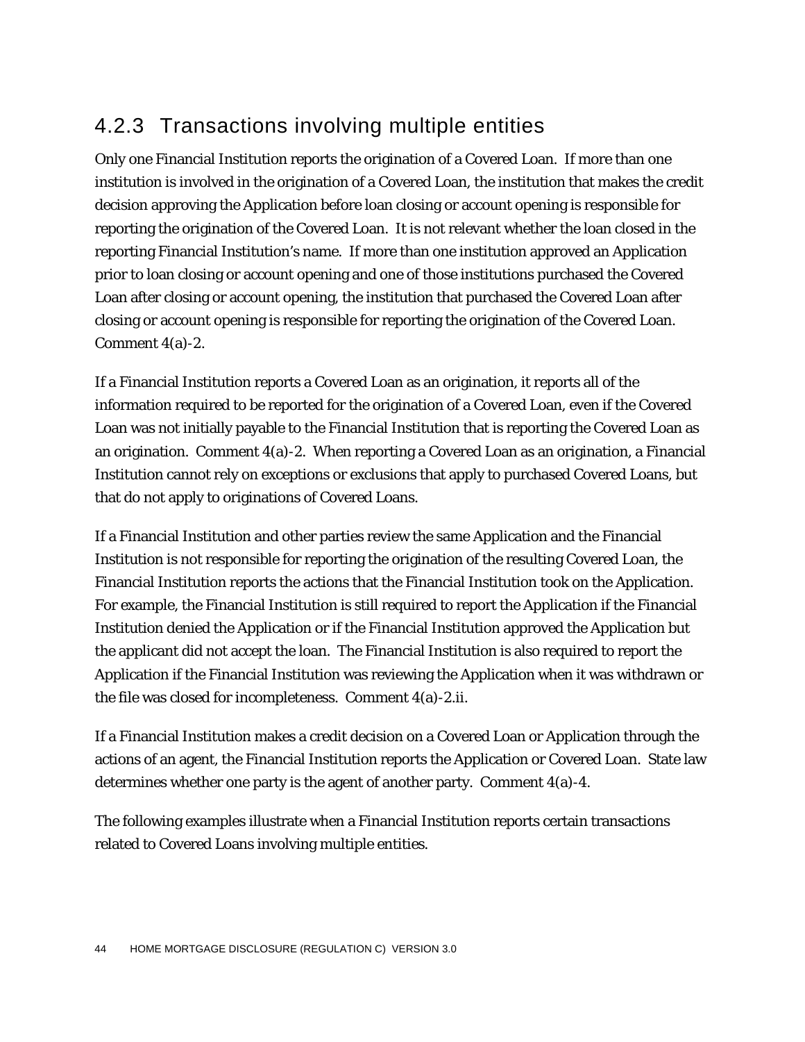### 4.2.3 Transactions involving multiple entities

Only one Financial Institution reports the origination of a Covered Loan. If more than one institution is involved in the origination of a Covered Loan, the institution that makes the credit decision approving the Application before loan closing or account opening is responsible for reporting the origination of the Covered Loan. It is not relevant whether the loan closed in the reporting Financial Institution's name. If more than one institution approved an Application prior to loan closing or account opening and one of those institutions purchased the Covered Loan after closing or account opening, the institution that purchased the Covered Loan after closing or account opening is responsible for reporting the origination of the Covered Loan. Comment 4(a)-2.

If a Financial Institution reports a Covered Loan as an origination, it reports all of the information required to be reported for the origination of a Covered Loan, even if the Covered Loan was not initially payable to the Financial Institution that is reporting the Covered Loan as an origination. Comment 4(a)-2. When reporting a Covered Loan as an origination, a Financial Institution cannot rely on exceptions or exclusions that apply to purchased Covered Loans, but that do not apply to originations of Covered Loans.

If a Financial Institution and other parties review the same Application and the Financial Institution is not responsible for reporting the origination of the resulting Covered Loan, the Financial Institution reports the actions that the Financial Institution took on the Application. For example, the Financial Institution is still required to report the Application if the Financial Institution denied the Application or if the Financial Institution approved the Application but the applicant did not accept the loan. The Financial Institution is also required to report the Application if the Financial Institution was reviewing the Application when it was withdrawn or the file was closed for incompleteness. Comment 4(a)-2.ii.

If a Financial Institution makes a credit decision on a Covered Loan or Application through the actions of an agent, the Financial Institution reports the Application or Covered Loan. State law determines whether one party is the agent of another party. Comment 4(a)-4.

The following examples illustrate when a Financial Institution reports certain transactions related to Covered Loans involving multiple entities.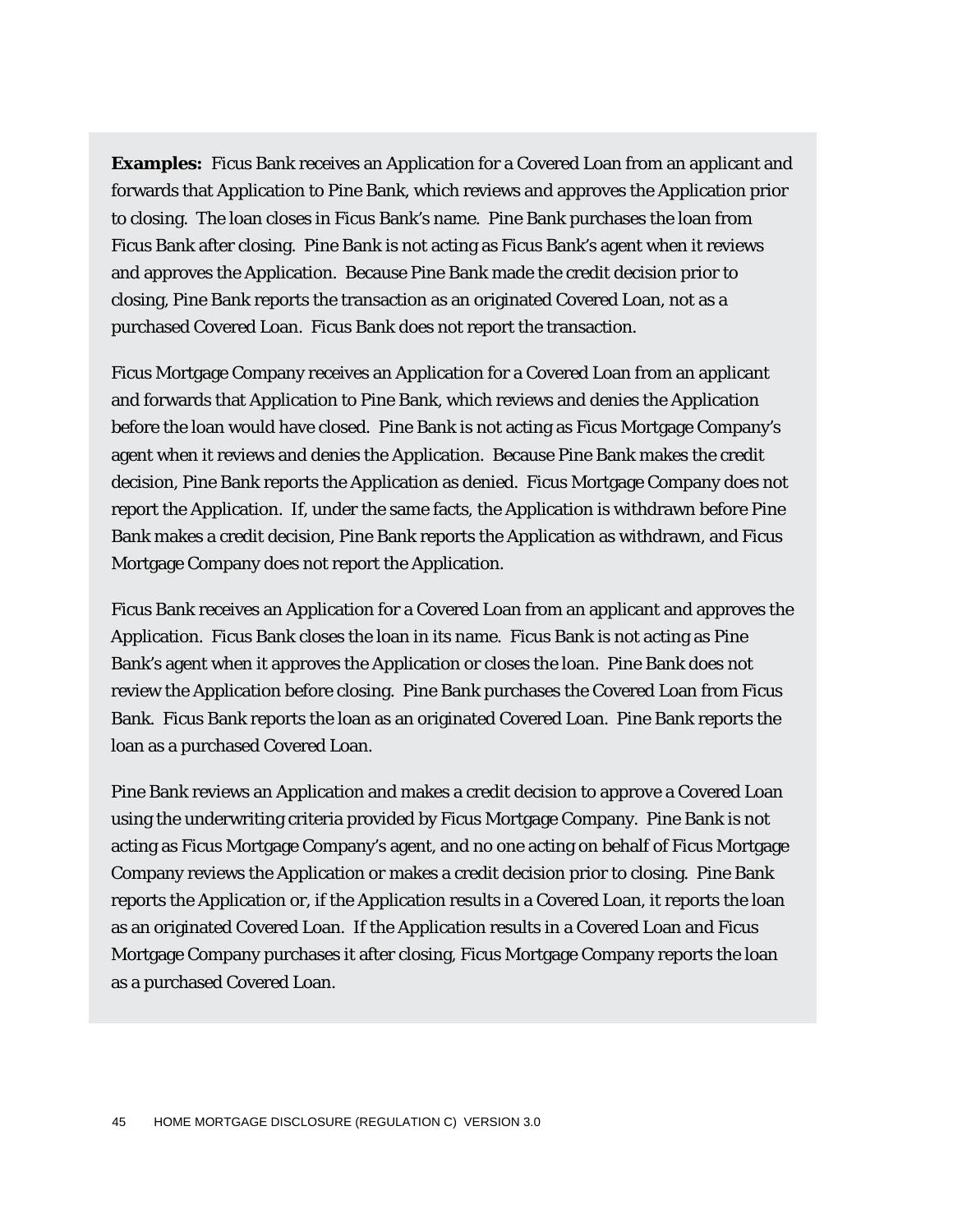**Examples:** Ficus Bank receives an Application for a Covered Loan from an applicant and forwards that Application to Pine Bank, which reviews and approves the Application prior to closing. The loan closes in Ficus Bank's name. Pine Bank purchases the loan from Ficus Bank after closing. Pine Bank is not acting as Ficus Bank's agent when it reviews and approves the Application. Because Pine Bank made the credit decision prior to closing, Pine Bank reports the transaction as an originated Covered Loan, not as a purchased Covered Loan. Ficus Bank does not report the transaction.

Ficus Mortgage Company receives an Application for a Covered Loan from an applicant and forwards that Application to Pine Bank, which reviews and denies the Application before the loan would have closed. Pine Bank is not acting as Ficus Mortgage Company's agent when it reviews and denies the Application. Because Pine Bank makes the credit decision, Pine Bank reports the Application as denied. Ficus Mortgage Company does not report the Application. If, under the same facts, the Application is withdrawn before Pine Bank makes a credit decision, Pine Bank reports the Application as withdrawn, and Ficus Mortgage Company does not report the Application.

Ficus Bank receives an Application for a Covered Loan from an applicant and approves the Application. Ficus Bank closes the loan in its name. Ficus Bank is not acting as Pine Bank's agent when it approves the Application or closes the loan. Pine Bank does not review the Application before closing. Pine Bank purchases the Covered Loan from Ficus Bank. Ficus Bank reports the loan as an originated Covered Loan. Pine Bank reports the loan as a purchased Covered Loan.

Pine Bank reviews an Application and makes a credit decision to approve a Covered Loan using the underwriting criteria provided by Ficus Mortgage Company. Pine Bank is not acting as Ficus Mortgage Company's agent, and no one acting on behalf of Ficus Mortgage Company reviews the Application or makes a credit decision prior to closing. Pine Bank reports the Application or, if the Application results in a Covered Loan, it reports the loan as an originated Covered Loan. If the Application results in a Covered Loan and Ficus Mortgage Company purchases it after closing, Ficus Mortgage Company reports the loan as a purchased Covered Loan.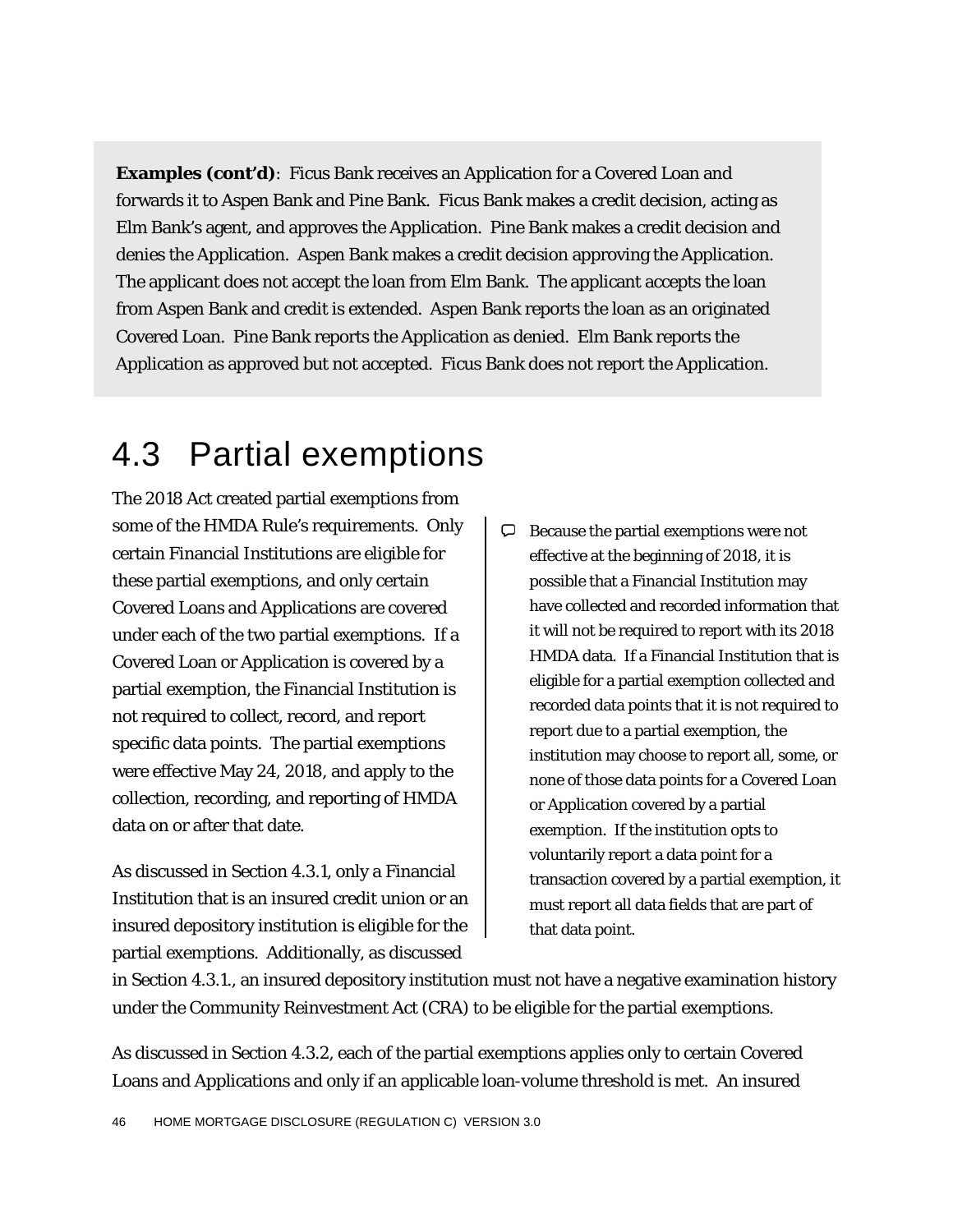**Examples (cont'd)**: Ficus Bank receives an Application for a Covered Loan and forwards it to Aspen Bank and Pine Bank. Ficus Bank makes a credit decision, acting as Elm Bank's agent, and approves the Application. Pine Bank makes a credit decision and denies the Application. Aspen Bank makes a credit decision approving the Application. The applicant does not accept the loan from Elm Bank. The applicant accepts the loan from Aspen Bank and credit is extended. Aspen Bank reports the loan as an originated Covered Loan. Pine Bank reports the Application as denied. Elm Bank reports the Application as approved but not accepted. Ficus Bank does not report the Application.

## 4.3 Partial exemptions

The 2018 Act created partial exemptions from some of the HMDA Rule's requirements. Only certain Financial Institutions are eligible for these partial exemptions, and only certain Covered Loans and Applications are covered under each of the two partial exemptions. If a Covered Loan or Application is covered by a partial exemption, the Financial Institution is not required to collect, record, and report specific data points. The partial exemptions were effective May 24, 2018, and apply to the collection, recording, and reporting of HMDA data on or after that date.

> Because the partial exemptions were not effective at the beginning of 2018, it is possible that a Financial Institution may have collected and recorded information that it will not be required to report with its 2018 HMDA data. If a Financial Institution that is eligible for a partial exemption collected and recorded data points that it is not required to report due to a partial exemption, the institution may choose to report all, some, or none of those data points for a Covered Loan or Application covered by a partial exemption. If the institution opts to voluntarily report a data point for a transaction covered by a partial exemption, it must report all data fields that are part of that data point.

As discussed in Section 4.3.1, only a Financial Institution that is an insured credit union or an insured depository institution is eligible for the partial exemptions. Additionally, as discussed in Section 4.3.1., an insured depository institution must not have a negative examination history under the Community Reinvestment Act (CRA) to be eligible for the partial exemptions.

As discussed in Section 4.3.2, each of the partial exemptions applies only to certain Covered Loans and Applications and only if an applicable loan-volume threshold is met. An insured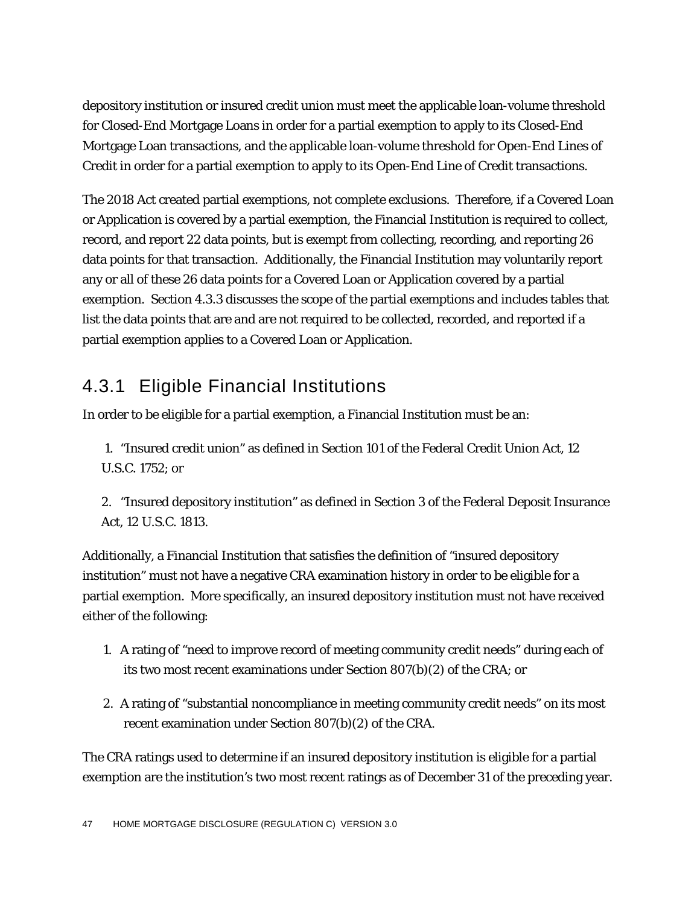depository institution or insured credit union must meet the applicable loan-volume threshold for Closed-End Mortgage Loans in order for a partial exemption to apply to its Closed-End Mortgage Loan transactions, and the applicable loan-volume threshold for Open-End Lines of Credit in order for a partial exemption to apply to its Open-End Line of Credit transactions.

The 2018 Act created partial exemptions, not complete exclusions. Therefore, if a Covered Loan or Application is covered by a partial exemption, the Financial Institution is required to collect, record, and report 22 data points, but is exempt from collecting, recording, and reporting 26 data points for that transaction. Additionally, the Financial Institution may voluntarily report any or all of these 26 data points for a Covered Loan or Application covered by a partial exemption. Section 4.3.3 discusses the scope of the partial exemptions and includes tables that list the data points that are and are not required to be collected, recorded, and reported if a partial exemption applies to a Covered Loan or Application.

### 4.3.1 Eligible Financial Institutions

In order to be eligible for a partial exemption, a Financial Institution must be an:

1. "Insured credit union" as defined in Section 101 of the Federal Credit Union Act, 12 U.S.C. 1752; or

2. "Insured depository institution" as defined in Section 3 of the Federal Deposit Insurance Act, 12 U.S.C. 1813.

Additionally, a Financial Institution that satisfies the definition of "insured depository institution" must not have a negative CRA examination history in order to be eligible for a partial exemption. More specifically, an insured depository institution must not have received either of the following:

1. A rating of "need to improve record of meeting community credit needs" during each of its two most recent examinations under Section 807(b)(2) of the CRA; or

2. A rating of "substantial noncompliance in meeting community credit needs" on its most recent examination under Section 807(b)(2) of the CRA.

The CRA ratings used to determine if an insured depository institution is eligible for a partial exemption are the institution's two most recent ratings as of December 31 of the preceding year.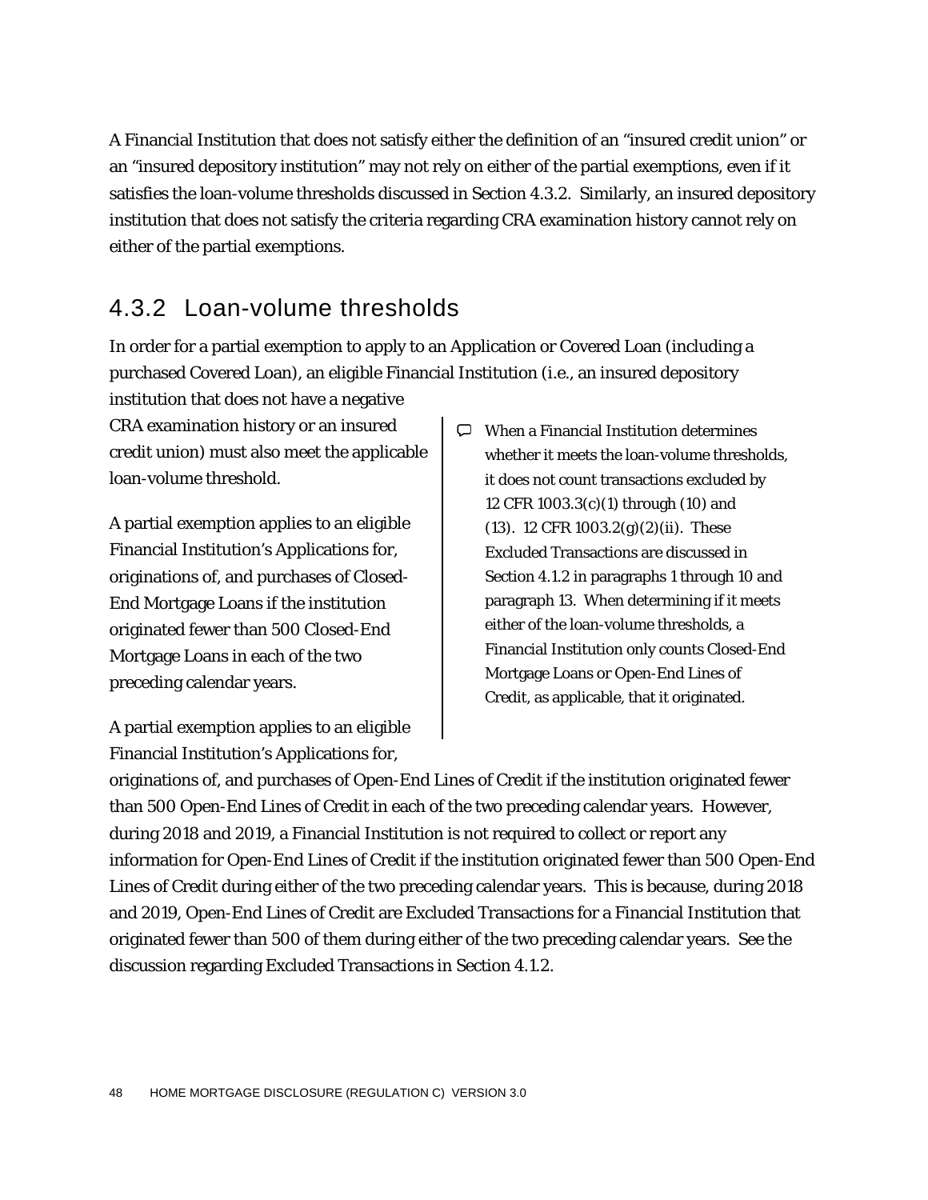A Financial Institution that does not satisfy either the definition of an "insured credit union" or an "insured depository institution" may not rely on either of the partial exemptions, even if it satisfies the loan-volume thresholds discussed in Section 4.3.2. Similarly, an insured depository institution that does not satisfy the criteria regarding CRA examination history cannot rely on either of the partial exemptions.

### 4.3.2 Loan-volume thresholds

In order for a partial exemption to apply to an Application or Covered Loan (including a purchased Covered Loan), an eligible Financial Institution (i.e., an insured depository institution that does not have a negative CRA examination history or an insured credit union) must also meet the applicable loan-volume threshold.

A partial exemption applies to an eligible Financial Institution's Applications for, originations of, and purchases of Closed-End Mortgage Loans if the institution originated fewer than 500 Closed-End Mortgage Loans in each of the two preceding calendar years.

A partial exemption applies to an eligible Financial Institution's Applications for, originations of, and purchases of Open-End Lines of Credit if the institution originated fewer than 500 Open-End Lines of Credit in each of the two preceding calendar years. However, during 2018 and 2019, a Financial Institution is not required to collect or report any information for Open-End Lines of Credit if the institution originated fewer than 500 Open-End Lines of Credit during either of the two preceding calendar years. This is because, during 2018 and 2019, Open-End Lines of Credit are Excluded Transactions for a Financial Institution that originated fewer than 500 of them during either of the two preceding calendar years. See the discussion regarding Excluded Transactions in Section 4.1.2.

> When a Financial Institution determines whether it meets the loan-volume thresholds, it does not count transactions excluded by 12 CFR 1003.3(c)(1) through (10) and (13). 12 CFR 1003.2(g)(2)(ii). These Excluded Transactions are discussed in Section 4.1.2 in paragraphs 1 through 10 and paragraph 13. When determining if it meets either of the loan-volume thresholds, a Financial Institution only counts Closed-End Mortgage Loans or Open-End Lines of Credit, as applicable, that it originated.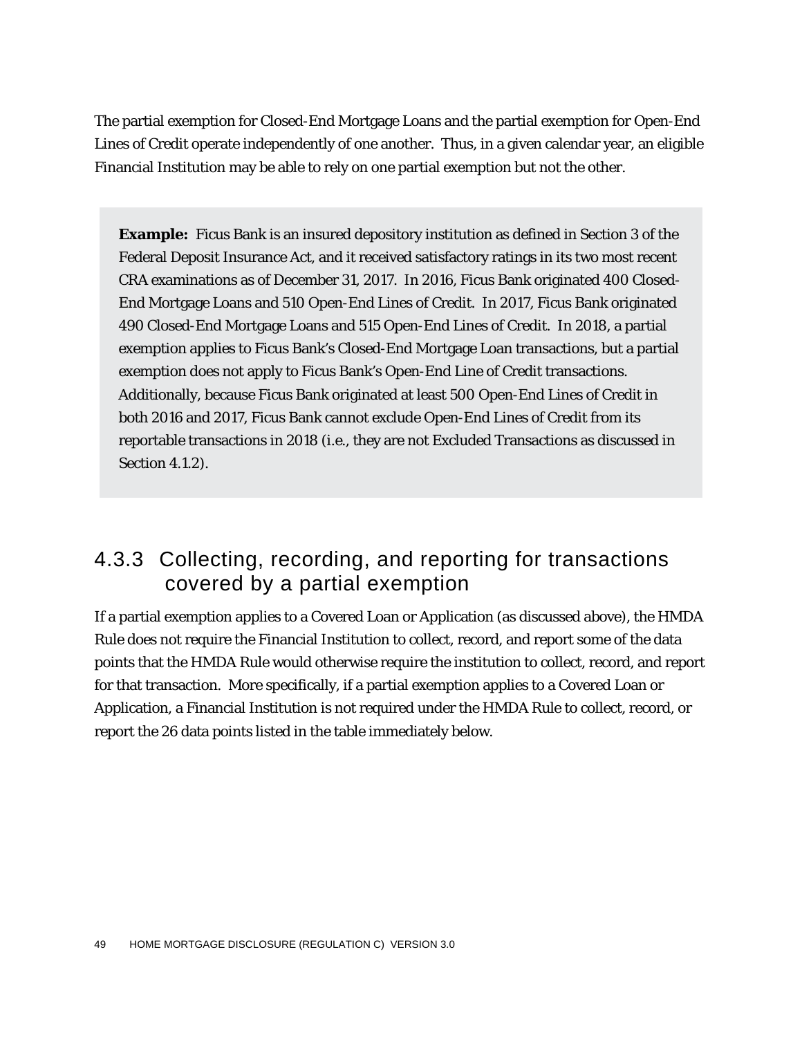The partial exemption for Closed-End Mortgage Loans and the partial exemption for Open-End Lines of Credit operate independently of one another. Thus, in a given calendar year, an eligible Financial Institution may be able to rely on one partial exemption but not the other.

> **Example:** Ficus Bank is an insured depository institution as defined in Section 3 of the Federal Deposit Insurance Act, and it received satisfactory ratings in its two most recent CRA examinations as of December 31, 2017. In 2016, Ficus Bank originated 400 Closed-End Mortgage Loans and 510 Open-End Lines of Credit. In 2017, Ficus Bank originated 490 Closed-End Mortgage Loans and 515 Open-End Lines of Credit. In 2018, a partial exemption applies to Ficus Bank's Closed-End Mortgage Loan transactions, but a partial exemption does not apply to Ficus Bank's Open-End Line of Credit transactions. Additionally, because Ficus Bank originated at least 500 Open-End Lines of Credit in both 2016 and 2017, Ficus Bank cannot exclude Open-End Lines of Credit from its reportable transactions in 2018 (i.e., they are not Excluded Transactions as discussed in Section 4.1.2).

### 4.3.3 Collecting, recording, and reporting for transactions covered by a partial exemption

If a partial exemption applies to a Covered Loan or Application (as discussed above), the HMDA Rule does not require the Financial Institution to collect, record, and report some of the data points that the HMDA Rule would otherwise require the institution to collect, record, and report for that transaction. More specifically, if a partial exemption applies to a Covered Loan or Application, a Financial Institution is not required under the HMDA Rule to collect, record, or report the 26 data points listed in the table immediately below.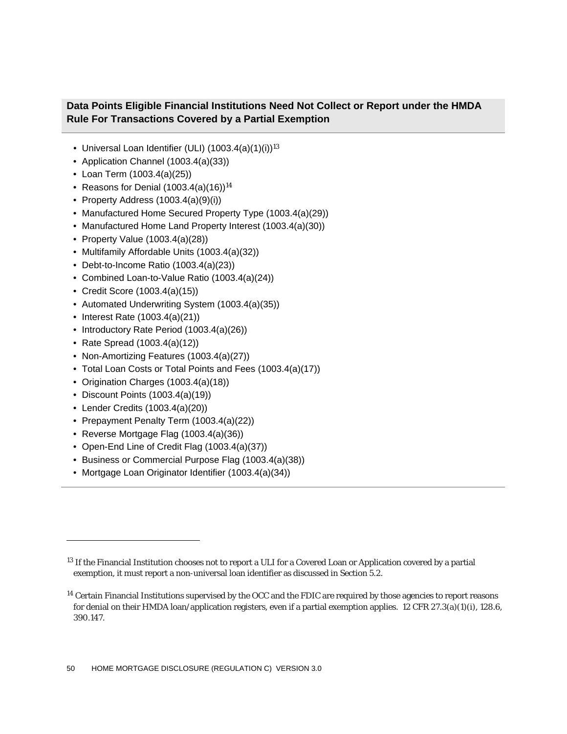### Data Points Eligible Financial Institutions Need Not Collect or Report under the HMDA Rule For Transactions Covered by a Partial Exemption

- Universal Loan Identifier (ULI) (1003.4(a)(1)(i))[13]
- Application Channel (1003.4(a)(33))
- Loan Term (1003.4(a)(25))
- Reasons for Denial (1003.4(a)(16))[14]
- Property Address (1003.4(a)(9)(i))
- Manufactured Home Secured Property Type (1003.4(a)(29))
- Manufactured Home Land Property Interest (1003.4(a)(30))
- Property Value (1003.4(a)(28))
- Multifamily Affordable Units (1003.4(a)(32))
- Debt-to-Income Ratio (1003.4(a)(23))
- Combined Loan-to-Value Ratio (1003.4(a)(24))
- Credit Score (1003.4(a)(15))
- Automated Underwriting System (1003.4(a)(35))
- Interest Rate (1003.4(a)(21))
- Introductory Rate Period (1003.4(a)(26))
- Rate Spread (1003.4(a)(12))
- Non-Amortizing Features (1003.4(a)(27))
- Total Loan Costs or Total Points and Fees (1003.4(a)(17))
- Origination Charges (1003.4(a)(18))
- Discount Points (1003.4(a)(19))
- Lender Credits (1003.4(a)(20))
- Prepayment Penalty Term (1003.4(a)(22))
- Reverse Mortgage Flag (1003.4(a)(36))
- Open-End Line of Credit Flag (1003.4(a)(37))
- Business or Commercial Purpose Flag (1003.4(a)(38))
- Mortgage Loan Originator Identifier (1003.4(a)(34))

---

[13] If the Financial Institution chooses not to report a ULI for a Covered Loan or Application covered by a partial exemption, it must report a non-universal loan identifier as discussed in Section 5.2.

[14] Certain Financial Institutions supervised by the OCC and the FDIC are required by those agencies to report reasons for denial on their HMDA loan/application registers, even if a partial exemption applies. 12 CFR 27.3(a)(1)(i), 128.6, 390.147.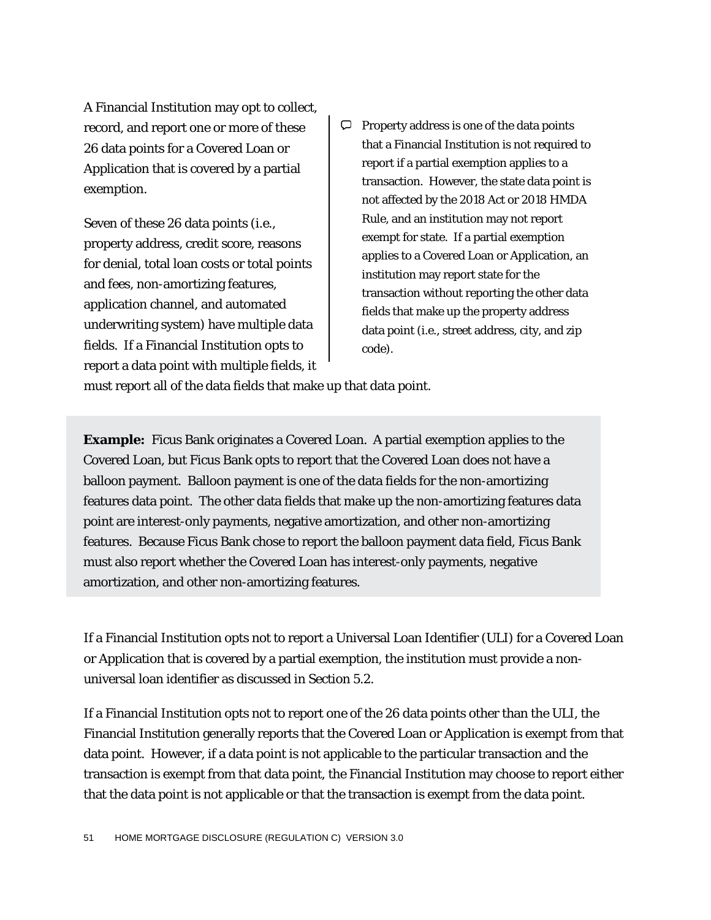A Financial Institution may opt to collect, record, and report one or more of these 26 data points for a Covered Loan or Application that is covered by a partial exemption.

Seven of these 26 data points (i.e., property address, credit score, reasons for denial, total loan costs or total points and fees, non-amortizing features, application channel, and automated underwriting system) have multiple data fields. If a Financial Institution opts to report a data point with multiple fields, it must report all of the data fields that make up that data point.

> Property address is one of the data points that a Financial Institution is not required to report if a partial exemption applies to a transaction. However, the state data point is not affected by the 2018 Act or 2018 HMDA Rule, and an institution may not report exempt for state. If a partial exemption applies to a Covered Loan or Application, an institution may report state for the transaction without reporting the other data fields that make up the property address data point (i.e., street address, city, and zip code).

> **Example:** Ficus Bank originates a Covered Loan. A partial exemption applies to the Covered Loan, but Ficus Bank opts to report that the Covered Loan does not have a balloon payment. Balloon payment is one of the data fields for the non-amortizing features data point. The other data fields that make up the non-amortizing features data point are interest-only payments, negative amortization, and other non-amortizing features. Because Ficus Bank chose to report the balloon payment data field, Ficus Bank must also report whether the Covered Loan has interest-only payments, negative amortization, and other non-amortizing features.

If a Financial Institution opts not to report a Universal Loan Identifier (ULI) for a Covered Loan or Application that is covered by a partial exemption, the institution must provide a non-universal loan identifier as discussed in Section 5.2.

If a Financial Institution opts not to report one of the 26 data points other than the ULI, the Financial Institution generally reports that the Covered Loan or Application is exempt from that data point. However, if a data point is not applicable to the particular transaction and the transaction is exempt from that data point, the Financial Institution may choose to report either that the data point is not applicable or that the transaction is exempt from the data point.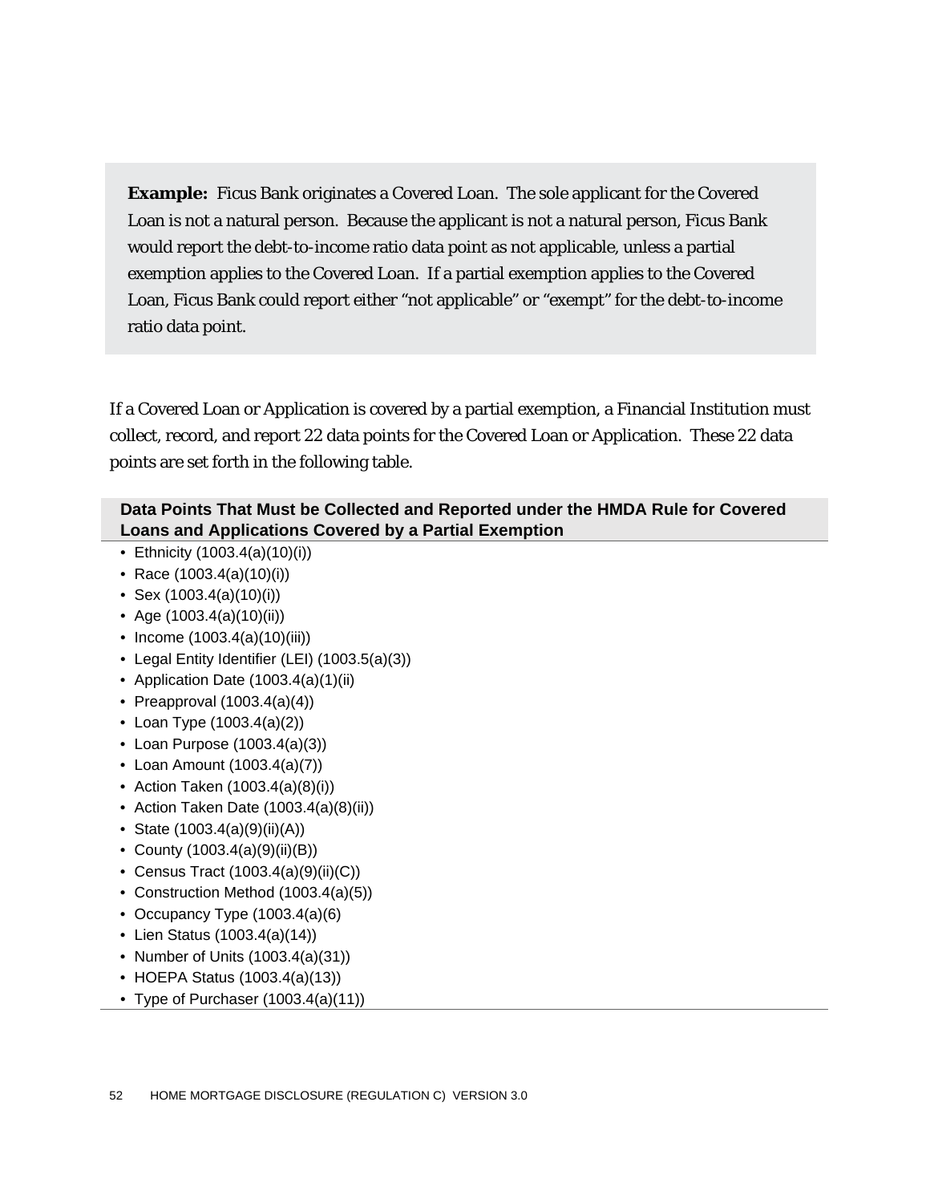> **Example:** Ficus Bank originates a Covered Loan. The sole applicant for the Covered Loan is not a natural person. Because the applicant is not a natural person, Ficus Bank would report the debt-to-income ratio data point as not applicable, unless a partial exemption applies to the Covered Loan. If a partial exemption applies to the Covered Loan, Ficus Bank could report either "not applicable" or "exempt" for the debt-to-income ratio data point.

If a Covered Loan or Application is covered by a partial exemption, a Financial Institution must collect, record, and report 22 data points for the Covered Loan or Application. These 22 data points are set forth in the following table.

| Data Points That Must be Collected and Reported under the HMDA Rule for Covered Loans and Applications Covered by a Partial Exemption |
|---|
| • Ethnicity (1003.4(a)(10)(i)) |
| • Race (1003.4(a)(10)(i)) |
| • Sex (1003.4(a)(10)(i)) |
| • Age (1003.4(a)(10)(ii)) |
| • Income (1003.4(a)(10)(iii)) |
| • Legal Entity Identifier (LEI) (1003.5(a)(3)) |
| • Application Date (1003.4(a)(1)(ii) |
| • Preapproval (1003.4(a)(4)) |
| • Loan Type (1003.4(a)(2)) |
| • Loan Purpose (1003.4(a)(3)) |
| • Loan Amount (1003.4(a)(7)) |
| • Action Taken (1003.4(a)(8)(i)) |
| • Action Taken Date (1003.4(a)(8)(ii)) |
| • State (1003.4(a)(9)(ii)(A)) |
| • County (1003.4(a)(9)(ii)(B)) |
| • Census Tract (1003.4(a)(9)(ii)(C)) |
| • Construction Method (1003.4(a)(5)) |
| • Occupancy Type (1003.4(a)(6) |
| • Lien Status (1003.4(a)(14)) |
| • Number of Units (1003.4(a)(31)) |
| • HOEPA Status (1003.4(a)(13)) |
| • Type of Purchaser (1003.4(a)(11)) |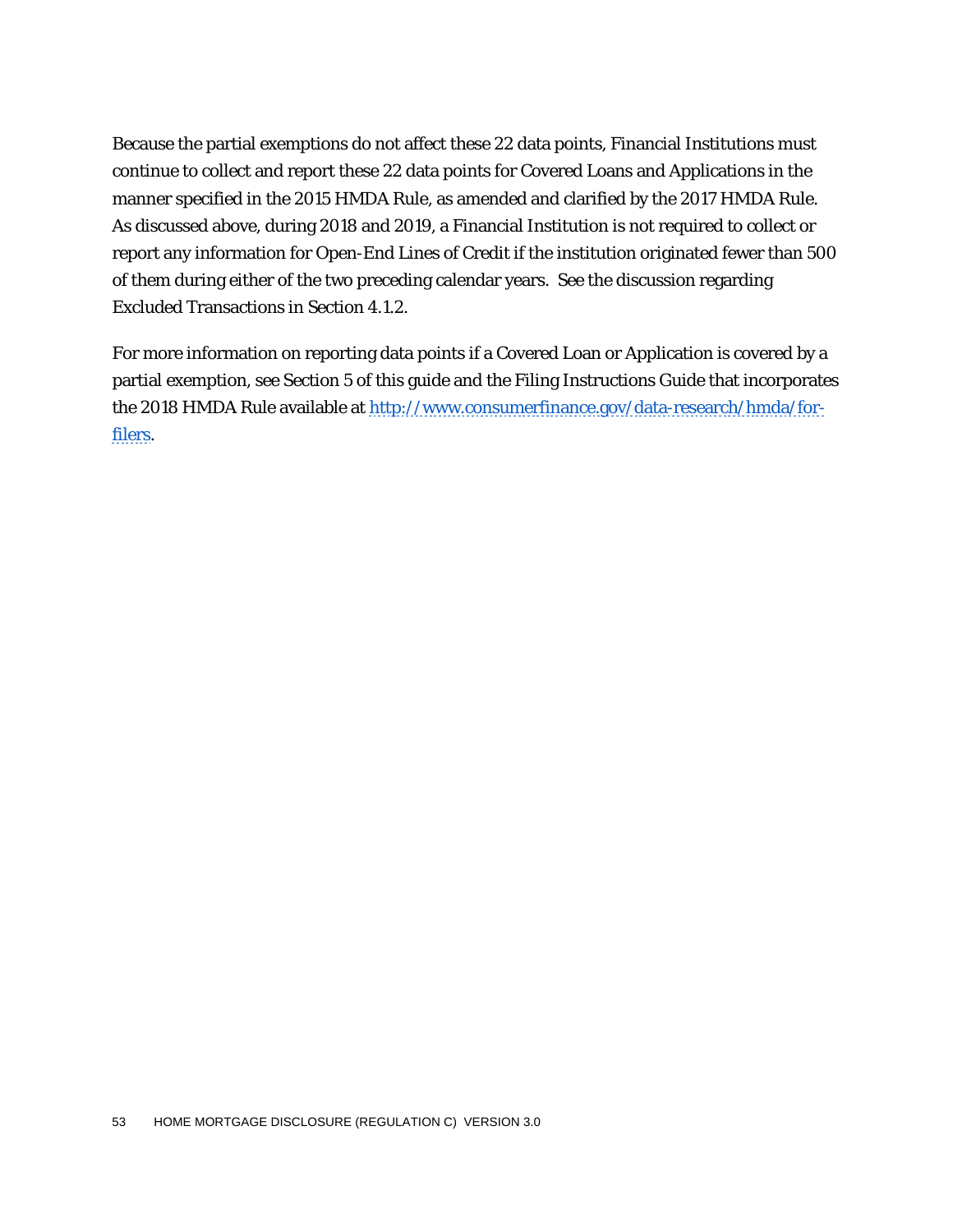Because the partial exemptions do not affect these 22 data points, Financial Institutions must continue to collect and report these 22 data points for Covered Loans and Applications in the manner specified in the 2015 HMDA Rule, as amended and clarified by the 2017 HMDA Rule. As discussed above, during 2018 and 2019, a Financial Institution is not required to collect or report any information for Open-End Lines of Credit if the institution originated fewer than 500 of them during either of the two preceding calendar years. See the discussion regarding Excluded Transactions in Section 4.1.2.

For more information on reporting data points if a Covered Loan or Application is covered by a partial exemption, see Section 5 of this guide and the Filing Instructions Guide that incorporates the 2018 HMDA Rule available at [http://www.consumerfinance.gov/data-research/hmda/for-filers](http://www.consumerfinance.gov/data-research/hmda/for-filers).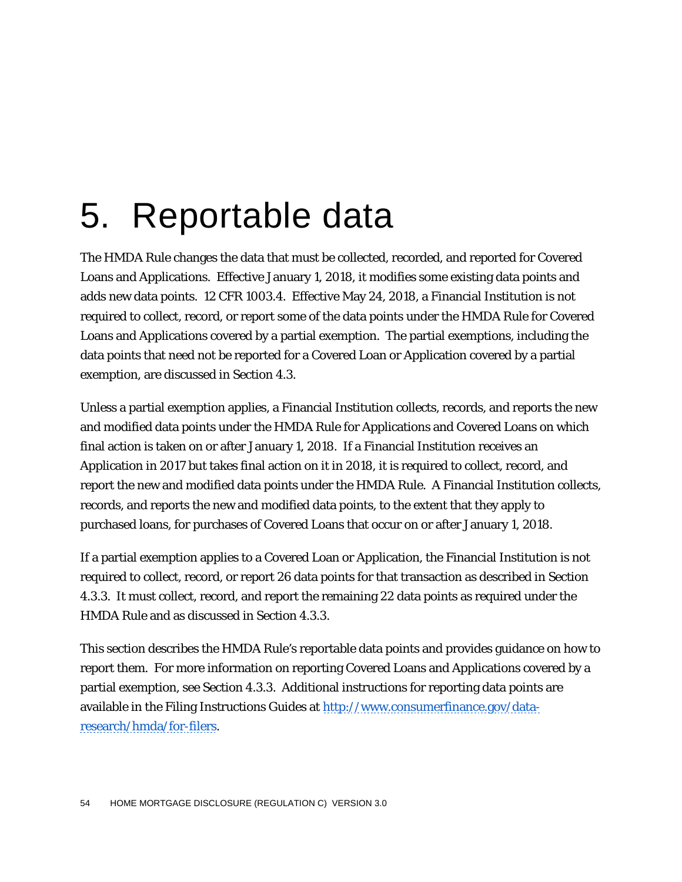# 5. Reportable data

The HMDA Rule changes the data that must be collected, recorded, and reported for Covered Loans and Applications. Effective January 1, 2018, it modifies some existing data points and adds new data points. 12 CFR 1003.4. Effective May 24, 2018, a Financial Institution is not required to collect, record, or report some of the data points under the HMDA Rule for Covered Loans and Applications covered by a partial exemption. The partial exemptions, including the data points that need not be reported for a Covered Loan or Application covered by a partial exemption, are discussed in Section 4.3.

Unless a partial exemption applies, a Financial Institution collects, records, and reports the new and modified data points under the HMDA Rule for Applications and Covered Loans on which final action is taken on or after January 1, 2018. If a Financial Institution receives an Application in 2017 but takes final action on it in 2018, it is required to collect, record, and report the new and modified data points under the HMDA Rule. A Financial Institution collects, records, and reports the new and modified data points, to the extent that they apply to purchased loans, for purchases of Covered Loans that occur on or after January 1, 2018.

If a partial exemption applies to a Covered Loan or Application, the Financial Institution is not required to collect, record, or report 26 data points for that transaction as described in Section 4.3.3. It must collect, record, and report the remaining 22 data points as required under the HMDA Rule and as discussed in Section 4.3.3.

This section describes the HMDA Rule's reportable data points and provides guidance on how to report them. For more information on reporting Covered Loans and Applications covered by a partial exemption, see Section 4.3.3. Additional instructions for reporting data points are available in the Filing Instructions Guides at [http://www.consumerfinance.gov/data-research/hmda/for-filers](http://www.consumerfinance.gov/data-research/hmda/for-filers).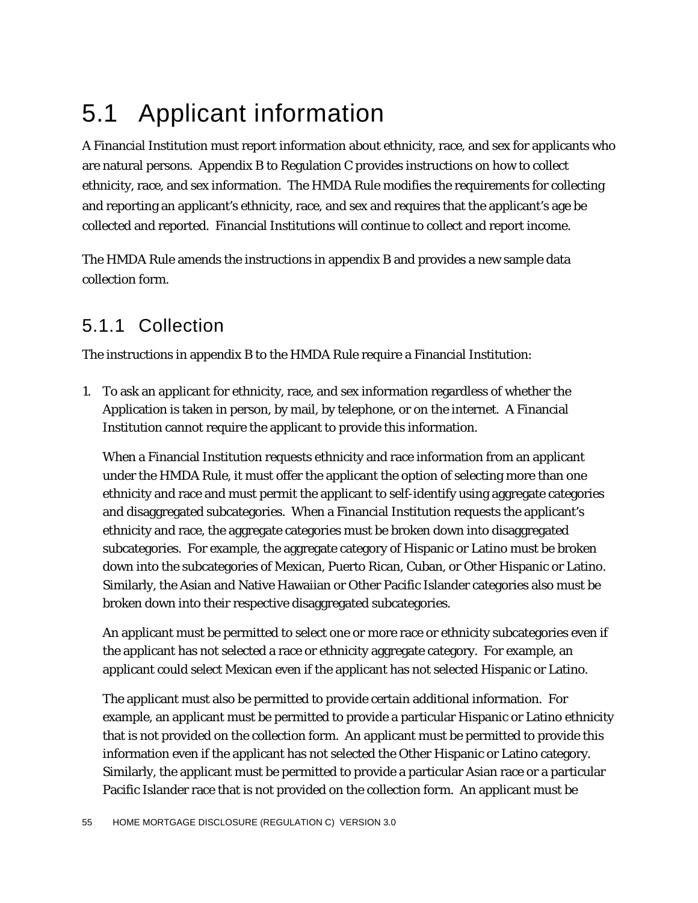# 5.1 Applicant information

A Financial Institution must report information about ethnicity, race, and sex for applicants who are natural persons. Appendix B to Regulation C provides instructions on how to collect ethnicity, race, and sex information. The HMDA Rule modifies the requirements for collecting and reporting an applicant's ethnicity, race, and sex and requires that the applicant's age be collected and reported. Financial Institutions will continue to collect and report income.

The HMDA Rule amends the instructions in appendix B and provides a new sample data collection form.

## 5.1.1 Collection

The instructions in appendix B to the HMDA Rule require a Financial Institution:

1. To ask an applicant for ethnicity, race, and sex information regardless of whether the Application is taken in person, by mail, by telephone, or on the internet. A Financial Institution cannot require the applicant to provide this information.

   When a Financial Institution requests ethnicity and race information from an applicant under the HMDA Rule, it must offer the applicant the option of selecting more than one ethnicity and race and must permit the applicant to self-identify using aggregate categories and disaggregated subcategories. When a Financial Institution requests the applicant's ethnicity and race, the aggregate categories must be broken down into disaggregated subcategories. For example, the aggregate category of Hispanic or Latino must be broken down into the subcategories of Mexican, Puerto Rican, Cuban, or Other Hispanic or Latino. Similarly, the Asian and Native Hawaiian or Other Pacific Islander categories also must be broken down into their respective disaggregated subcategories.

   An applicant must be permitted to select one or more race or ethnicity subcategories even if the applicant has not selected a race or ethnicity aggregate category. For example, an applicant could select Mexican even if the applicant has not selected Hispanic or Latino.

   The applicant must also be permitted to provide certain additional information. For example, an applicant must be permitted to provide a particular Hispanic or Latino ethnicity that is not provided on the collection form. An applicant must be permitted to provide this information even if the applicant has not selected the Other Hispanic or Latino category. Similarly, the applicant must be permitted to provide a particular Asian race or a particular Pacific Islander race that is not provided on the collection form. An applicant must be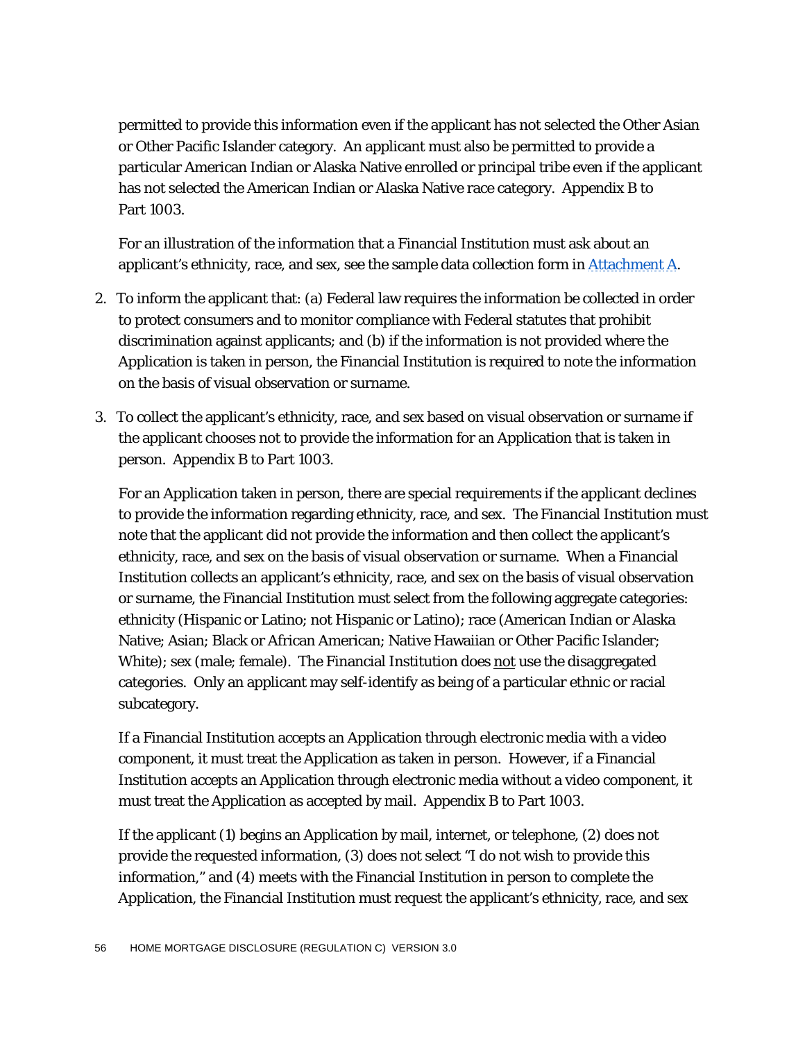permitted to provide this information even if the applicant has not selected the Other Asian or Other Pacific Islander category. An applicant must also be permitted to provide a particular American Indian or Alaska Native enrolled or principal tribe even if the applicant has not selected the American Indian or Alaska Native race category. Appendix B to Part 1003.

For an illustration of the information that a Financial Institution must ask about an applicant's ethnicity, race, and sex, see the sample data collection form in Attachment A.

2. To inform the applicant that: (a) Federal law requires the information be collected in order to protect consumers and to monitor compliance with Federal statutes that prohibit discrimination against applicants; and (b) if the information is not provided where the Application is taken in person, the Financial Institution is required to note the information on the basis of visual observation or surname.

3. To collect the applicant's ethnicity, race, and sex based on visual observation or surname if the applicant chooses not to provide the information for an Application that is taken in person. Appendix B to Part 1003.

   For an Application taken in person, there are special requirements if the applicant declines to provide the information regarding ethnicity, race, and sex. The Financial Institution must note that the applicant did not provide the information and then collect the applicant's ethnicity, race, and sex on the basis of visual observation or surname. When a Financial Institution collects an applicant's ethnicity, race, and sex on the basis of visual observation or surname, the Financial Institution must select from the following aggregate categories: ethnicity (Hispanic or Latino; not Hispanic or Latino); race (American Indian or Alaska Native; Asian; Black or African American; Native Hawaiian or Other Pacific Islander; White); sex (male; female). The Financial Institution does not use the disaggregated categories. Only an applicant may self-identify as being of a particular ethnic or racial subcategory.

   If a Financial Institution accepts an Application through electronic media with a video component, it must treat the Application as taken in person. However, if a Financial Institution accepts an Application through electronic media without a video component, it must treat the Application as accepted by mail. Appendix B to Part 1003.

   If the applicant (1) begins an Application by mail, internet, or telephone, (2) does not provide the requested information, (3) does not select "I do not wish to provide this information," and (4) meets with the Financial Institution in person to complete the Application, the Financial Institution must request the applicant's ethnicity, race, and sex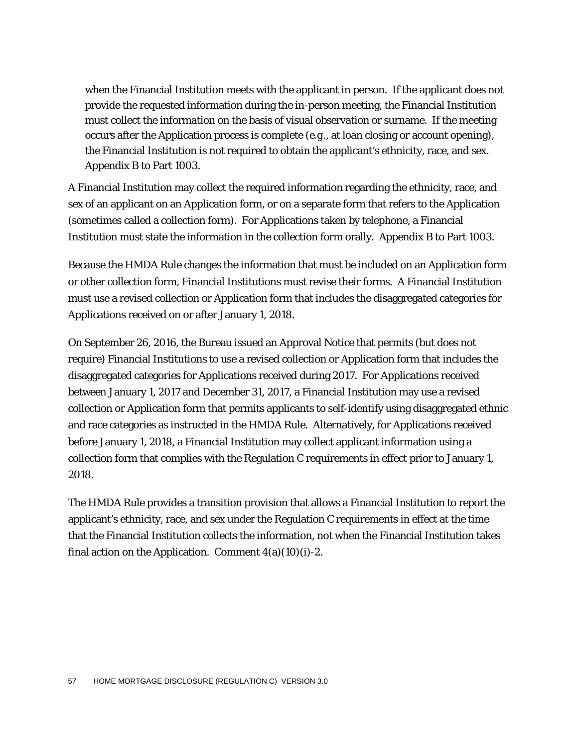when the Financial Institution meets with the applicant in person. If the applicant does not provide the requested information during the in-person meeting, the Financial Institution must collect the information on the basis of visual observation or surname. If the meeting occurs after the Application process is complete (e.g., at loan closing or account opening), the Financial Institution is not required to obtain the applicant's ethnicity, race, and sex. Appendix B to Part 1003.

A Financial Institution may collect the required information regarding the ethnicity, race, and sex of an applicant on an Application form, or on a separate form that refers to the Application (sometimes called a collection form). For Applications taken by telephone, a Financial Institution must state the information in the collection form orally. Appendix B to Part 1003.

Because the HMDA Rule changes the information that must be included on an Application form or other collection form, Financial Institutions must revise their forms. A Financial Institution must use a revised collection or Application form that includes the disaggregated categories for Applications received on or after January 1, 2018.

On September 26, 2016, the Bureau issued an Approval Notice that permits (but does not require) Financial Institutions to use a revised collection or Application form that includes the disaggregated categories for Applications received during 2017. For Applications received between January 1, 2017 and December 31, 2017, a Financial Institution may use a revised collection or Application form that permits applicants to self-identify using disaggregated ethnic and race categories as instructed in the HMDA Rule. Alternatively, for Applications received before January 1, 2018, a Financial Institution may collect applicant information using a collection form that complies with the Regulation C requirements in effect prior to January 1, 2018.

The HMDA Rule provides a transition provision that allows a Financial Institution to report the applicant's ethnicity, race, and sex under the Regulation C requirements in effect at the time that the Financial Institution collects the information, not when the Financial Institution takes final action on the Application. Comment 4(a)(10)(i)-2.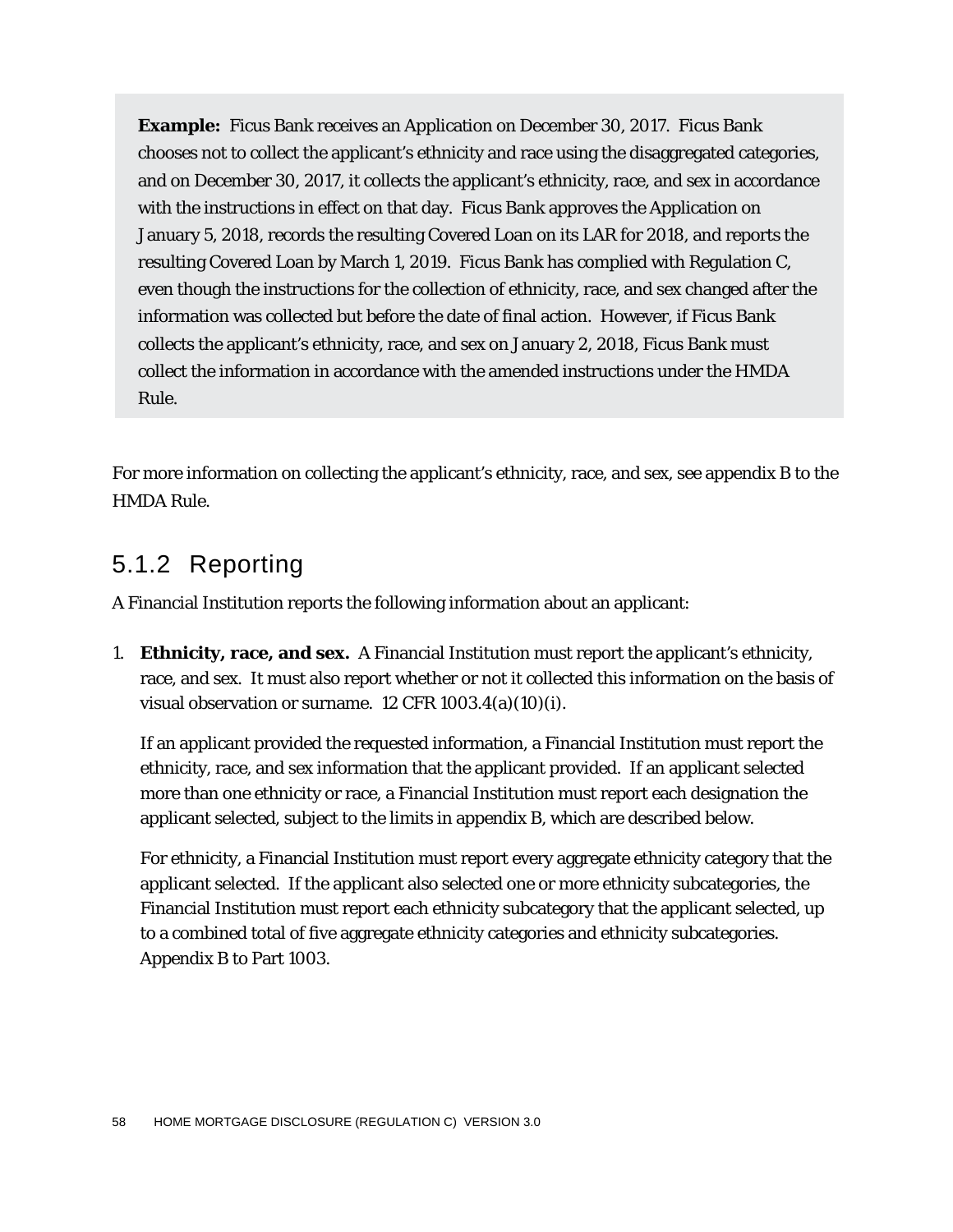> **Example:** Ficus Bank receives an Application on December 30, 2017. Ficus Bank chooses not to collect the applicant's ethnicity and race using the disaggregated categories, and on December 30, 2017, it collects the applicant's ethnicity, race, and sex in accordance with the instructions in effect on that day. Ficus Bank approves the Application on January 5, 2018, records the resulting Covered Loan on its LAR for 2018, and reports the resulting Covered Loan by March 1, 2019. Ficus Bank has complied with Regulation C, even though the instructions for the collection of ethnicity, race, and sex changed after the information was collected but before the date of final action. However, if Ficus Bank collects the applicant's ethnicity, race, and sex on January 2, 2018, Ficus Bank must collect the information in accordance with the amended instructions under the HMDA Rule.

For more information on collecting the applicant's ethnicity, race, and sex, see appendix B to the HMDA Rule.

### 5.1.2 Reporting

A Financial Institution reports the following information about an applicant:

1. **Ethnicity, race, and sex.** A Financial Institution must report the applicant's ethnicity, race, and sex. It must also report whether or not it collected this information on the basis of visual observation or surname. 12 CFR 1003.4(a)(10)(i).

   If an applicant provided the requested information, a Financial Institution must report the ethnicity, race, and sex information that the applicant provided. If an applicant selected more than one ethnicity or race, a Financial Institution must report each designation the applicant selected, subject to the limits in appendix B, which are described below.

   For ethnicity, a Financial Institution must report every aggregate ethnicity category that the applicant selected. If the applicant also selected one or more ethnicity subcategories, the Financial Institution must report each ethnicity subcategory that the applicant selected, up to a combined total of five aggregate ethnicity categories and ethnicity subcategories. Appendix B to Part 1003.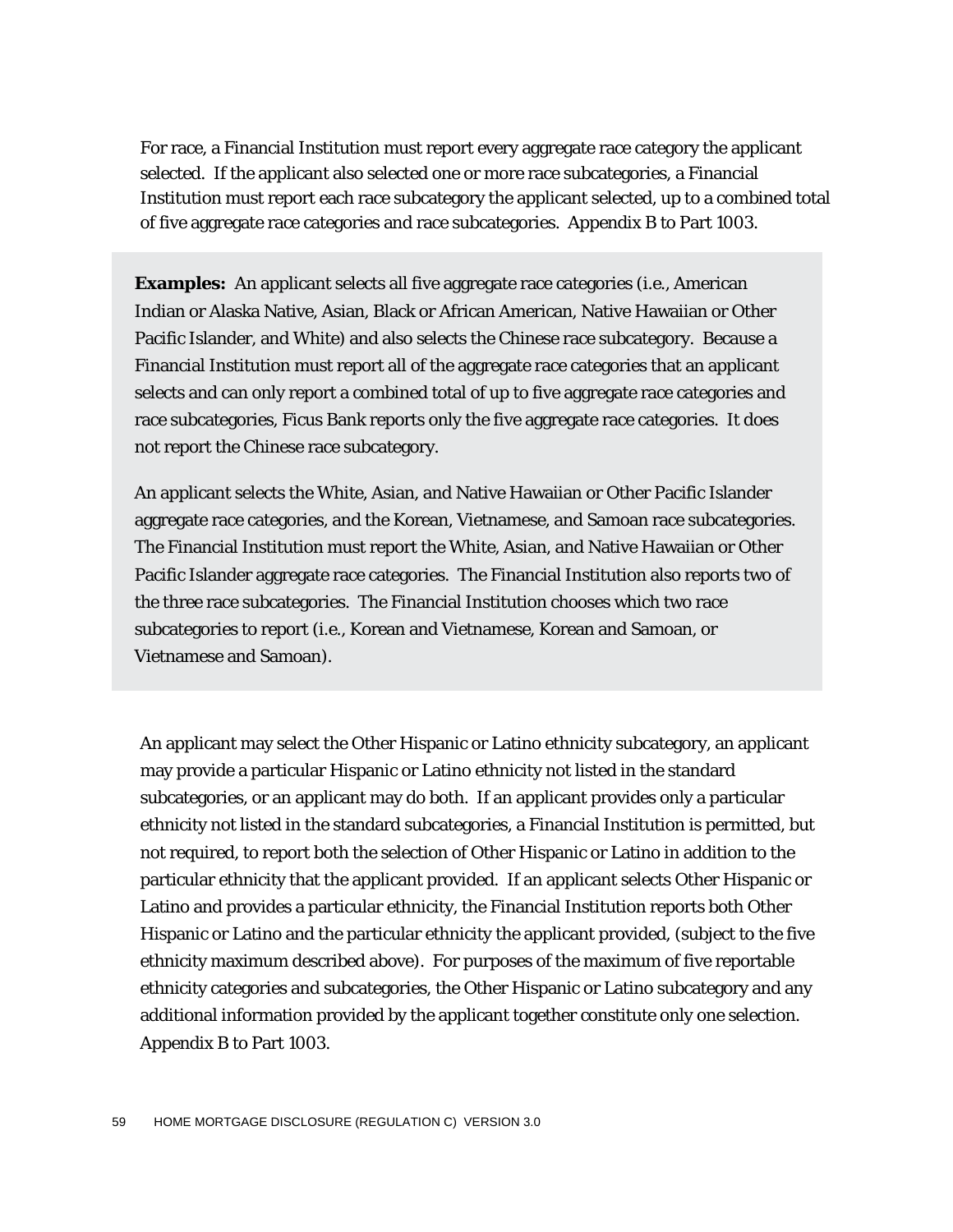For race, a Financial Institution must report every aggregate race category the applicant selected. If the applicant also selected one or more race subcategories, a Financial Institution must report each race subcategory the applicant selected, up to a combined total of five aggregate race categories and race subcategories. Appendix B to Part 1003.

**Examples:** An applicant selects all five aggregate race categories (i.e., American Indian or Alaska Native, Asian, Black or African American, Native Hawaiian or Other Pacific Islander, and White) and also selects the Chinese race subcategory. Because a Financial Institution must report all of the aggregate race categories that an applicant selects and can only report a combined total of up to five aggregate race categories and race subcategories, Ficus Bank reports only the five aggregate race categories. It does not report the Chinese race subcategory.

An applicant selects the White, Asian, and Native Hawaiian or Other Pacific Islander aggregate race categories, and the Korean, Vietnamese, and Samoan race subcategories. The Financial Institution must report the White, Asian, and Native Hawaiian or Other Pacific Islander aggregate race categories. The Financial Institution also reports two of the three race subcategories. The Financial Institution chooses which two race subcategories to report (i.e., Korean and Vietnamese, Korean and Samoan, or Vietnamese and Samoan).

An applicant may select the Other Hispanic or Latino ethnicity subcategory, an applicant may provide a particular Hispanic or Latino ethnicity not listed in the standard subcategories, or an applicant may do both. If an applicant provides only a particular ethnicity not listed in the standard subcategories, a Financial Institution is permitted, but not required, to report both the selection of Other Hispanic or Latino in addition to the particular ethnicity that the applicant provided. If an applicant selects Other Hispanic or Latino and provides a particular ethnicity, the Financial Institution reports both Other Hispanic or Latino and the particular ethnicity the applicant provided, (subject to the five ethnicity maximum described above). For purposes of the maximum of five reportable ethnicity categories and subcategories, the Other Hispanic or Latino subcategory and any additional information provided by the applicant together constitute only one selection. Appendix B to Part 1003.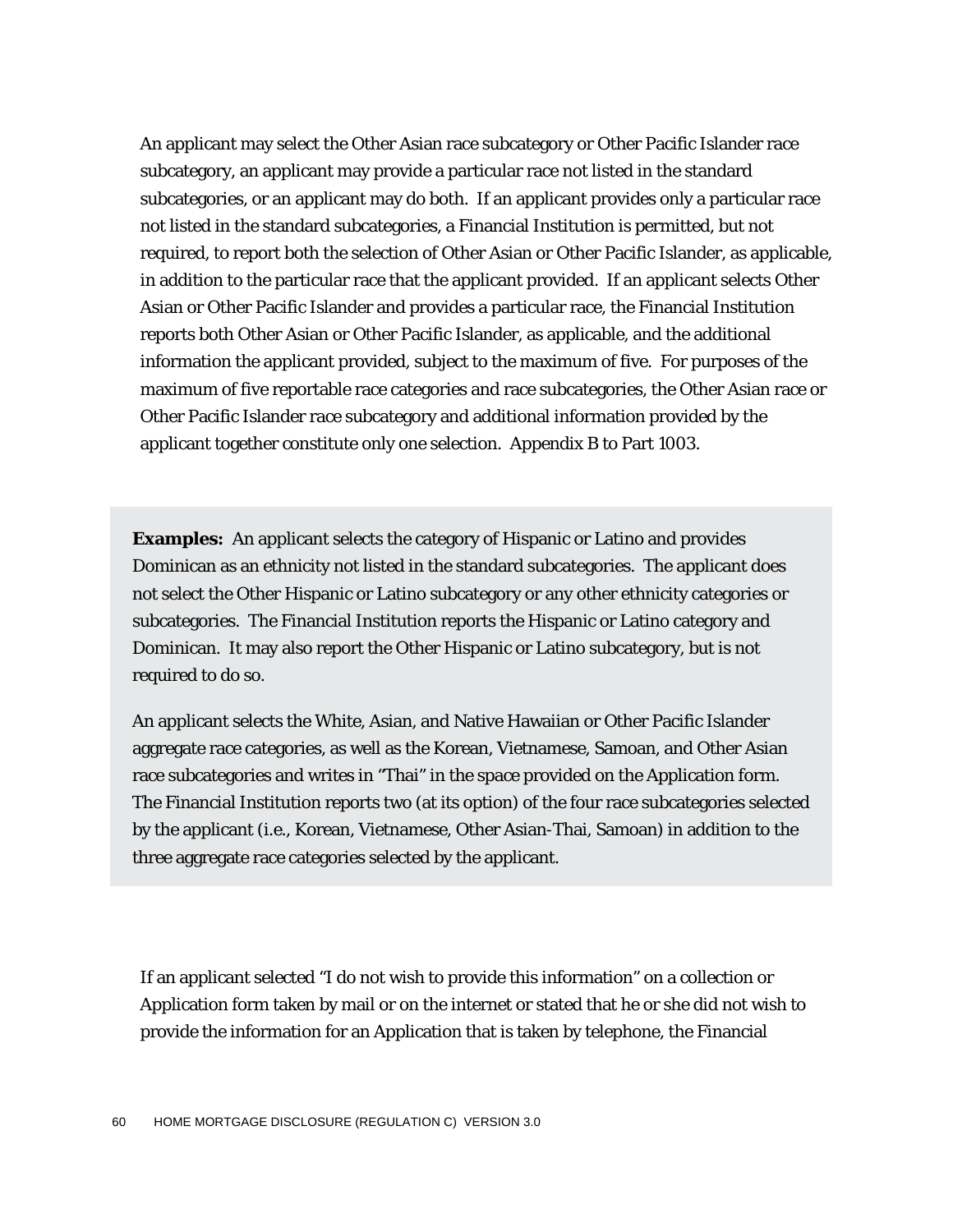An applicant may select the Other Asian race subcategory or Other Pacific Islander race subcategory, an applicant may provide a particular race not listed in the standard subcategories, or an applicant may do both. If an applicant provides only a particular race not listed in the standard subcategories, a Financial Institution is permitted, but not required, to report both the selection of Other Asian or Other Pacific Islander, as applicable, in addition to the particular race that the applicant provided. If an applicant selects Other Asian or Other Pacific Islander and provides a particular race, the Financial Institution reports both Other Asian or Other Pacific Islander, as applicable, and the additional information the applicant provided, subject to the maximum of five. For purposes of the maximum of five reportable race categories and race subcategories, the Other Asian race or Other Pacific Islander race subcategory and additional information provided by the applicant together constitute only one selection. Appendix B to Part 1003.

**Examples:** An applicant selects the category of Hispanic or Latino and provides Dominican as an ethnicity not listed in the standard subcategories. The applicant does not select the Other Hispanic or Latino subcategory or any other ethnicity categories or subcategories. The Financial Institution reports the Hispanic or Latino category and Dominican. It may also report the Other Hispanic or Latino subcategory, but is not required to do so.

An applicant selects the White, Asian, and Native Hawaiian or Other Pacific Islander aggregate race categories, as well as the Korean, Vietnamese, Samoan, and Other Asian race subcategories and writes in "Thai" in the space provided on the Application form. The Financial Institution reports two (at its option) of the four race subcategories selected by the applicant (i.e., Korean, Vietnamese, Other Asian-Thai, Samoan) in addition to the three aggregate race categories selected by the applicant.

If an applicant selected "I do not wish to provide this information" on a collection or Application form taken by mail or on the internet or stated that he or she did not wish to provide the information for an Application that is taken by telephone, the Financial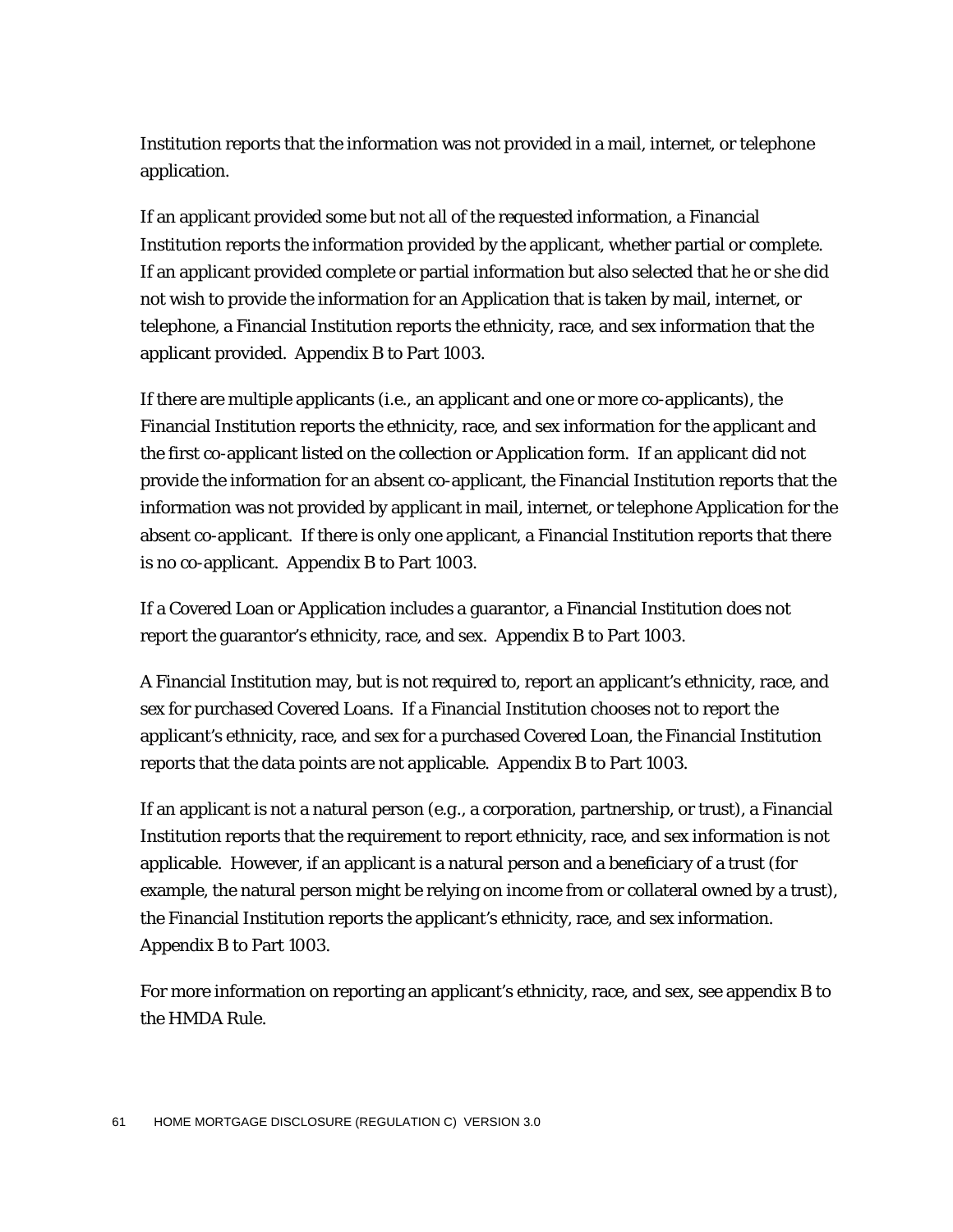Institution reports that the information was not provided in a mail, internet, or telephone application.

If an applicant provided some but not all of the requested information, a Financial Institution reports the information provided by the applicant, whether partial or complete. If an applicant provided complete or partial information but also selected that he or she did not wish to provide the information for an Application that is taken by mail, internet, or telephone, a Financial Institution reports the ethnicity, race, and sex information that the applicant provided. Appendix B to Part 1003.

If there are multiple applicants (i.e., an applicant and one or more co-applicants), the Financial Institution reports the ethnicity, race, and sex information for the applicant and the first co-applicant listed on the collection or Application form. If an applicant did not provide the information for an absent co-applicant, the Financial Institution reports that the information was not provided by applicant in mail, internet, or telephone Application for the absent co-applicant. If there is only one applicant, a Financial Institution reports that there is no co-applicant. Appendix B to Part 1003.

If a Covered Loan or Application includes a guarantor, a Financial Institution does not report the guarantor's ethnicity, race, and sex. Appendix B to Part 1003.

A Financial Institution may, but is not required to, report an applicant's ethnicity, race, and sex for purchased Covered Loans. If a Financial Institution chooses not to report the applicant's ethnicity, race, and sex for a purchased Covered Loan, the Financial Institution reports that the data points are not applicable. Appendix B to Part 1003.

If an applicant is not a natural person (e.g., a corporation, partnership, or trust), a Financial Institution reports that the requirement to report ethnicity, race, and sex information is not applicable. However, if an applicant is a natural person and a beneficiary of a trust (for example, the natural person might be relying on income from or collateral owned by a trust), the Financial Institution reports the applicant's ethnicity, race, and sex information. Appendix B to Part 1003.

For more information on reporting an applicant's ethnicity, race, and sex, see appendix B to the HMDA Rule.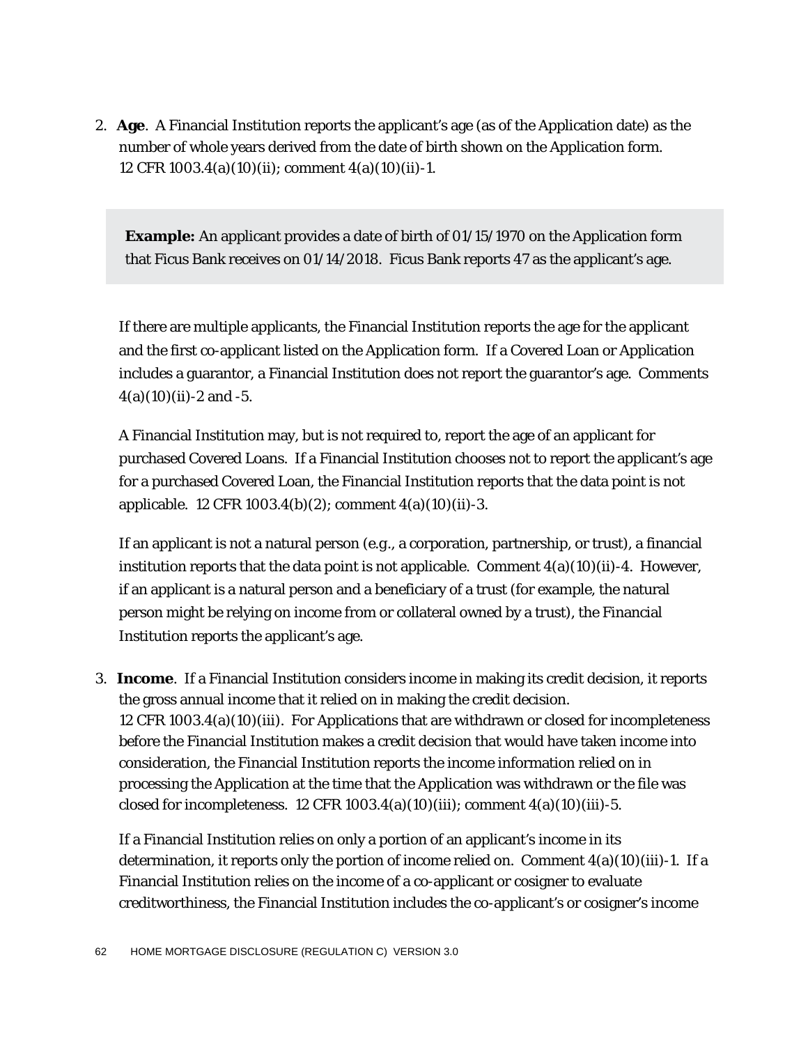2. **Age**. A Financial Institution reports the applicant's age (as of the Application date) as the number of whole years derived from the date of birth shown on the Application form. 12 CFR 1003.4(a)(10)(ii); comment 4(a)(10)(ii)-1.

> **Example:** An applicant provides a date of birth of 01/15/1970 on the Application form that Ficus Bank receives on 01/14/2018. Ficus Bank reports 47 as the applicant's age.

If there are multiple applicants, the Financial Institution reports the age for the applicant and the first co-applicant listed on the Application form. If a Covered Loan or Application includes a guarantor, a Financial Institution does not report the guarantor's age. Comments 4(a)(10)(ii)-2 and -5.

A Financial Institution may, but is not required to, report the age of an applicant for purchased Covered Loans. If a Financial Institution chooses not to report the applicant's age for a purchased Covered Loan, the Financial Institution reports that the data point is not applicable. 12 CFR 1003.4(b)(2); comment 4(a)(10)(ii)-3.

If an applicant is not a natural person (e.g., a corporation, partnership, or trust), a financial institution reports that the data point is not applicable. Comment 4(a)(10)(ii)-4. However, if an applicant is a natural person and a beneficiary of a trust (for example, the natural person might be relying on income from or collateral owned by a trust), the Financial Institution reports the applicant's age.

3. **Income**. If a Financial Institution considers income in making its credit decision, it reports the gross annual income that it relied on in making the credit decision. 12 CFR 1003.4(a)(10)(iii). For Applications that are withdrawn or closed for incompleteness before the Financial Institution makes a credit decision that would have taken income into consideration, the Financial Institution reports the income information relied on in processing the Application at the time that the Application was withdrawn or the file was closed for incompleteness. 12 CFR 1003.4(a)(10)(iii); comment 4(a)(10)(iii)-5.

If a Financial Institution relies on only a portion of an applicant's income in its determination, it reports only the portion of income relied on. Comment 4(a)(10)(iii)-1. If a Financial Institution relies on the income of a co-applicant or cosigner to evaluate creditworthiness, the Financial Institution includes the co-applicant's or cosigner's income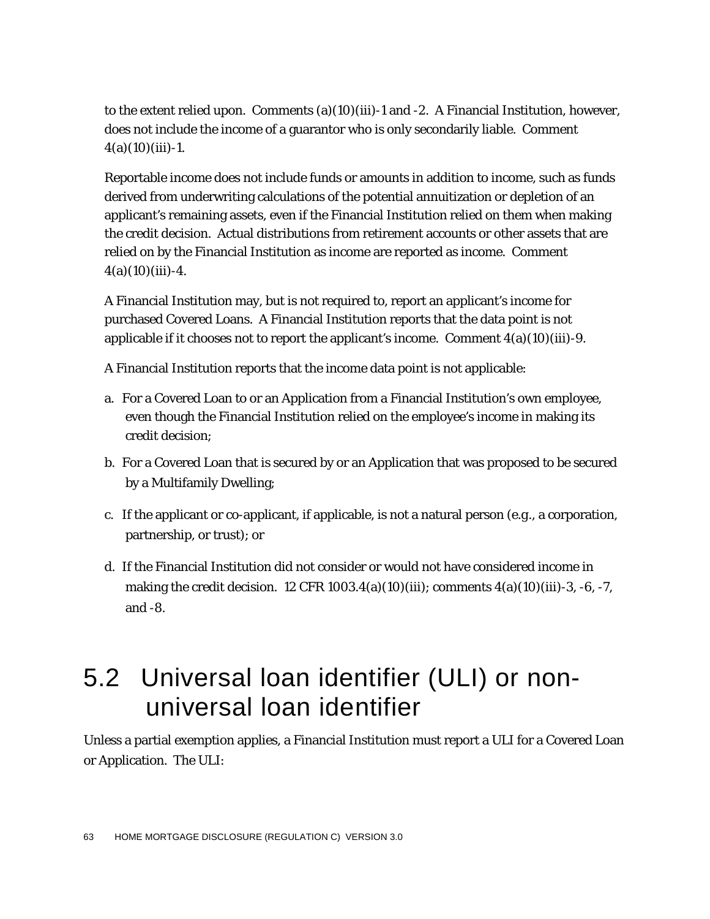to the extent relied upon. Comments (a)(10)(iii)-1 and -2. A Financial Institution, however, does not include the income of a guarantor who is only secondarily liable. Comment 4(a)(10)(iii)-1.

Reportable income does not include funds or amounts in addition to income, such as funds derived from underwriting calculations of the potential annuitization or depletion of an applicant's remaining assets, even if the Financial Institution relied on them when making the credit decision. Actual distributions from retirement accounts or other assets that are relied on by the Financial Institution as income are reported as income. Comment 4(a)(10)(iii)-4.

A Financial Institution may, but is not required to, report an applicant's income for purchased Covered Loans. A Financial Institution reports that the data point is not applicable if it chooses not to report the applicant's income. Comment 4(a)(10)(iii)-9.

A Financial Institution reports that the income data point is not applicable:

a. For a Covered Loan to or an Application from a Financial Institution's own employee, even though the Financial Institution relied on the employee's income in making its credit decision;

b. For a Covered Loan that is secured by or an Application that was proposed to be secured by a Multifamily Dwelling;

c. If the applicant or co-applicant, if applicable, is not a natural person (e.g., a corporation, partnership, or trust); or

d. If the Financial Institution did not consider or would not have considered income in making the credit decision. 12 CFR 1003.4(a)(10)(iii); comments 4(a)(10)(iii)-3, -6, -7, and -8.

## 5.2 Universal loan identifier (ULI) or non-universal loan identifier

Unless a partial exemption applies, a Financial Institution must report a ULI for a Covered Loan or Application. The ULI: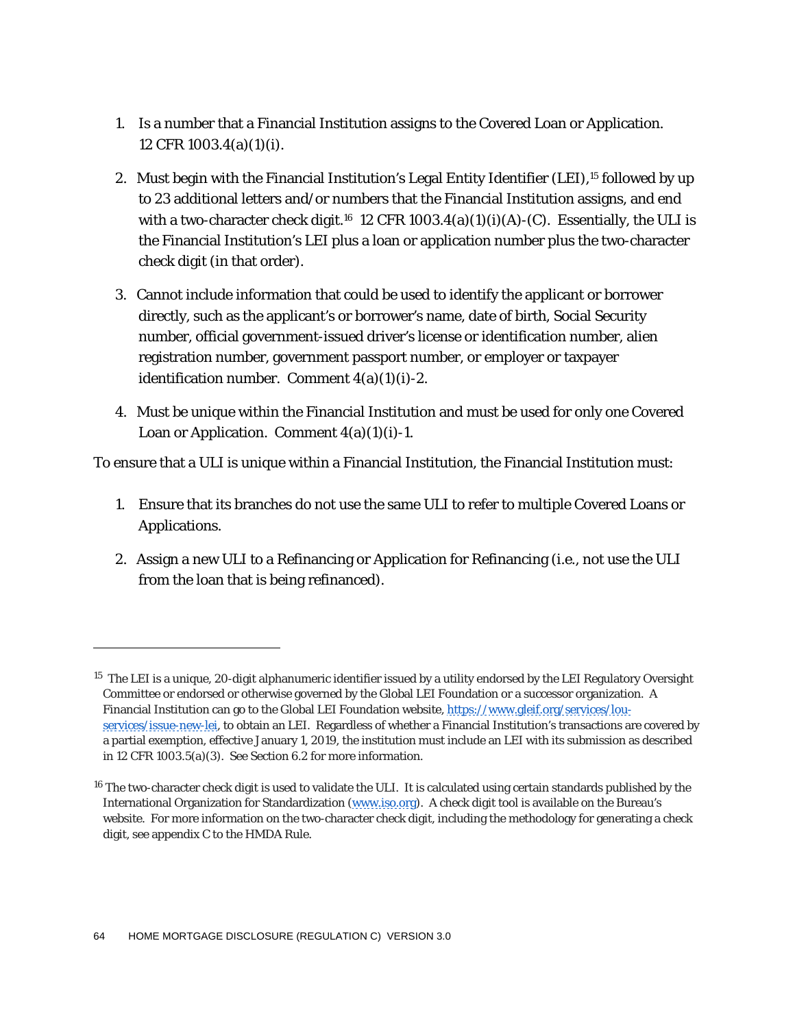1. Is a number that a Financial Institution assigns to the Covered Loan or Application. 12 CFR 1003.4(a)(1)(i).

2. Must begin with the Financial Institution's Legal Entity Identifier (LEI),[15] followed by up to 23 additional letters and/or numbers that the Financial Institution assigns, and end with a two-character check digit.[16] 12 CFR 1003.4(a)(1)(i)(A)-(C). Essentially, the ULI is the Financial Institution's LEI plus a loan or application number plus the two-character check digit (in that order).

3. Cannot include information that could be used to identify the applicant or borrower directly, such as the applicant's or borrower's name, date of birth, Social Security number, official government-issued driver's license or identification number, alien registration number, government passport number, or employer or taxpayer identification number. Comment 4(a)(1)(i)-2.

4. Must be unique within the Financial Institution and must be used for only one Covered Loan or Application. Comment 4(a)(1)(i)-1.

To ensure that a ULI is unique within a Financial Institution, the Financial Institution must:

1. Ensure that its branches do not use the same ULI to refer to multiple Covered Loans or Applications.

2. Assign a new ULI to a Refinancing or Application for Refinancing (i.e., not use the ULI from the loan that is being refinanced).

---

[15] The LEI is a unique, 20-digit alphanumeric identifier issued by a utility endorsed by the LEI Regulatory Oversight Committee or endorsed or otherwise governed by the Global LEI Foundation or a successor organization. A Financial Institution can go to the Global LEI Foundation website, https://www.gleif.org/services/lou-services/issue-new-lei, to obtain an LEI. Regardless of whether a Financial Institution's transactions are covered by a partial exemption, effective January 1, 2019, the institution must include an LEI with its submission as described in 12 CFR 1003.5(a)(3). See Section 6.2 for more information.

[16] The two-character check digit is used to validate the ULI. It is calculated using certain standards published by the International Organization for Standardization (www.iso.org). A check digit tool is available on the Bureau's website. For more information on the two-character check digit, including the methodology for generating a check digit, see appendix C to the HMDA Rule.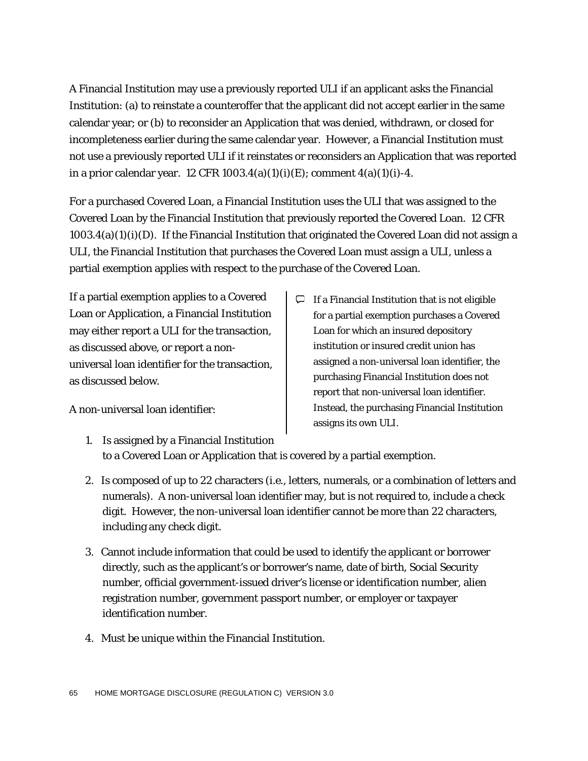A Financial Institution may use a previously reported ULI if an applicant asks the Financial Institution: (a) to reinstate a counteroffer that the applicant did not accept earlier in the same calendar year; or (b) to reconsider an Application that was denied, withdrawn, or closed for incompleteness earlier during the same calendar year. However, a Financial Institution must not use a previously reported ULI if it reinstates or reconsiders an Application that was reported in a prior calendar year. 12 CFR 1003.4(a)(1)(i)(E); comment 4(a)(1)(i)-4.

For a purchased Covered Loan, a Financial Institution uses the ULI that was assigned to the Covered Loan by the Financial Institution that previously reported the Covered Loan. 12 CFR 1003.4(a)(1)(i)(D). If the Financial Institution that originated the Covered Loan did not assign a ULI, the Financial Institution that purchases the Covered Loan must assign a ULI, unless a partial exemption applies with respect to the purchase of the Covered Loan.

If a partial exemption applies to a Covered Loan or Application, a Financial Institution may either report a ULI for the transaction, as discussed above, or report a non-universal loan identifier for the transaction, as discussed below.

> If a Financial Institution that is not eligible for a partial exemption purchases a Covered Loan for which an insured depository institution or insured credit union has assigned a non-universal loan identifier, the purchasing Financial Institution does not report that non-universal loan identifier. Instead, the purchasing Financial Institution assigns its own ULI.

A non-universal loan identifier:

1. Is assigned by a Financial Institution to a Covered Loan or Application that is covered by a partial exemption.
2. Is composed of up to 22 characters (i.e., letters, numerals, or a combination of letters and numerals). A non-universal loan identifier may, but is not required to, include a check digit. However, the non-universal loan identifier cannot be more than 22 characters, including any check digit.
3. Cannot include information that could be used to identify the applicant or borrower directly, such as the applicant's or borrower's name, date of birth, Social Security number, official government-issued driver's license or identification number, alien registration number, government passport number, or employer or taxpayer identification number.
4. Must be unique within the Financial Institution.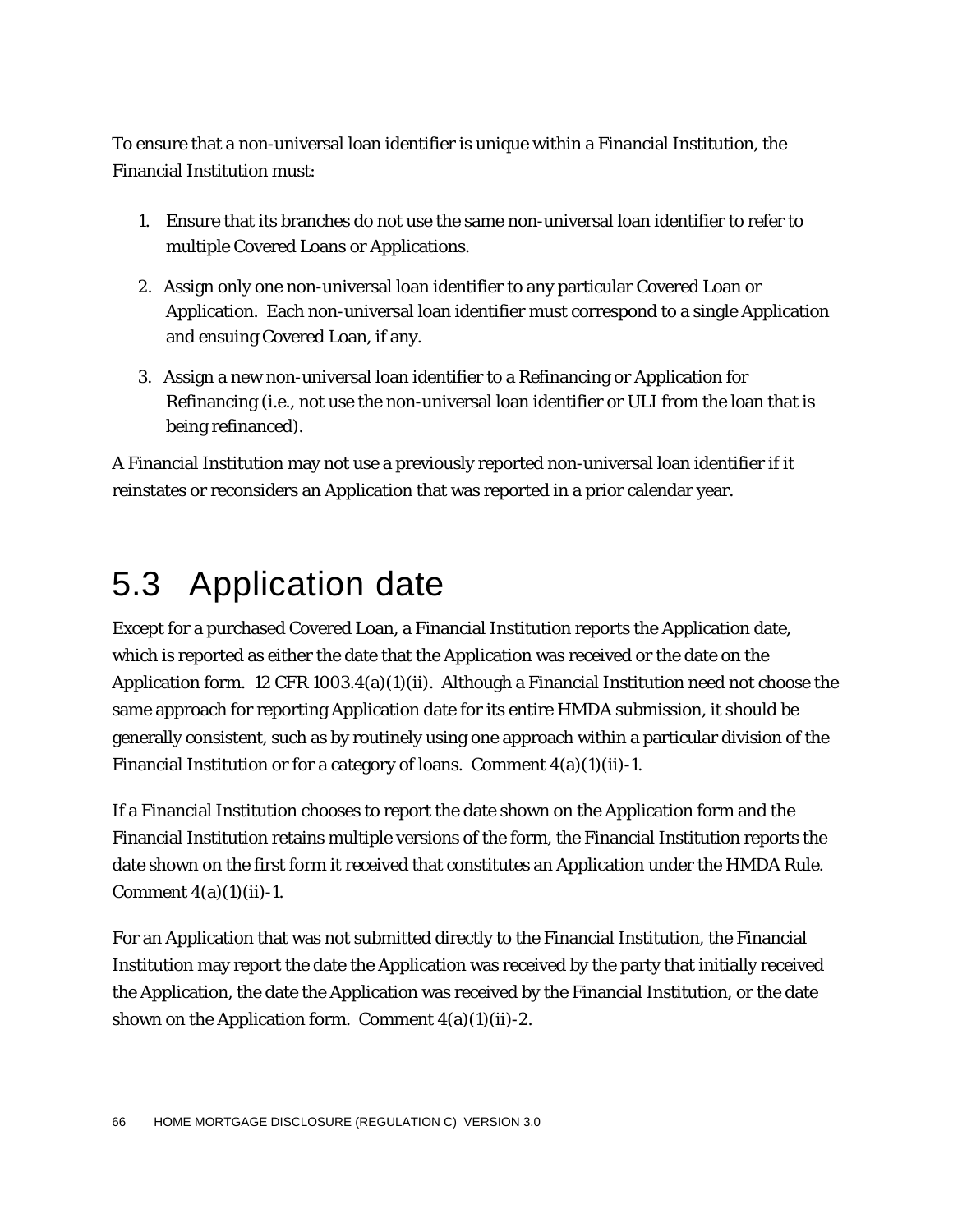To ensure that a non-universal loan identifier is unique within a Financial Institution, the Financial Institution must:

1. Ensure that its branches do not use the same non-universal loan identifier to refer to multiple Covered Loans or Applications.
2. Assign only one non-universal loan identifier to any particular Covered Loan or Application. Each non-universal loan identifier must correspond to a single Application and ensuing Covered Loan, if any.
3. Assign a new non-universal loan identifier to a Refinancing or Application for Refinancing (i.e., not use the non-universal loan identifier or ULI from the loan that is being refinanced).

A Financial Institution may not use a previously reported non-universal loan identifier if it reinstates or reconsiders an Application that was reported in a prior calendar year.

## 5.3 Application date

Except for a purchased Covered Loan, a Financial Institution reports the Application date, which is reported as either the date that the Application was received or the date on the Application form. 12 CFR 1003.4(a)(1)(ii). Although a Financial Institution need not choose the same approach for reporting Application date for its entire HMDA submission, it should be generally consistent, such as by routinely using one approach within a particular division of the Financial Institution or for a category of loans. Comment 4(a)(1)(ii)-1.

If a Financial Institution chooses to report the date shown on the Application form and the Financial Institution retains multiple versions of the form, the Financial Institution reports the date shown on the first form it received that constitutes an Application under the HMDA Rule. Comment 4(a)(1)(ii)-1.

For an Application that was not submitted directly to the Financial Institution, the Financial Institution may report the date the Application was received by the party that initially received the Application, the date the Application was received by the Financial Institution, or the date shown on the Application form. Comment 4(a)(1)(ii)-2.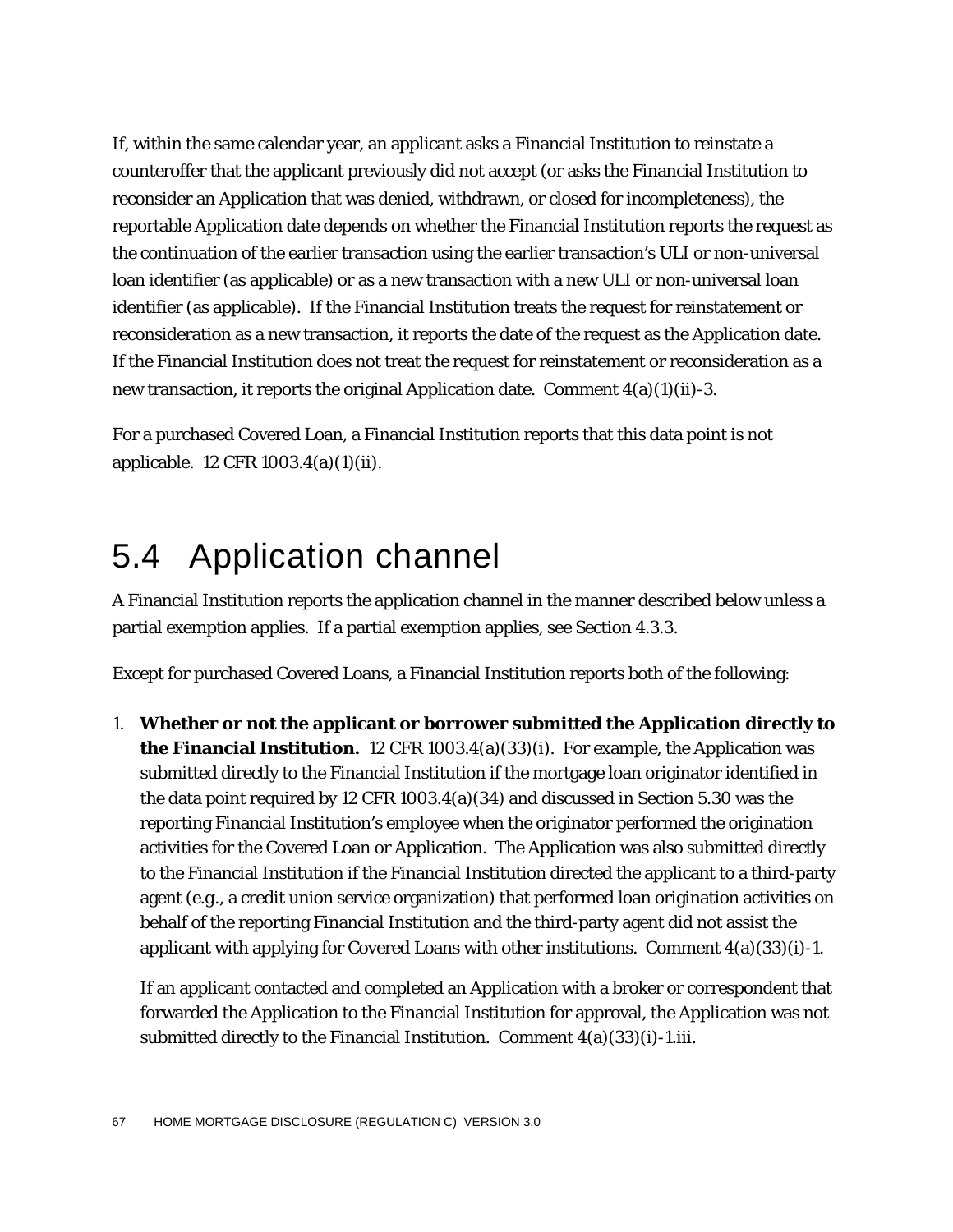If, within the same calendar year, an applicant asks a Financial Institution to reinstate a counteroffer that the applicant previously did not accept (or asks the Financial Institution to reconsider an Application that was denied, withdrawn, or closed for incompleteness), the reportable Application date depends on whether the Financial Institution reports the request as the continuation of the earlier transaction using the earlier transaction's ULI or non-universal loan identifier (as applicable) or as a new transaction with a new ULI or non-universal loan identifier (as applicable). If the Financial Institution treats the request for reinstatement or reconsideration as a new transaction, it reports the date of the request as the Application date. If the Financial Institution does not treat the request for reinstatement or reconsideration as a new transaction, it reports the original Application date. Comment 4(a)(1)(ii)-3.

For a purchased Covered Loan, a Financial Institution reports that this data point is not applicable. 12 CFR 1003.4(a)(1)(ii).

## 5.4 Application channel

A Financial Institution reports the application channel in the manner described below unless a partial exemption applies. If a partial exemption applies, see Section 4.3.3.

Except for purchased Covered Loans, a Financial Institution reports both of the following:

1. **Whether or not the applicant or borrower submitted the Application directly to the Financial Institution.** 12 CFR 1003.4(a)(33)(i). For example, the Application was submitted directly to the Financial Institution if the mortgage loan originator identified in the data point required by 12 CFR 1003.4(a)(34) and discussed in Section 5.30 was the reporting Financial Institution's employee when the originator performed the origination activities for the Covered Loan or Application. The Application was also submitted directly to the Financial Institution if the Financial Institution directed the applicant to a third-party agent (e.g., a credit union service organization) that performed loan origination activities on behalf of the reporting Financial Institution and the third-party agent did not assist the applicant with applying for Covered Loans with other institutions. Comment 4(a)(33)(i)-1.

   If an applicant contacted and completed an Application with a broker or correspondent that forwarded the Application to the Financial Institution for approval, the Application was not submitted directly to the Financial Institution. Comment 4(a)(33)(i)-1.iii.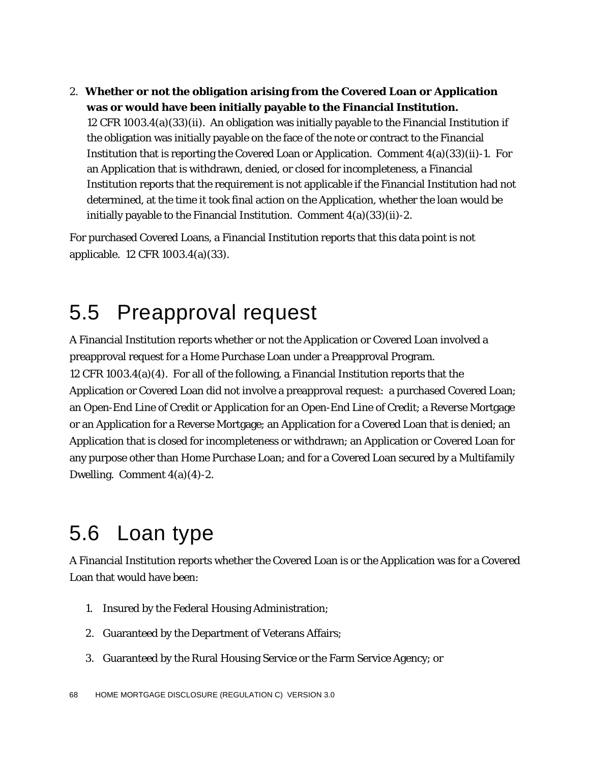2. **Whether or not the obligation arising from the Covered Loan or Application was or would have been initially payable to the Financial Institution.** 12 CFR 1003.4(a)(33)(ii). An obligation was initially payable to the Financial Institution if the obligation was initially payable on the face of the note or contract to the Financial Institution that is reporting the Covered Loan or Application. Comment 4(a)(33)(ii)-1. For an Application that is withdrawn, denied, or closed for incompleteness, a Financial Institution reports that the requirement is not applicable if the Financial Institution had not determined, at the time it took final action on the Application, whether the loan would be initially payable to the Financial Institution. Comment 4(a)(33)(ii)-2.

For purchased Covered Loans, a Financial Institution reports that this data point is not applicable. 12 CFR 1003.4(a)(33).

## 5.5 Preapproval request

A Financial Institution reports whether or not the Application or Covered Loan involved a preapproval request for a Home Purchase Loan under a Preapproval Program. 12 CFR 1003.4(a)(4). For all of the following, a Financial Institution reports that the Application or Covered Loan did not involve a preapproval request: a purchased Covered Loan; an Open-End Line of Credit or Application for an Open-End Line of Credit; a Reverse Mortgage or an Application for a Reverse Mortgage; an Application for a Covered Loan that is denied; an Application that is closed for incompleteness or withdrawn; an Application or Covered Loan for any purpose other than Home Purchase Loan; and for a Covered Loan secured by a Multifamily Dwelling. Comment 4(a)(4)-2.

## 5.6 Loan type

A Financial Institution reports whether the Covered Loan is or the Application was for a Covered Loan that would have been:

1. Insured by the Federal Housing Administration;
2. Guaranteed by the Department of Veterans Affairs;
3. Guaranteed by the Rural Housing Service or the Farm Service Agency; or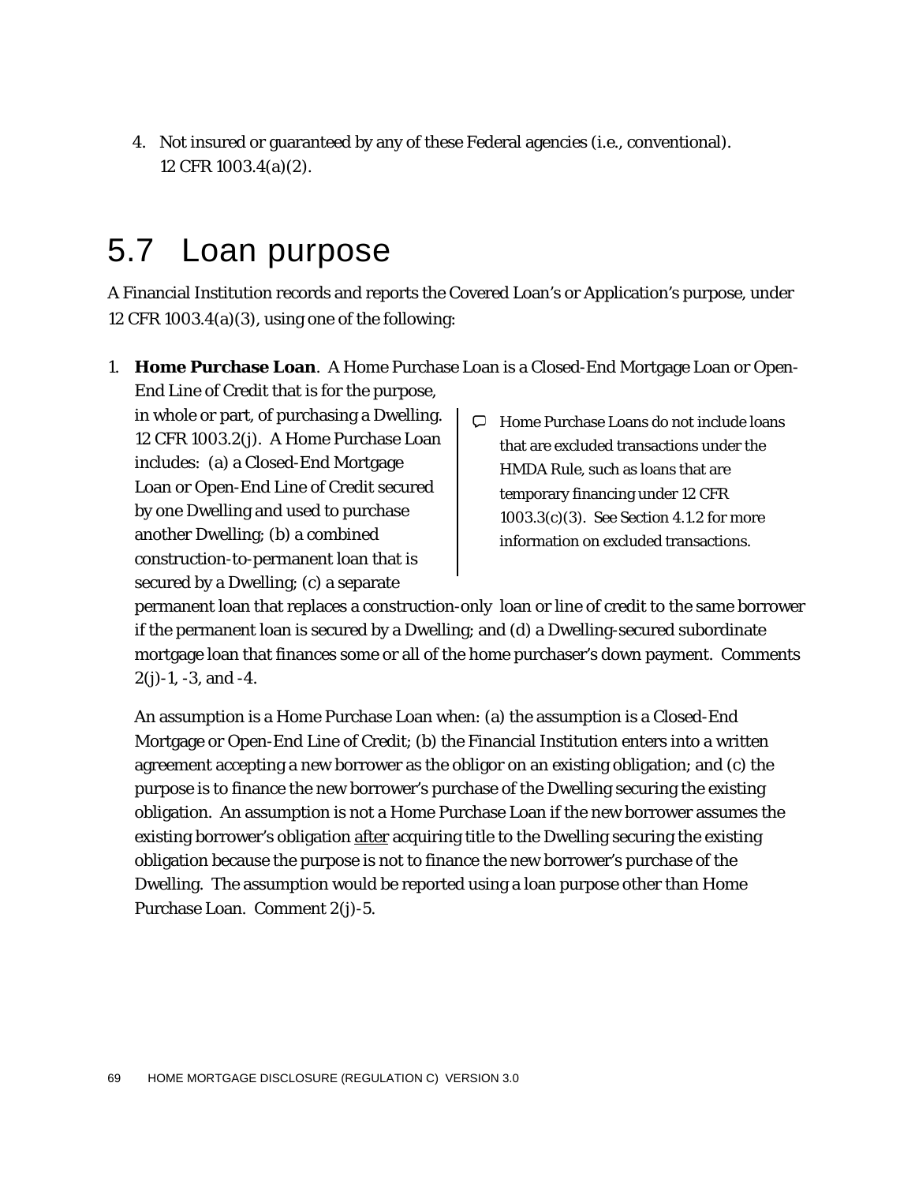4. Not insured or guaranteed by any of these Federal agencies (i.e., conventional). 12 CFR 1003.4(a)(2).

## 5.7 Loan purpose

A Financial Institution records and reports the Covered Loan's or Application's purpose, under 12 CFR 1003.4(a)(3), using one of the following:

1. **Home Purchase Loan**. A Home Purchase Loan is a Closed-End Mortgage Loan or Open-End Line of Credit that is for the purpose, in whole or part, of purchasing a Dwelling. 12 CFR 1003.2(j). A Home Purchase Loan includes: (a) a Closed-End Mortgage Loan or Open-End Line of Credit secured by one Dwelling and used to purchase another Dwelling; (b) a combined construction-to-permanent loan that is secured by a Dwelling; (c) a separate permanent loan that replaces a construction-only loan or line of credit to the same borrower if the permanent loan is secured by a Dwelling; and (d) a Dwelling-secured subordinate mortgage loan that finances some or all of the home purchaser's down payment. Comments 2(j)-1, -3, and -4.

   > Home Purchase Loans do not include loans that are excluded transactions under the HMDA Rule, such as loans that are temporary financing under 12 CFR 1003.3(c)(3). See Section 4.1.2 for more information on excluded transactions.

   An assumption is a Home Purchase Loan when: (a) the assumption is a Closed-End Mortgage or Open-End Line of Credit; (b) the Financial Institution enters into a written agreement accepting a new borrower as the obligor on an existing obligation; and (c) the purpose is to finance the new borrower's purchase of the Dwelling securing the existing obligation. An assumption is not a Home Purchase Loan if the new borrower assumes the existing borrower's obligation after acquiring title to the Dwelling securing the existing obligation because the purpose is not to finance the new borrower's purchase of the Dwelling. The assumption would be reported using a loan purpose other than Home Purchase Loan. Comment 2(j)-5.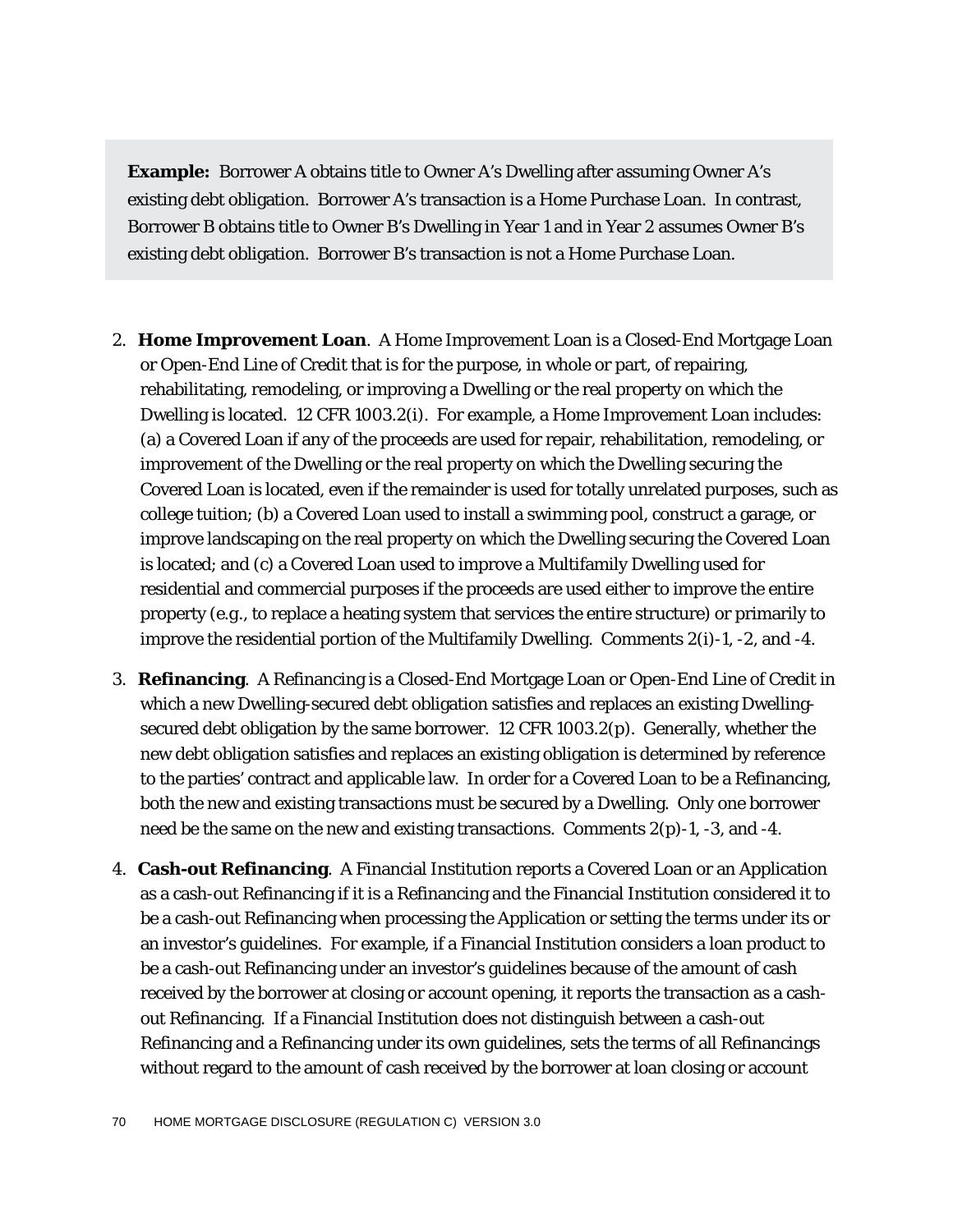**Example:** Borrower A obtains title to Owner A's Dwelling after assuming Owner A's existing debt obligation. Borrower A's transaction is a Home Purchase Loan. In contrast, Borrower B obtains title to Owner B's Dwelling in Year 1 and in Year 2 assumes Owner B's existing debt obligation. Borrower B's transaction is not a Home Purchase Loan.

2. **Home Improvement Loan**. A Home Improvement Loan is a Closed-End Mortgage Loan or Open-End Line of Credit that is for the purpose, in whole or part, of repairing, rehabilitating, remodeling, or improving a Dwelling or the real property on which the Dwelling is located. 12 CFR 1003.2(i). For example, a Home Improvement Loan includes: (a) a Covered Loan if any of the proceeds are used for repair, rehabilitation, remodeling, or improvement of the Dwelling or the real property on which the Dwelling securing the Covered Loan is located, even if the remainder is used for totally unrelated purposes, such as college tuition; (b) a Covered Loan used to install a swimming pool, construct a garage, or improve landscaping on the real property on which the Dwelling securing the Covered Loan is located; and (c) a Covered Loan used to improve a Multifamily Dwelling used for residential and commercial purposes if the proceeds are used either to improve the entire property (e.g., to replace a heating system that services the entire structure) or primarily to improve the residential portion of the Multifamily Dwelling. Comments 2(i)-1, -2, and -4.

3. **Refinancing**. A Refinancing is a Closed-End Mortgage Loan or Open-End Line of Credit in which a new Dwelling-secured debt obligation satisfies and replaces an existing Dwelling-secured debt obligation by the same borrower. 12 CFR 1003.2(p). Generally, whether the new debt obligation satisfies and replaces an existing obligation is determined by reference to the parties' contract and applicable law. In order for a Covered Loan to be a Refinancing, both the new and existing transactions must be secured by a Dwelling. Only one borrower need be the same on the new and existing transactions. Comments 2(p)-1, -3, and -4.

4. **Cash-out Refinancing**. A Financial Institution reports a Covered Loan or an Application as a cash-out Refinancing if it is a Refinancing and the Financial Institution considered it to be a cash-out Refinancing when processing the Application or setting the terms under its or an investor's guidelines. For example, if a Financial Institution considers a loan product to be a cash-out Refinancing under an investor's guidelines because of the amount of cash received by the borrower at closing or account opening, it reports the transaction as a cash-out Refinancing. If a Financial Institution does not distinguish between a cash-out Refinancing and a Refinancing under its own guidelines, sets the terms of all Refinancings without regard to the amount of cash received by the borrower at loan closing or account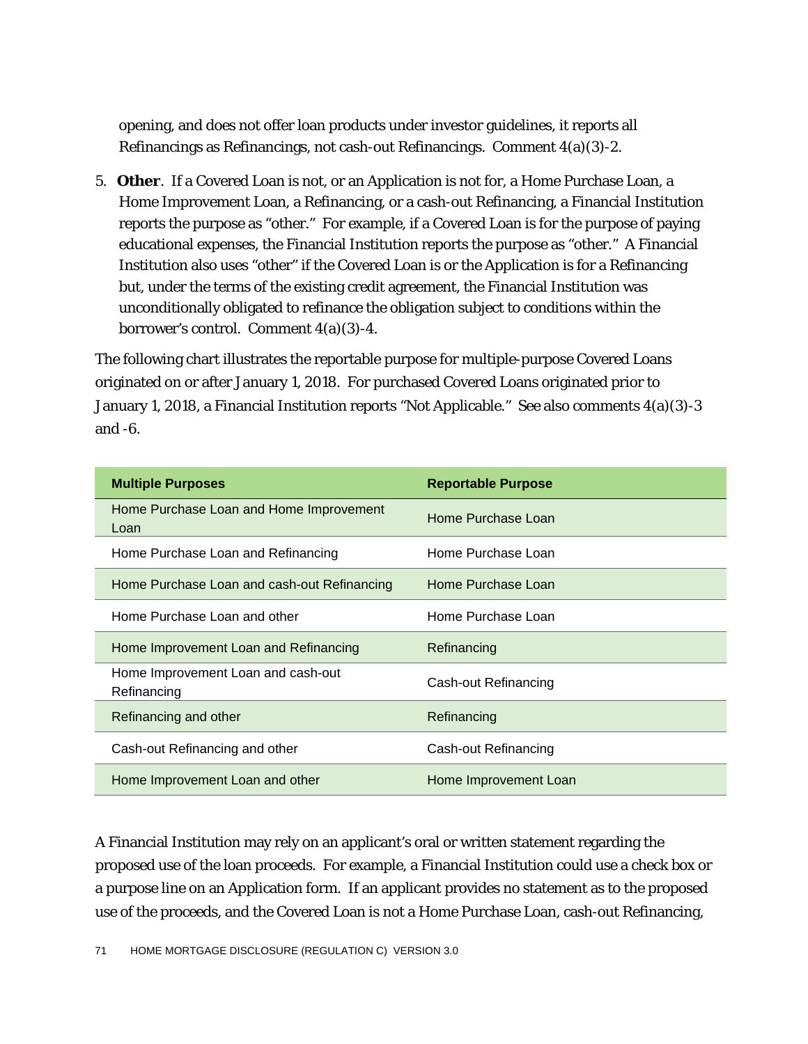opening, and does not offer loan products under investor guidelines, it reports all Refinancings as Refinancings, not cash-out Refinancings. Comment 4(a)(3)-2.

5. **Other**. If a Covered Loan is not, or an Application is not for, a Home Purchase Loan, a Home Improvement Loan, a Refinancing, or a cash-out Refinancing, a Financial Institution reports the purpose as "other." For example, if a Covered Loan is for the purpose of paying educational expenses, the Financial Institution reports the purpose as "other." A Financial Institution also uses "other" if the Covered Loan is or the Application is for a Refinancing but, under the terms of the existing credit agreement, the Financial Institution was unconditionally obligated to refinance the obligation subject to conditions within the borrower's control. Comment 4(a)(3)-4.

The following chart illustrates the reportable purpose for multiple-purpose Covered Loans originated on or after January 1, 2018. For purchased Covered Loans originated prior to January 1, 2018, a Financial Institution reports "Not Applicable." See also comments 4(a)(3)-3 and -6.

| Multiple Purposes | Reportable Purpose |
|---|---|
| Home Purchase Loan and Home Improvement Loan | Home Purchase Loan |
| Home Purchase Loan and Refinancing | Home Purchase Loan |
| Home Purchase Loan and cash-out Refinancing | Home Purchase Loan |
| Home Purchase Loan and other | Home Purchase Loan |
| Home Improvement Loan and Refinancing | Refinancing |
| Home Improvement Loan and cash-out Refinancing | Cash-out Refinancing |
| Refinancing and other | Refinancing |
| Cash-out Refinancing and other | Cash-out Refinancing |
| Home Improvement Loan and other | Home Improvement Loan |

A Financial Institution may rely on an applicant's oral or written statement regarding the proposed use of the loan proceeds. For example, a Financial Institution could use a check box or a purpose line on an Application form. If an applicant provides no statement as to the proposed use of the proceeds, and the Covered Loan is not a Home Purchase Loan, cash-out Refinancing,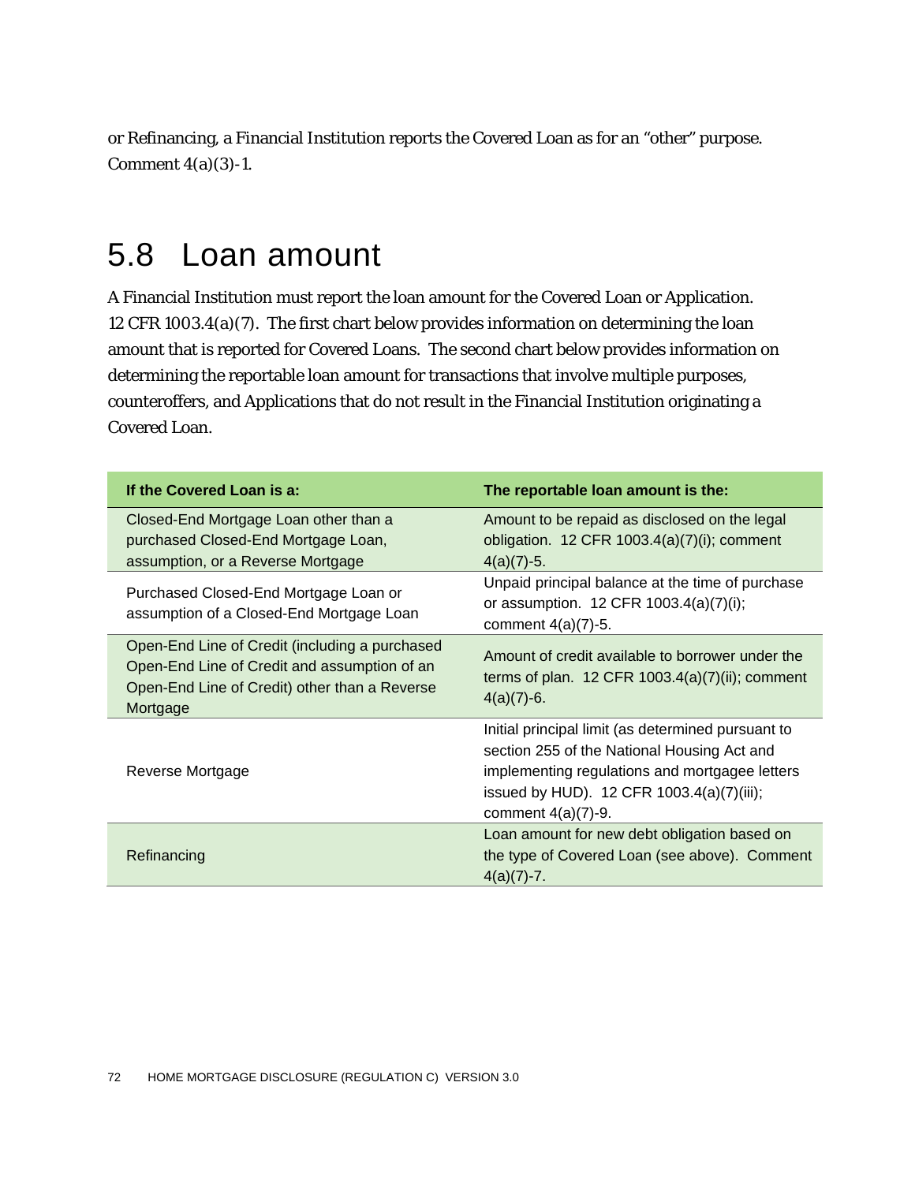or Refinancing, a Financial Institution reports the Covered Loan as for an "other" purpose. Comment 4(a)(3)-1.

## 5.8 Loan amount

A Financial Institution must report the loan amount for the Covered Loan or Application. 12 CFR 1003.4(a)(7). The first chart below provides information on determining the loan amount that is reported for Covered Loans. The second chart below provides information on determining the reportable loan amount for transactions that involve multiple purposes, counteroffers, and Applications that do not result in the Financial Institution originating a Covered Loan.

| If the Covered Loan is a: | The reportable loan amount is the: |
|---|---|
| Closed-End Mortgage Loan other than a purchased Closed-End Mortgage Loan, assumption, or a Reverse Mortgage | Amount to be repaid as disclosed on the legal obligation. 12 CFR 1003.4(a)(7)(i); comment 4(a)(7)-5. |
| Purchased Closed-End Mortgage Loan or assumption of a Closed-End Mortgage Loan | Unpaid principal balance at the time of purchase or assumption. 12 CFR 1003.4(a)(7)(i); comment 4(a)(7)-5. |
| Open-End Line of Credit (including a purchased Open-End Line of Credit and assumption of an Open-End Line of Credit) other than a Reverse Mortgage | Amount of credit available to borrower under the terms of plan. 12 CFR 1003.4(a)(7)(ii); comment 4(a)(7)-6. |
| Reverse Mortgage | Initial principal limit (as determined pursuant to section 255 of the National Housing Act and implementing regulations and mortgagee letters issued by HUD). 12 CFR 1003.4(a)(7)(iii); comment 4(a)(7)-9. |
| Refinancing | Loan amount for new debt obligation based on the type of Covered Loan (see above). Comment 4(a)(7)-7. |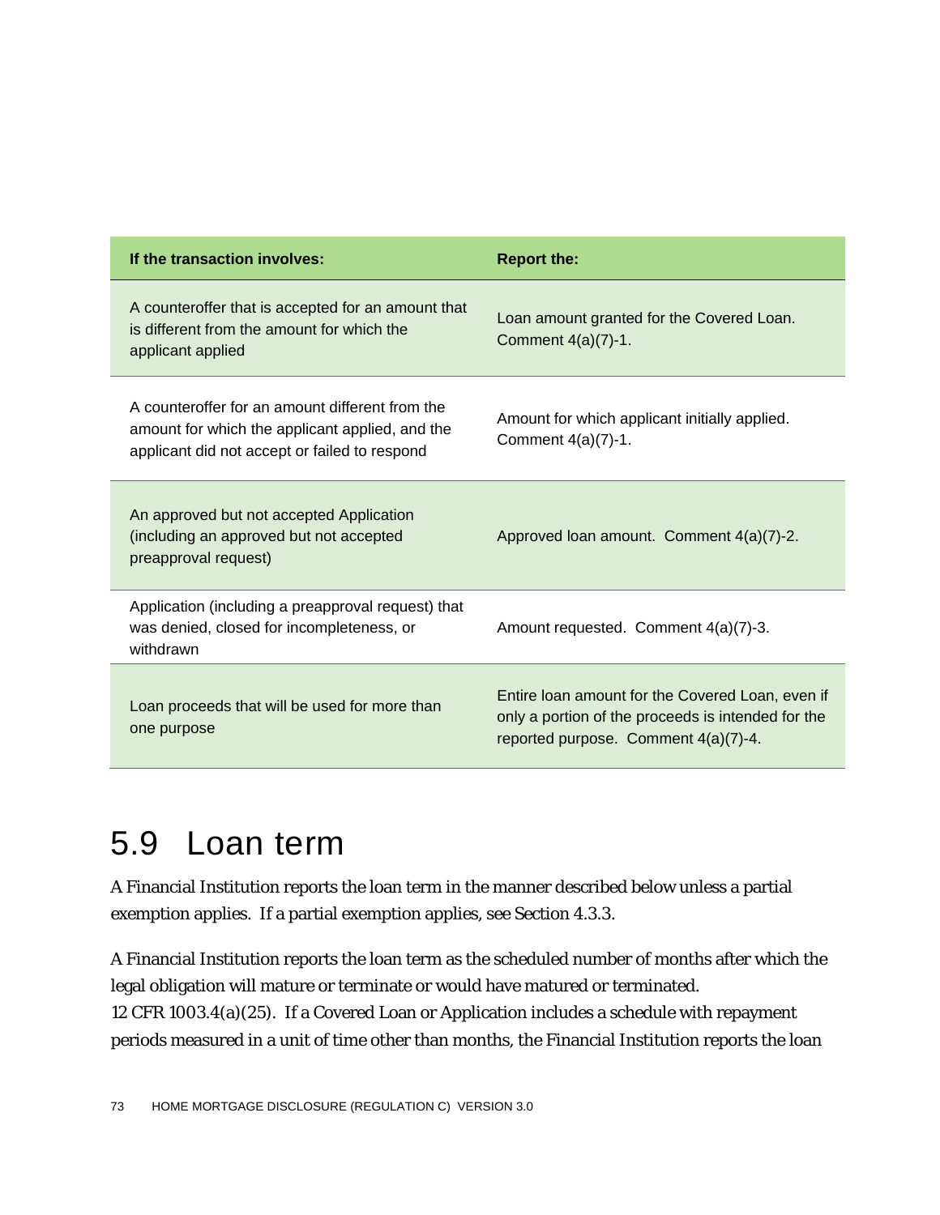| If the transaction involves: | Report the: |
|---|---|
| A counteroffer that is accepted for an amount that is different from the amount for which the applicant applied | Loan amount granted for the Covered Loan. Comment 4(a)(7)-1. |
| A counteroffer for an amount different from the amount for which the applicant applied, and the applicant did not accept or failed to respond | Amount for which applicant initially applied. Comment 4(a)(7)-1. |
| An approved but not accepted Application (including an approved but not accepted preapproval request) | Approved loan amount. Comment 4(a)(7)-2. |
| Application (including a preapproval request) that was denied, closed for incompleteness, or withdrawn | Amount requested. Comment 4(a)(7)-3. |
| Loan proceeds that will be used for more than one purpose | Entire loan amount for the Covered Loan, even if only a portion of the proceeds is intended for the reported purpose. Comment 4(a)(7)-4. |

## 5.9 Loan term

A Financial Institution reports the loan term in the manner described below unless a partial exemption applies. If a partial exemption applies, see Section 4.3.3.

A Financial Institution reports the loan term as the scheduled number of months after which the legal obligation will mature or terminate or would have matured or terminated. 12 CFR 1003.4(a)(25). If a Covered Loan or Application includes a schedule with repayment periods measured in a unit of time other than months, the Financial Institution reports the loan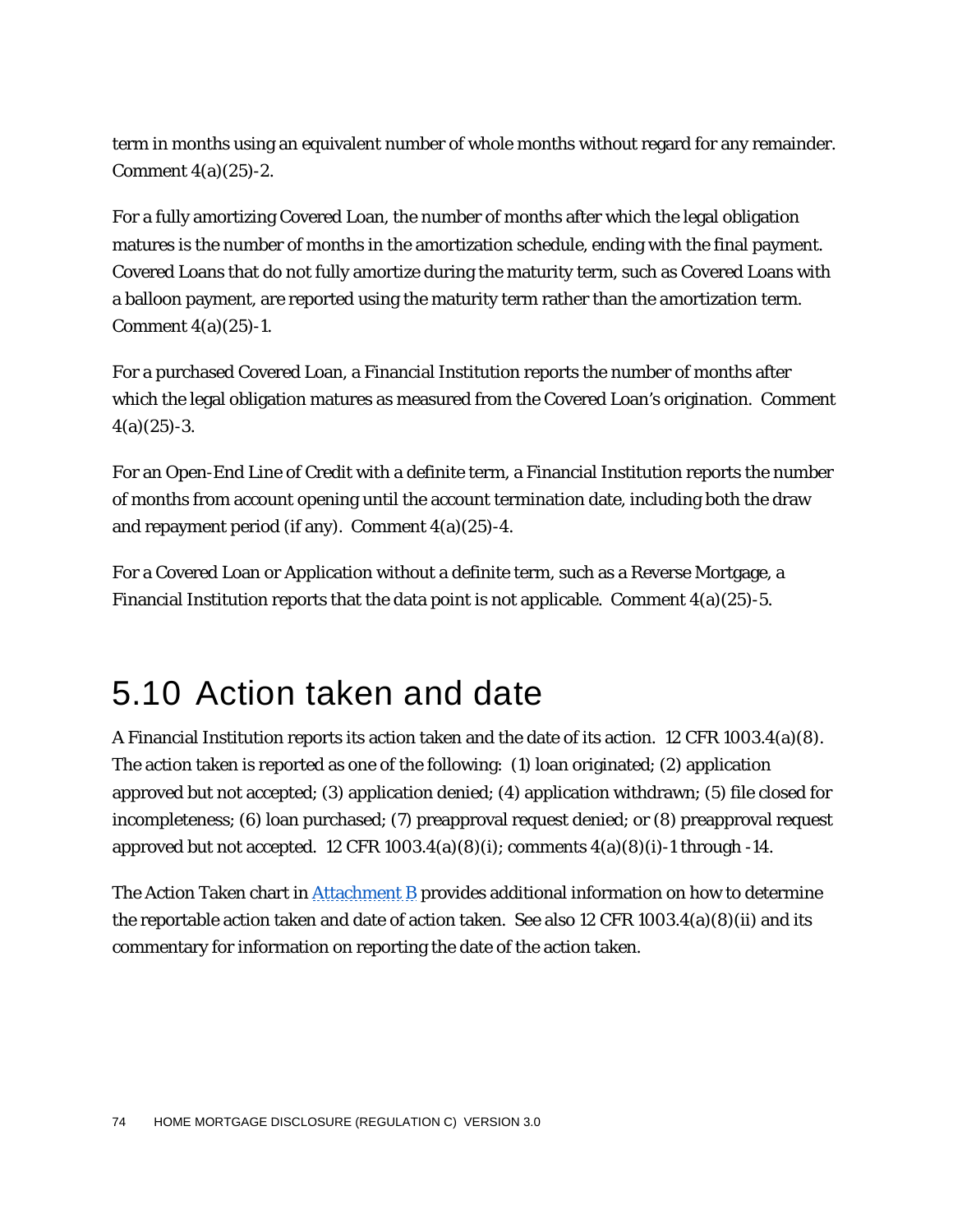term in months using an equivalent number of whole months without regard for any remainder. Comment 4(a)(25)-2.

For a fully amortizing Covered Loan, the number of months after which the legal obligation matures is the number of months in the amortization schedule, ending with the final payment. Covered Loans that do not fully amortize during the maturity term, such as Covered Loans with a balloon payment, are reported using the maturity term rather than the amortization term. Comment 4(a)(25)-1.

For a purchased Covered Loan, a Financial Institution reports the number of months after which the legal obligation matures as measured from the Covered Loan's origination. Comment 4(a)(25)-3.

For an Open-End Line of Credit with a definite term, a Financial Institution reports the number of months from account opening until the account termination date, including both the draw and repayment period (if any). Comment 4(a)(25)-4.

For a Covered Loan or Application without a definite term, such as a Reverse Mortgage, a Financial Institution reports that the data point is not applicable. Comment 4(a)(25)-5.

## 5.10 Action taken and date

A Financial Institution reports its action taken and the date of its action. 12 CFR 1003.4(a)(8). The action taken is reported as one of the following: (1) loan originated; (2) application approved but not accepted; (3) application denied; (4) application withdrawn; (5) file closed for incompleteness; (6) loan purchased; (7) preapproval request denied; or (8) preapproval request approved but not accepted. 12 CFR 1003.4(a)(8)(i); comments 4(a)(8)(i)-1 through -14.

The Action Taken chart in Attachment B provides additional information on how to determine the reportable action taken and date of action taken. See also 12 CFR 1003.4(a)(8)(ii) and its commentary for information on reporting the date of the action taken.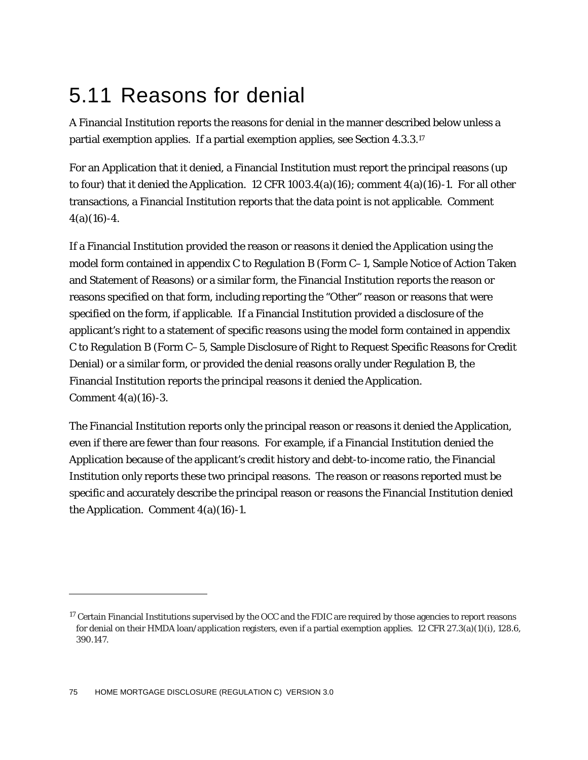## 5.11 Reasons for denial

A Financial Institution reports the reasons for denial in the manner described below unless a partial exemption applies. If a partial exemption applies, see Section 4.3.3.[17]

For an Application that it denied, a Financial Institution must report the principal reasons (up to four) that it denied the Application. 12 CFR 1003.4(a)(16); comment 4(a)(16)-1. For all other transactions, a Financial Institution reports that the data point is not applicable. Comment 4(a)(16)-4.

If a Financial Institution provided the reason or reasons it denied the Application using the model form contained in appendix C to Regulation B (Form C–1, Sample Notice of Action Taken and Statement of Reasons) or a similar form, the Financial Institution reports the reason or reasons specified on that form, including reporting the "Other" reason or reasons that were specified on the form, if applicable. If a Financial Institution provided a disclosure of the applicant's right to a statement of specific reasons using the model form contained in appendix C to Regulation B (Form C–5, Sample Disclosure of Right to Request Specific Reasons for Credit Denial) or a similar form, or provided the denial reasons orally under Regulation B, the Financial Institution reports the principal reasons it denied the Application. Comment 4(a)(16)-3.

The Financial Institution reports only the principal reason or reasons it denied the Application, even if there are fewer than four reasons. For example, if a Financial Institution denied the Application because of the applicant's credit history and debt-to-income ratio, the Financial Institution only reports these two principal reasons. The reason or reasons reported must be specific and accurately describe the principal reason or reasons the Financial Institution denied the Application. Comment 4(a)(16)-1.

---

[17] Certain Financial Institutions supervised by the OCC and the FDIC are required by those agencies to report reasons for denial on their HMDA loan/application registers, even if a partial exemption applies. 12 CFR 27.3(a)(1)(i), 128.6, 390.147.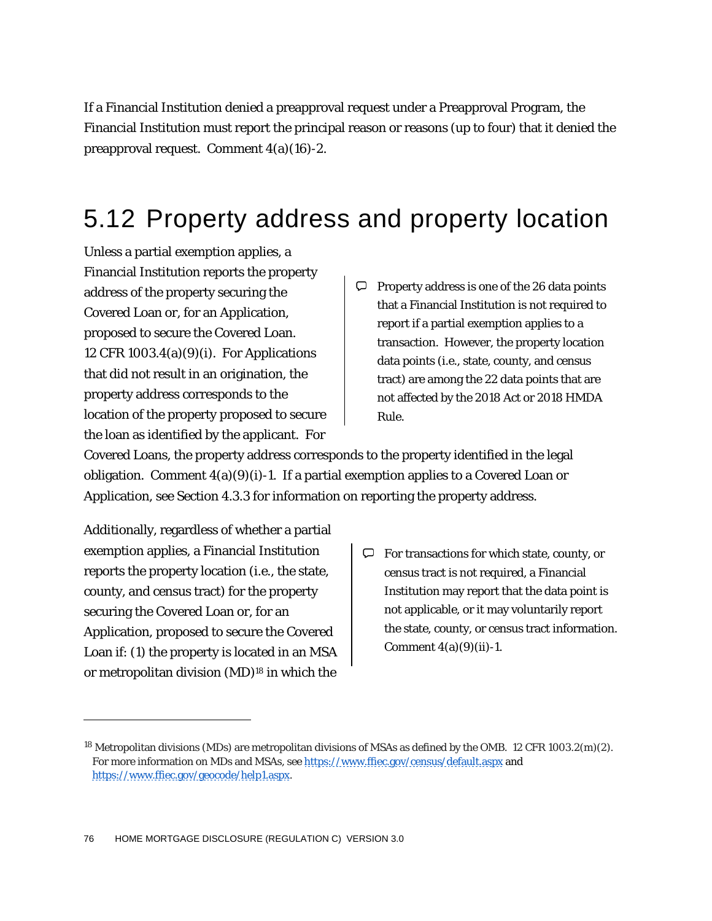If a Financial Institution denied a preapproval request under a Preapproval Program, the Financial Institution must report the principal reason or reasons (up to four) that it denied the preapproval request. Comment 4(a)(16)-2.

## 5.12 Property address and property location

Unless a partial exemption applies, a Financial Institution reports the property address of the property securing the Covered Loan or, for an Application, proposed to secure the Covered Loan. 12 CFR 1003.4(a)(9)(i). For Applications that did not result in an origination, the property address corresponds to the location of the property proposed to secure the loan as identified by the applicant. For Covered Loans, the property address corresponds to the property identified in the legal obligation. Comment 4(a)(9)(i)-1. If a partial exemption applies to a Covered Loan or Application, see Section 4.3.3 for information on reporting the property address.

> Property address is one of the 26 data points that a Financial Institution is not required to report if a partial exemption applies to a transaction. However, the property location data points (i.e., state, county, and census tract) are among the 22 data points that are not affected by the 2018 Act or 2018 HMDA Rule.

Additionally, regardless of whether a partial exemption applies, a Financial Institution reports the property location (i.e., the state, county, and census tract) for the property securing the Covered Loan or, for an Application, proposed to secure the Covered Loan if: (1) the property is located in an MSA or metropolitan division (MD)[18] in which the

> For transactions for which state, county, or census tract is not required, a Financial Institution may report that the data point is not applicable, or it may voluntarily report the state, county, or census tract information. Comment 4(a)(9)(ii)-1.

[18] Metropolitan divisions (MDs) are metropolitan divisions of MSAs as defined by the OMB. 12 CFR 1003.2(m)(2). For more information on MDs and MSAs, see https://www.ffiec.gov/census/default.aspx and https://www.ffiec.gov/geocode/help1.aspx.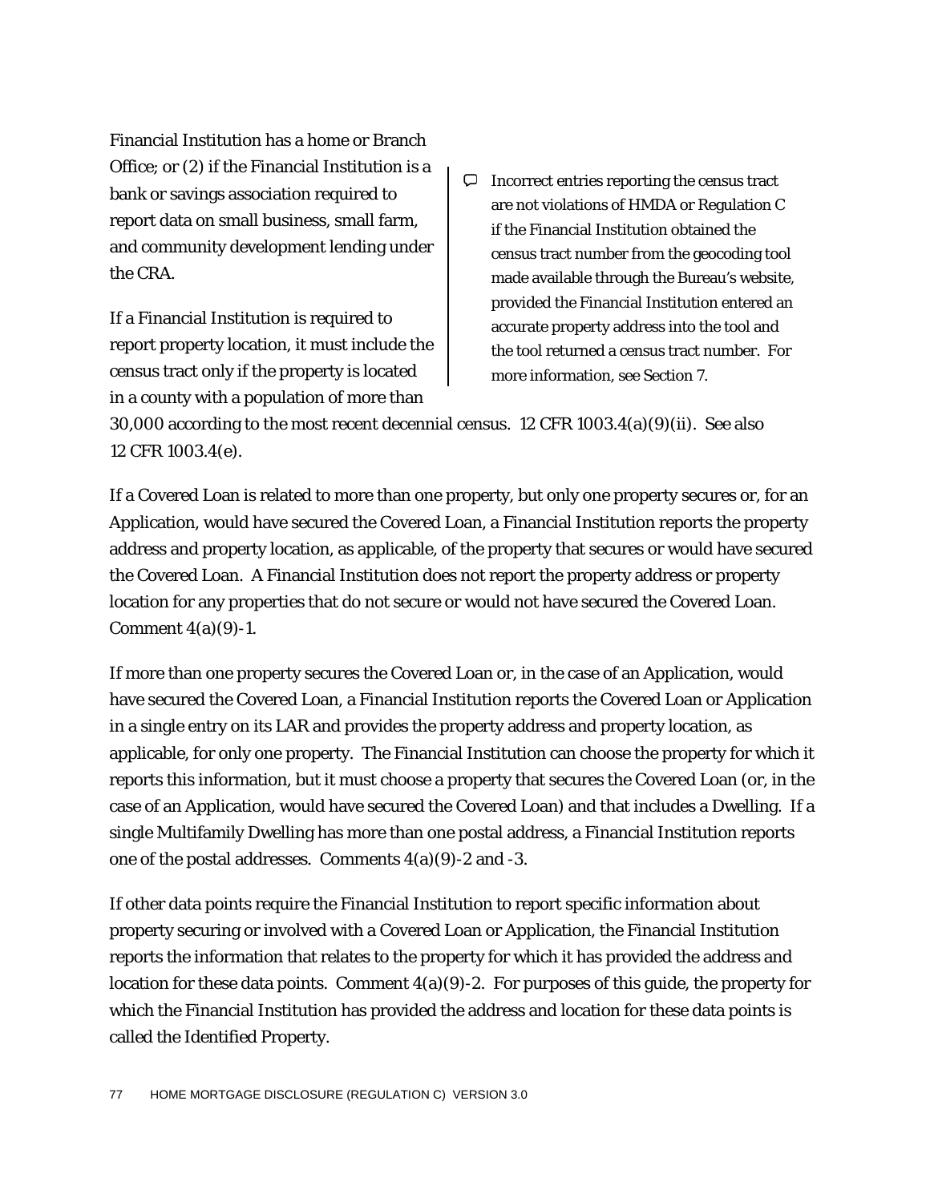Financial Institution has a home or Branch Office; or (2) if the Financial Institution is a bank or savings association required to report data on small business, small farm, and community development lending under the CRA.

> Incorrect entries reporting the census tract are not violations of HMDA or Regulation C if the Financial Institution obtained the census tract number from the geocoding tool made available through the Bureau's website, provided the Financial Institution entered an accurate property address into the tool and the tool returned a census tract number. For more information, see Section 7.

If a Financial Institution is required to report property location, it must include the census tract only if the property is located in a county with a population of more than 30,000 according to the most recent decennial census. 12 CFR 1003.4(a)(9)(ii). See also 12 CFR 1003.4(e).

If a Covered Loan is related to more than one property, but only one property secures or, for an Application, would have secured the Covered Loan, a Financial Institution reports the property address and property location, as applicable, of the property that secures or would have secured the Covered Loan. A Financial Institution does not report the property address or property location for any properties that do not secure or would not have secured the Covered Loan. Comment 4(a)(9)-1.

If more than one property secures the Covered Loan or, in the case of an Application, would have secured the Covered Loan, a Financial Institution reports the Covered Loan or Application in a single entry on its LAR and provides the property address and property location, as applicable, for only one property. The Financial Institution can choose the property for which it reports this information, but it must choose a property that secures the Covered Loan (or, in the case of an Application, would have secured the Covered Loan) and that includes a Dwelling. If a single Multifamily Dwelling has more than one postal address, a Financial Institution reports one of the postal addresses. Comments 4(a)(9)-2 and -3.

If other data points require the Financial Institution to report specific information about property securing or involved with a Covered Loan or Application, the Financial Institution reports the information that relates to the property for which it has provided the address and location for these data points. Comment 4(a)(9)-2. For purposes of this guide, the property for which the Financial Institution has provided the address and location for these data points is called the Identified Property.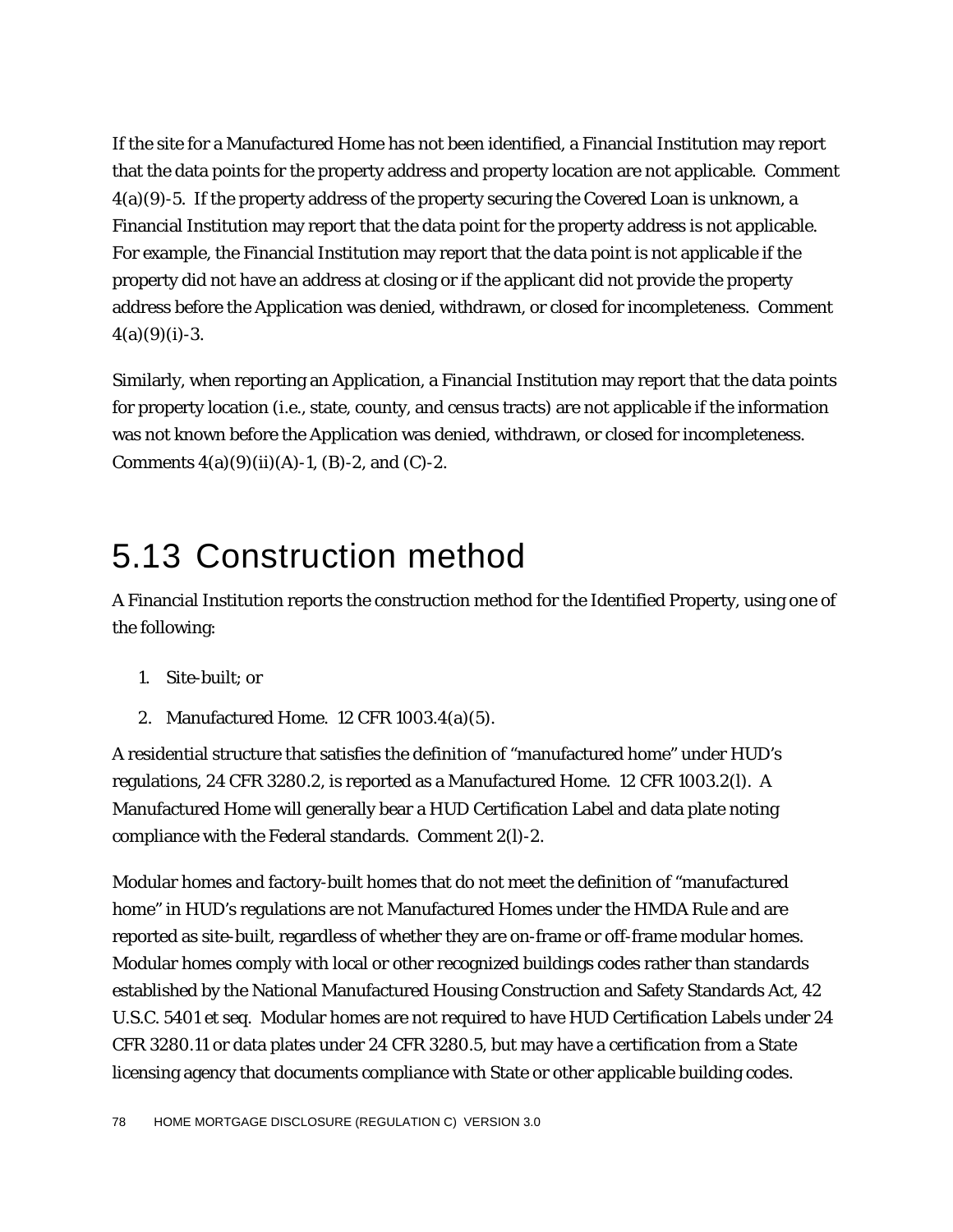If the site for a Manufactured Home has not been identified, a Financial Institution may report that the data points for the property address and property location are not applicable. Comment 4(a)(9)-5. If the property address of the property securing the Covered Loan is unknown, a Financial Institution may report that the data point for the property address is not applicable. For example, the Financial Institution may report that the data point is not applicable if the property did not have an address at closing or if the applicant did not provide the property address before the Application was denied, withdrawn, or closed for incompleteness. Comment 4(a)(9)(i)-3.

Similarly, when reporting an Application, a Financial Institution may report that the data points for property location (i.e., state, county, and census tracts) are not applicable if the information was not known before the Application was denied, withdrawn, or closed for incompleteness. Comments 4(a)(9)(ii)(A)-1, (B)-2, and (C)-2.

## 5.13 Construction method

A Financial Institution reports the construction method for the Identified Property, using one of the following:

1. Site-built; or
2. Manufactured Home. 12 CFR 1003.4(a)(5).

A residential structure that satisfies the definition of "manufactured home" under HUD's regulations, 24 CFR 3280.2, is reported as a Manufactured Home. 12 CFR 1003.2(l). A Manufactured Home will generally bear a HUD Certification Label and data plate noting compliance with the Federal standards. Comment 2(l)-2.

Modular homes and factory-built homes that do not meet the definition of "manufactured home" in HUD's regulations are not Manufactured Homes under the HMDA Rule and are reported as site-built, regardless of whether they are on-frame or off-frame modular homes. Modular homes comply with local or other recognized buildings codes rather than standards established by the National Manufactured Housing Construction and Safety Standards Act, 42 U.S.C. 5401 et seq. Modular homes are not required to have HUD Certification Labels under 24 CFR 3280.11 or data plates under 24 CFR 3280.5, but may have a certification from a State licensing agency that documents compliance with State or other applicable building codes.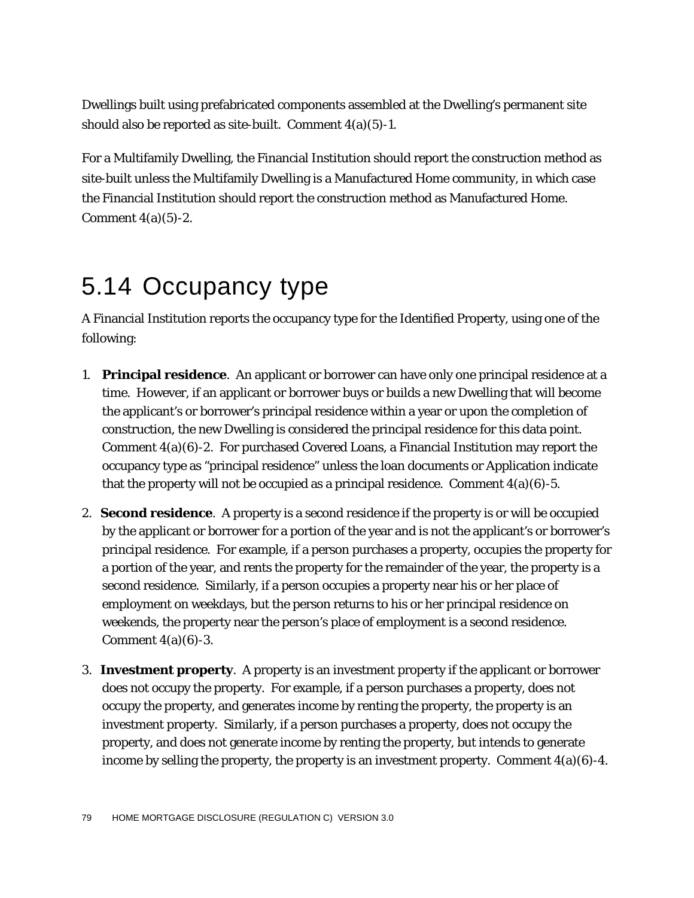Dwellings built using prefabricated components assembled at the Dwelling's permanent site should also be reported as site-built. Comment 4(a)(5)-1.

For a Multifamily Dwelling, the Financial Institution should report the construction method as site-built unless the Multifamily Dwelling is a Manufactured Home community, in which case the Financial Institution should report the construction method as Manufactured Home. Comment 4(a)(5)-2.

## 5.14 Occupancy type

A Financial Institution reports the occupancy type for the Identified Property, using one of the following:

1. **Principal residence**. An applicant or borrower can have only one principal residence at a time. However, if an applicant or borrower buys or builds a new Dwelling that will become the applicant's or borrower's principal residence within a year or upon the completion of construction, the new Dwelling is considered the principal residence for this data point. Comment 4(a)(6)-2. For purchased Covered Loans, a Financial Institution may report the occupancy type as "principal residence" unless the loan documents or Application indicate that the property will not be occupied as a principal residence. Comment 4(a)(6)-5.

2. **Second residence**. A property is a second residence if the property is or will be occupied by the applicant or borrower for a portion of the year and is not the applicant's or borrower's principal residence. For example, if a person purchases a property, occupies the property for a portion of the year, and rents the property for the remainder of the year, the property is a second residence. Similarly, if a person occupies a property near his or her place of employment on weekdays, but the person returns to his or her principal residence on weekends, the property near the person's place of employment is a second residence. Comment 4(a)(6)-3.

3. **Investment property**. A property is an investment property if the applicant or borrower does not occupy the property. For example, if a person purchases a property, does not occupy the property, and generates income by renting the property, the property is an investment property. Similarly, if a person purchases a property, does not occupy the property, and does not generate income by renting the property, but intends to generate income by selling the property, the property is an investment property. Comment 4(a)(6)-4.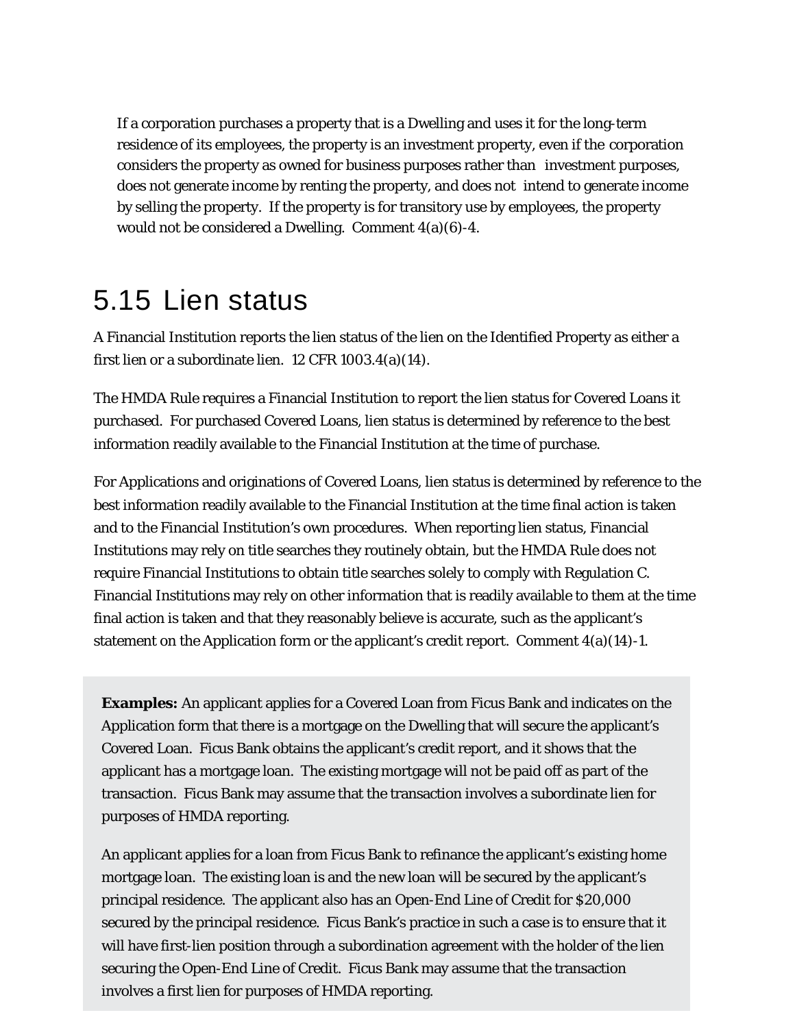If a corporation purchases a property that is a Dwelling and uses it for the long-term residence of its employees, the property is an investment property, even if the corporation considers the property as owned for business purposes rather than investment purposes, does not generate income by renting the property, and does not intend to generate income by selling the property. If the property is for transitory use by employees, the property would not be considered a Dwelling. Comment 4(a)(6)-4.

## 5.15 Lien status

A Financial Institution reports the lien status of the lien on the Identified Property as either a first lien or a subordinate lien. 12 CFR 1003.4(a)(14).

The HMDA Rule requires a Financial Institution to report the lien status for Covered Loans it purchased. For purchased Covered Loans, lien status is determined by reference to the best information readily available to the Financial Institution at the time of purchase.

For Applications and originations of Covered Loans, lien status is determined by reference to the best information readily available to the Financial Institution at the time final action is taken and to the Financial Institution's own procedures. When reporting lien status, Financial Institutions may rely on title searches they routinely obtain, but the HMDA Rule does not require Financial Institutions to obtain title searches solely to comply with Regulation C. Financial Institutions may rely on other information that is readily available to them at the time final action is taken and that they reasonably believe is accurate, such as the applicant's statement on the Application form or the applicant's credit report. Comment 4(a)(14)-1.

**Examples:** An applicant applies for a Covered Loan from Ficus Bank and indicates on the Application form that there is a mortgage on the Dwelling that will secure the applicant's Covered Loan. Ficus Bank obtains the applicant's credit report, and it shows that the applicant has a mortgage loan. The existing mortgage will not be paid off as part of the transaction. Ficus Bank may assume that the transaction involves a subordinate lien for purposes of HMDA reporting.

An applicant applies for a loan from Ficus Bank to refinance the applicant's existing home mortgage loan. The existing loan is and the new loan will be secured by the applicant's principal residence. The applicant also has an Open-End Line of Credit for $20,000 secured by the principal residence. Ficus Bank's practice in such a case is to ensure that it will have first-lien position through a subordination agreement with the holder of the lien securing the Open-End Line of Credit. Ficus Bank may assume that the transaction involves a first lien for purposes of HMDA reporting.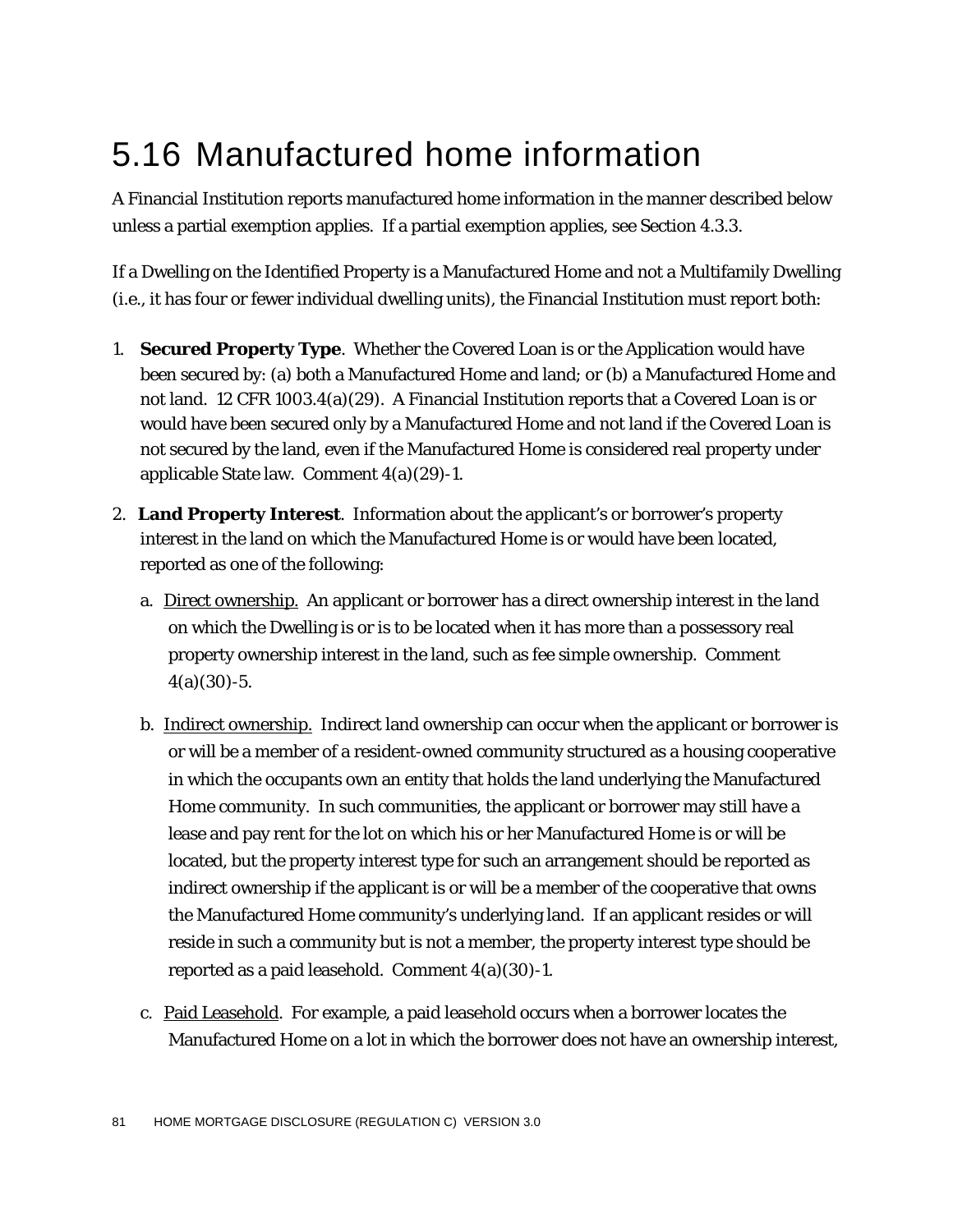# 5.16 Manufactured home information

A Financial Institution reports manufactured home information in the manner described below unless a partial exemption applies. If a partial exemption applies, see Section 4.3.3.

If a Dwelling on the Identified Property is a Manufactured Home and not a Multifamily Dwelling (i.e., it has four or fewer individual dwelling units), the Financial Institution must report both:

1. **Secured Property Type**. Whether the Covered Loan is or the Application would have been secured by: (a) both a Manufactured Home and land; or (b) a Manufactured Home and not land. 12 CFR 1003.4(a)(29). A Financial Institution reports that a Covered Loan is or would have been secured only by a Manufactured Home and not land if the Covered Loan is not secured by the land, even if the Manufactured Home is considered real property under applicable State law. Comment 4(a)(29)-1.

2. **Land Property Interest**. Information about the applicant's or borrower's property interest in the land on which the Manufactured Home is or would have been located, reported as one of the following:

   a. Direct ownership. An applicant or borrower has a direct ownership interest in the land on which the Dwelling is or is to be located when it has more than a possessory real property ownership interest in the land, such as fee simple ownership. Comment 4(a)(30)-5.

   b. Indirect ownership. Indirect land ownership can occur when the applicant or borrower is or will be a member of a resident-owned community structured as a housing cooperative in which the occupants own an entity that holds the land underlying the Manufactured Home community. In such communities, the applicant or borrower may still have a lease and pay rent for the lot on which his or her Manufactured Home is or will be located, but the property interest type for such an arrangement should be reported as indirect ownership if the applicant is or will be a member of the cooperative that owns the Manufactured Home community's underlying land. If an applicant resides or will reside in such a community but is not a member, the property interest type should be reported as a paid leasehold. Comment 4(a)(30)-1.

   c. Paid Leasehold. For example, a paid leasehold occurs when a borrower locates the Manufactured Home on a lot in which the borrower does not have an ownership interest,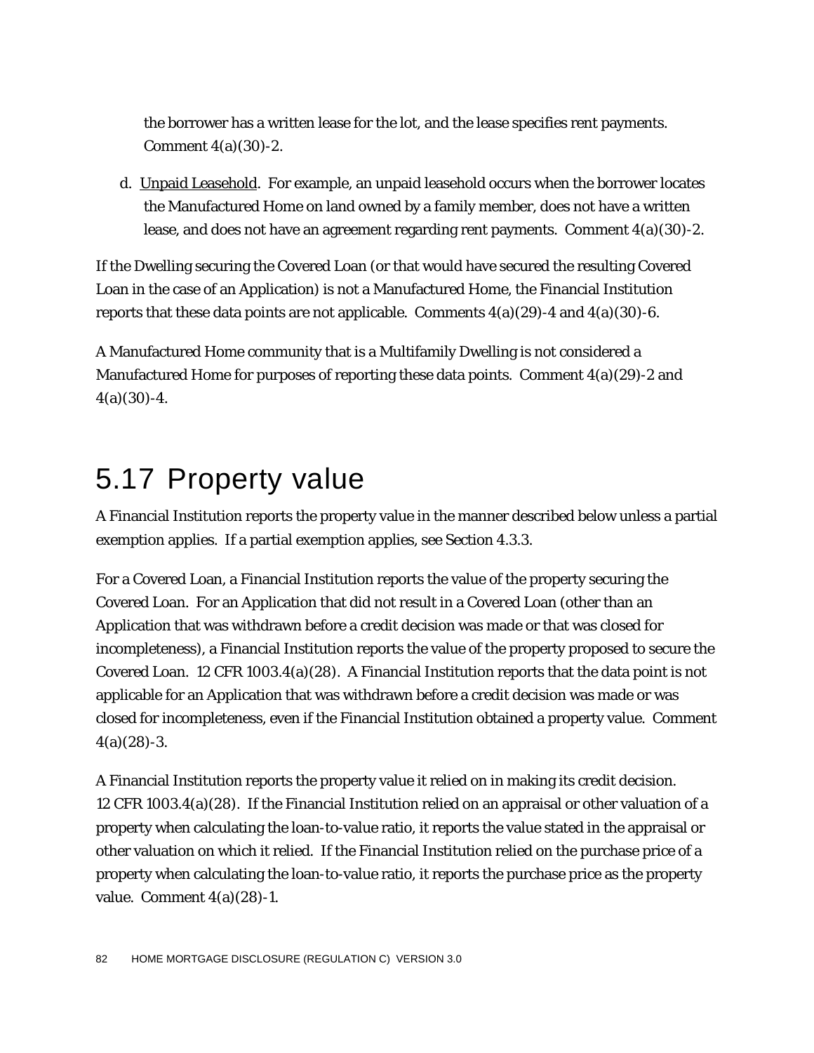the borrower has a written lease for the lot, and the lease specifies rent payments. Comment 4(a)(30)-2.

d. Unpaid Leasehold. For example, an unpaid leasehold occurs when the borrower locates the Manufactured Home on land owned by a family member, does not have a written lease, and does not have an agreement regarding rent payments. Comment 4(a)(30)-2.

If the Dwelling securing the Covered Loan (or that would have secured the resulting Covered Loan in the case of an Application) is not a Manufactured Home, the Financial Institution reports that these data points are not applicable. Comments 4(a)(29)-4 and 4(a)(30)-6.

A Manufactured Home community that is a Multifamily Dwelling is not considered a Manufactured Home for purposes of reporting these data points. Comment 4(a)(29)-2 and 4(a)(30)-4.

## 5.17 Property value

A Financial Institution reports the property value in the manner described below unless a partial exemption applies. If a partial exemption applies, see Section 4.3.3.

For a Covered Loan, a Financial Institution reports the value of the property securing the Covered Loan. For an Application that did not result in a Covered Loan (other than an Application that was withdrawn before a credit decision was made or that was closed for incompleteness), a Financial Institution reports the value of the property proposed to secure the Covered Loan. 12 CFR 1003.4(a)(28). A Financial Institution reports that the data point is not applicable for an Application that was withdrawn before a credit decision was made or was closed for incompleteness, even if the Financial Institution obtained a property value. Comment 4(a)(28)-3.

A Financial Institution reports the property value it relied on in making its credit decision. 12 CFR 1003.4(a)(28). If the Financial Institution relied on an appraisal or other valuation of a property when calculating the loan-to-value ratio, it reports the value stated in the appraisal or other valuation on which it relied. If the Financial Institution relied on the purchase price of a property when calculating the loan-to-value ratio, it reports the purchase price as the property value. Comment 4(a)(28)-1.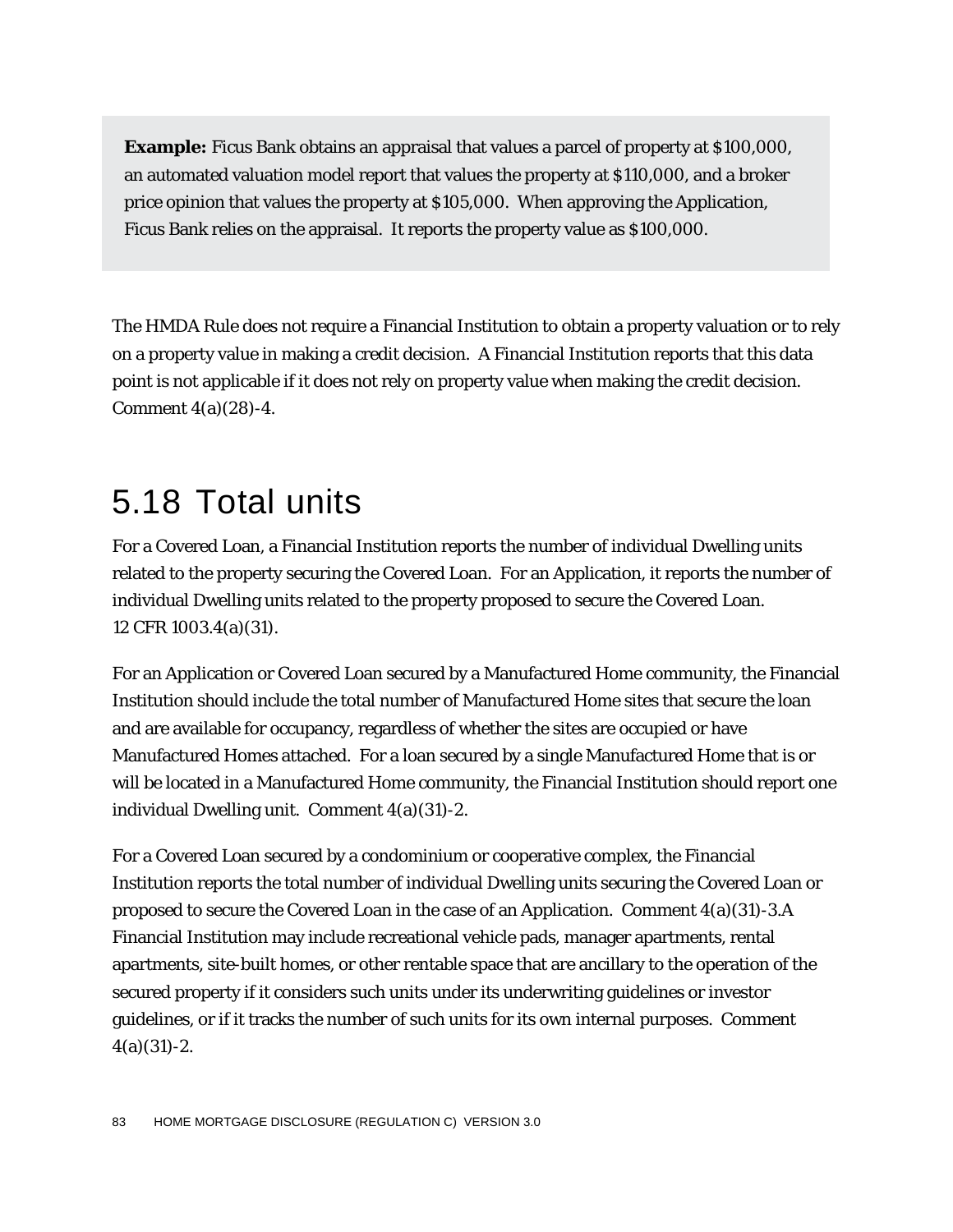> **Example:** Ficus Bank obtains an appraisal that values a parcel of property at $100,000, an automated valuation model report that values the property at $110,000, and a broker price opinion that values the property at $105,000. When approving the Application, Ficus Bank relies on the appraisal. It reports the property value as $100,000.

The HMDA Rule does not require a Financial Institution to obtain a property valuation or to rely on a property value in making a credit decision. A Financial Institution reports that this data point is not applicable if it does not rely on property value when making the credit decision. Comment 4(a)(28)-4.

## 5.18 Total units

For a Covered Loan, a Financial Institution reports the number of individual Dwelling units related to the property securing the Covered Loan. For an Application, it reports the number of individual Dwelling units related to the property proposed to secure the Covered Loan. 12 CFR 1003.4(a)(31).

For an Application or Covered Loan secured by a Manufactured Home community, the Financial Institution should include the total number of Manufactured Home sites that secure the loan and are available for occupancy, regardless of whether the sites are occupied or have Manufactured Homes attached. For a loan secured by a single Manufactured Home that is or will be located in a Manufactured Home community, the Financial Institution should report one individual Dwelling unit. Comment 4(a)(31)-2.

For a Covered Loan secured by a condominium or cooperative complex, the Financial Institution reports the total number of individual Dwelling units securing the Covered Loan or proposed to secure the Covered Loan in the case of an Application. Comment 4(a)(31)-3.A Financial Institution may include recreational vehicle pads, manager apartments, rental apartments, site-built homes, or other rentable space that are ancillary to the operation of the secured property if it considers such units under its underwriting guidelines or investor guidelines, or if it tracks the number of such units for its own internal purposes. Comment 4(a)(31)-2.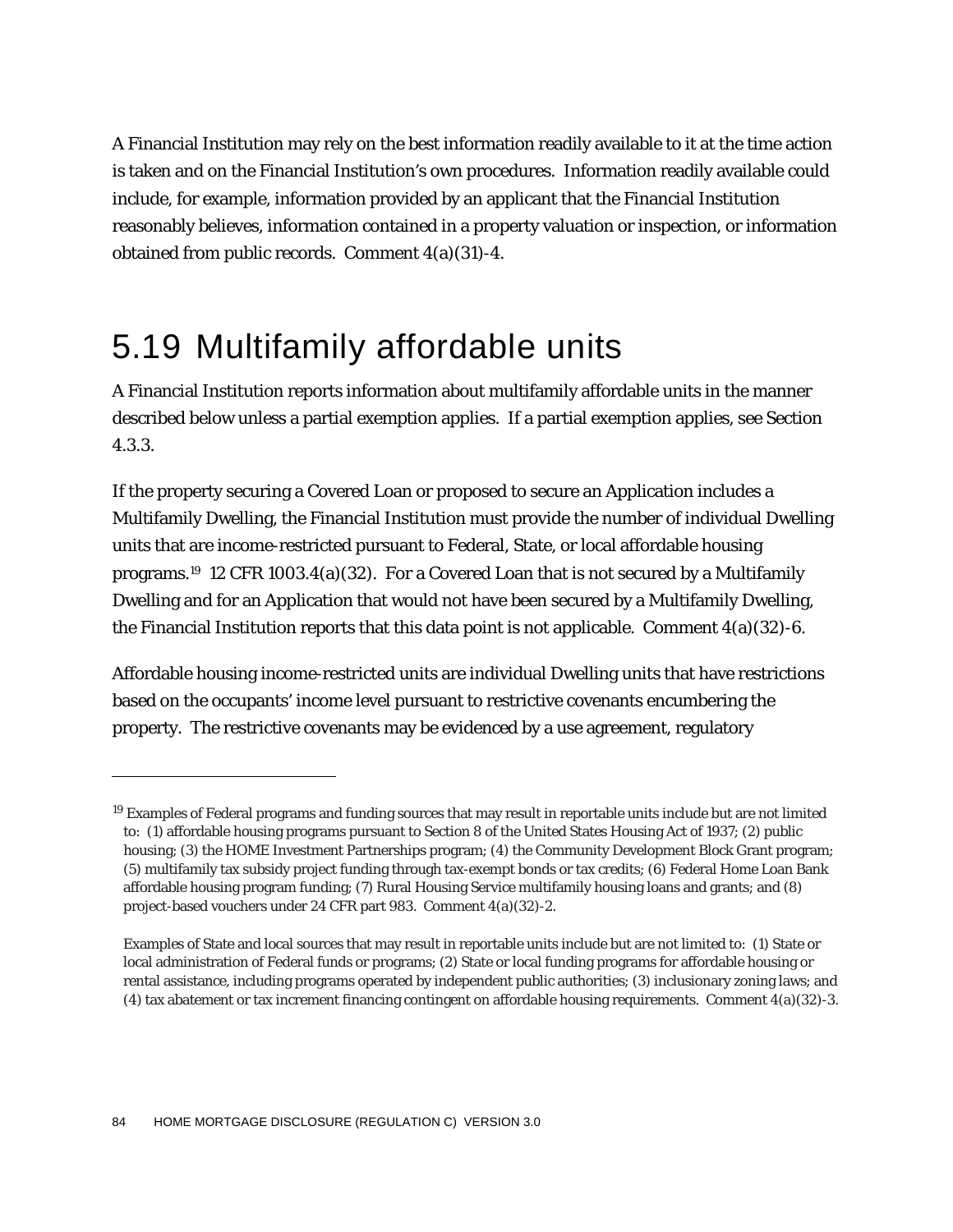A Financial Institution may rely on the best information readily available to it at the time action is taken and on the Financial Institution's own procedures. Information readily available could include, for example, information provided by an applicant that the Financial Institution reasonably believes, information contained in a property valuation or inspection, or information obtained from public records. Comment 4(a)(31)-4.

## 5.19 Multifamily affordable units

A Financial Institution reports information about multifamily affordable units in the manner described below unless a partial exemption applies. If a partial exemption applies, see Section 4.3.3.

If the property securing a Covered Loan or proposed to secure an Application includes a Multifamily Dwelling, the Financial Institution must provide the number of individual Dwelling units that are income-restricted pursuant to Federal, State, or local affordable housing programs.[19] 12 CFR 1003.4(a)(32). For a Covered Loan that is not secured by a Multifamily Dwelling and for an Application that would not have been secured by a Multifamily Dwelling, the Financial Institution reports that this data point is not applicable. Comment 4(a)(32)-6.

Affordable housing income-restricted units are individual Dwelling units that have restrictions based on the occupants' income level pursuant to restrictive covenants encumbering the property. The restrictive covenants may be evidenced by a use agreement, regulatory

---

[19] Examples of Federal programs and funding sources that may result in reportable units include but are not limited to: (1) affordable housing programs pursuant to Section 8 of the United States Housing Act of 1937; (2) public housing; (3) the HOME Investment Partnerships program; (4) the Community Development Block Grant program; (5) multifamily tax subsidy project funding through tax-exempt bonds or tax credits; (6) Federal Home Loan Bank affordable housing program funding; (7) Rural Housing Service multifamily housing loans and grants; and (8) project-based vouchers under 24 CFR part 983. Comment 4(a)(32)-2.

Examples of State and local sources that may result in reportable units include but are not limited to: (1) State or local administration of Federal funds or programs; (2) State or local funding programs for affordable housing or rental assistance, including programs operated by independent public authorities; (3) inclusionary zoning laws; and (4) tax abatement or tax increment financing contingent on affordable housing requirements. Comment 4(a)(32)-3.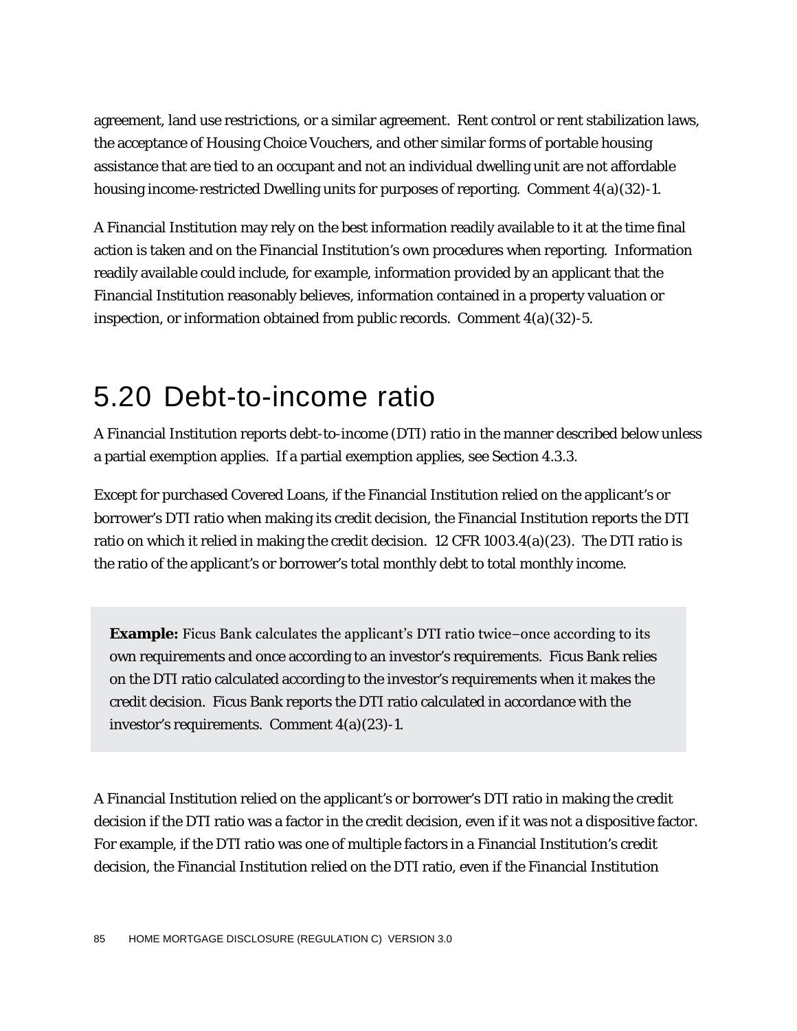agreement, land use restrictions, or a similar agreement. Rent control or rent stabilization laws, the acceptance of Housing Choice Vouchers, and other similar forms of portable housing assistance that are tied to an occupant and not an individual dwelling unit are not affordable housing income-restricted Dwelling units for purposes of reporting. Comment 4(a)(32)-1.

A Financial Institution may rely on the best information readily available to it at the time final action is taken and on the Financial Institution's own procedures when reporting. Information readily available could include, for example, information provided by an applicant that the Financial Institution reasonably believes, information contained in a property valuation or inspection, or information obtained from public records. Comment 4(a)(32)-5.

## 5.20 Debt-to-income ratio

A Financial Institution reports debt-to-income (DTI) ratio in the manner described below unless a partial exemption applies. If a partial exemption applies, see Section 4.3.3.

Except for purchased Covered Loans, if the Financial Institution relied on the applicant's or borrower's DTI ratio when making its credit decision, the Financial Institution reports the DTI ratio on which it relied in making the credit decision. 12 CFR 1003.4(a)(23). The DTI ratio is the ratio of the applicant's or borrower's total monthly debt to total monthly income.

> **Example:** Ficus Bank calculates the applicant's DTI ratio twice–once according to its own requirements and once according to an investor's requirements. Ficus Bank relies on the DTI ratio calculated according to the investor's requirements when it makes the credit decision. Ficus Bank reports the DTI ratio calculated in accordance with the investor's requirements. Comment 4(a)(23)-1.

A Financial Institution relied on the applicant's or borrower's DTI ratio in making the credit decision if the DTI ratio was a factor in the credit decision, even if it was not a dispositive factor. For example, if the DTI ratio was one of multiple factors in a Financial Institution's credit decision, the Financial Institution relied on the DTI ratio, even if the Financial Institution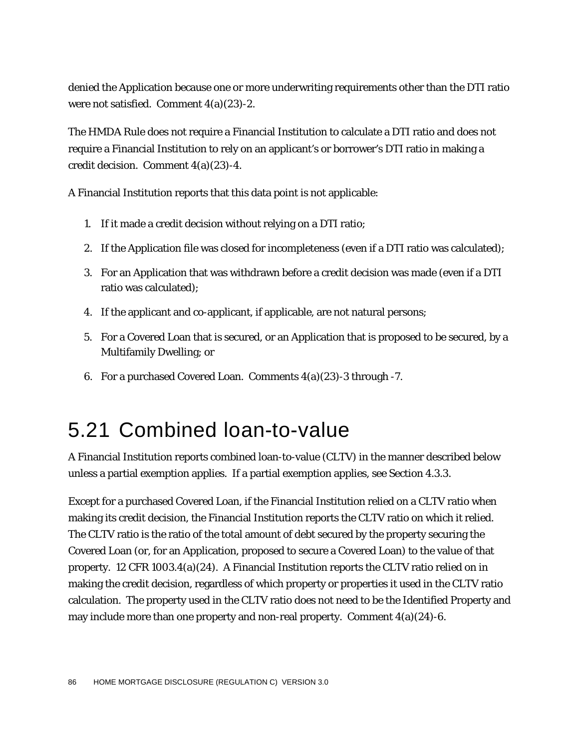denied the Application because one or more underwriting requirements other than the DTI ratio were not satisfied. Comment 4(a)(23)-2.

The HMDA Rule does not require a Financial Institution to calculate a DTI ratio and does not require a Financial Institution to rely on an applicant's or borrower's DTI ratio in making a credit decision. Comment 4(a)(23)-4.

A Financial Institution reports that this data point is not applicable:

1. If it made a credit decision without relying on a DTI ratio;
2. If the Application file was closed for incompleteness (even if a DTI ratio was calculated);
3. For an Application that was withdrawn before a credit decision was made (even if a DTI ratio was calculated);
4. If the applicant and co-applicant, if applicable, are not natural persons;
5. For a Covered Loan that is secured, or an Application that is proposed to be secured, by a Multifamily Dwelling; or
6. For a purchased Covered Loan. Comments 4(a)(23)-3 through -7.

## 5.21 Combined loan-to-value

A Financial Institution reports combined loan-to-value (CLTV) in the manner described below unless a partial exemption applies. If a partial exemption applies, see Section 4.3.3.

Except for a purchased Covered Loan, if the Financial Institution relied on a CLTV ratio when making its credit decision, the Financial Institution reports the CLTV ratio on which it relied. The CLTV ratio is the ratio of the total amount of debt secured by the property securing the Covered Loan (or, for an Application, proposed to secure a Covered Loan) to the value of that property. 12 CFR 1003.4(a)(24). A Financial Institution reports the CLTV ratio relied on in making the credit decision, regardless of which property or properties it used in the CLTV ratio calculation. The property used in the CLTV ratio does not need to be the Identified Property and may include more than one property and non-real property. Comment 4(a)(24)-6.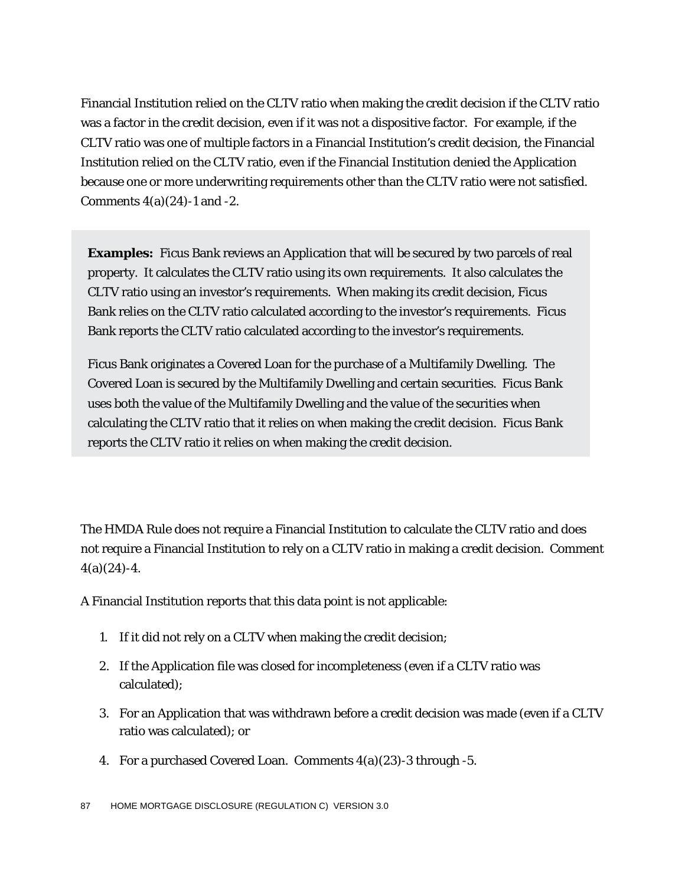Financial Institution relied on the CLTV ratio when making the credit decision if the CLTV ratio was a factor in the credit decision, even if it was not a dispositive factor. For example, if the CLTV ratio was one of multiple factors in a Financial Institution's credit decision, the Financial Institution relied on the CLTV ratio, even if the Financial Institution denied the Application because one or more underwriting requirements other than the CLTV ratio were not satisfied. Comments 4(a)(24)-1 and -2.

**Examples:** Ficus Bank reviews an Application that will be secured by two parcels of real property. It calculates the CLTV ratio using its own requirements. It also calculates the CLTV ratio using an investor's requirements. When making its credit decision, Ficus Bank relies on the CLTV ratio calculated according to the investor's requirements. Ficus Bank reports the CLTV ratio calculated according to the investor's requirements.

Ficus Bank originates a Covered Loan for the purchase of a Multifamily Dwelling. The Covered Loan is secured by the Multifamily Dwelling and certain securities. Ficus Bank uses both the value of the Multifamily Dwelling and the value of the securities when calculating the CLTV ratio that it relies on when making the credit decision. Ficus Bank reports the CLTV ratio it relies on when making the credit decision.

The HMDA Rule does not require a Financial Institution to calculate the CLTV ratio and does not require a Financial Institution to rely on a CLTV ratio in making a credit decision. Comment 4(a)(24)-4.

A Financial Institution reports that this data point is not applicable:

1. If it did not rely on a CLTV when making the credit decision;
2. If the Application file was closed for incompleteness (even if a CLTV ratio was calculated);
3. For an Application that was withdrawn before a credit decision was made (even if a CLTV ratio was calculated); or
4. For a purchased Covered Loan. Comments 4(a)(23)-3 through -5.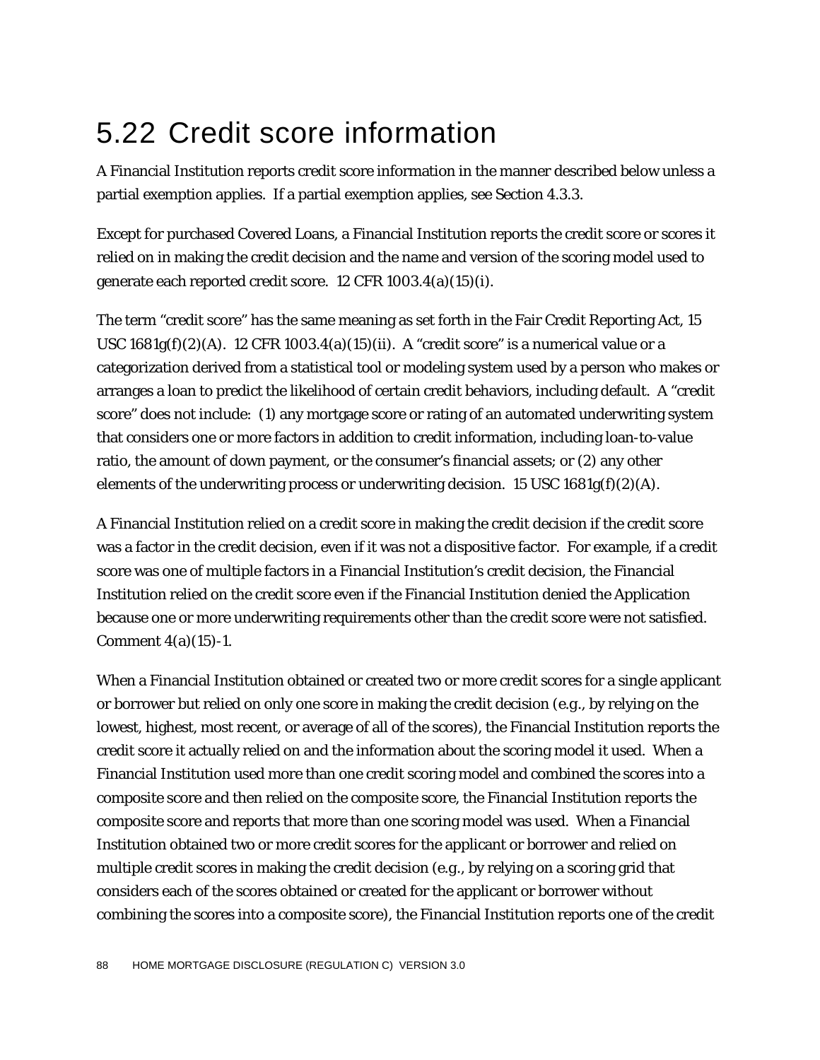# 5.22 Credit score information

A Financial Institution reports credit score information in the manner described below unless a partial exemption applies. If a partial exemption applies, see Section 4.3.3.

Except for purchased Covered Loans, a Financial Institution reports the credit score or scores it relied on in making the credit decision and the name and version of the scoring model used to generate each reported credit score. 12 CFR 1003.4(a)(15)(i).

The term "credit score" has the same meaning as set forth in the Fair Credit Reporting Act, 15 USC 1681g(f)(2)(A). 12 CFR 1003.4(a)(15)(ii). A "credit score" is a numerical value or a categorization derived from a statistical tool or modeling system used by a person who makes or arranges a loan to predict the likelihood of certain credit behaviors, including default. A "credit score" does not include: (1) any mortgage score or rating of an automated underwriting system that considers one or more factors in addition to credit information, including loan-to-value ratio, the amount of down payment, or the consumer's financial assets; or (2) any other elements of the underwriting process or underwriting decision. 15 USC 1681g(f)(2)(A).

A Financial Institution relied on a credit score in making the credit decision if the credit score was a factor in the credit decision, even if it was not a dispositive factor. For example, if a credit score was one of multiple factors in a Financial Institution's credit decision, the Financial Institution relied on the credit score even if the Financial Institution denied the Application because one or more underwriting requirements other than the credit score were not satisfied. Comment 4(a)(15)-1.

When a Financial Institution obtained or created two or more credit scores for a single applicant or borrower but relied on only one score in making the credit decision (e.g., by relying on the lowest, highest, most recent, or average of all of the scores), the Financial Institution reports the credit score it actually relied on and the information about the scoring model it used. When a Financial Institution used more than one credit scoring model and combined the scores into a composite score and then relied on the composite score, the Financial Institution reports the composite score and reports that more than one scoring model was used. When a Financial Institution obtained two or more credit scores for the applicant or borrower and relied on multiple credit scores in making the credit decision (e.g., by relying on a scoring grid that considers each of the scores obtained or created for the applicant or borrower without combining the scores into a composite score), the Financial Institution reports one of the credit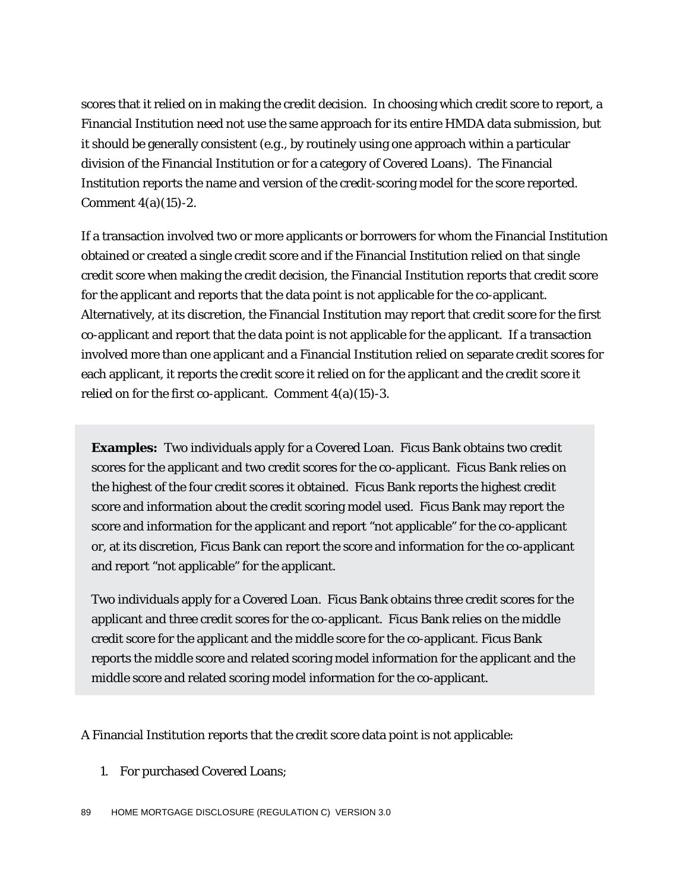scores that it relied on in making the credit decision. In choosing which credit score to report, a Financial Institution need not use the same approach for its entire HMDA data submission, but it should be generally consistent (e.g., by routinely using one approach within a particular division of the Financial Institution or for a category of Covered Loans). The Financial Institution reports the name and version of the credit-scoring model for the score reported. Comment 4(a)(15)-2.

If a transaction involved two or more applicants or borrowers for whom the Financial Institution obtained or created a single credit score and if the Financial Institution relied on that single credit score when making the credit decision, the Financial Institution reports that credit score for the applicant and reports that the data point is not applicable for the co-applicant. Alternatively, at its discretion, the Financial Institution may report that credit score for the first co-applicant and report that the data point is not applicable for the applicant. If a transaction involved more than one applicant and a Financial Institution relied on separate credit scores for each applicant, it reports the credit score it relied on for the applicant and the credit score it relied on for the first co-applicant. Comment 4(a)(15)-3.

> **Examples:** Two individuals apply for a Covered Loan. Ficus Bank obtains two credit scores for the applicant and two credit scores for the co-applicant. Ficus Bank relies on the highest of the four credit scores it obtained. Ficus Bank reports the highest credit score and information about the credit scoring model used. Ficus Bank may report the score and information for the applicant and report "not applicable" for the co-applicant or, at its discretion, Ficus Bank can report the score and information for the co-applicant and report "not applicable" for the applicant.
>
> Two individuals apply for a Covered Loan. Ficus Bank obtains three credit scores for the applicant and three credit scores for the co-applicant. Ficus Bank relies on the middle credit score for the applicant and the middle score for the co-applicant. Ficus Bank reports the middle score and related scoring model information for the applicant and the middle score and related scoring model information for the co-applicant.

A Financial Institution reports that the credit score data point is not applicable:

1. For purchased Covered Loans;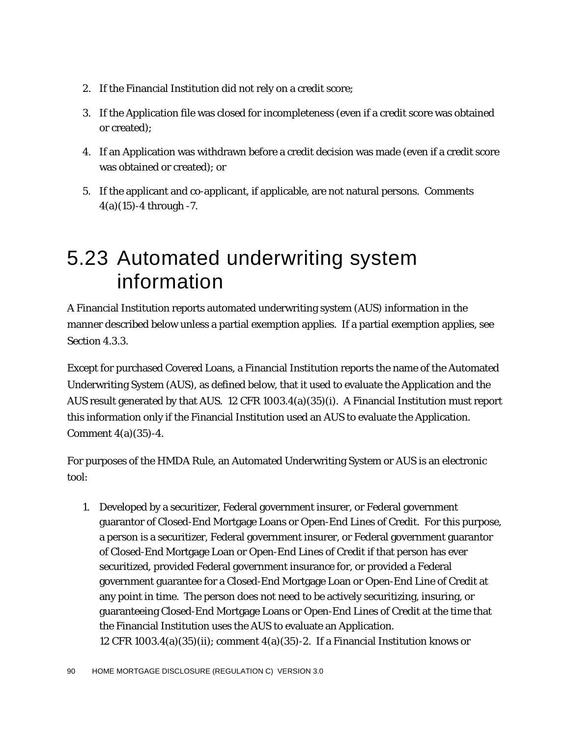2. If the Financial Institution did not rely on a credit score;

3. If the Application file was closed for incompleteness (even if a credit score was obtained or created);

4. If an Application was withdrawn before a credit decision was made (even if a credit score was obtained or created); or

5. If the applicant and co-applicant, if applicable, are not natural persons. Comments 4(a)(15)-4 through -7.

## 5.23 Automated underwriting system information

A Financial Institution reports automated underwriting system (AUS) information in the manner described below unless a partial exemption applies. If a partial exemption applies, see Section 4.3.3.

Except for purchased Covered Loans, a Financial Institution reports the name of the Automated Underwriting System (AUS), as defined below, that it used to evaluate the Application and the AUS result generated by that AUS. 12 CFR 1003.4(a)(35)(i). A Financial Institution must report this information only if the Financial Institution used an AUS to evaluate the Application. Comment 4(a)(35)-4.

For purposes of the HMDA Rule, an Automated Underwriting System or AUS is an electronic tool:

1. Developed by a securitizer, Federal government insurer, or Federal government guarantor of Closed-End Mortgage Loans or Open-End Lines of Credit. For this purpose, a person is a securitizer, Federal government insurer, or Federal government guarantor of Closed-End Mortgage Loan or Open-End Lines of Credit if that person has ever securitized, provided Federal government insurance for, or provided a Federal government guarantee for a Closed-End Mortgage Loan or Open-End Line of Credit at any point in time. The person does not need to be actively securitizing, insuring, or guaranteeing Closed-End Mortgage Loans or Open-End Lines of Credit at the time that the Financial Institution uses the AUS to evaluate an Application. 12 CFR 1003.4(a)(35)(ii); comment 4(a)(35)-2. If a Financial Institution knows or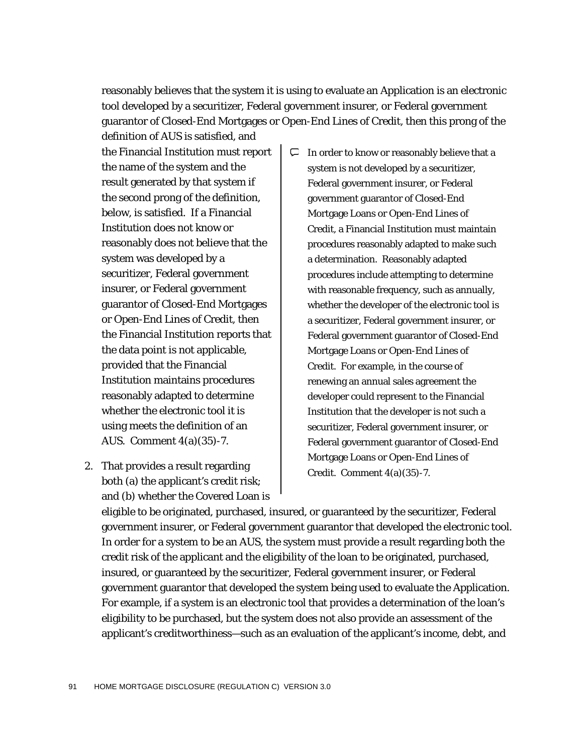reasonably believes that the system it is using to evaluate an Application is an electronic tool developed by a securitizer, Federal government insurer, or Federal government guarantor of Closed-End Mortgages or Open-End Lines of Credit, then this prong of the definition of AUS is satisfied, and the Financial Institution must report the name of the system and the result generated by that system if the second prong of the definition, below, is satisfied. If a Financial Institution does not know or reasonably does not believe that the system was developed by a securitizer, Federal government insurer, or Federal government guarantor of Closed-End Mortgages or Open-End Lines of Credit, then the Financial Institution reports that the data point is not applicable, provided that the Financial Institution maintains procedures reasonably adapted to determine whether the electronic tool it is using meets the definition of an AUS. Comment 4(a)(35)-7.

> In order to know or reasonably believe that a system is not developed by a securitizer, Federal government insurer, or Federal government guarantor of Closed-End Mortgage Loans or Open-End Lines of Credit, a Financial Institution must maintain procedures reasonably adapted to make such a determination. Reasonably adapted procedures include attempting to determine with reasonable frequency, such as annually, whether the developer of the electronic tool is a securitizer, Federal government insurer, or Federal government guarantor of Closed-End Mortgage Loans or Open-End Lines of Credit. For example, in the course of renewing an annual sales agreement the developer could represent to the Financial Institution that the developer is not such a securitizer, Federal government insurer, or Federal government guarantor of Closed-End Mortgage Loans or Open-End Lines of Credit. Comment 4(a)(35)-7.

2. That provides a result regarding both (a) the applicant's credit risk; and (b) whether the Covered Loan is eligible to be originated, purchased, insured, or guaranteed by the securitizer, Federal government insurer, or Federal government guarantor that developed the electronic tool. In order for a system to be an AUS, the system must provide a result regarding both the credit risk of the applicant and the eligibility of the loan to be originated, purchased, insured, or guaranteed by the securitizer, Federal government insurer, or Federal government guarantor that developed the system being used to evaluate the Application. For example, if a system is an electronic tool that provides a determination of the loan's eligibility to be purchased, but the system does not also provide an assessment of the applicant's creditworthiness—such as an evaluation of the applicant's income, debt, and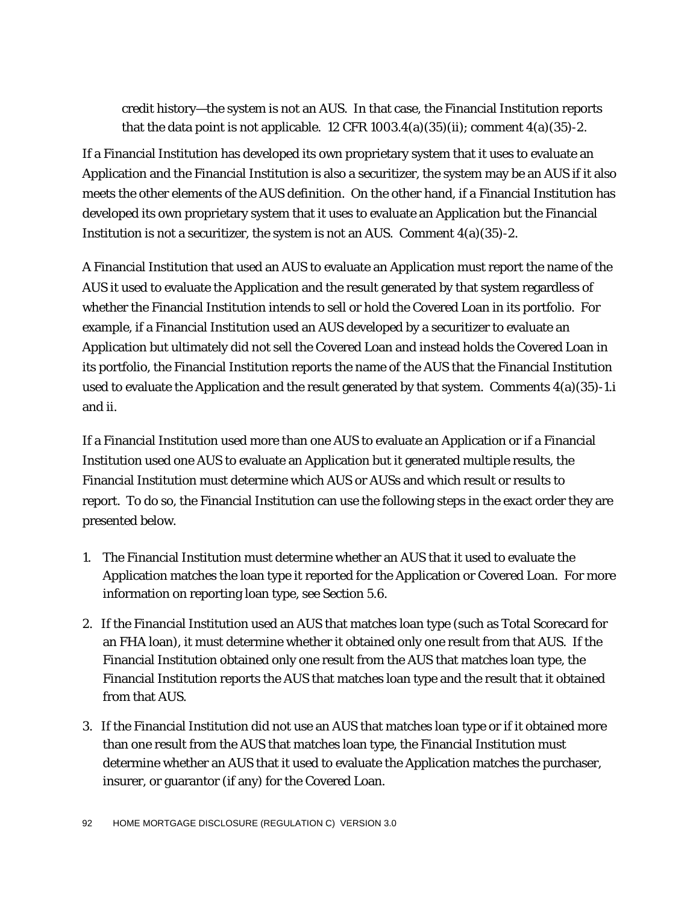credit history—the system is not an AUS. In that case, the Financial Institution reports that the data point is not applicable. 12 CFR 1003.4(a)(35)(ii); comment 4(a)(35)-2.

If a Financial Institution has developed its own proprietary system that it uses to evaluate an Application and the Financial Institution is also a securitizer, the system may be an AUS if it also meets the other elements of the AUS definition. On the other hand, if a Financial Institution has developed its own proprietary system that it uses to evaluate an Application but the Financial Institution is not a securitizer, the system is not an AUS. Comment 4(a)(35)-2.

A Financial Institution that used an AUS to evaluate an Application must report the name of the AUS it used to evaluate the Application and the result generated by that system regardless of whether the Financial Institution intends to sell or hold the Covered Loan in its portfolio. For example, if a Financial Institution used an AUS developed by a securitizer to evaluate an Application but ultimately did not sell the Covered Loan and instead holds the Covered Loan in its portfolio, the Financial Institution reports the name of the AUS that the Financial Institution used to evaluate the Application and the result generated by that system. Comments 4(a)(35)-1.i and ii.

If a Financial Institution used more than one AUS to evaluate an Application or if a Financial Institution used one AUS to evaluate an Application but it generated multiple results, the Financial Institution must determine which AUS or AUSs and which result or results to report. To do so, the Financial Institution can use the following steps in the exact order they are presented below.

1. The Financial Institution must determine whether an AUS that it used to evaluate the Application matches the loan type it reported for the Application or Covered Loan. For more information on reporting loan type, see Section 5.6.
2. If the Financial Institution used an AUS that matches loan type (such as Total Scorecard for an FHA loan), it must determine whether it obtained only one result from that AUS. If the Financial Institution obtained only one result from the AUS that matches loan type, the Financial Institution reports the AUS that matches loan type and the result that it obtained from that AUS.
3. If the Financial Institution did not use an AUS that matches loan type or if it obtained more than one result from the AUS that matches loan type, the Financial Institution must determine whether an AUS that it used to evaluate the Application matches the purchaser, insurer, or guarantor (if any) for the Covered Loan.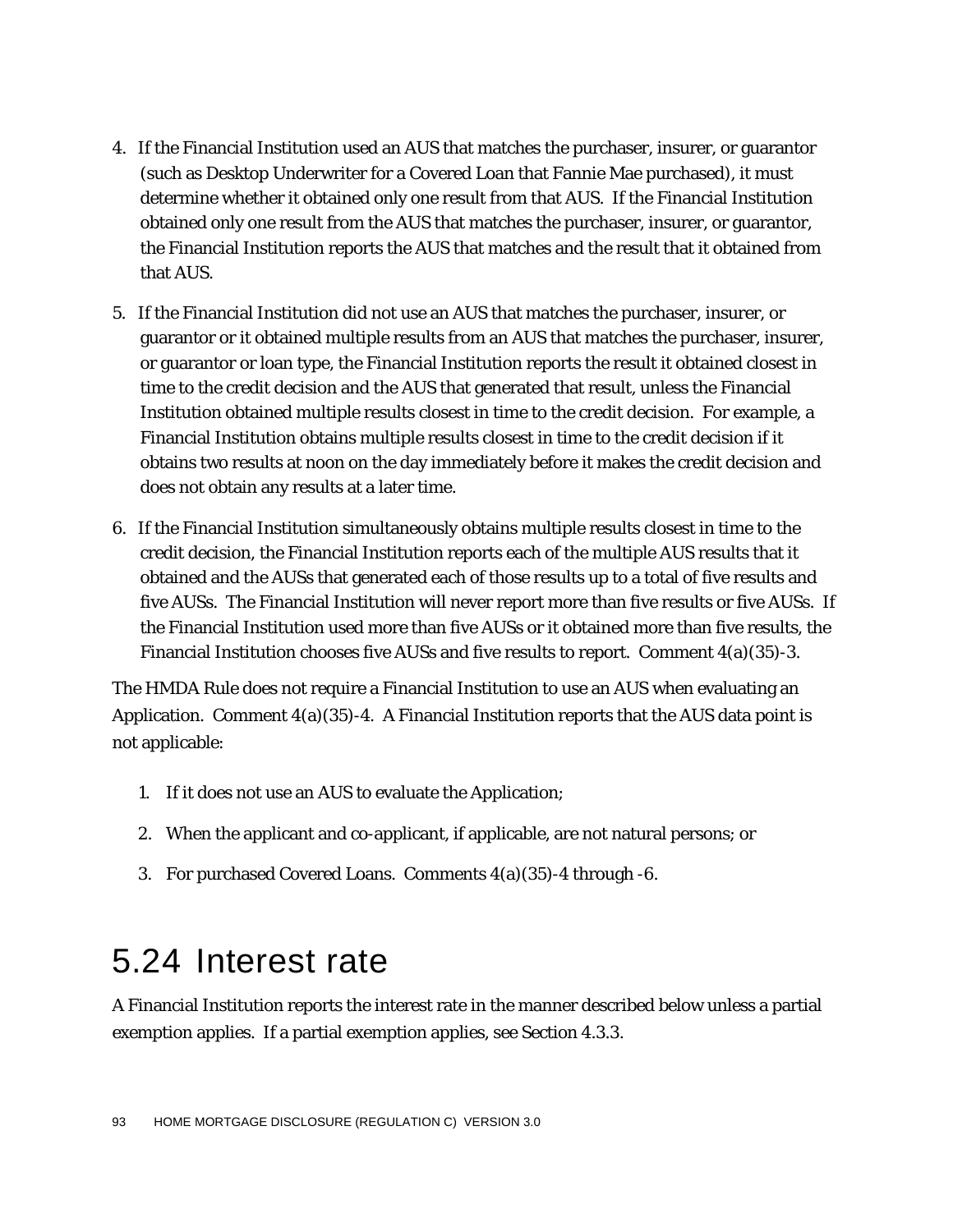4. If the Financial Institution used an AUS that matches the purchaser, insurer, or guarantor (such as Desktop Underwriter for a Covered Loan that Fannie Mae purchased), it must determine whether it obtained only one result from that AUS. If the Financial Institution obtained only one result from the AUS that matches the purchaser, insurer, or guarantor, the Financial Institution reports the AUS that matches and the result that it obtained from that AUS.

5. If the Financial Institution did not use an AUS that matches the purchaser, insurer, or guarantor or it obtained multiple results from an AUS that matches the purchaser, insurer, or guarantor or loan type, the Financial Institution reports the result it obtained closest in time to the credit decision and the AUS that generated that result, unless the Financial Institution obtained multiple results closest in time to the credit decision. For example, a Financial Institution obtains multiple results closest in time to the credit decision if it obtains two results at noon on the day immediately before it makes the credit decision and does not obtain any results at a later time.

6. If the Financial Institution simultaneously obtains multiple results closest in time to the credit decision, the Financial Institution reports each of the multiple AUS results that it obtained and the AUSs that generated each of those results up to a total of five results and five AUSs. The Financial Institution will never report more than five results or five AUSs. If the Financial Institution used more than five AUSs or it obtained more than five results, the Financial Institution chooses five AUSs and five results to report. Comment 4(a)(35)-3.

The HMDA Rule does not require a Financial Institution to use an AUS when evaluating an Application. Comment 4(a)(35)-4. A Financial Institution reports that the AUS data point is not applicable:

1. If it does not use an AUS to evaluate the Application;

2. When the applicant and co-applicant, if applicable, are not natural persons; or

3. For purchased Covered Loans. Comments 4(a)(35)-4 through -6.

## 5.24 Interest rate

A Financial Institution reports the interest rate in the manner described below unless a partial exemption applies. If a partial exemption applies, see Section 4.3.3.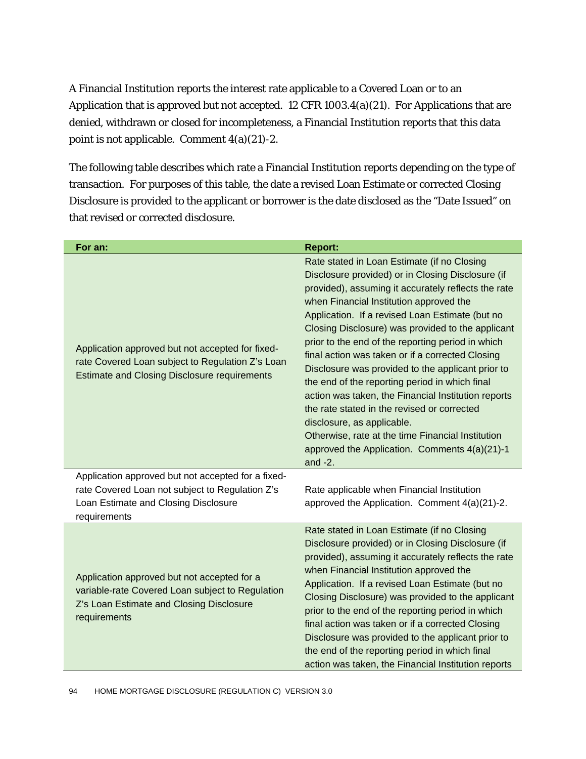A Financial Institution reports the interest rate applicable to a Covered Loan or to an Application that is approved but not accepted. 12 CFR 1003.4(a)(21). For Applications that are denied, withdrawn or closed for incompleteness, a Financial Institution reports that this data point is not applicable. Comment 4(a)(21)-2.

The following table describes which rate a Financial Institution reports depending on the type of transaction. For purposes of this table, the date a revised Loan Estimate or corrected Closing Disclosure is provided to the applicant or borrower is the date disclosed as the "Date Issued" on that revised or corrected disclosure.

| For an: | Report: |
|---|---|
| Application approved but not accepted for fixed-rate Covered Loan subject to Regulation Z's Loan Estimate and Closing Disclosure requirements | Rate stated in Loan Estimate (if no Closing Disclosure provided) or in Closing Disclosure (if provided), assuming it accurately reflects the rate when Financial Institution approved the Application. If a revised Loan Estimate (but no Closing Disclosure) was provided to the applicant prior to the end of the reporting period in which final action was taken or if a corrected Closing Disclosure was provided to the applicant prior to the end of the reporting period in which final action was taken, the Financial Institution reports the rate stated in the revised or corrected disclosure, as applicable.<br>Otherwise, rate at the time Financial Institution approved the Application. Comments 4(a)(21)-1 and -2. |
| Application approved but not accepted for a fixed-rate Covered Loan not subject to Regulation Z's Loan Estimate and Closing Disclosure requirements | Rate applicable when Financial Institution approved the Application. Comment 4(a)(21)-2. |
| Application approved but not accepted for a variable-rate Covered Loan subject to Regulation Z's Loan Estimate and Closing Disclosure requirements | Rate stated in Loan Estimate (if no Closing Disclosure provided) or in Closing Disclosure (if provided), assuming it accurately reflects the rate when Financial Institution approved the Application. If a revised Loan Estimate (but no Closing Disclosure) was provided to the applicant prior to the end of the reporting period in which final action was taken or if a corrected Closing Disclosure was provided to the applicant prior to the end of the reporting period in which final action was taken, the Financial Institution reports |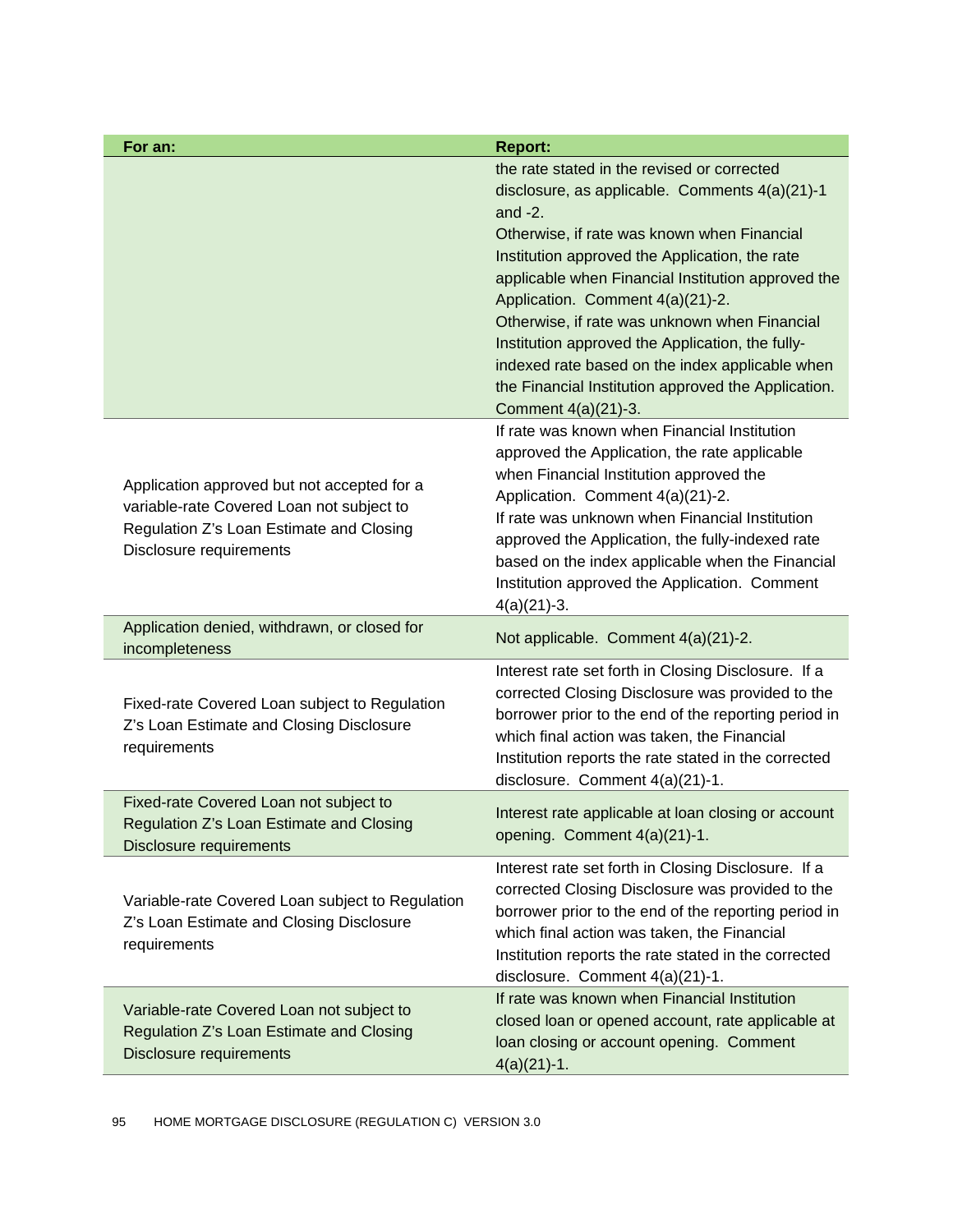| For an: | Report: |
|---|---|
| | the rate stated in the revised or corrected disclosure, as applicable. Comments 4(a)(21)-1 and -2.<br>Otherwise, if rate was known when Financial Institution approved the Application, the rate applicable when Financial Institution approved the Application. Comment 4(a)(21)-2.<br>Otherwise, if rate was unknown when Financial Institution approved the Application, the fully-indexed rate based on the index applicable when the Financial Institution approved the Application. Comment 4(a)(21)-3. |
| Application approved but not accepted for a variable-rate Covered Loan not subject to Regulation Z's Loan Estimate and Closing Disclosure requirements | If rate was known when Financial Institution approved the Application, the rate applicable when Financial Institution approved the Application. Comment 4(a)(21)-2.<br>If rate was unknown when Financial Institution approved the Application, the fully-indexed rate based on the index applicable when the Financial Institution approved the Application. Comment 4(a)(21)-3. |
| Application denied, withdrawn, or closed for incompleteness | Not applicable. Comment 4(a)(21)-2. |
| Fixed-rate Covered Loan subject to Regulation Z's Loan Estimate and Closing Disclosure requirements | Interest rate set forth in Closing Disclosure. If a corrected Closing Disclosure was provided to the borrower prior to the end of the reporting period in which final action was taken, the Financial Institution reports the rate stated in the corrected disclosure. Comment 4(a)(21)-1. |
| Fixed-rate Covered Loan not subject to Regulation Z's Loan Estimate and Closing Disclosure requirements | Interest rate applicable at loan closing or account opening. Comment 4(a)(21)-1. |
| Variable-rate Covered Loan subject to Regulation Z's Loan Estimate and Closing Disclosure requirements | Interest rate set forth in Closing Disclosure. If a corrected Closing Disclosure was provided to the borrower prior to the end of the reporting period in which final action was taken, the Financial Institution reports the rate stated in the corrected disclosure. Comment 4(a)(21)-1. |
| Variable-rate Covered Loan not subject to Regulation Z's Loan Estimate and Closing Disclosure requirements | If rate was known when Financial Institution closed loan or opened account, rate applicable at loan closing or account opening. Comment 4(a)(21)-1. |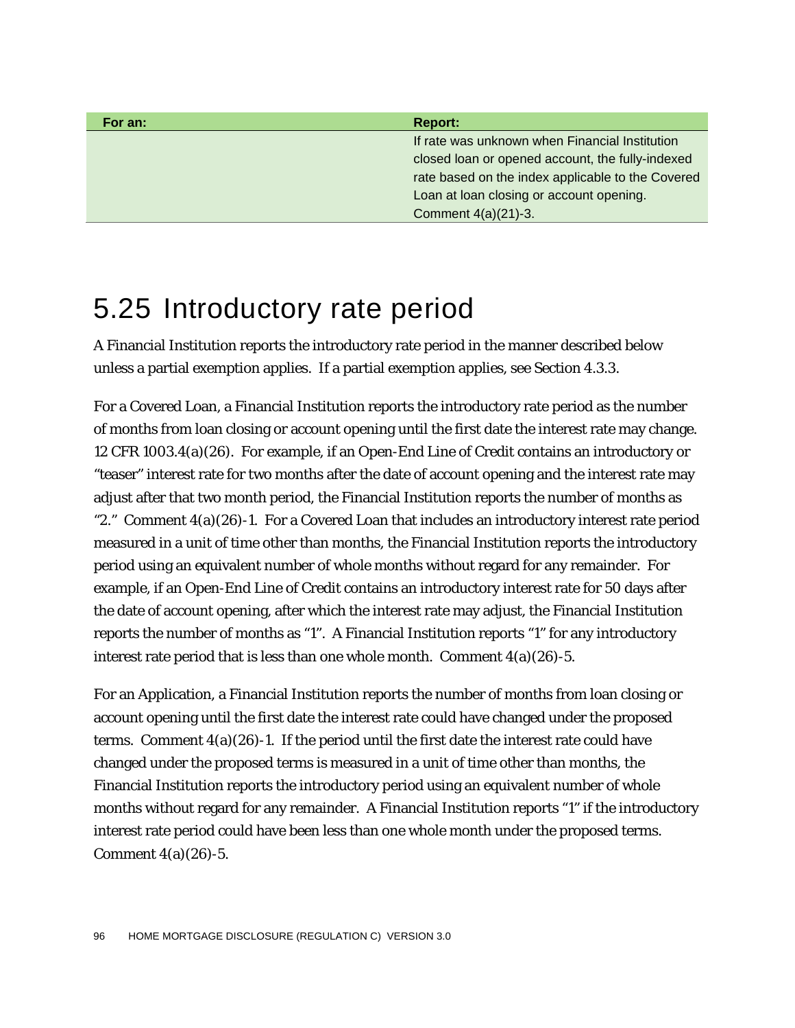| For an: | Report: |
|---|---|
| | If rate was unknown when Financial Institution closed loan or opened account, the fully-indexed rate based on the index applicable to the Covered Loan at loan closing or account opening. Comment 4(a)(21)-3. |

## 5.25 Introductory rate period

A Financial Institution reports the introductory rate period in the manner described below unless a partial exemption applies. If a partial exemption applies, see Section 4.3.3.

For a Covered Loan, a Financial Institution reports the introductory rate period as the number of months from loan closing or account opening until the first date the interest rate may change. 12 CFR 1003.4(a)(26). For example, if an Open-End Line of Credit contains an introductory or "teaser" interest rate for two months after the date of account opening and the interest rate may adjust after that two month period, the Financial Institution reports the number of months as "2." Comment 4(a)(26)-1. For a Covered Loan that includes an introductory interest rate period measured in a unit of time other than months, the Financial Institution reports the introductory period using an equivalent number of whole months without regard for any remainder. For example, if an Open-End Line of Credit contains an introductory interest rate for 50 days after the date of account opening, after which the interest rate may adjust, the Financial Institution reports the number of months as "1". A Financial Institution reports "1" for any introductory interest rate period that is less than one whole month. Comment 4(a)(26)-5.

For an Application, a Financial Institution reports the number of months from loan closing or account opening until the first date the interest rate could have changed under the proposed terms. Comment 4(a)(26)-1. If the period until the first date the interest rate could have changed under the proposed terms is measured in a unit of time other than months, the Financial Institution reports the introductory period using an equivalent number of whole months without regard for any remainder. A Financial Institution reports "1" if the introductory interest rate period could have been less than one whole month under the proposed terms. Comment 4(a)(26)-5.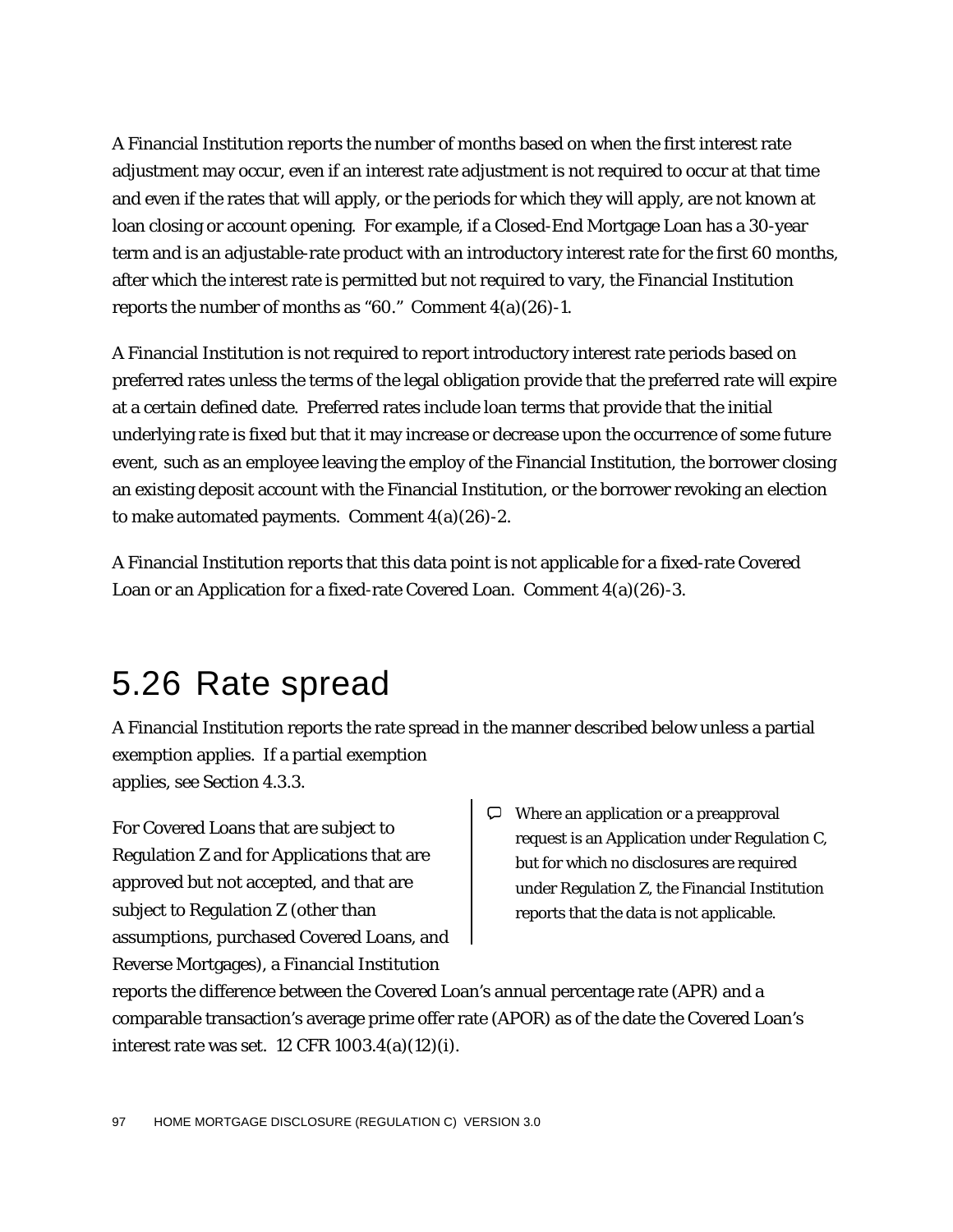A Financial Institution reports the number of months based on when the first interest rate adjustment may occur, even if an interest rate adjustment is not required to occur at that time and even if the rates that will apply, or the periods for which they will apply, are not known at loan closing or account opening. For example, if a Closed-End Mortgage Loan has a 30-year term and is an adjustable-rate product with an introductory interest rate for the first 60 months, after which the interest rate is permitted but not required to vary, the Financial Institution reports the number of months as "60." Comment 4(a)(26)-1.

A Financial Institution is not required to report introductory interest rate periods based on preferred rates unless the terms of the legal obligation provide that the preferred rate will expire at a certain defined date. Preferred rates include loan terms that provide that the initial underlying rate is fixed but that it may increase or decrease upon the occurrence of some future event, such as an employee leaving the employ of the Financial Institution, the borrower closing an existing deposit account with the Financial Institution, or the borrower revoking an election to make automated payments. Comment 4(a)(26)-2.

A Financial Institution reports that this data point is not applicable for a fixed-rate Covered Loan or an Application for a fixed-rate Covered Loan. Comment 4(a)(26)-3.

## 5.26 Rate spread

A Financial Institution reports the rate spread in the manner described below unless a partial exemption applies. If a partial exemption applies, see Section 4.3.3.

For Covered Loans that are subject to Regulation Z and for Applications that are approved but not accepted, and that are subject to Regulation Z (other than assumptions, purchased Covered Loans, and Reverse Mortgages), a Financial Institution reports the difference between the Covered Loan's annual percentage rate (APR) and a comparable transaction's average prime offer rate (APOR) as of the date the Covered Loan's interest rate was set. 12 CFR 1003.4(a)(12)(i).

> Where an application or a preapproval request is an Application under Regulation C, but for which no disclosures are required under Regulation Z, the Financial Institution reports that the data is not applicable.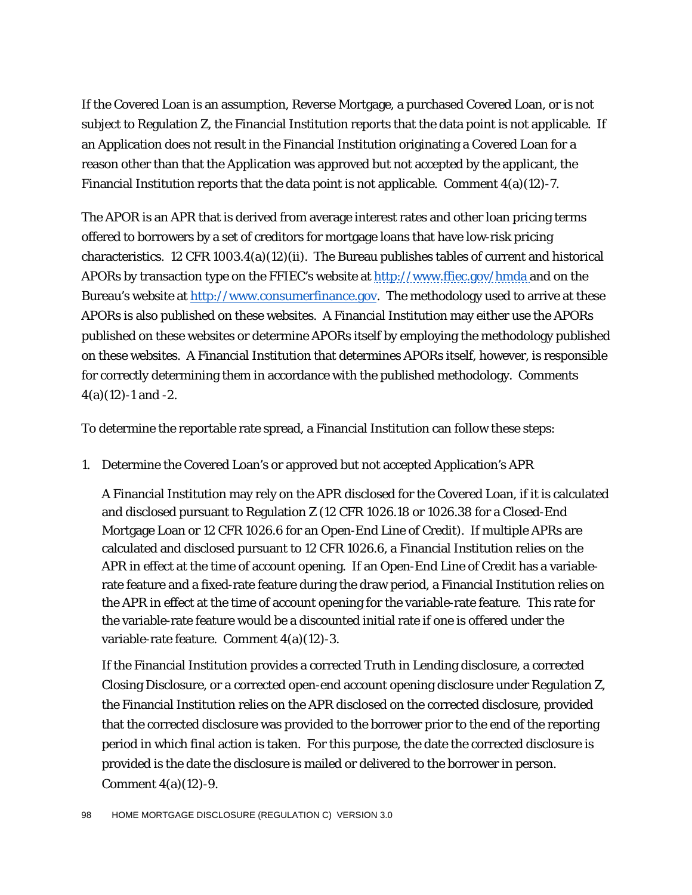If the Covered Loan is an assumption, Reverse Mortgage, a purchased Covered Loan, or is not subject to Regulation Z, the Financial Institution reports that the data point is not applicable. If an Application does not result in the Financial Institution originating a Covered Loan for a reason other than that the Application was approved but not accepted by the applicant, the Financial Institution reports that the data point is not applicable. Comment 4(a)(12)-7.

The APOR is an APR that is derived from average interest rates and other loan pricing terms offered to borrowers by a set of creditors for mortgage loans that have low-risk pricing characteristics. 12 CFR 1003.4(a)(12)(ii). The Bureau publishes tables of current and historical APORs by transaction type on the FFIEC's website at http://www.ffiec.gov/hmda and on the Bureau's website at http://www.consumerfinance.gov. The methodology used to arrive at these APORs is also published on these websites. A Financial Institution may either use the APORs published on these websites or determine APORs itself by employing the methodology published on these websites. A Financial Institution that determines APORs itself, however, is responsible for correctly determining them in accordance with the published methodology. Comments 4(a)(12)-1 and -2.

To determine the reportable rate spread, a Financial Institution can follow these steps:

1. Determine the Covered Loan's or approved but not accepted Application's APR

   A Financial Institution may rely on the APR disclosed for the Covered Loan, if it is calculated and disclosed pursuant to Regulation Z (12 CFR 1026.18 or 1026.38 for a Closed-End Mortgage Loan or 12 CFR 1026.6 for an Open-End Line of Credit). If multiple APRs are calculated and disclosed pursuant to 12 CFR 1026.6, a Financial Institution relies on the APR in effect at the time of account opening. If an Open-End Line of Credit has a variable-rate feature and a fixed-rate feature during the draw period, a Financial Institution relies on the APR in effect at the time of account opening for the variable-rate feature. This rate for the variable-rate feature would be a discounted initial rate if one is offered under the variable-rate feature. Comment 4(a)(12)-3.

   If the Financial Institution provides a corrected Truth in Lending disclosure, a corrected Closing Disclosure, or a corrected open-end account opening disclosure under Regulation Z, the Financial Institution relies on the APR disclosed on the corrected disclosure, provided that the corrected disclosure was provided to the borrower prior to the end of the reporting period in which final action is taken. For this purpose, the date the corrected disclosure is provided is the date the disclosure is mailed or delivered to the borrower in person. Comment 4(a)(12)-9.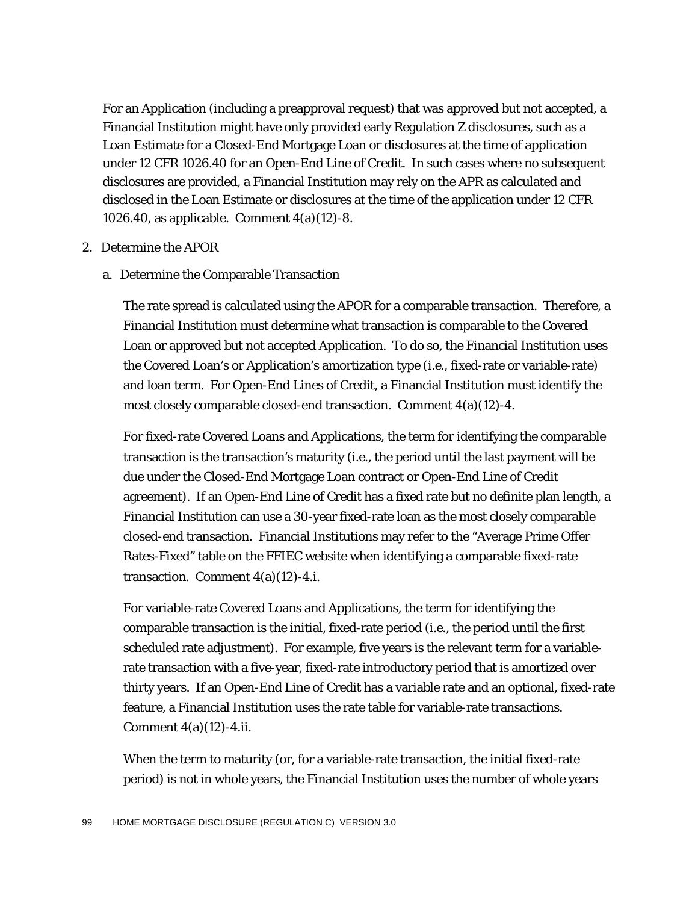For an Application (including a preapproval request) that was approved but not accepted, a Financial Institution might have only provided early Regulation Z disclosures, such as a Loan Estimate for a Closed-End Mortgage Loan or disclosures at the time of application under 12 CFR 1026.40 for an Open-End Line of Credit. In such cases where no subsequent disclosures are provided, a Financial Institution may rely on the APR as calculated and disclosed in the Loan Estimate or disclosures at the time of the application under 12 CFR 1026.40, as applicable. Comment 4(a)(12)-8.

2. Determine the APOR

   a. Determine the Comparable Transaction

      The rate spread is calculated using the APOR for a comparable transaction. Therefore, a Financial Institution must determine what transaction is comparable to the Covered Loan or approved but not accepted Application. To do so, the Financial Institution uses the Covered Loan's or Application's amortization type (i.e., fixed-rate or variable-rate) and loan term. For Open-End Lines of Credit, a Financial Institution must identify the most closely comparable closed-end transaction. Comment 4(a)(12)-4.

      For fixed-rate Covered Loans and Applications, the term for identifying the comparable transaction is the transaction's maturity (i.e., the period until the last payment will be due under the Closed-End Mortgage Loan contract or Open-End Line of Credit agreement). If an Open-End Line of Credit has a fixed rate but no definite plan length, a Financial Institution can use a 30-year fixed-rate loan as the most closely comparable closed-end transaction. Financial Institutions may refer to the "Average Prime Offer Rates-Fixed" table on the FFIEC website when identifying a comparable fixed-rate transaction. Comment 4(a)(12)-4.i.

      For variable-rate Covered Loans and Applications, the term for identifying the comparable transaction is the initial, fixed-rate period (i.e., the period until the first scheduled rate adjustment). For example, five years is the relevant term for a variable-rate transaction with a five-year, fixed-rate introductory period that is amortized over thirty years. If an Open-End Line of Credit has a variable rate and an optional, fixed-rate feature, a Financial Institution uses the rate table for variable-rate transactions. Comment 4(a)(12)-4.ii.

      When the term to maturity (or, for a variable-rate transaction, the initial fixed-rate period) is not in whole years, the Financial Institution uses the number of whole years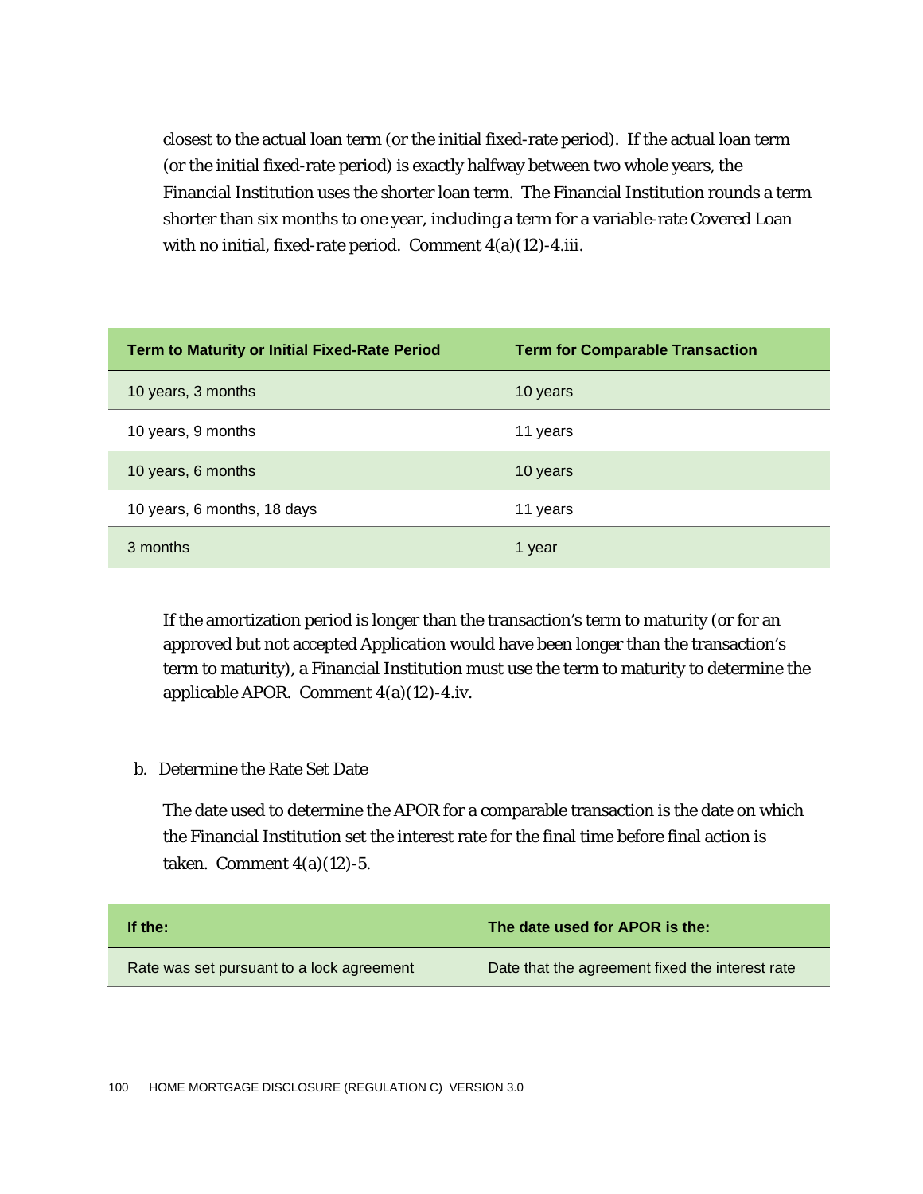closest to the actual loan term (or the initial fixed-rate period). If the actual loan term (or the initial fixed-rate period) is exactly halfway between two whole years, the Financial Institution uses the shorter loan term. The Financial Institution rounds a term shorter than six months to one year, including a term for a variable-rate Covered Loan with no initial, fixed-rate period. Comment 4(a)(12)-4.iii.

| Term to Maturity or Initial Fixed-Rate Period | Term for Comparable Transaction |
|---|---|
| 10 years, 3 months | 10 years |
| 10 years, 9 months | 11 years |
| 10 years, 6 months | 10 years |
| 10 years, 6 months, 18 days | 11 years |
| 3 months | 1 year |

If the amortization period is longer than the transaction's term to maturity (or for an approved but not accepted Application would have been longer than the transaction's term to maturity), a Financial Institution must use the term to maturity to determine the applicable APOR. Comment 4(a)(12)-4.iv.

b. Determine the Rate Set Date

The date used to determine the APOR for a comparable transaction is the date on which the Financial Institution set the interest rate for the final time before final action is taken. Comment 4(a)(12)-5.

| If the: | The date used for APOR is the: |
|---|---|
| Rate was set pursuant to a lock agreement | Date that the agreement fixed the interest rate |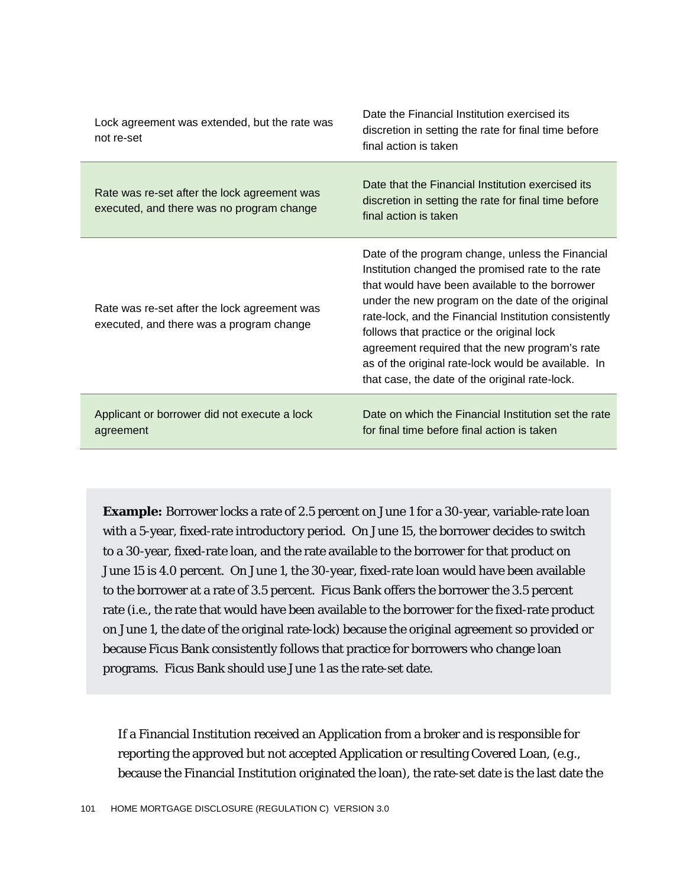| | |
|---|---|
| Lock agreement was extended, but the rate was not re-set | Date the Financial Institution exercised its discretion in setting the rate for final time before final action is taken |
| Rate was re-set after the lock agreement was executed, and there was no program change | Date that the Financial Institution exercised its discretion in setting the rate for final time before final action is taken |
| Rate was re-set after the lock agreement was executed, and there was a program change | Date of the program change, unless the Financial Institution changed the promised rate to the rate that would have been available to the borrower under the new program on the date of the original rate-lock, and the Financial Institution consistently follows that practice or the original lock agreement required that the new program's rate as of the original rate-lock would be available. In that case, the date of the original rate-lock. |
| Applicant or borrower did not execute a lock agreement | Date on which the Financial Institution set the rate for final time before final action is taken |

**Example:** Borrower locks a rate of 2.5 percent on June 1 for a 30-year, variable-rate loan with a 5-year, fixed-rate introductory period. On June 15, the borrower decides to switch to a 30-year, fixed-rate loan, and the rate available to the borrower for that product on June 15 is 4.0 percent. On June 1, the 30-year, fixed-rate loan would have been available to the borrower at a rate of 3.5 percent. Ficus Bank offers the borrower the 3.5 percent rate (i.e., the rate that would have been available to the borrower for the fixed-rate product on June 1, the date of the original rate-lock) because the original agreement so provided or because Ficus Bank consistently follows that practice for borrowers who change loan programs. Ficus Bank should use June 1 as the rate-set date.

If a Financial Institution received an Application from a broker and is responsible for reporting the approved but not accepted Application or resulting Covered Loan, (e.g., because the Financial Institution originated the loan), the rate-set date is the last date the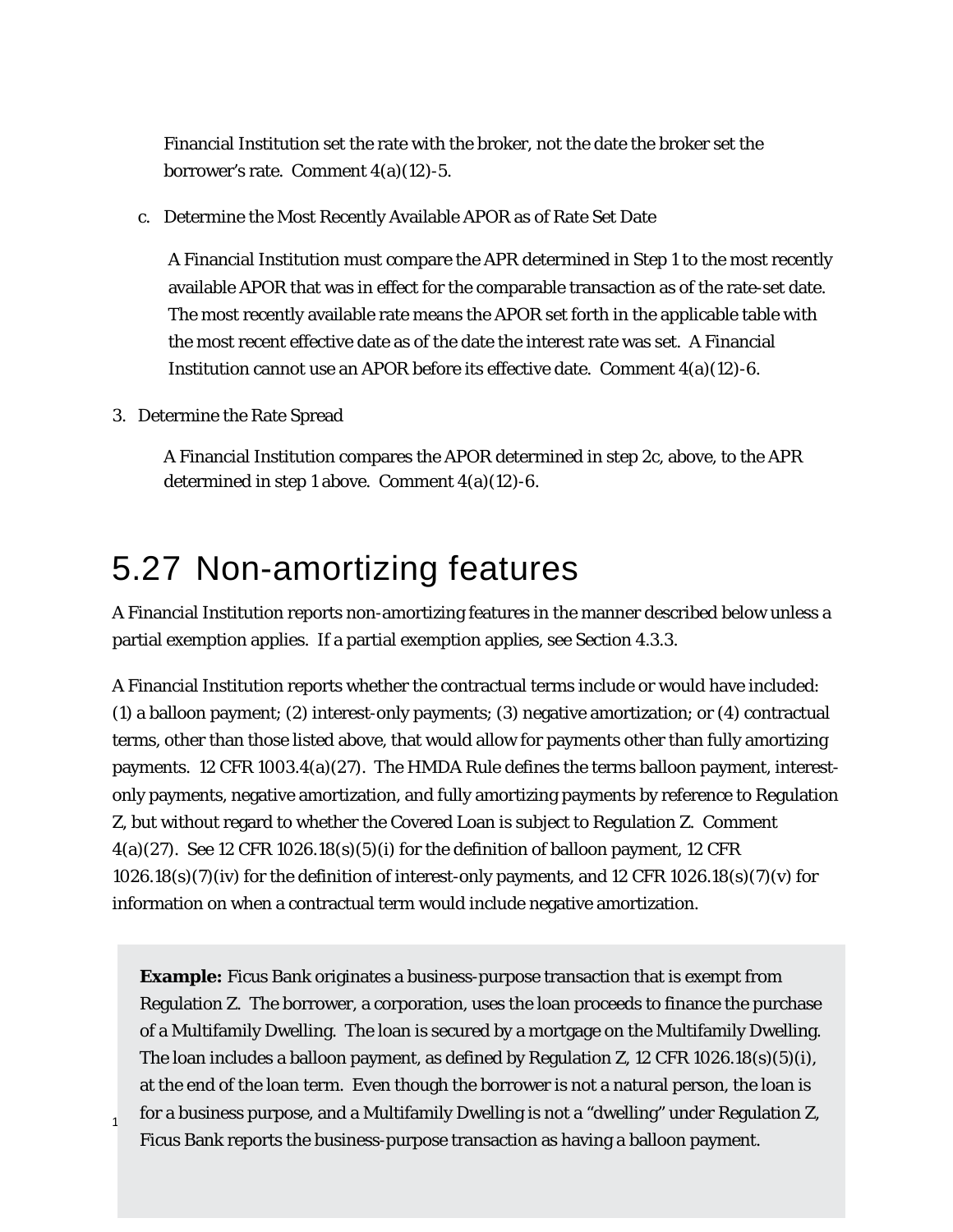Financial Institution set the rate with the broker, not the date the broker set the borrower's rate. Comment 4(a)(12)-5.

c. Determine the Most Recently Available APOR as of Rate Set Date

A Financial Institution must compare the APR determined in Step 1 to the most recently available APOR that was in effect for the comparable transaction as of the rate-set date. The most recently available rate means the APOR set forth in the applicable table with the most recent effective date as of the date the interest rate was set. A Financial Institution cannot use an APOR before its effective date. Comment 4(a)(12)-6.

3. Determine the Rate Spread

A Financial Institution compares the APOR determined in step 2c, above, to the APR determined in step 1 above. Comment 4(a)(12)-6.

## 5.27 Non-amortizing features

A Financial Institution reports non-amortizing features in the manner described below unless a partial exemption applies. If a partial exemption applies, see Section 4.3.3.

A Financial Institution reports whether the contractual terms include or would have included: (1) a balloon payment; (2) interest-only payments; (3) negative amortization; or (4) contractual terms, other than those listed above, that would allow for payments other than fully amortizing payments. 12 CFR 1003.4(a)(27). The HMDA Rule defines the terms balloon payment, interest-only payments, negative amortization, and fully amortizing payments by reference to Regulation Z, but without regard to whether the Covered Loan is subject to Regulation Z. Comment 4(a)(27). See 12 CFR 1026.18(s)(5)(i) for the definition of balloon payment, 12 CFR 1026.18(s)(7)(iv) for the definition of interest-only payments, and 12 CFR 1026.18(s)(7)(v) for information on when a contractual term would include negative amortization.

**Example:** Ficus Bank originates a business-purpose transaction that is exempt from Regulation Z. The borrower, a corporation, uses the loan proceeds to finance the purchase of a Multifamily Dwelling. The loan is secured by a mortgage on the Multifamily Dwelling. The loan includes a balloon payment, as defined by Regulation Z, 12 CFR 1026.18(s)(5)(i), at the end of the loan term. Even though the borrower is not a natural person, the loan is for a business purpose, and a Multifamily Dwelling is not a "dwelling" under Regulation Z, Ficus Bank reports the business-purpose transaction as having a balloon payment.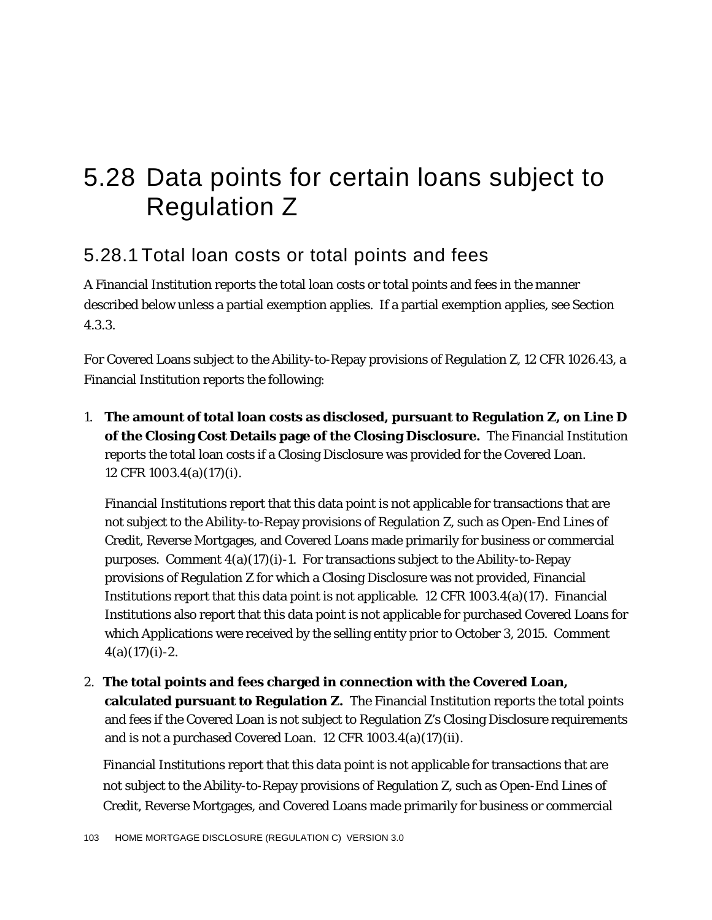# 5.28 Data points for certain loans subject to Regulation Z

## 5.28.1 Total loan costs or total points and fees

A Financial Institution reports the total loan costs or total points and fees in the manner described below unless a partial exemption applies. If a partial exemption applies, see Section 4.3.3.

For Covered Loans subject to the Ability-to-Repay provisions of Regulation Z, 12 CFR 1026.43, a Financial Institution reports the following:

1. **The amount of total loan costs as disclosed, pursuant to Regulation Z, on Line D of the Closing Cost Details page of the Closing Disclosure.** The Financial Institution reports the total loan costs if a Closing Disclosure was provided for the Covered Loan. 12 CFR 1003.4(a)(17)(i).

   Financial Institutions report that this data point is not applicable for transactions that are not subject to the Ability-to-Repay provisions of Regulation Z, such as Open-End Lines of Credit, Reverse Mortgages, and Covered Loans made primarily for business or commercial purposes. Comment 4(a)(17)(i)-1. For transactions subject to the Ability-to-Repay provisions of Regulation Z for which a Closing Disclosure was not provided, Financial Institutions report that this data point is not applicable. 12 CFR 1003.4(a)(17). Financial Institutions also report that this data point is not applicable for purchased Covered Loans for which Applications were received by the selling entity prior to October 3, 2015. Comment 4(a)(17)(i)-2.

2. **The total points and fees charged in connection with the Covered Loan, calculated pursuant to Regulation Z.** The Financial Institution reports the total points and fees if the Covered Loan is not subject to Regulation Z's Closing Disclosure requirements and is not a purchased Covered Loan. 12 CFR 1003.4(a)(17)(ii).

   Financial Institutions report that this data point is not applicable for transactions that are not subject to the Ability-to-Repay provisions of Regulation Z, such as Open-End Lines of Credit, Reverse Mortgages, and Covered Loans made primarily for business or commercial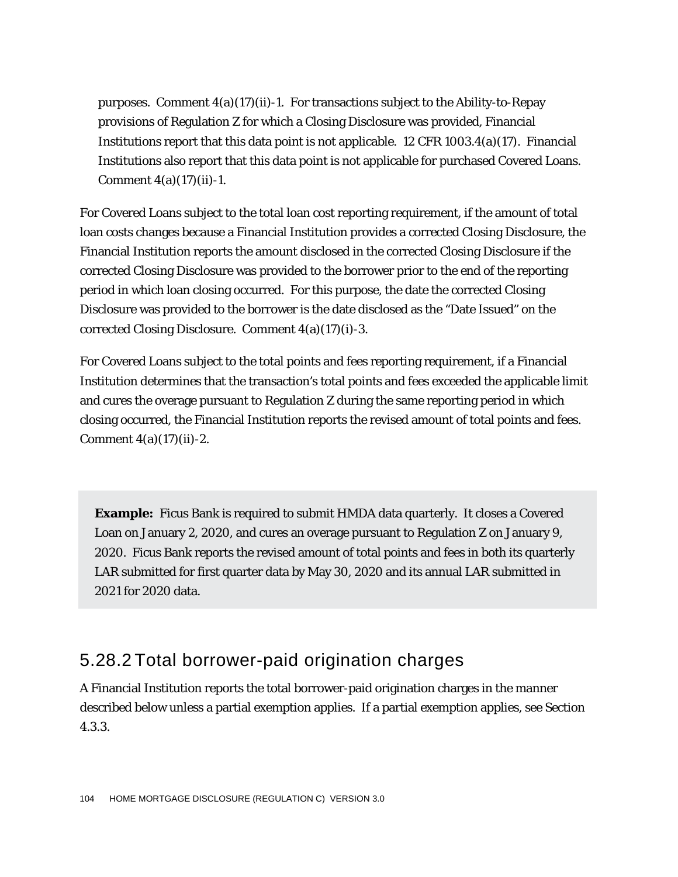purposes. Comment 4(a)(17)(ii)-1. For transactions subject to the Ability-to-Repay provisions of Regulation Z for which a Closing Disclosure was provided, Financial Institutions report that this data point is not applicable. 12 CFR 1003.4(a)(17). Financial Institutions also report that this data point is not applicable for purchased Covered Loans. Comment 4(a)(17)(ii)-1.

For Covered Loans subject to the total loan cost reporting requirement, if the amount of total loan costs changes because a Financial Institution provides a corrected Closing Disclosure, the Financial Institution reports the amount disclosed in the corrected Closing Disclosure if the corrected Closing Disclosure was provided to the borrower prior to the end of the reporting period in which loan closing occurred. For this purpose, the date the corrected Closing Disclosure was provided to the borrower is the date disclosed as the "Date Issued" on the corrected Closing Disclosure. Comment 4(a)(17)(i)-3.

For Covered Loans subject to the total points and fees reporting requirement, if a Financial Institution determines that the transaction's total points and fees exceeded the applicable limit and cures the overage pursuant to Regulation Z during the same reporting period in which closing occurred, the Financial Institution reports the revised amount of total points and fees. Comment 4(a)(17)(ii)-2.

**Example:** Ficus Bank is required to submit HMDA data quarterly. It closes a Covered Loan on January 2, 2020, and cures an overage pursuant to Regulation Z on January 9, 2020. Ficus Bank reports the revised amount of total points and fees in both its quarterly LAR submitted for first quarter data by May 30, 2020 and its annual LAR submitted in 2021 for 2020 data.

## 5.28.2 Total borrower-paid origination charges

A Financial Institution reports the total borrower-paid origination charges in the manner described below unless a partial exemption applies. If a partial exemption applies, see Section 4.3.3.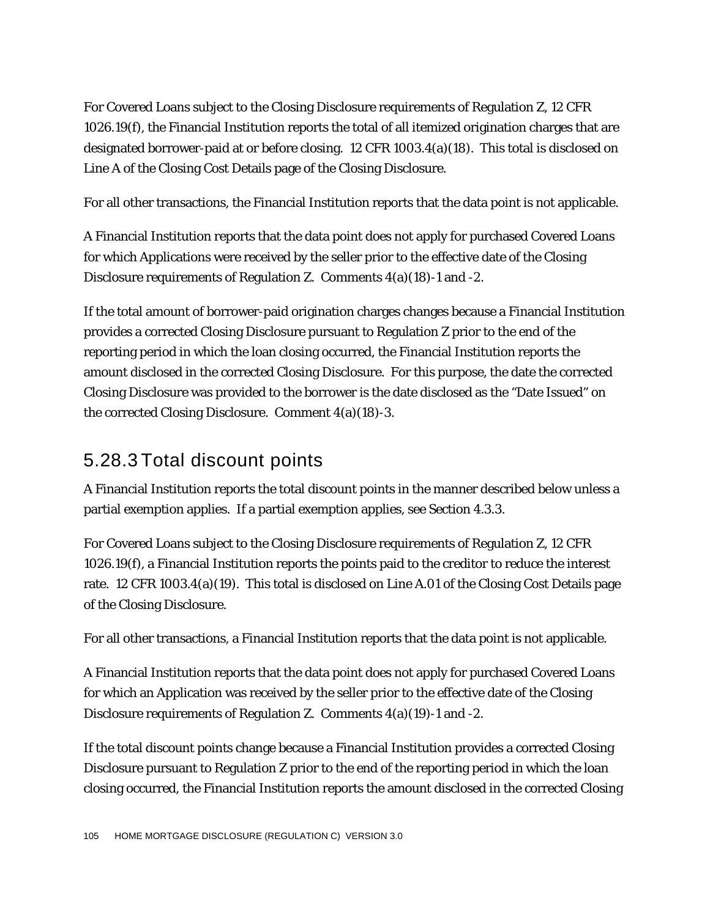For Covered Loans subject to the Closing Disclosure requirements of Regulation Z, 12 CFR 1026.19(f), the Financial Institution reports the total of all itemized origination charges that are designated borrower-paid at or before closing. 12 CFR 1003.4(a)(18). This total is disclosed on Line A of the Closing Cost Details page of the Closing Disclosure.

For all other transactions, the Financial Institution reports that the data point is not applicable.

A Financial Institution reports that the data point does not apply for purchased Covered Loans for which Applications were received by the seller prior to the effective date of the Closing Disclosure requirements of Regulation Z. Comments 4(a)(18)-1 and -2.

If the total amount of borrower-paid origination charges changes because a Financial Institution provides a corrected Closing Disclosure pursuant to Regulation Z prior to the end of the reporting period in which the loan closing occurred, the Financial Institution reports the amount disclosed in the corrected Closing Disclosure. For this purpose, the date the corrected Closing Disclosure was provided to the borrower is the date disclosed as the "Date Issued" on the corrected Closing Disclosure. Comment 4(a)(18)-3.

### 5.28.3 Total discount points

A Financial Institution reports the total discount points in the manner described below unless a partial exemption applies. If a partial exemption applies, see Section 4.3.3.

For Covered Loans subject to the Closing Disclosure requirements of Regulation Z, 12 CFR 1026.19(f), a Financial Institution reports the points paid to the creditor to reduce the interest rate. 12 CFR 1003.4(a)(19). This total is disclosed on Line A.01 of the Closing Cost Details page of the Closing Disclosure.

For all other transactions, a Financial Institution reports that the data point is not applicable.

A Financial Institution reports that the data point does not apply for purchased Covered Loans for which an Application was received by the seller prior to the effective date of the Closing Disclosure requirements of Regulation Z. Comments 4(a)(19)-1 and -2.

If the total discount points change because a Financial Institution provides a corrected Closing Disclosure pursuant to Regulation Z prior to the end of the reporting period in which the loan closing occurred, the Financial Institution reports the amount disclosed in the corrected Closing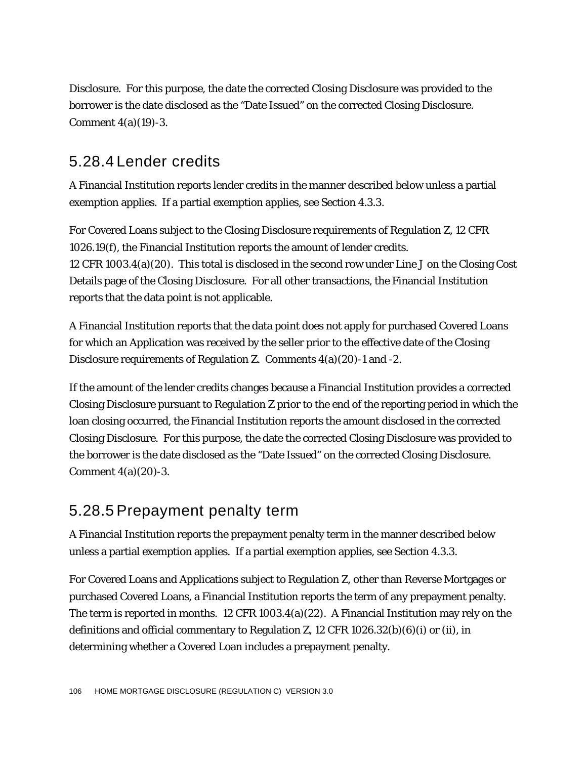Disclosure. For this purpose, the date the corrected Closing Disclosure was provided to the borrower is the date disclosed as the "Date Issued" on the corrected Closing Disclosure. Comment 4(a)(19)-3.

### 5.28.4 Lender credits

A Financial Institution reports lender credits in the manner described below unless a partial exemption applies. If a partial exemption applies, see Section 4.3.3.

For Covered Loans subject to the Closing Disclosure requirements of Regulation Z, 12 CFR 1026.19(f), the Financial Institution reports the amount of lender credits. 12 CFR 1003.4(a)(20). This total is disclosed in the second row under Line J on the Closing Cost Details page of the Closing Disclosure. For all other transactions, the Financial Institution reports that the data point is not applicable.

A Financial Institution reports that the data point does not apply for purchased Covered Loans for which an Application was received by the seller prior to the effective date of the Closing Disclosure requirements of Regulation Z. Comments 4(a)(20)-1 and -2.

If the amount of the lender credits changes because a Financial Institution provides a corrected Closing Disclosure pursuant to Regulation Z prior to the end of the reporting period in which the loan closing occurred, the Financial Institution reports the amount disclosed in the corrected Closing Disclosure. For this purpose, the date the corrected Closing Disclosure was provided to the borrower is the date disclosed as the "Date Issued" on the corrected Closing Disclosure. Comment 4(a)(20)-3.

### 5.28.5 Prepayment penalty term

A Financial Institution reports the prepayment penalty term in the manner described below unless a partial exemption applies. If a partial exemption applies, see Section 4.3.3.

For Covered Loans and Applications subject to Regulation Z, other than Reverse Mortgages or purchased Covered Loans, a Financial Institution reports the term of any prepayment penalty. The term is reported in months. 12 CFR 1003.4(a)(22). A Financial Institution may rely on the definitions and official commentary to Regulation Z, 12 CFR 1026.32(b)(6)(i) or (ii), in determining whether a Covered Loan includes a prepayment penalty.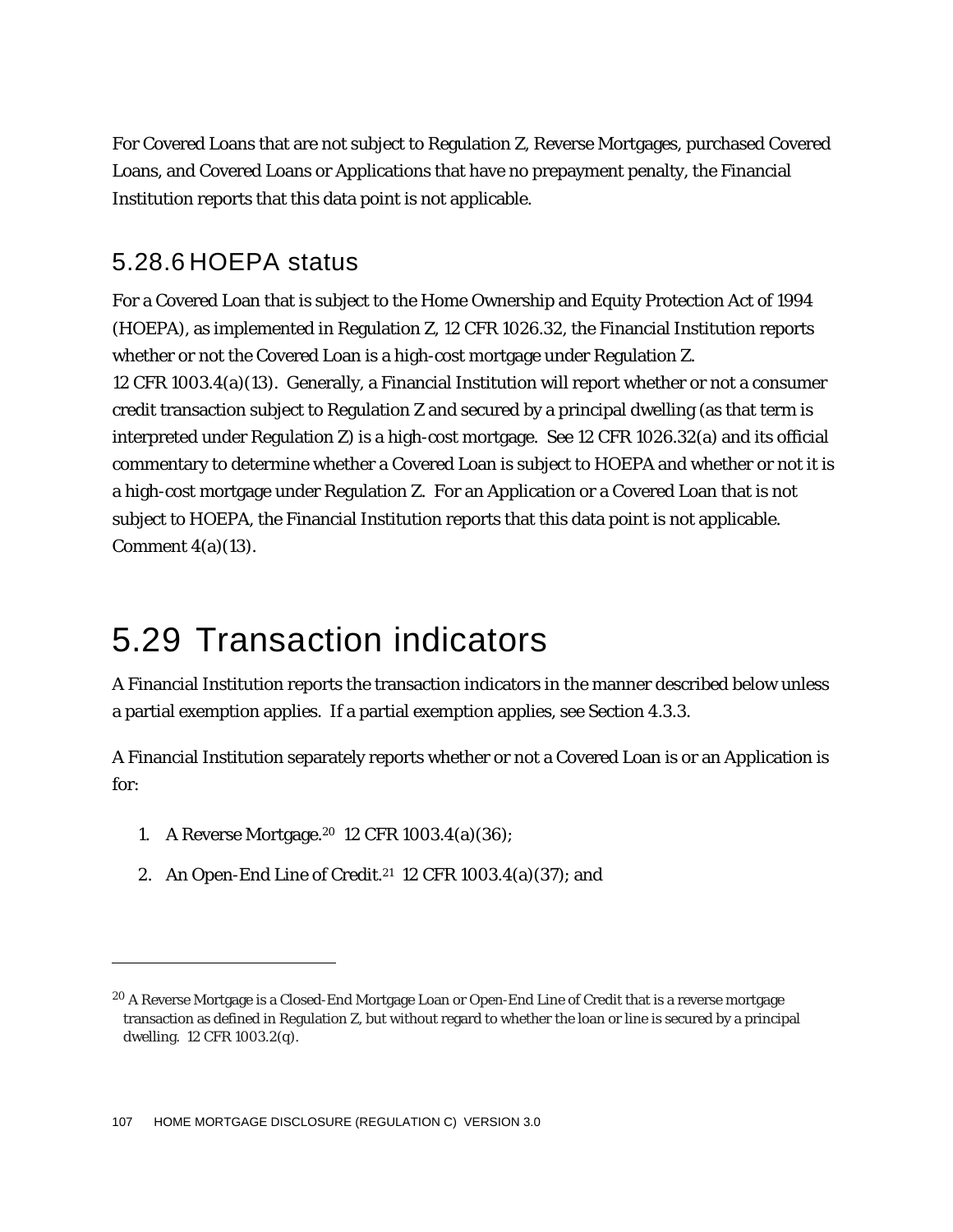For Covered Loans that are not subject to Regulation Z, Reverse Mortgages, purchased Covered Loans, and Covered Loans or Applications that have no prepayment penalty, the Financial Institution reports that this data point is not applicable.

### 5.28.6 HOEPA status

For a Covered Loan that is subject to the Home Ownership and Equity Protection Act of 1994 (HOEPA), as implemented in Regulation Z, 12 CFR 1026.32, the Financial Institution reports whether or not the Covered Loan is a high-cost mortgage under Regulation Z. 12 CFR 1003.4(a)(13). Generally, a Financial Institution will report whether or not a consumer credit transaction subject to Regulation Z and secured by a principal dwelling (as that term is interpreted under Regulation Z) is a high-cost mortgage. See 12 CFR 1026.32(a) and its official commentary to determine whether a Covered Loan is subject to HOEPA and whether or not it is a high-cost mortgage under Regulation Z. For an Application or a Covered Loan that is not subject to HOEPA, the Financial Institution reports that this data point is not applicable. Comment 4(a)(13).

## 5.29 Transaction indicators

A Financial Institution reports the transaction indicators in the manner described below unless a partial exemption applies. If a partial exemption applies, see Section 4.3.3.

A Financial Institution separately reports whether or not a Covered Loan is or an Application is for:

1. A Reverse Mortgage.[20] 12 CFR 1003.4(a)(36);
2. An Open-End Line of Credit.[21] 12 CFR 1003.4(a)(37); and

[20] A Reverse Mortgage is a Closed-End Mortgage Loan or Open-End Line of Credit that is a reverse mortgage transaction as defined in Regulation Z, but without regard to whether the loan or line is secured by a principal dwelling. 12 CFR 1003.2(q).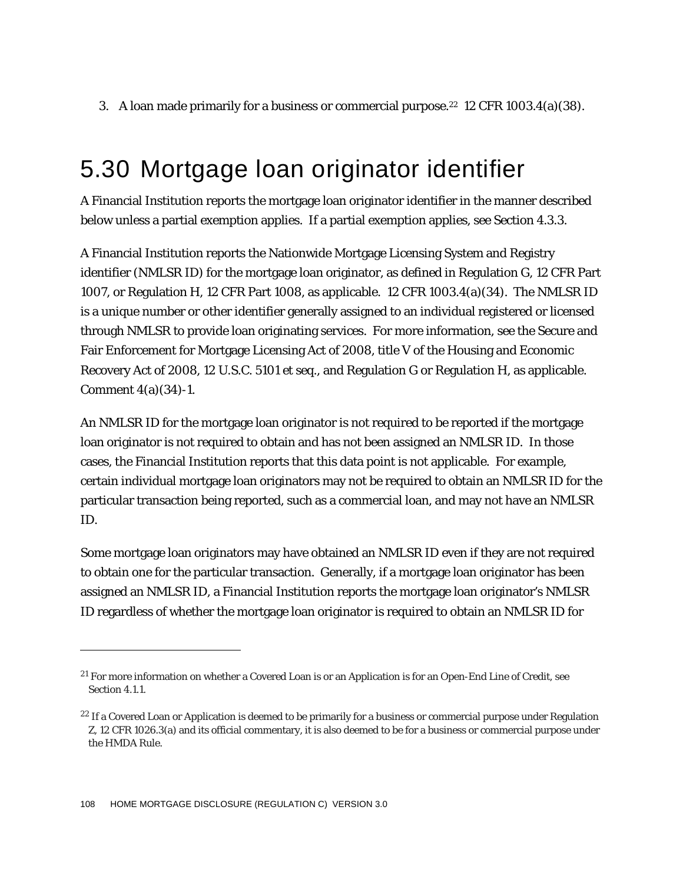3. A loan made primarily for a business or commercial purpose.[22] 12 CFR 1003.4(a)(38).

## 5.30 Mortgage loan originator identifier

A Financial Institution reports the mortgage loan originator identifier in the manner described below unless a partial exemption applies. If a partial exemption applies, see Section 4.3.3.

A Financial Institution reports the Nationwide Mortgage Licensing System and Registry identifier (NMLSR ID) for the mortgage loan originator, as defined in Regulation G, 12 CFR Part 1007, or Regulation H, 12 CFR Part 1008, as applicable. 12 CFR 1003.4(a)(34). The NMLSR ID is a unique number or other identifier generally assigned to an individual registered or licensed through NMLSR to provide loan originating services. For more information, see the Secure and Fair Enforcement for Mortgage Licensing Act of 2008, title V of the Housing and Economic Recovery Act of 2008, 12 U.S.C. 5101 et seq., and Regulation G or Regulation H, as applicable. Comment 4(a)(34)-1.

An NMLSR ID for the mortgage loan originator is not required to be reported if the mortgage loan originator is not required to obtain and has not been assigned an NMLSR ID. In those cases, the Financial Institution reports that this data point is not applicable. For example, certain individual mortgage loan originators may not be required to obtain an NMLSR ID for the particular transaction being reported, such as a commercial loan, and may not have an NMLSR ID.

Some mortgage loan originators may have obtained an NMLSR ID even if they are not required to obtain one for the particular transaction. Generally, if a mortgage loan originator has been assigned an NMLSR ID, a Financial Institution reports the mortgage loan originator's NMLSR ID regardless of whether the mortgage loan originator is required to obtain an NMLSR ID for

---

[21] For more information on whether a Covered Loan is or an Application is for an Open-End Line of Credit, see Section 4.1.1.

[22] If a Covered Loan or Application is deemed to be primarily for a business or commercial purpose under Regulation Z, 12 CFR 1026.3(a) and its official commentary, it is also deemed to be for a business or commercial purpose under the HMDA Rule.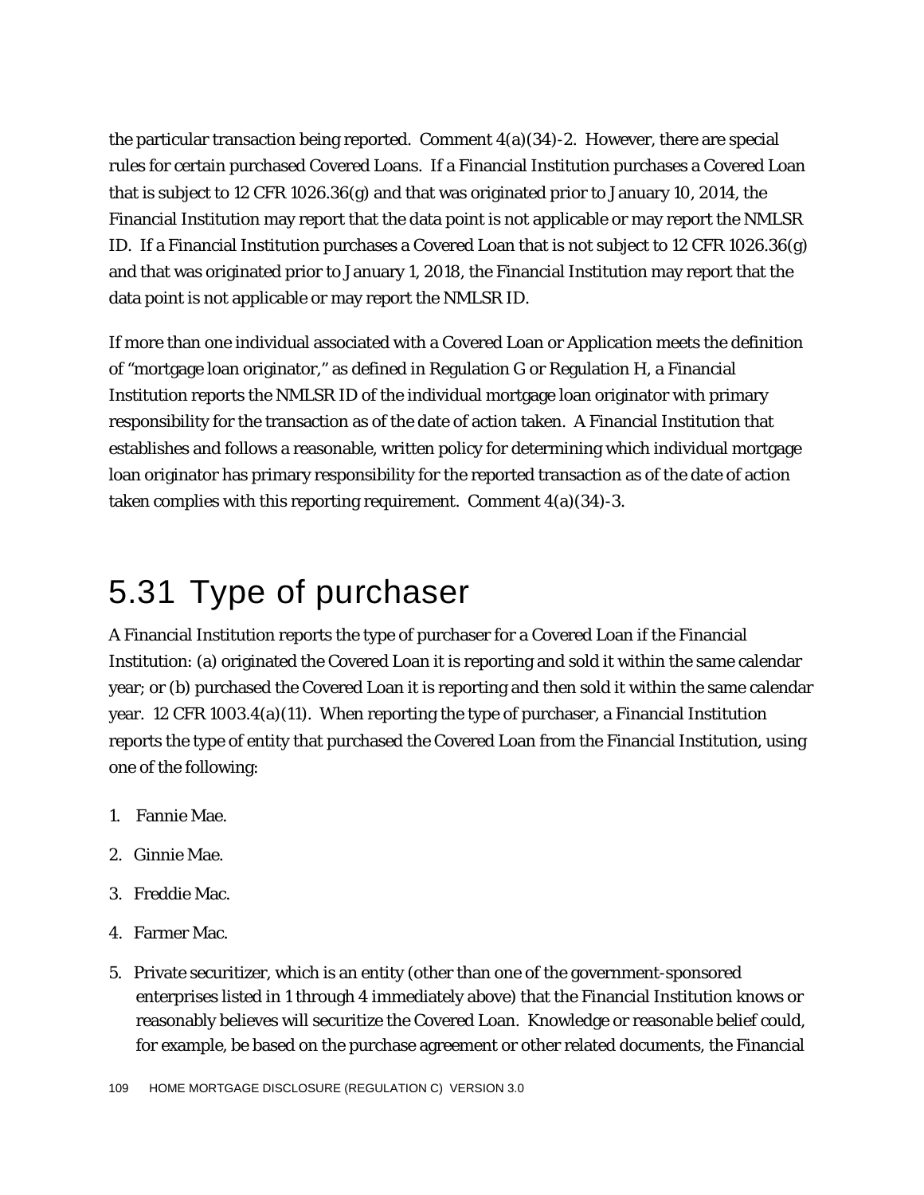the particular transaction being reported. Comment 4(a)(34)-2. However, there are special rules for certain purchased Covered Loans. If a Financial Institution purchases a Covered Loan that is subject to 12 CFR 1026.36(g) and that was originated prior to January 10, 2014, the Financial Institution may report that the data point is not applicable or may report the NMLSR ID. If a Financial Institution purchases a Covered Loan that is not subject to 12 CFR 1026.36(g) and that was originated prior to January 1, 2018, the Financial Institution may report that the data point is not applicable or may report the NMLSR ID.

If more than one individual associated with a Covered Loan or Application meets the definition of "mortgage loan originator," as defined in Regulation G or Regulation H, a Financial Institution reports the NMLSR ID of the individual mortgage loan originator with primary responsibility for the transaction as of the date of action taken. A Financial Institution that establishes and follows a reasonable, written policy for determining which individual mortgage loan originator has primary responsibility for the reported transaction as of the date of action taken complies with this reporting requirement. Comment 4(a)(34)-3.

## 5.31 Type of purchaser

A Financial Institution reports the type of purchaser for a Covered Loan if the Financial Institution: (a) originated the Covered Loan it is reporting and sold it within the same calendar year; or (b) purchased the Covered Loan it is reporting and then sold it within the same calendar year. 12 CFR 1003.4(a)(11). When reporting the type of purchaser, a Financial Institution reports the type of entity that purchased the Covered Loan from the Financial Institution, using one of the following:

1. Fannie Mae.
2. Ginnie Mae.
3. Freddie Mac.
4. Farmer Mac.
5. Private securitizer, which is an entity (other than one of the government-sponsored enterprises listed in 1 through 4 immediately above) that the Financial Institution knows or reasonably believes will securitize the Covered Loan. Knowledge or reasonable belief could, for example, be based on the purchase agreement or other related documents, the Financial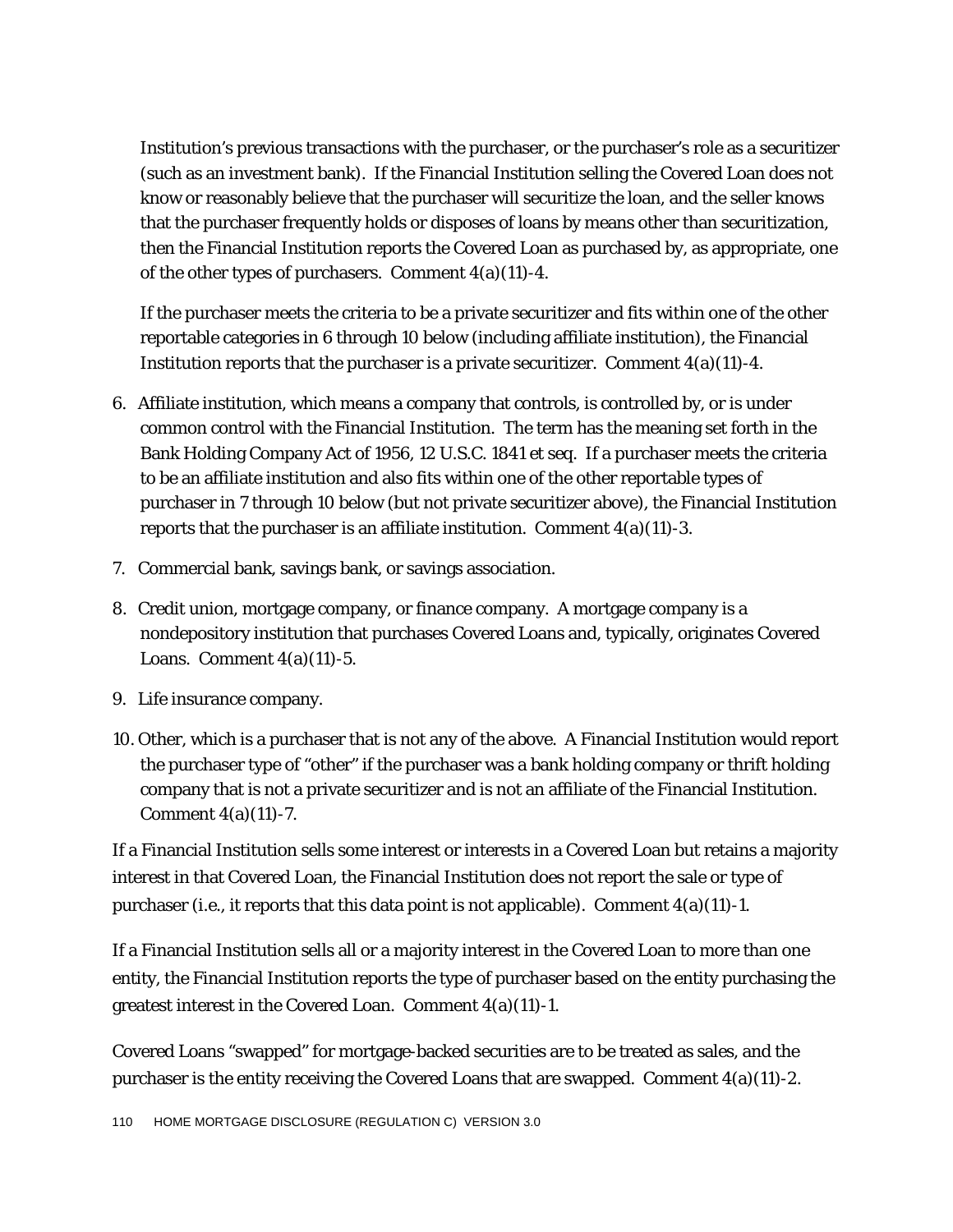Institution's previous transactions with the purchaser, or the purchaser's role as a securitizer (such as an investment bank). If the Financial Institution selling the Covered Loan does not know or reasonably believe that the purchaser will securitize the loan, and the seller knows that the purchaser frequently holds or disposes of loans by means other than securitization, then the Financial Institution reports the Covered Loan as purchased by, as appropriate, one of the other types of purchasers. Comment 4(a)(11)-4.

If the purchaser meets the criteria to be a private securitizer and fits within one of the other reportable categories in 6 through 10 below (including affiliate institution), the Financial Institution reports that the purchaser is a private securitizer. Comment 4(a)(11)-4.

6. Affiliate institution, which means a company that controls, is controlled by, or is under common control with the Financial Institution. The term has the meaning set forth in the Bank Holding Company Act of 1956, 12 U.S.C. 1841 et seq. If a purchaser meets the criteria to be an affiliate institution and also fits within one of the other reportable types of purchaser in 7 through 10 below (but not private securitizer above), the Financial Institution reports that the purchaser is an affiliate institution. Comment 4(a)(11)-3.
7. Commercial bank, savings bank, or savings association.
8. Credit union, mortgage company, or finance company. A mortgage company is a nondepository institution that purchases Covered Loans and, typically, originates Covered Loans. Comment 4(a)(11)-5.
9. Life insurance company.
10. Other, which is a purchaser that is not any of the above. A Financial Institution would report the purchaser type of "other" if the purchaser was a bank holding company or thrift holding company that is not a private securitizer and is not an affiliate of the Financial Institution. Comment 4(a)(11)-7.

If a Financial Institution sells some interest or interests in a Covered Loan but retains a majority interest in that Covered Loan, the Financial Institution does not report the sale or type of purchaser (i.e., it reports that this data point is not applicable). Comment 4(a)(11)-1.

If a Financial Institution sells all or a majority interest in the Covered Loan to more than one entity, the Financial Institution reports the type of purchaser based on the entity purchasing the greatest interest in the Covered Loan. Comment 4(a)(11)-1.

Covered Loans "swapped" for mortgage-backed securities are to be treated as sales, and the purchaser is the entity receiving the Covered Loans that are swapped. Comment 4(a)(11)-2.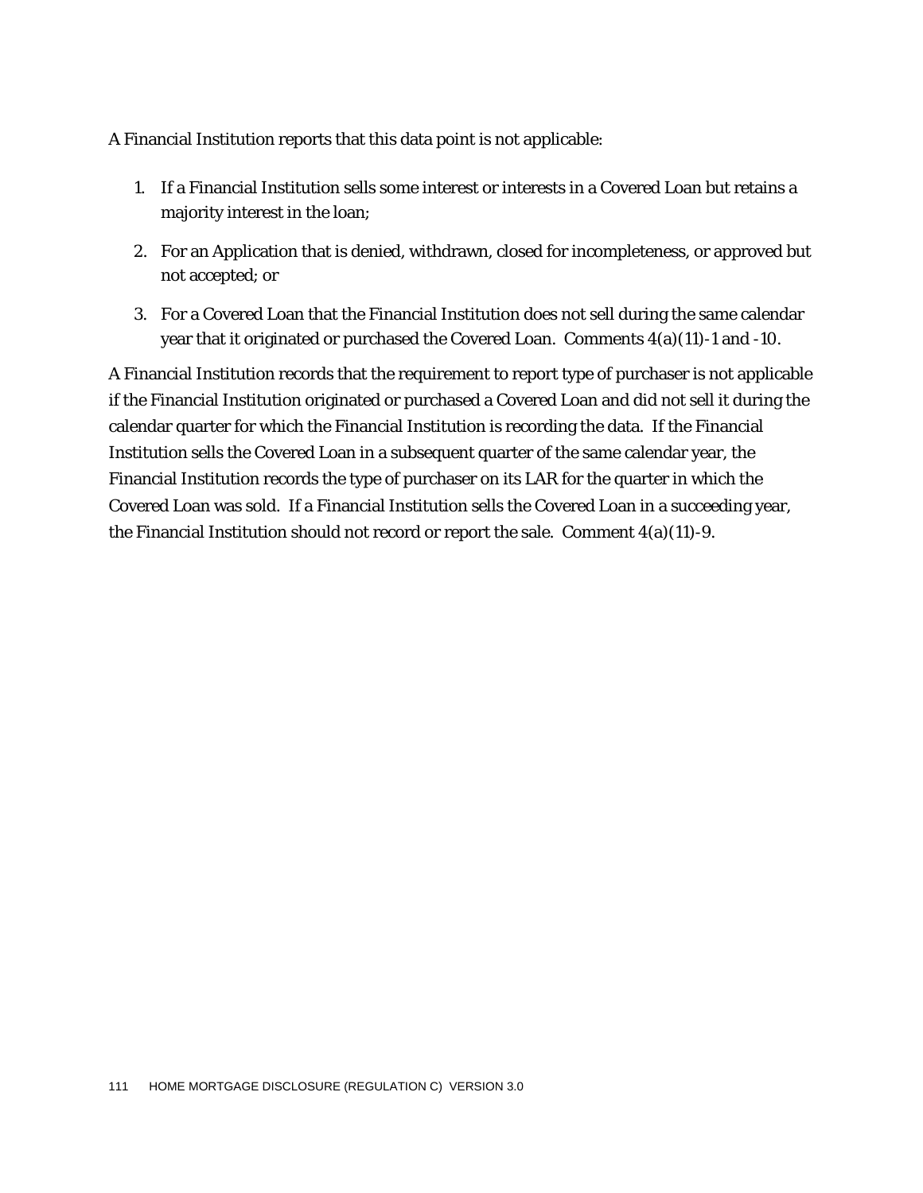A Financial Institution reports that this data point is not applicable:

1. If a Financial Institution sells some interest or interests in a Covered Loan but retains a majority interest in the loan;
2. For an Application that is denied, withdrawn, closed for incompleteness, or approved but not accepted; or
3. For a Covered Loan that the Financial Institution does not sell during the same calendar year that it originated or purchased the Covered Loan. Comments 4(a)(11)-1 and -10.

A Financial Institution records that the requirement to report type of purchaser is not applicable if the Financial Institution originated or purchased a Covered Loan and did not sell it during the calendar quarter for which the Financial Institution is recording the data. If the Financial Institution sells the Covered Loan in a subsequent quarter of the same calendar year, the Financial Institution records the type of purchaser on its LAR for the quarter in which the Covered Loan was sold. If a Financial Institution sells the Covered Loan in a succeeding year, the Financial Institution should not record or report the sale. Comment 4(a)(11)-9.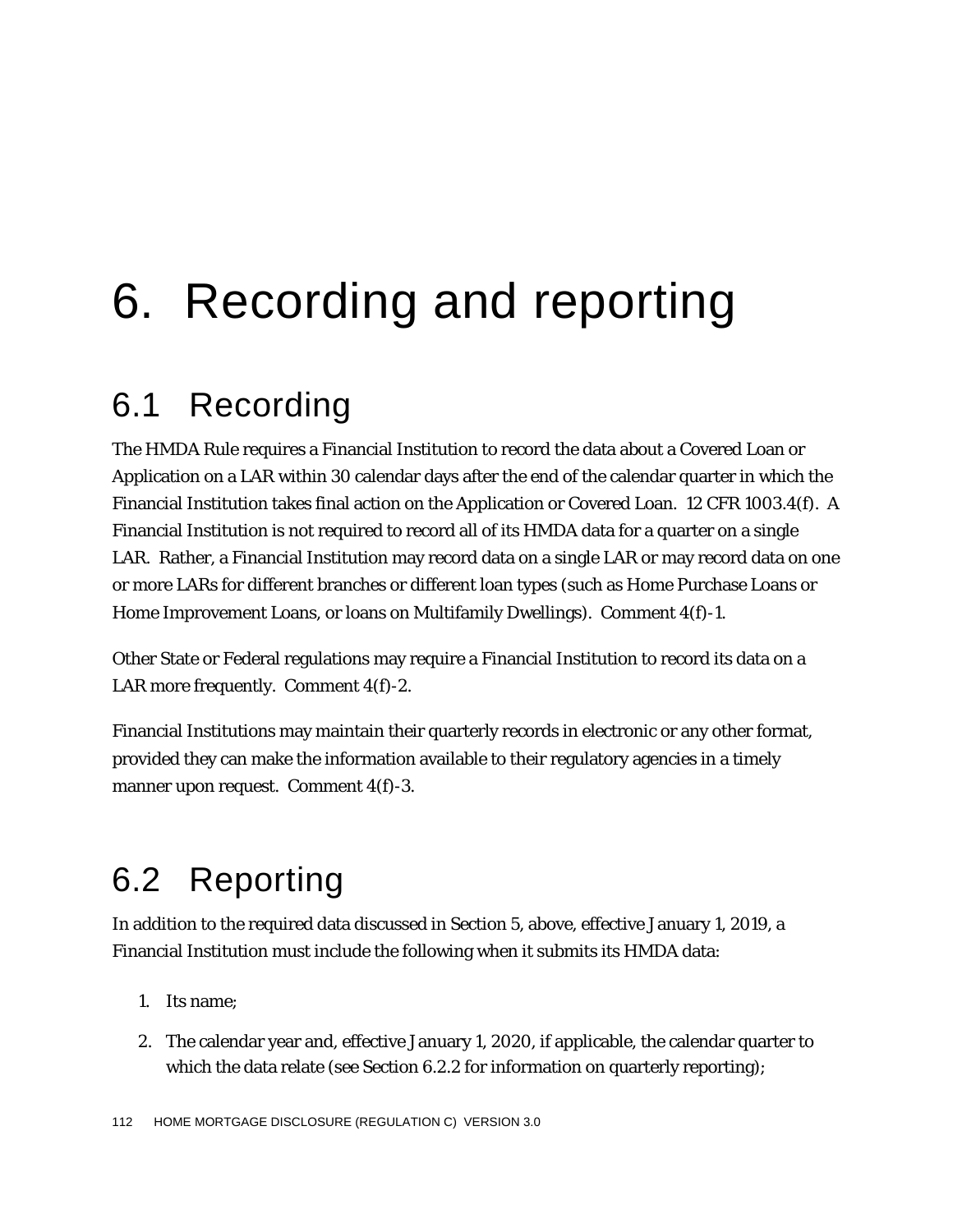# 6. Recording and reporting

## 6.1 Recording

The HMDA Rule requires a Financial Institution to record the data about a Covered Loan or Application on a LAR within 30 calendar days after the end of the calendar quarter in which the Financial Institution takes final action on the Application or Covered Loan. 12 CFR 1003.4(f). A Financial Institution is not required to record all of its HMDA data for a quarter on a single LAR. Rather, a Financial Institution may record data on a single LAR or may record data on one or more LARs for different branches or different loan types (such as Home Purchase Loans or Home Improvement Loans, or loans on Multifamily Dwellings). Comment 4(f)-1.

Other State or Federal regulations may require a Financial Institution to record its data on a LAR more frequently. Comment 4(f)-2.

Financial Institutions may maintain their quarterly records in electronic or any other format, provided they can make the information available to their regulatory agencies in a timely manner upon request. Comment 4(f)-3.

## 6.2 Reporting

In addition to the required data discussed in Section 5, above, effective January 1, 2019, a Financial Institution must include the following when it submits its HMDA data:

1. Its name;
2. The calendar year and, effective January 1, 2020, if applicable, the calendar quarter to which the data relate (see Section 6.2.2 for information on quarterly reporting);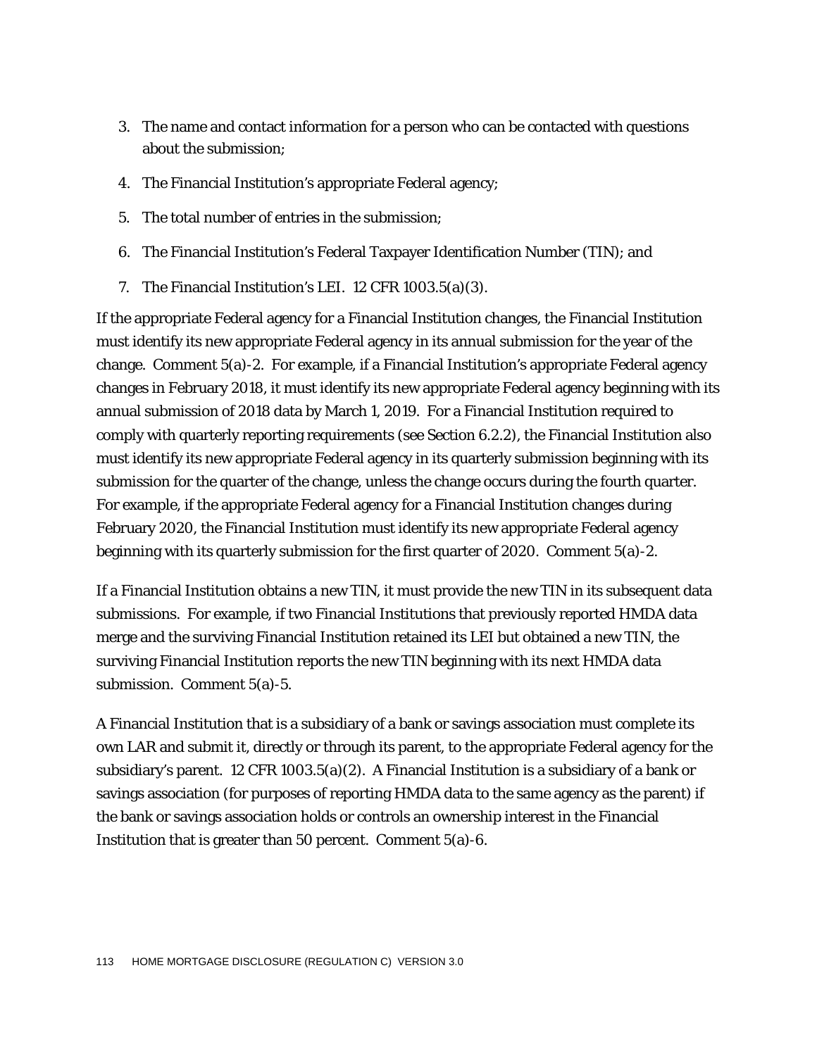3. The name and contact information for a person who can be contacted with questions about the submission;
4. The Financial Institution's appropriate Federal agency;
5. The total number of entries in the submission;
6. The Financial Institution's Federal Taxpayer Identification Number (TIN); and
7. The Financial Institution's LEI. 12 CFR 1003.5(a)(3).

If the appropriate Federal agency for a Financial Institution changes, the Financial Institution must identify its new appropriate Federal agency in its annual submission for the year of the change. Comment 5(a)-2. For example, if a Financial Institution's appropriate Federal agency changes in February 2018, it must identify its new appropriate Federal agency beginning with its annual submission of 2018 data by March 1, 2019. For a Financial Institution required to comply with quarterly reporting requirements (see Section 6.2.2), the Financial Institution also must identify its new appropriate Federal agency in its quarterly submission beginning with its submission for the quarter of the change, unless the change occurs during the fourth quarter. For example, if the appropriate Federal agency for a Financial Institution changes during February 2020, the Financial Institution must identify its new appropriate Federal agency beginning with its quarterly submission for the first quarter of 2020. Comment 5(a)-2.

If a Financial Institution obtains a new TIN, it must provide the new TIN in its subsequent data submissions. For example, if two Financial Institutions that previously reported HMDA data merge and the surviving Financial Institution retained its LEI but obtained a new TIN, the surviving Financial Institution reports the new TIN beginning with its next HMDA data submission. Comment 5(a)-5.

A Financial Institution that is a subsidiary of a bank or savings association must complete its own LAR and submit it, directly or through its parent, to the appropriate Federal agency for the subsidiary's parent. 12 CFR 1003.5(a)(2). A Financial Institution is a subsidiary of a bank or savings association (for purposes of reporting HMDA data to the same agency as the parent) if the bank or savings association holds or controls an ownership interest in the Financial Institution that is greater than 50 percent. Comment 5(a)-6.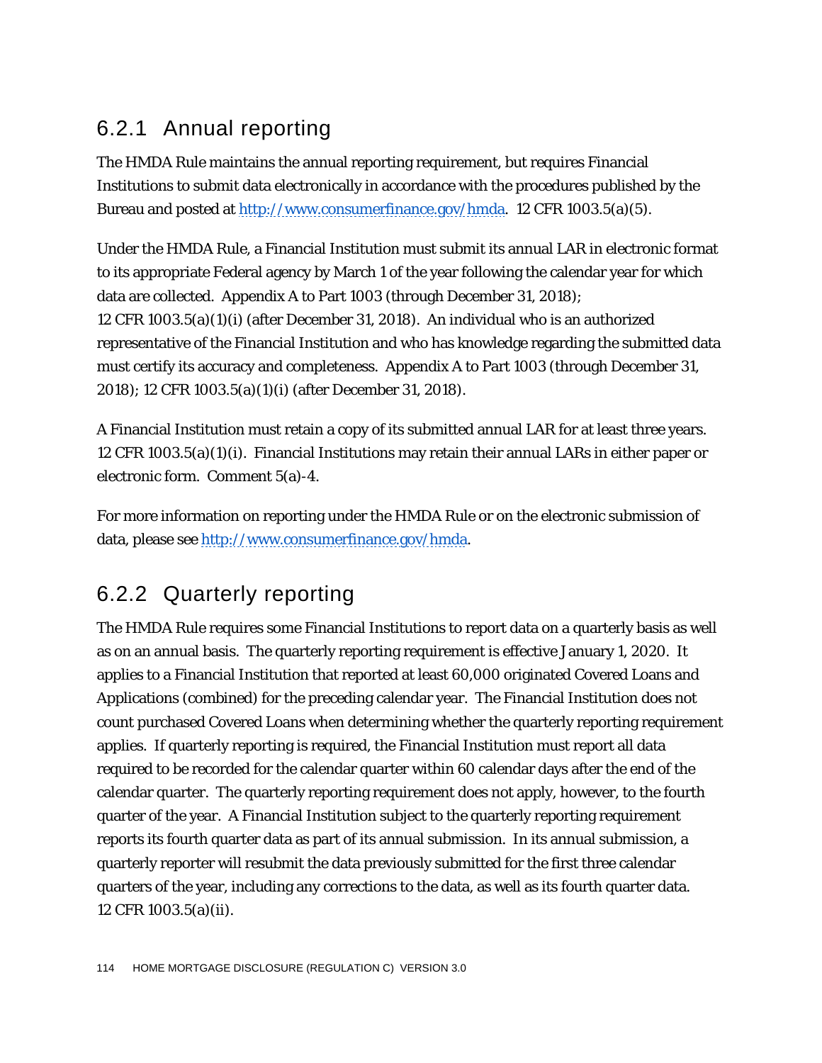### 6.2.1 Annual reporting

The HMDA Rule maintains the annual reporting requirement, but requires Financial Institutions to submit data electronically in accordance with the procedures published by the Bureau and posted at http://www.consumerfinance.gov/hmda. 12 CFR 1003.5(a)(5).

Under the HMDA Rule, a Financial Institution must submit its annual LAR in electronic format to its appropriate Federal agency by March 1 of the year following the calendar year for which data are collected. Appendix A to Part 1003 (through December 31, 2018); 12 CFR 1003.5(a)(1)(i) (after December 31, 2018). An individual who is an authorized representative of the Financial Institution and who has knowledge regarding the submitted data must certify its accuracy and completeness. Appendix A to Part 1003 (through December 31, 2018); 12 CFR 1003.5(a)(1)(i) (after December 31, 2018).

A Financial Institution must retain a copy of its submitted annual LAR for at least three years. 12 CFR 1003.5(a)(1)(i). Financial Institutions may retain their annual LARs in either paper or electronic form. Comment 5(a)-4.

For more information on reporting under the HMDA Rule or on the electronic submission of data, please see http://www.consumerfinance.gov/hmda.

### 6.2.2 Quarterly reporting

The HMDA Rule requires some Financial Institutions to report data on a quarterly basis as well as on an annual basis. The quarterly reporting requirement is effective January 1, 2020. It applies to a Financial Institution that reported at least 60,000 originated Covered Loans and Applications (combined) for the preceding calendar year. The Financial Institution does not count purchased Covered Loans when determining whether the quarterly reporting requirement applies. If quarterly reporting is required, the Financial Institution must report all data required to be recorded for the calendar quarter within 60 calendar days after the end of the calendar quarter. The quarterly reporting requirement does not apply, however, to the fourth quarter of the year. A Financial Institution subject to the quarterly reporting requirement reports its fourth quarter data as part of its annual submission. In its annual submission, a quarterly reporter will resubmit the data previously submitted for the first three calendar quarters of the year, including any corrections to the data, as well as its fourth quarter data. 12 CFR 1003.5(a)(ii).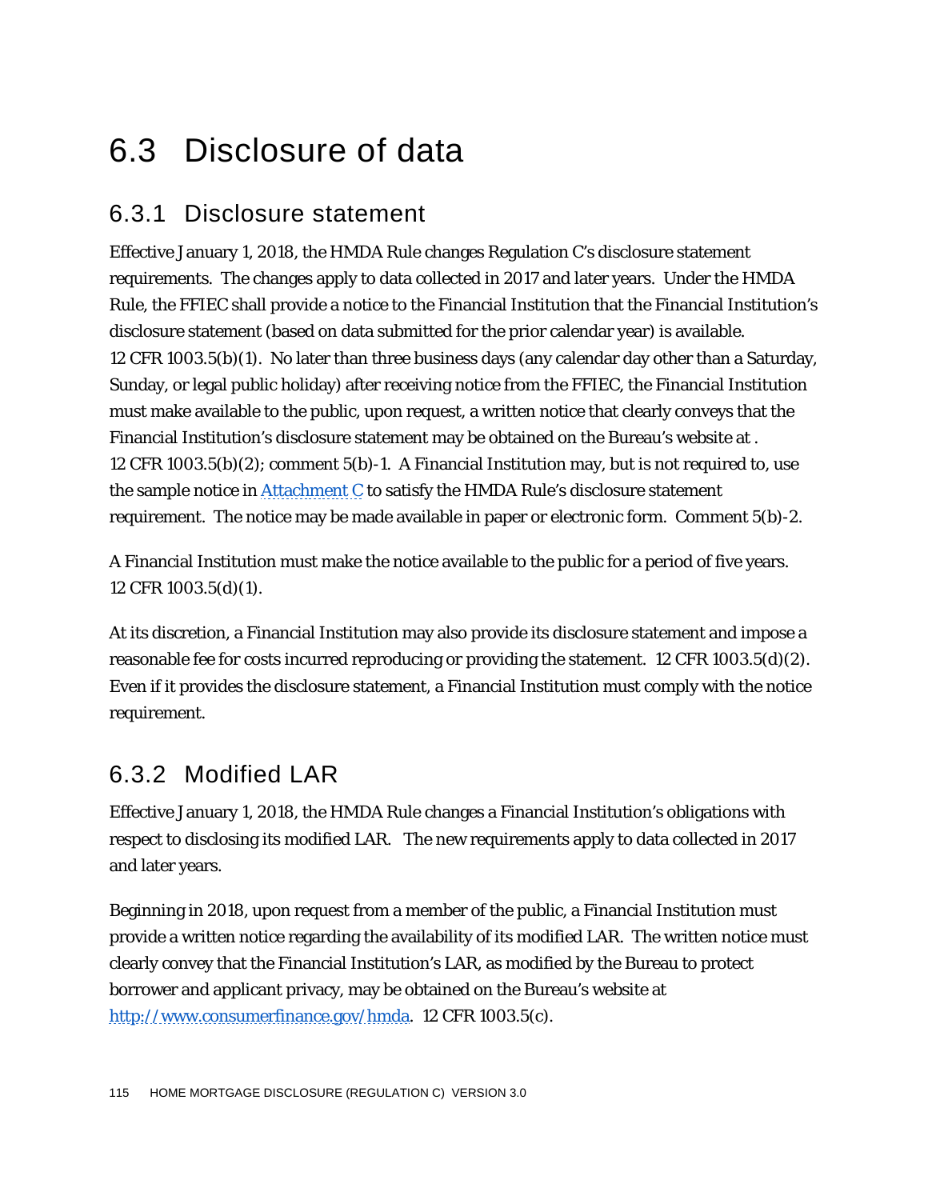# 6.3 Disclosure of data

## 6.3.1 Disclosure statement

Effective January 1, 2018, the HMDA Rule changes Regulation C's disclosure statement requirements. The changes apply to data collected in 2017 and later years. Under the HMDA Rule, the FFIEC shall provide a notice to the Financial Institution that the Financial Institution's disclosure statement (based on data submitted for the prior calendar year) is available. 12 CFR 1003.5(b)(1). No later than three business days (any calendar day other than a Saturday, Sunday, or legal public holiday) after receiving notice from the FFIEC, the Financial Institution must make available to the public, upon request, a written notice that clearly conveys that the Financial Institution's disclosure statement may be obtained on the Bureau's website at . 12 CFR 1003.5(b)(2); comment 5(b)-1. A Financial Institution may, but is not required to, use the sample notice in Attachment C to satisfy the HMDA Rule's disclosure statement requirement. The notice may be made available in paper or electronic form. Comment 5(b)-2.

A Financial Institution must make the notice available to the public for a period of five years. 12 CFR 1003.5(d)(1).

At its discretion, a Financial Institution may also provide its disclosure statement and impose a reasonable fee for costs incurred reproducing or providing the statement. 12 CFR 1003.5(d)(2). Even if it provides the disclosure statement, a Financial Institution must comply with the notice requirement.

## 6.3.2 Modified LAR

Effective January 1, 2018, the HMDA Rule changes a Financial Institution's obligations with respect to disclosing its modified LAR. The new requirements apply to data collected in 2017 and later years.

Beginning in 2018, upon request from a member of the public, a Financial Institution must provide a written notice regarding the availability of its modified LAR. The written notice must clearly convey that the Financial Institution's LAR, as modified by the Bureau to protect borrower and applicant privacy, may be obtained on the Bureau's website at http://www.consumerfinance.gov/hmda. 12 CFR 1003.5(c).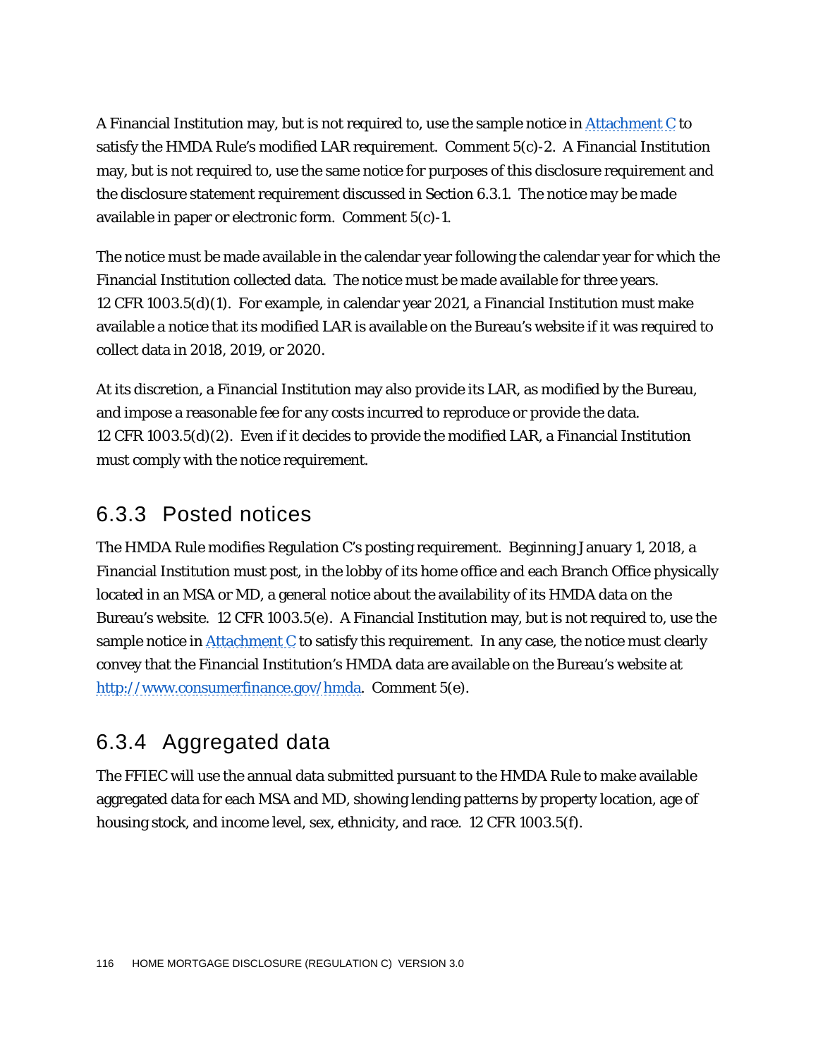A Financial Institution may, but is not required to, use the sample notice in [Attachment C](#) to satisfy the HMDA Rule's modified LAR requirement.  Comment 5(c)-2.  A Financial Institution may, but is not required to, use the same notice for purposes of this disclosure requirement and the disclosure statement requirement discussed in Section 6.3.1.  The notice may be made available in paper or electronic form.  Comment 5(c)-1.

The notice must be made available in the calendar year following the calendar year for which the Financial Institution collected data.  The notice must be made available for three years.  12 CFR 1003.5(d)(1).  For example, in calendar year 2021, a Financial Institution must make available a notice that its modified LAR is available on the Bureau's website if it was required to collect data in 2018, 2019, or 2020.

At its discretion, a Financial Institution may also provide its LAR, as modified by the Bureau, and impose a reasonable fee for any costs incurred to reproduce or provide the data.  12 CFR 1003.5(d)(2).  Even if it decides to provide the modified LAR, a Financial Institution must comply with the notice requirement.

### 6.3.3 Posted notices

The HMDA Rule modifies Regulation C's posting requirement.  Beginning January 1, 2018, a Financial Institution must post, in the lobby of its home office and each Branch Office physically located in an MSA or MD, a general notice about the availability of its HMDA data on the Bureau's website.  12 CFR 1003.5(e).  A Financial Institution may, but is not required to, use the sample notice in [Attachment C](#) to satisfy this requirement.  In any case, the notice must clearly convey that the Financial Institution's HMDA data are available on the Bureau's website at [http://www.consumerfinance.gov/hmda](http://www.consumerfinance.gov/hmda).  Comment 5(e).

### 6.3.4 Aggregated data

The FFIEC will use the annual data submitted pursuant to the HMDA Rule to make available aggregated data for each MSA and MD, showing lending patterns by property location, age of housing stock, and income level, sex, ethnicity, and race.  12 CFR 1003.5(f).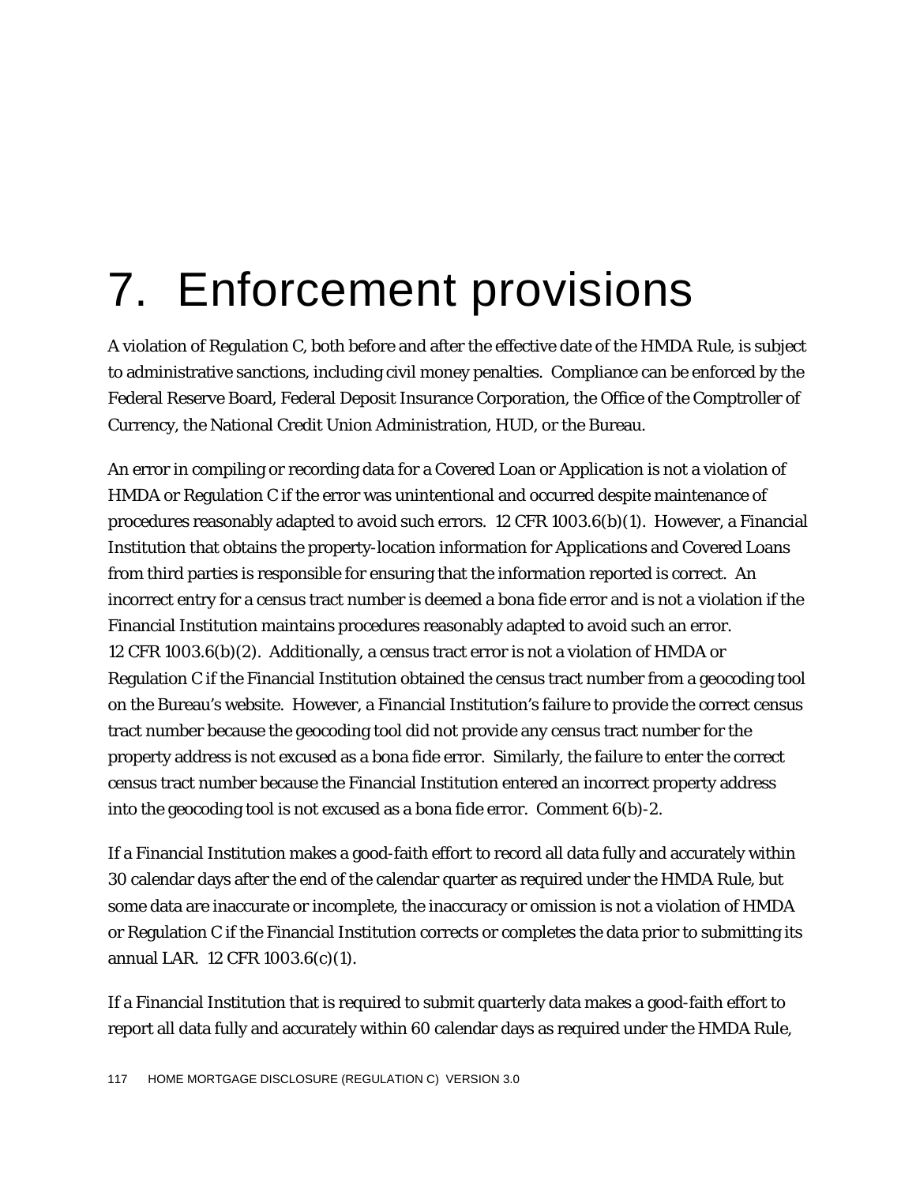# 7. Enforcement provisions

A violation of Regulation C, both before and after the effective date of the HMDA Rule, is subject to administrative sanctions, including civil money penalties. Compliance can be enforced by the Federal Reserve Board, Federal Deposit Insurance Corporation, the Office of the Comptroller of Currency, the National Credit Union Administration, HUD, or the Bureau.

An error in compiling or recording data for a Covered Loan or Application is not a violation of HMDA or Regulation C if the error was unintentional and occurred despite maintenance of procedures reasonably adapted to avoid such errors. 12 CFR 1003.6(b)(1). However, a Financial Institution that obtains the property-location information for Applications and Covered Loans from third parties is responsible for ensuring that the information reported is correct. An incorrect entry for a census tract number is deemed a bona fide error and is not a violation if the Financial Institution maintains procedures reasonably adapted to avoid such an error. 12 CFR 1003.6(b)(2). Additionally, a census tract error is not a violation of HMDA or Regulation C if the Financial Institution obtained the census tract number from a geocoding tool on the Bureau's website. However, a Financial Institution's failure to provide the correct census tract number because the geocoding tool did not provide any census tract number for the property address is not excused as a bona fide error. Similarly, the failure to enter the correct census tract number because the Financial Institution entered an incorrect property address into the geocoding tool is not excused as a bona fide error. Comment 6(b)-2.

If a Financial Institution makes a good-faith effort to record all data fully and accurately within 30 calendar days after the end of the calendar quarter as required under the HMDA Rule, but some data are inaccurate or incomplete, the inaccuracy or omission is not a violation of HMDA or Regulation C if the Financial Institution corrects or completes the data prior to submitting its annual LAR. 12 CFR 1003.6(c)(1).

If a Financial Institution that is required to submit quarterly data makes a good-faith effort to report all data fully and accurately within 60 calendar days as required under the HMDA Rule,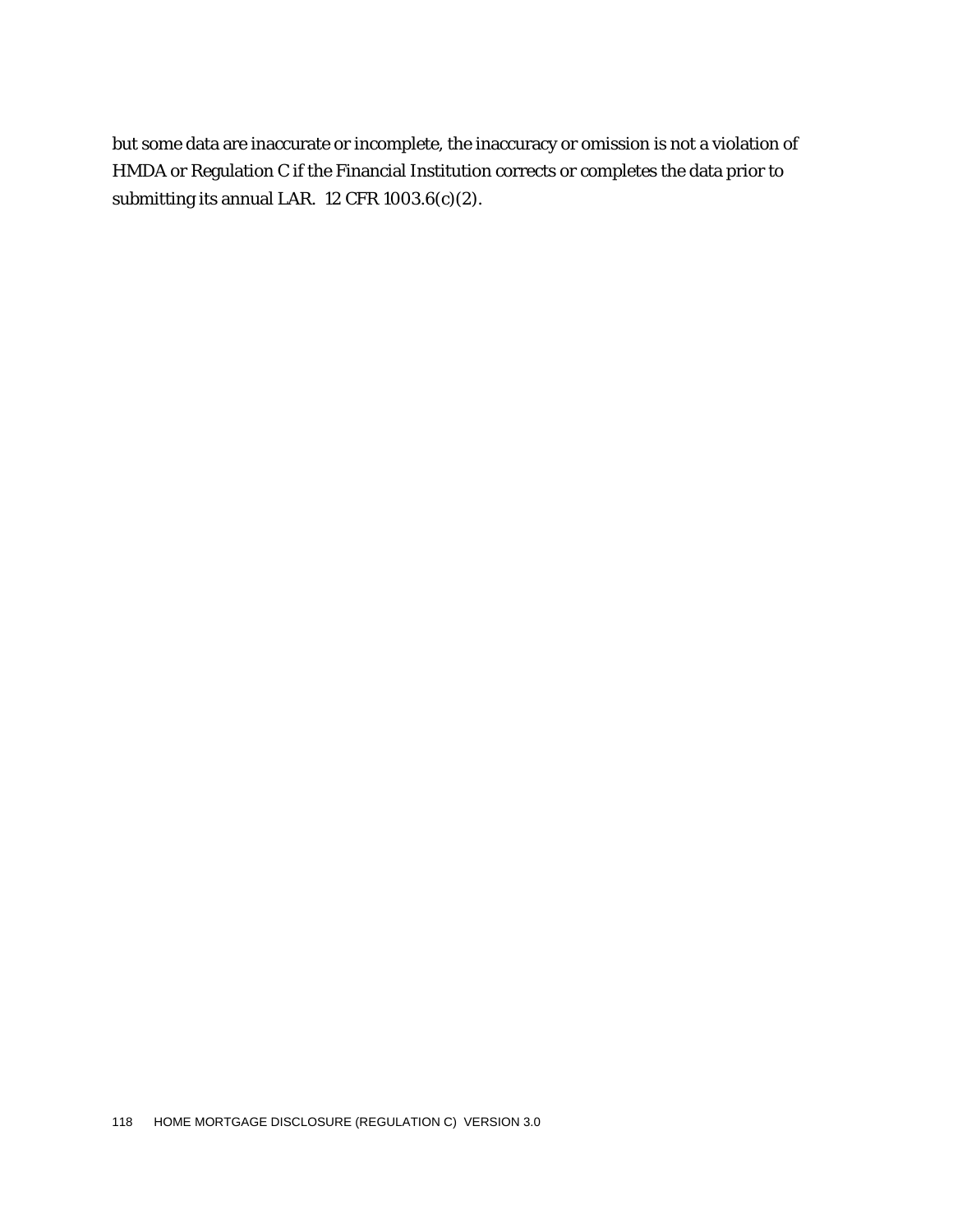but some data are inaccurate or incomplete, the inaccuracy or omission is not a violation of HMDA or Regulation C if the Financial Institution corrects or completes the data prior to submitting its annual LAR. 12 CFR 1003.6(c)(2).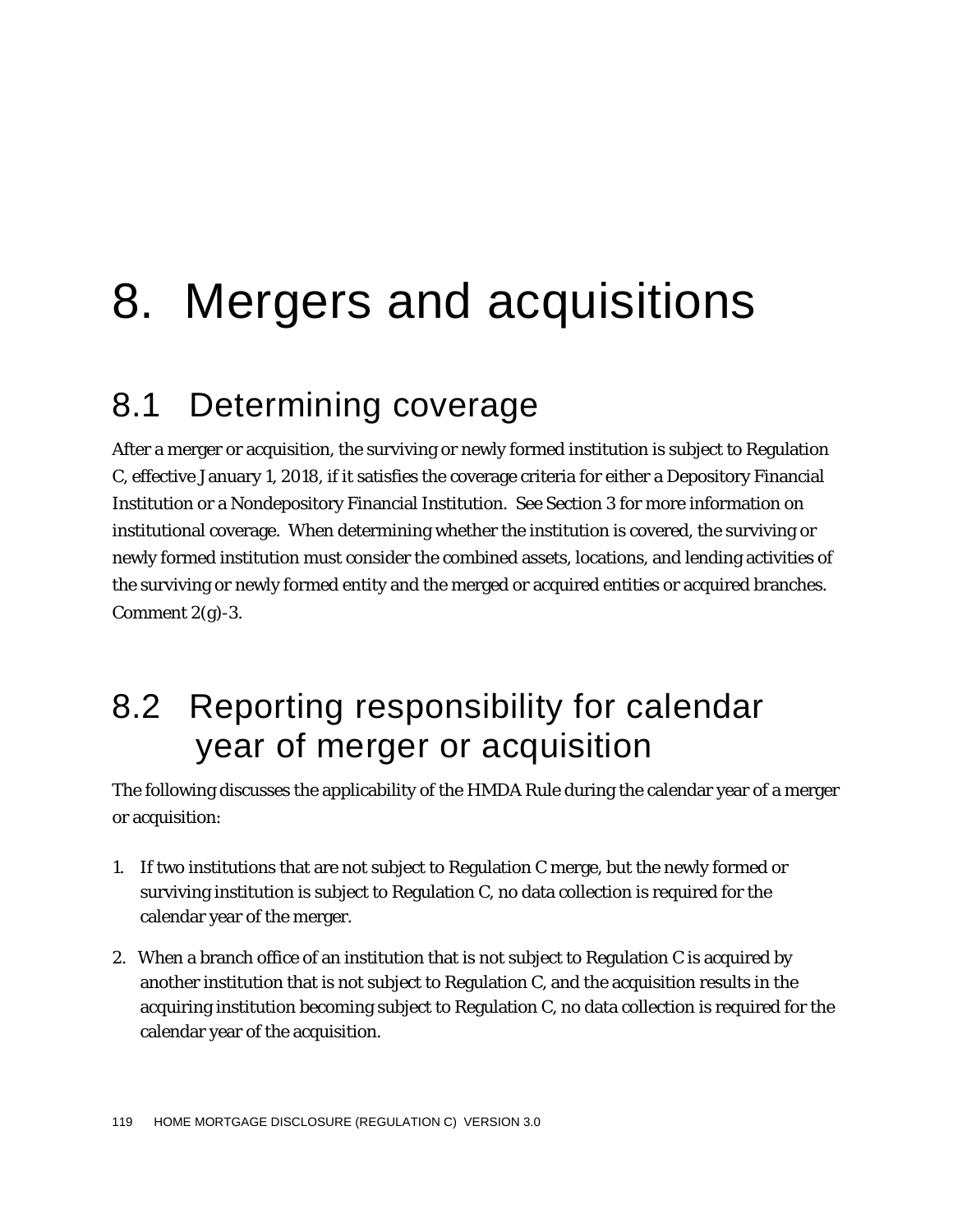# 8. Mergers and acquisitions

## 8.1 Determining coverage

After a merger or acquisition, the surviving or newly formed institution is subject to Regulation C, effective January 1, 2018, if it satisfies the coverage criteria for either a Depository Financial Institution or a Nondepository Financial Institution. See Section 3 for more information on institutional coverage. When determining whether the institution is covered, the surviving or newly formed institution must consider the combined assets, locations, and lending activities of the surviving or newly formed entity and the merged or acquired entities or acquired branches. Comment 2(g)-3.

## 8.2 Reporting responsibility for calendar year of merger or acquisition

The following discusses the applicability of the HMDA Rule during the calendar year of a merger or acquisition:

1. If two institutions that are not subject to Regulation C merge, but the newly formed or surviving institution is subject to Regulation C, no data collection is required for the calendar year of the merger.
2. When a branch office of an institution that is not subject to Regulation C is acquired by another institution that is not subject to Regulation C, and the acquisition results in the acquiring institution becoming subject to Regulation C, no data collection is required for the calendar year of the acquisition.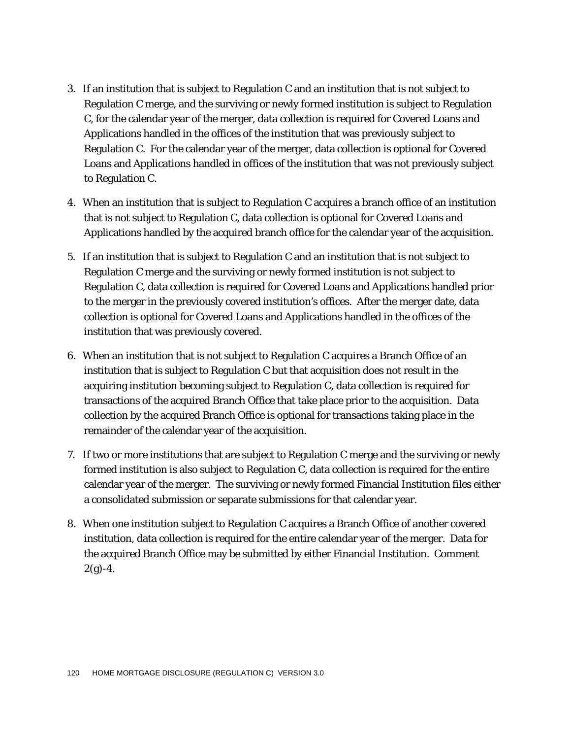3. If an institution that is subject to Regulation C and an institution that is not subject to Regulation C merge, and the surviving or newly formed institution is subject to Regulation C, for the calendar year of the merger, data collection is required for Covered Loans and Applications handled in the offices of the institution that was previously subject to Regulation C. For the calendar year of the merger, data collection is optional for Covered Loans and Applications handled in offices of the institution that was not previously subject to Regulation C.

4. When an institution that is subject to Regulation C acquires a branch office of an institution that is not subject to Regulation C, data collection is optional for Covered Loans and Applications handled by the acquired branch office for the calendar year of the acquisition.

5. If an institution that is subject to Regulation C and an institution that is not subject to Regulation C merge and the surviving or newly formed institution is not subject to Regulation C, data collection is required for Covered Loans and Applications handled prior to the merger in the previously covered institution's offices. After the merger date, data collection is optional for Covered Loans and Applications handled in the offices of the institution that was previously covered.

6. When an institution that is not subject to Regulation C acquires a Branch Office of an institution that is subject to Regulation C but that acquisition does not result in the acquiring institution becoming subject to Regulation C, data collection is required for transactions of the acquired Branch Office that take place prior to the acquisition. Data collection by the acquired Branch Office is optional for transactions taking place in the remainder of the calendar year of the acquisition.

7. If two or more institutions that are subject to Regulation C merge and the surviving or newly formed institution is also subject to Regulation C, data collection is required for the entire calendar year of the merger. The surviving or newly formed Financial Institution files either a consolidated submission or separate submissions for that calendar year.

8. When one institution subject to Regulation C acquires a Branch Office of another covered institution, data collection is required for the entire calendar year of the merger. Data for the acquired Branch Office may be submitted by either Financial Institution. Comment 2(g)-4.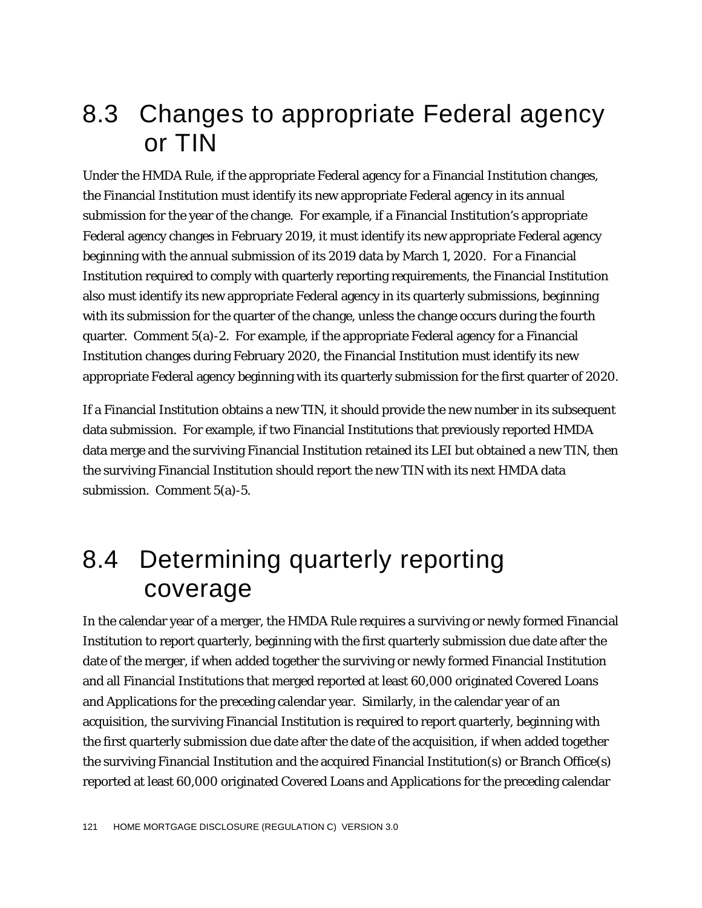## 8.3 Changes to appropriate Federal agency or TIN

Under the HMDA Rule, if the appropriate Federal agency for a Financial Institution changes, the Financial Institution must identify its new appropriate Federal agency in its annual submission for the year of the change. For example, if a Financial Institution's appropriate Federal agency changes in February 2019, it must identify its new appropriate Federal agency beginning with the annual submission of its 2019 data by March 1, 2020. For a Financial Institution required to comply with quarterly reporting requirements, the Financial Institution also must identify its new appropriate Federal agency in its quarterly submissions, beginning with its submission for the quarter of the change, unless the change occurs during the fourth quarter. Comment 5(a)-2. For example, if the appropriate Federal agency for a Financial Institution changes during February 2020, the Financial Institution must identify its new appropriate Federal agency beginning with its quarterly submission for the first quarter of 2020.

If a Financial Institution obtains a new TIN, it should provide the new number in its subsequent data submission. For example, if two Financial Institutions that previously reported HMDA data merge and the surviving Financial Institution retained its LEI but obtained a new TIN, then the surviving Financial Institution should report the new TIN with its next HMDA data submission. Comment 5(a)-5.

## 8.4 Determining quarterly reporting coverage

In the calendar year of a merger, the HMDA Rule requires a surviving or newly formed Financial Institution to report quarterly, beginning with the first quarterly submission due date after the date of the merger, if when added together the surviving or newly formed Financial Institution and all Financial Institutions that merged reported at least 60,000 originated Covered Loans and Applications for the preceding calendar year. Similarly, in the calendar year of an acquisition, the surviving Financial Institution is required to report quarterly, beginning with the first quarterly submission due date after the date of the acquisition, if when added together the surviving Financial Institution and the acquired Financial Institution(s) or Branch Office(s) reported at least 60,000 originated Covered Loans and Applications for the preceding calendar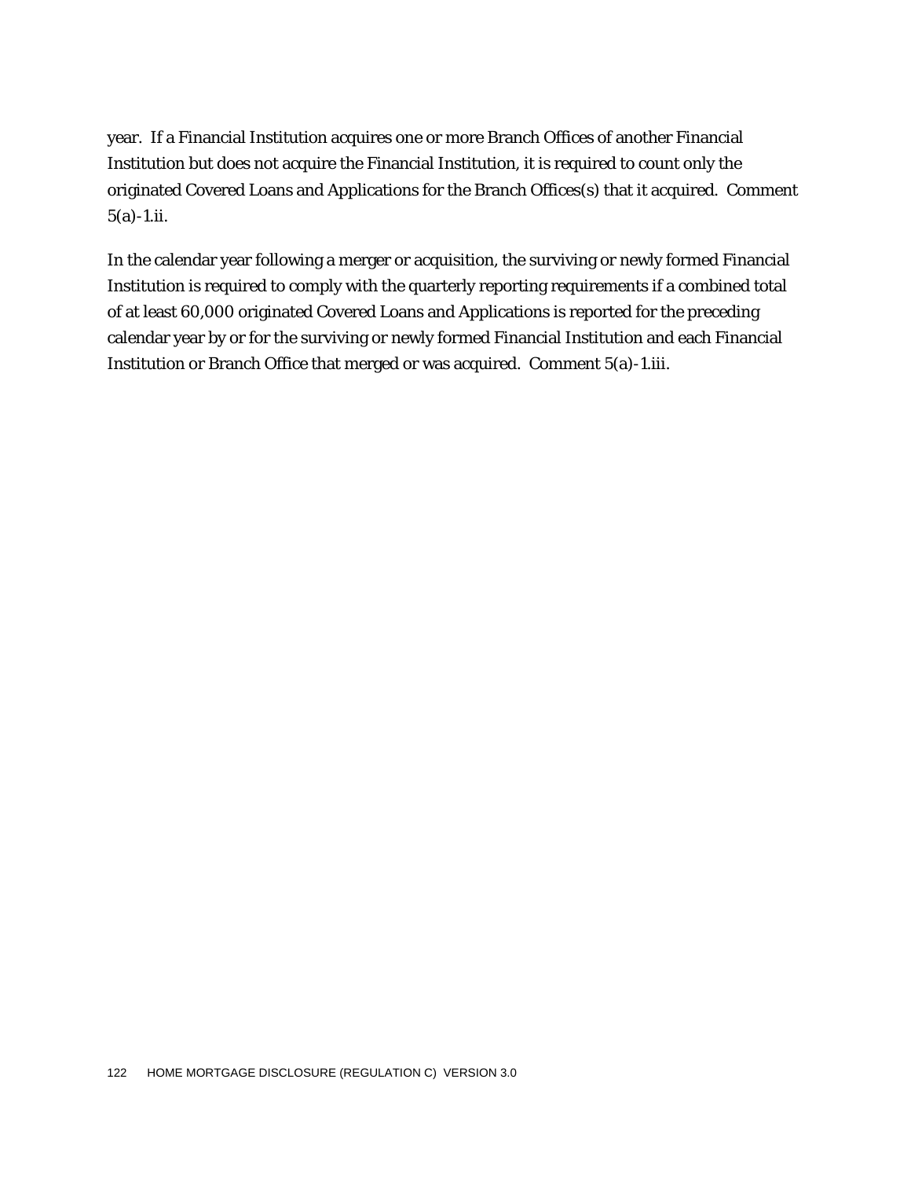year. If a Financial Institution acquires one or more Branch Offices of another Financial Institution but does not acquire the Financial Institution, it is required to count only the originated Covered Loans and Applications for the Branch Offices(s) that it acquired. Comment 5(a)-1.ii.

In the calendar year following a merger or acquisition, the surviving or newly formed Financial Institution is required to comply with the quarterly reporting requirements if a combined total of at least 60,000 originated Covered Loans and Applications is reported for the preceding calendar year by or for the surviving or newly formed Financial Institution and each Financial Institution or Branch Office that merged or was acquired. Comment 5(a)-1.iii.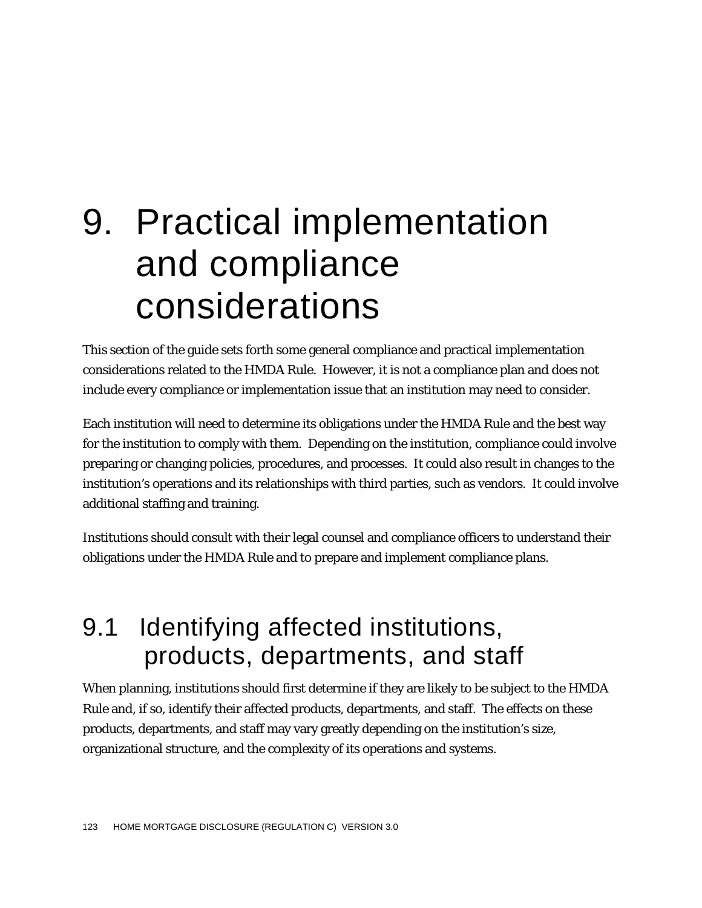# 9. Practical implementation and compliance considerations

This section of the guide sets forth some general compliance and practical implementation considerations related to the HMDA Rule. However, it is not a compliance plan and does not include every compliance or implementation issue that an institution may need to consider.

Each institution will need to determine its obligations under the HMDA Rule and the best way for the institution to comply with them. Depending on the institution, compliance could involve preparing or changing policies, procedures, and processes. It could also result in changes to the institution's operations and its relationships with third parties, such as vendors. It could involve additional staffing and training.

Institutions should consult with their legal counsel and compliance officers to understand their obligations under the HMDA Rule and to prepare and implement compliance plans.

## 9.1 Identifying affected institutions, products, departments, and staff

When planning, institutions should first determine if they are likely to be subject to the HMDA Rule and, if so, identify their affected products, departments, and staff. The effects on these products, departments, and staff may vary greatly depending on the institution's size, organizational structure, and the complexity of its operations and systems.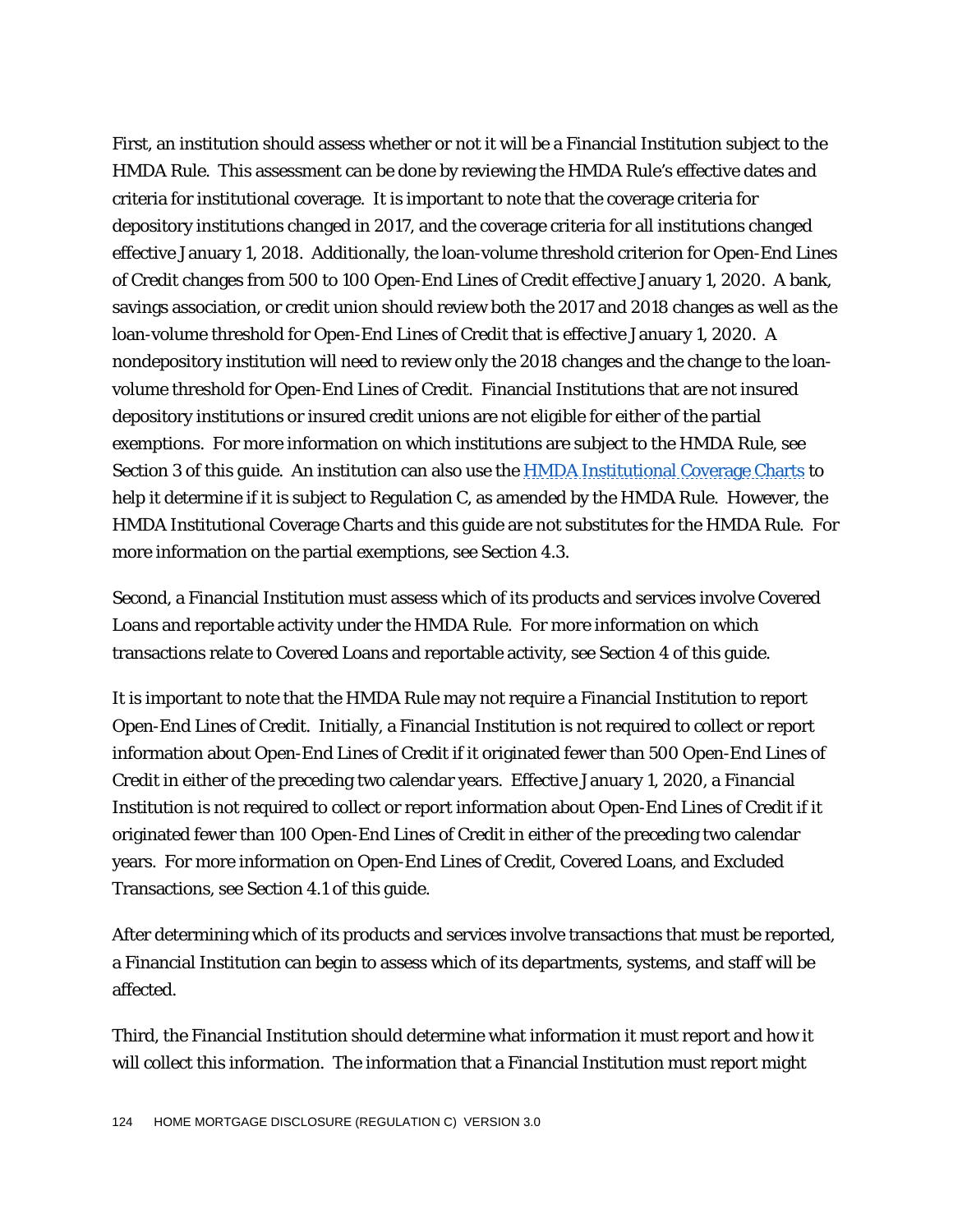First, an institution should assess whether or not it will be a Financial Institution subject to the HMDA Rule. This assessment can be done by reviewing the HMDA Rule's effective dates and criteria for institutional coverage. It is important to note that the coverage criteria for depository institutions changed in 2017, and the coverage criteria for all institutions changed effective January 1, 2018. Additionally, the loan-volume threshold criterion for Open-End Lines of Credit changes from 500 to 100 Open-End Lines of Credit effective January 1, 2020. A bank, savings association, or credit union should review both the 2017 and 2018 changes as well as the loan-volume threshold for Open-End Lines of Credit that is effective January 1, 2020. A nondepository institution will need to review only the 2018 changes and the change to the loan-volume threshold for Open-End Lines of Credit. Financial Institutions that are not insured depository institutions or insured credit unions are not eligible for either of the partial exemptions. For more information on which institutions are subject to the HMDA Rule, see Section 3 of this guide. An institution can also use the [HMDA Institutional Coverage Charts] to help it determine if it is subject to Regulation C, as amended by the HMDA Rule. However, the HMDA Institutional Coverage Charts and this guide are not substitutes for the HMDA Rule. For more information on the partial exemptions, see Section 4.3.

Second, a Financial Institution must assess which of its products and services involve Covered Loans and reportable activity under the HMDA Rule. For more information on which transactions relate to Covered Loans and reportable activity, see Section 4 of this guide.

It is important to note that the HMDA Rule may not require a Financial Institution to report Open-End Lines of Credit. Initially, a Financial Institution is not required to collect or report information about Open-End Lines of Credit if it originated fewer than 500 Open-End Lines of Credit in either of the preceding two calendar years. Effective January 1, 2020, a Financial Institution is not required to collect or report information about Open-End Lines of Credit if it originated fewer than 100 Open-End Lines of Credit in either of the preceding two calendar years. For more information on Open-End Lines of Credit, Covered Loans, and Excluded Transactions, see Section 4.1 of this guide.

After determining which of its products and services involve transactions that must be reported, a Financial Institution can begin to assess which of its departments, systems, and staff will be affected.

Third, the Financial Institution should determine what information it must report and how it will collect this information. The information that a Financial Institution must report might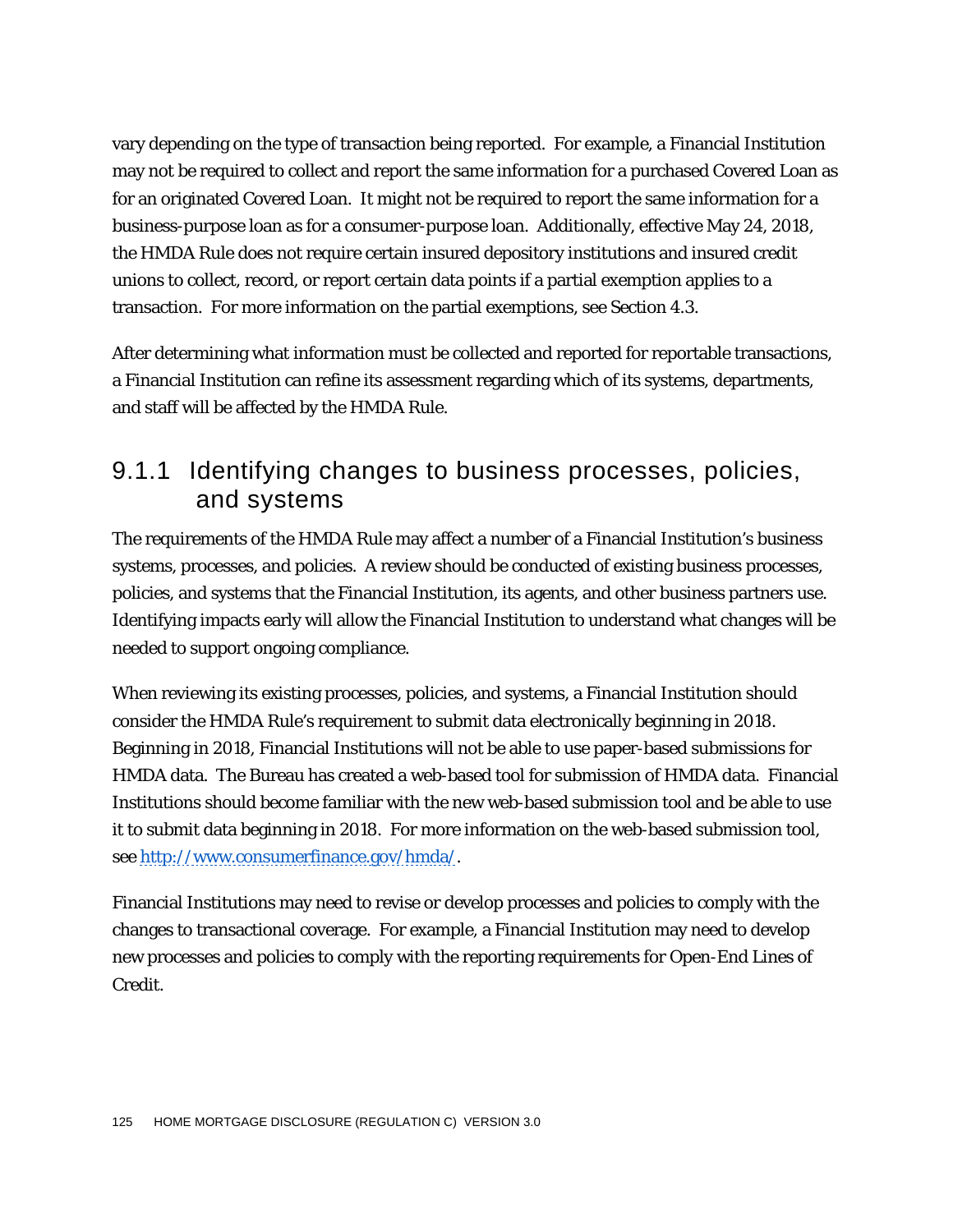vary depending on the type of transaction being reported. For example, a Financial Institution may not be required to collect and report the same information for a purchased Covered Loan as for an originated Covered Loan. It might not be required to report the same information for a business-purpose loan as for a consumer-purpose loan. Additionally, effective May 24, 2018, the HMDA Rule does not require certain insured depository institutions and insured credit unions to collect, record, or report certain data points if a partial exemption applies to a transaction. For more information on the partial exemptions, see Section 4.3.

After determining what information must be collected and reported for reportable transactions, a Financial Institution can refine its assessment regarding which of its systems, departments, and staff will be affected by the HMDA Rule.

### 9.1.1 Identifying changes to business processes, policies, and systems

The requirements of the HMDA Rule may affect a number of a Financial Institution's business systems, processes, and policies. A review should be conducted of existing business processes, policies, and systems that the Financial Institution, its agents, and other business partners use. Identifying impacts early will allow the Financial Institution to understand what changes will be needed to support ongoing compliance.

When reviewing its existing processes, policies, and systems, a Financial Institution should consider the HMDA Rule's requirement to submit data electronically beginning in 2018. Beginning in 2018, Financial Institutions will not be able to use paper-based submissions for HMDA data. The Bureau has created a web-based tool for submission of HMDA data. Financial Institutions should become familiar with the new web-based submission tool and be able to use it to submit data beginning in 2018. For more information on the web-based submission tool, see http://www.consumerfinance.gov/hmda/.

Financial Institutions may need to revise or develop processes and policies to comply with the changes to transactional coverage. For example, a Financial Institution may need to develop new processes and policies to comply with the reporting requirements for Open-End Lines of Credit.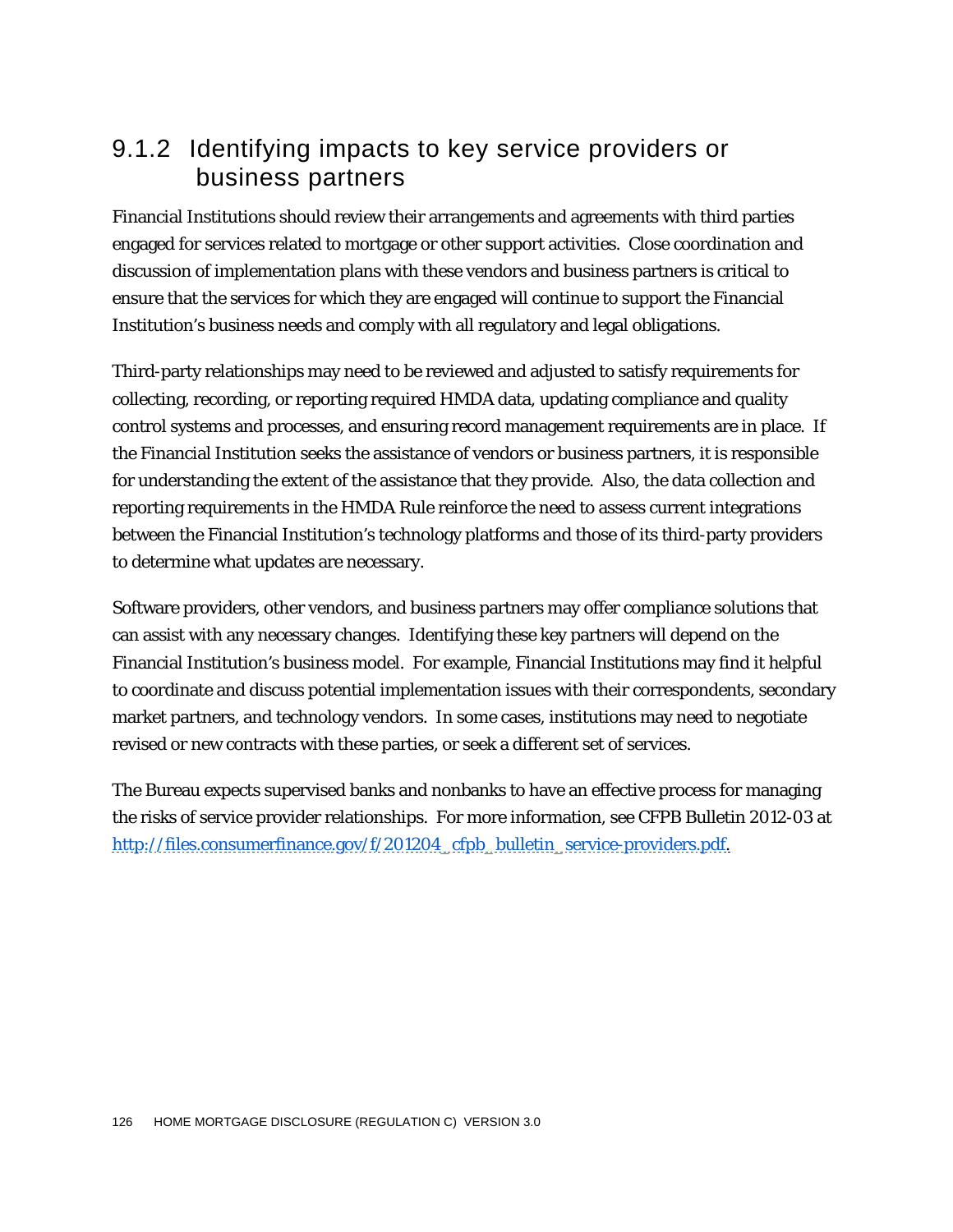### 9.1.2 Identifying impacts to key service providers or business partners

Financial Institutions should review their arrangements and agreements with third parties engaged for services related to mortgage or other support activities. Close coordination and discussion of implementation plans with these vendors and business partners is critical to ensure that the services for which they are engaged will continue to support the Financial Institution's business needs and comply with all regulatory and legal obligations.

Third-party relationships may need to be reviewed and adjusted to satisfy requirements for collecting, recording, or reporting required HMDA data, updating compliance and quality control systems and processes, and ensuring record management requirements are in place. If the Financial Institution seeks the assistance of vendors or business partners, it is responsible for understanding the extent of the assistance that they provide. Also, the data collection and reporting requirements in the HMDA Rule reinforce the need to assess current integrations between the Financial Institution's technology platforms and those of its third-party providers to determine what updates are necessary.

Software providers, other vendors, and business partners may offer compliance solutions that can assist with any necessary changes. Identifying these key partners will depend on the Financial Institution's business model. For example, Financial Institutions may find it helpful to coordinate and discuss potential implementation issues with their correspondents, secondary market partners, and technology vendors. In some cases, institutions may need to negotiate revised or new contracts with these parties, or seek a different set of services.

The Bureau expects supervised banks and nonbanks to have an effective process for managing the risks of service provider relationships. For more information, see CFPB Bulletin 2012-03 at http://files.consumerfinance.gov/f/201204_cfpb_bulletin_service-providers.pdf.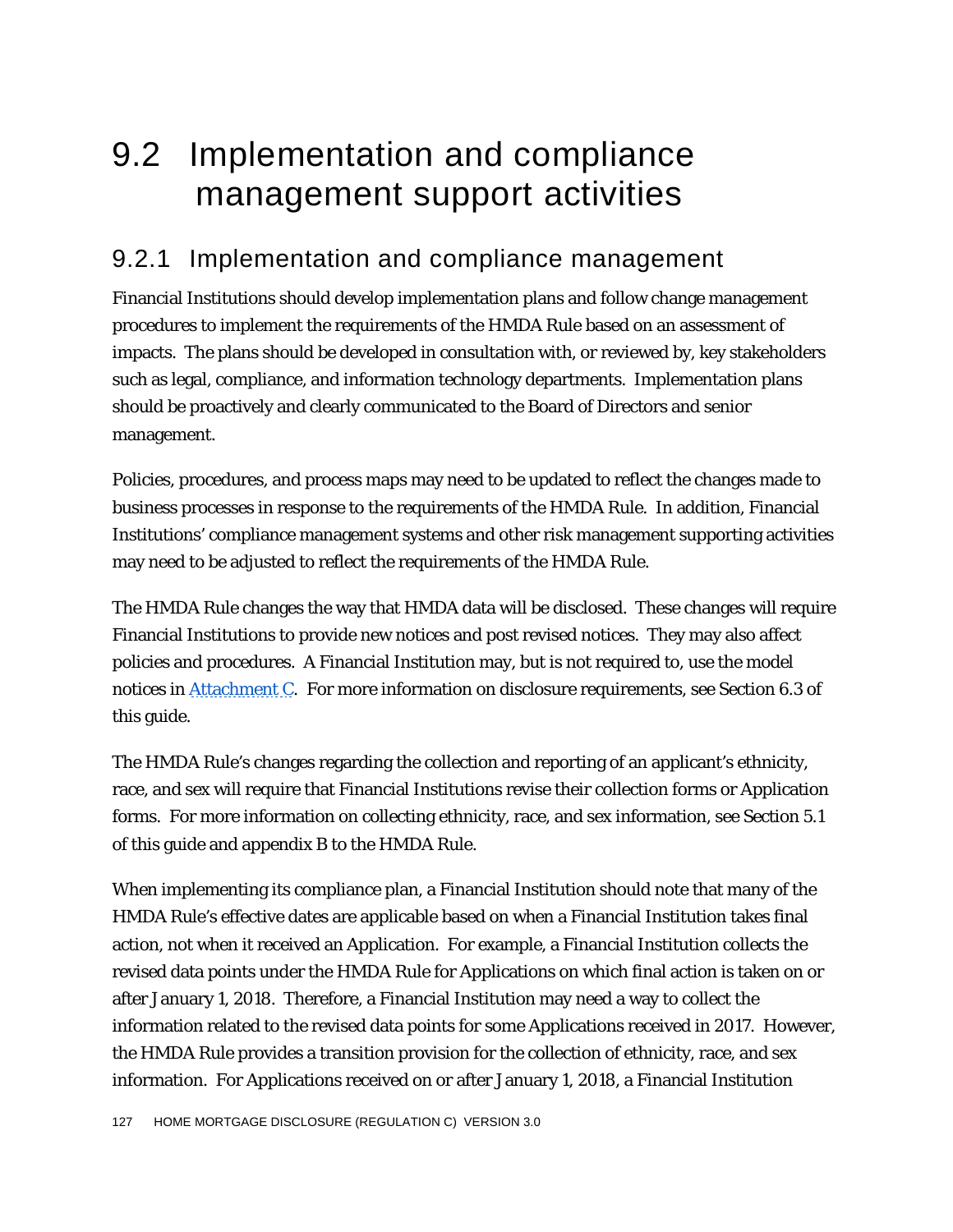# 9.2 Implementation and compliance management support activities

## 9.2.1 Implementation and compliance management

Financial Institutions should develop implementation plans and follow change management procedures to implement the requirements of the HMDA Rule based on an assessment of impacts. The plans should be developed in consultation with, or reviewed by, key stakeholders such as legal, compliance, and information technology departments. Implementation plans should be proactively and clearly communicated to the Board of Directors and senior management.

Policies, procedures, and process maps may need to be updated to reflect the changes made to business processes in response to the requirements of the HMDA Rule. In addition, Financial Institutions' compliance management systems and other risk management supporting activities may need to be adjusted to reflect the requirements of the HMDA Rule.

The HMDA Rule changes the way that HMDA data will be disclosed. These changes will require Financial Institutions to provide new notices and post revised notices. They may also affect policies and procedures. A Financial Institution may, but is not required to, use the model notices in Attachment C. For more information on disclosure requirements, see Section 6.3 of this guide.

The HMDA Rule's changes regarding the collection and reporting of an applicant's ethnicity, race, and sex will require that Financial Institutions revise their collection forms or Application forms. For more information on collecting ethnicity, race, and sex information, see Section 5.1 of this guide and appendix B to the HMDA Rule.

When implementing its compliance plan, a Financial Institution should note that many of the HMDA Rule's effective dates are applicable based on when a Financial Institution takes final action, not when it received an Application. For example, a Financial Institution collects the revised data points under the HMDA Rule for Applications on which final action is taken on or after January 1, 2018. Therefore, a Financial Institution may need a way to collect the information related to the revised data points for some Applications received in 2017. However, the HMDA Rule provides a transition provision for the collection of ethnicity, race, and sex information. For Applications received on or after January 1, 2018, a Financial Institution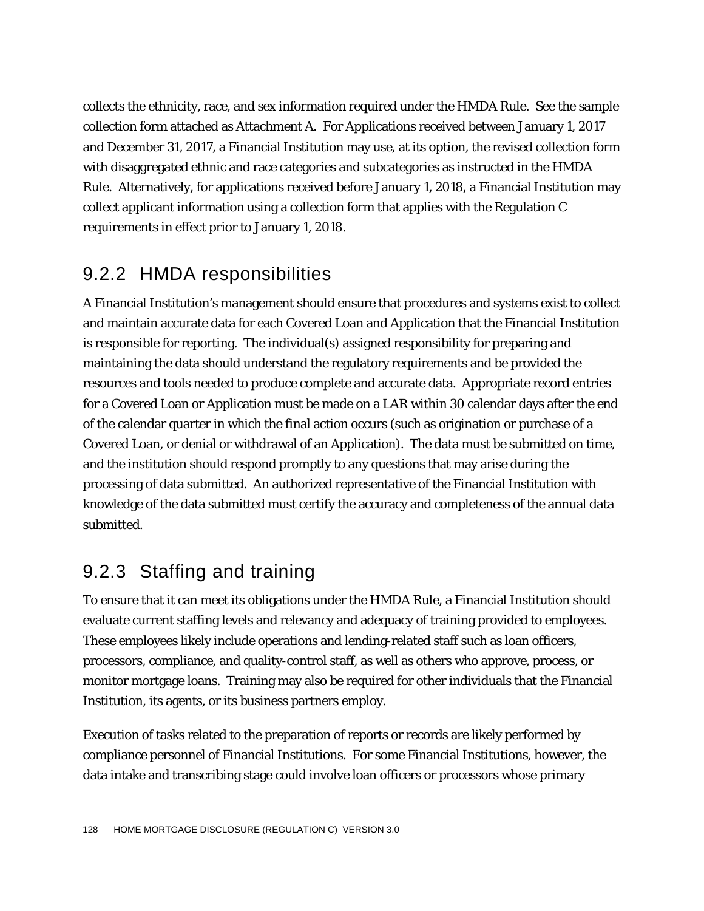collects the ethnicity, race, and sex information required under the HMDA Rule. See the sample collection form attached as Attachment A. For Applications received between January 1, 2017 and December 31, 2017, a Financial Institution may use, at its option, the revised collection form with disaggregated ethnic and race categories and subcategories as instructed in the HMDA Rule. Alternatively, for applications received before January 1, 2018, a Financial Institution may collect applicant information using a collection form that applies with the Regulation C requirements in effect prior to January 1, 2018.

### 9.2.2 HMDA responsibilities

A Financial Institution's management should ensure that procedures and systems exist to collect and maintain accurate data for each Covered Loan and Application that the Financial Institution is responsible for reporting. The individual(s) assigned responsibility for preparing and maintaining the data should understand the regulatory requirements and be provided the resources and tools needed to produce complete and accurate data. Appropriate record entries for a Covered Loan or Application must be made on a LAR within 30 calendar days after the end of the calendar quarter in which the final action occurs (such as origination or purchase of a Covered Loan, or denial or withdrawal of an Application). The data must be submitted on time, and the institution should respond promptly to any questions that may arise during the processing of data submitted. An authorized representative of the Financial Institution with knowledge of the data submitted must certify the accuracy and completeness of the annual data submitted.

### 9.2.3 Staffing and training

To ensure that it can meet its obligations under the HMDA Rule, a Financial Institution should evaluate current staffing levels and relevancy and adequacy of training provided to employees. These employees likely include operations and lending-related staff such as loan officers, processors, compliance, and quality-control staff, as well as others who approve, process, or monitor mortgage loans. Training may also be required for other individuals that the Financial Institution, its agents, or its business partners employ.

Execution of tasks related to the preparation of reports or records are likely performed by compliance personnel of Financial Institutions. For some Financial Institutions, however, the data intake and transcribing stage could involve loan officers or processors whose primary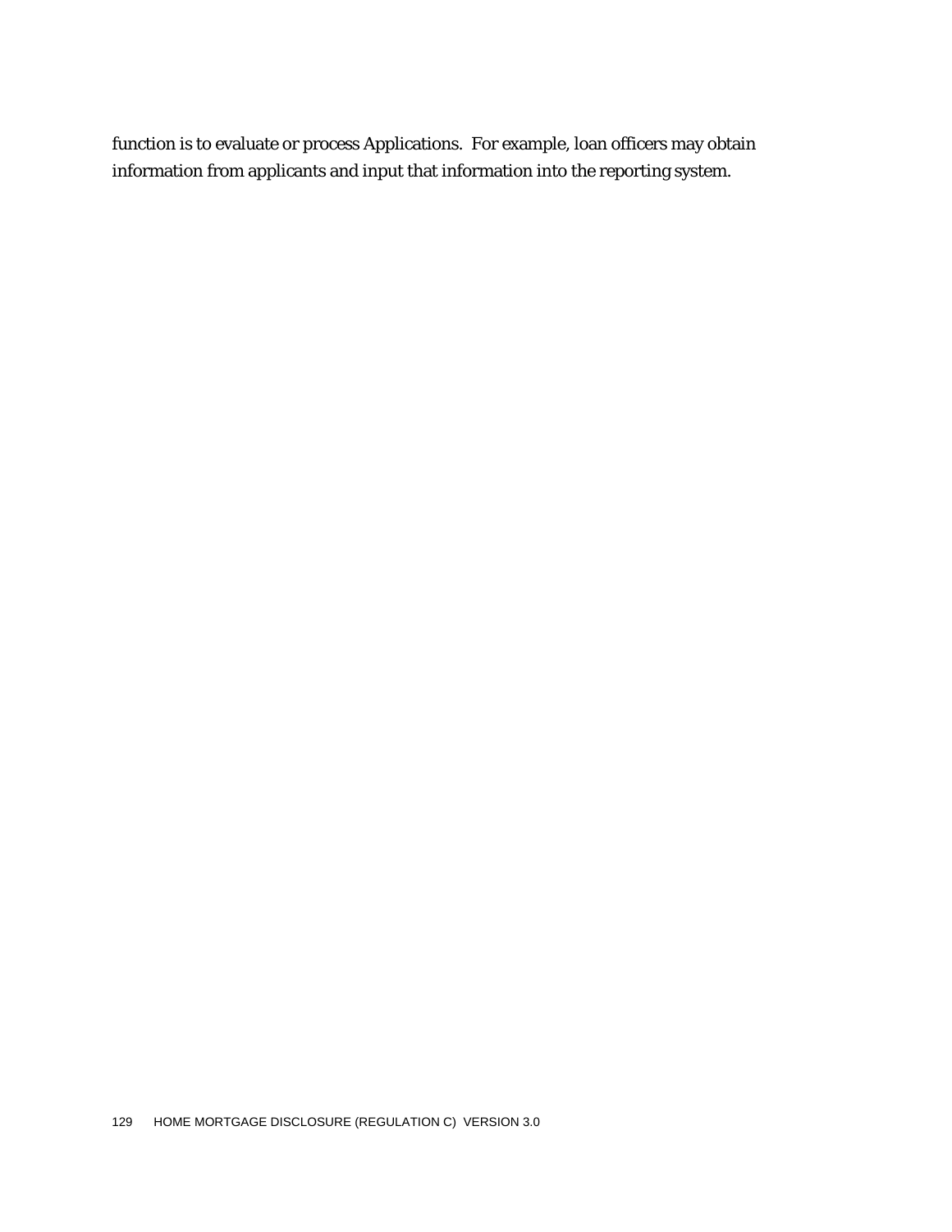function is to evaluate or process Applications. For example, loan officers may obtain information from applicants and input that information into the reporting system.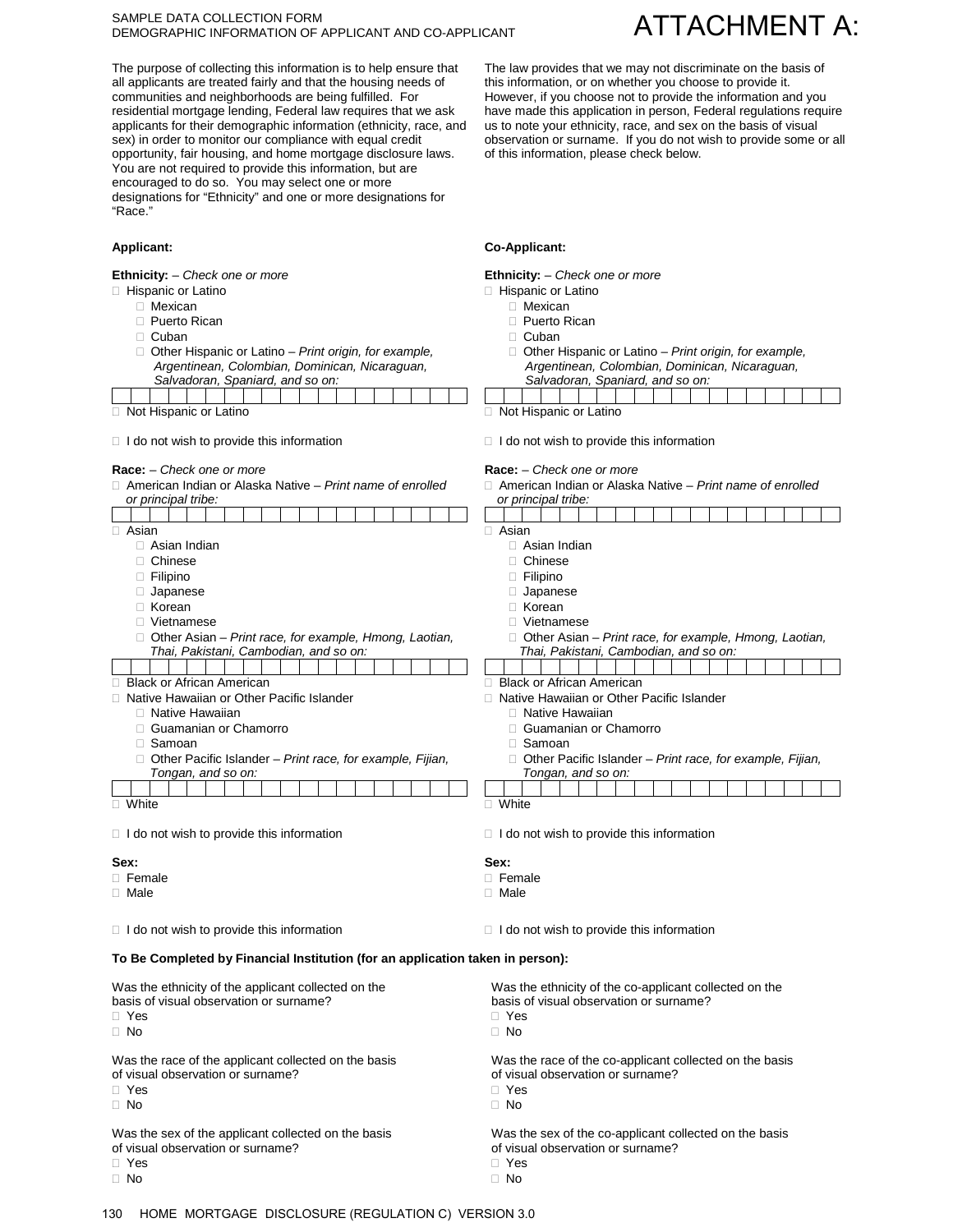SAMPLE DATA COLLECTION FORM
DEMOGRAPHIC INFORMATION OF APPLICANT AND CO-APPLICANT

# ATTACHMENT A:

The purpose of collecting this information is to help ensure that all applicants are treated fairly and that the housing needs of communities and neighborhoods are being fulfilled. For residential mortgage lending, Federal law requires that we ask applicants for their demographic information (ethnicity, race, and sex) in order to monitor our compliance with equal credit opportunity, fair housing, and home mortgage disclosure laws. You are not required to provide this information, but are encouraged to do so. You may select one or more designations for "Ethnicity" and one or more designations for "Race."

The law provides that we may not discriminate on the basis of this information, or on whether you choose to provide it. However, if you choose not to provide the information and you have made this application in person, Federal regulations require us to note your ethnicity, race, and sex on the basis of visual observation or surname. If you do not wish to provide some or all of this information, please check below.

**Applicant:**

**Ethnicity:** – *Check one or more*

- □ Hispanic or Latino
  - □ Mexican
  - □ Puerto Rican
  - □ Cuban
  - □ Other Hispanic or Latino – *Print origin, for example, Argentinean, Colombian, Dominican, Nicaraguan, Salvadoran, Spaniard, and so on:*
- □ Not Hispanic or Latino

□ I do not wish to provide this information

**Race:** – *Check one or more*

- □ American Indian or Alaska Native – *Print name of enrolled or principal tribe:*
- □ Asian
  - □ Asian Indian
  - □ Chinese
  - □ Filipino
  - □ Japanese
  - □ Korean
  - □ Vietnamese
  - □ Other Asian – *Print race, for example, Hmong, Laotian, Thai, Pakistani, Cambodian, and so on:*
- □ Black or African American
- □ Native Hawaiian or Other Pacific Islander
  - □ Native Hawaiian
  - □ Guamanian or Chamorro
  - □ Samoan
  - □ Other Pacific Islander – *Print race, for example, Fijian, Tongan, and so on:*
- □ White

□ I do not wish to provide this information

**Sex:**

- □ Female
- □ Male

□ I do not wish to provide this information

**Co-Applicant:**

**Ethnicity:** – *Check one or more*

- □ Hispanic or Latino
  - □ Mexican
  - □ Puerto Rican
  - □ Cuban
  - □ Other Hispanic or Latino – *Print origin, for example, Argentinean, Colombian, Dominican, Nicaraguan, Salvadoran, Spaniard, and so on:*
- □ Not Hispanic or Latino

□ I do not wish to provide this information

**Race:** – *Check one or more*

- □ American Indian or Alaska Native – *Print name of enrolled or principal tribe:*
- □ Asian
  - □ Asian Indian
  - □ Chinese
  - □ Filipino
  - □ Japanese
  - □ Korean
  - □ Vietnamese
  - □ Other Asian – *Print race, for example, Hmong, Laotian, Thai, Pakistani, Cambodian, and so on:*
- □ Black or African American
- □ Native Hawaiian or Other Pacific Islander
  - □ Native Hawaiian
  - □ Guamanian or Chamorro
  - □ Samoan
  - □ Other Pacific Islander – *Print race, for example, Fijian, Tongan, and so on:*
- □ White

□ I do not wish to provide this information

**Sex:**

- □ Female
- □ Male

□ I do not wish to provide this information

**To Be Completed by Financial Institution (for an application taken in person):**

Was the ethnicity of the applicant collected on the basis of visual observation or surname?
□ Yes
□ No

Was the race of the applicant collected on the basis of visual observation or surname?
□ Yes
□ No

Was the sex of the applicant collected on the basis of visual observation or surname?
□ Yes
□ No

Was the ethnicity of the co-applicant collected on the basis of visual observation or surname?
□ Yes
□ No

Was the race of the co-applicant collected on the basis of visual observation or surname?
□ Yes
□ No

Was the sex of the co-applicant collected on the basis of visual observation or surname?
□ Yes
□ No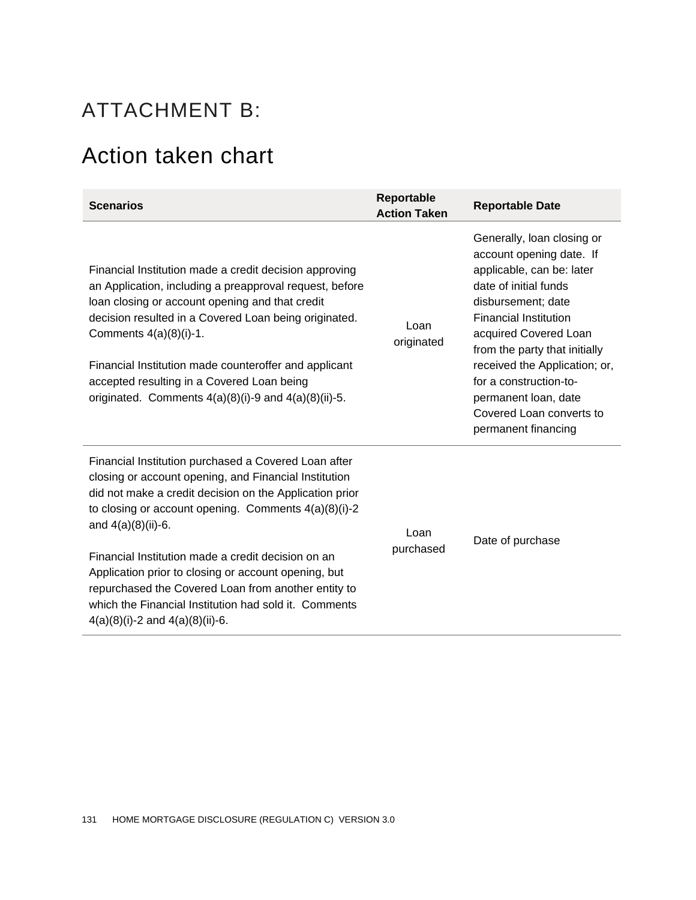# ATTACHMENT B:

## Action taken chart

| Scenarios | Reportable Action Taken | Reportable Date |
|---|---|---|
| Financial Institution made a credit decision approving an Application, including a preapproval request, before loan closing or account opening and that credit decision resulted in a Covered Loan being originated. Comments 4(a)(8)(i)-1.<br><br>Financial Institution made counteroffer and applicant accepted resulting in a Covered Loan being originated. Comments 4(a)(8)(i)-9 and 4(a)(8)(ii)-5. | Loan originated | Generally, loan closing or account opening date. If applicable, can be: later date of initial funds disbursement; date Financial Institution acquired Covered Loan from the party that initially received the Application; or, for a construction-to-permanent loan, date Covered Loan converts to permanent financing |
| Financial Institution purchased a Covered Loan after closing or account opening, and Financial Institution did not make a credit decision on the Application prior to closing or account opening. Comments 4(a)(8)(i)-2 and 4(a)(8)(ii)-6.<br><br>Financial Institution made a credit decision on an Application prior to closing or account opening, but repurchased the Covered Loan from another entity to which the Financial Institution had sold it. Comments 4(a)(8)(i)-2 and 4(a)(8)(ii)-6. | Loan purchased | Date of purchase |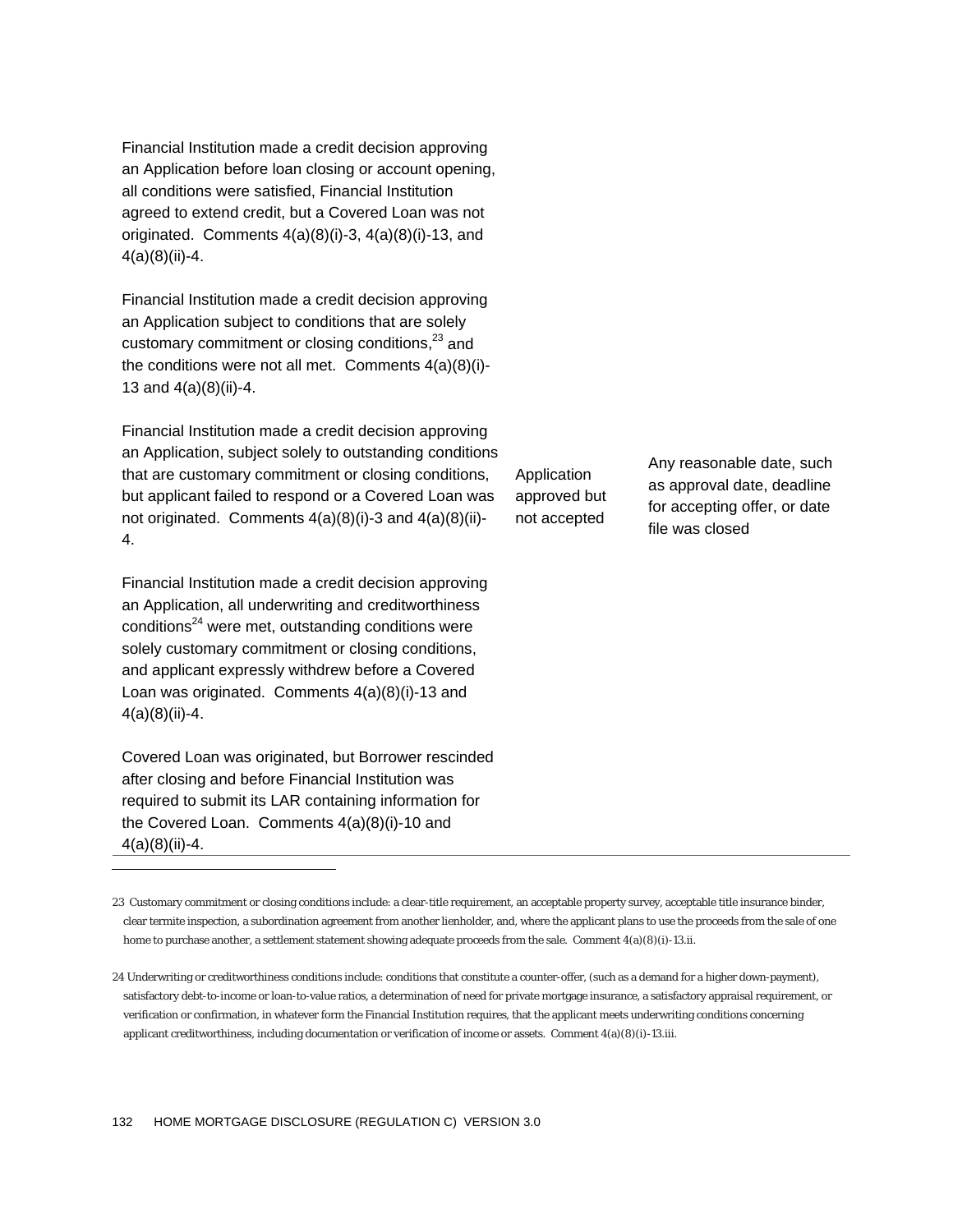| | | |
|---|---|---|
| Financial Institution made a credit decision approving an Application before loan closing or account opening, all conditions were satisfied, Financial Institution agreed to extend credit, but a Covered Loan was not originated. Comments 4(a)(8)(i)-3, 4(a)(8)(i)-13, and 4(a)(8)(ii)-4.<br><br>Financial Institution made a credit decision approving an Application subject to conditions that are solely customary commitment or closing conditions,[23] and the conditions were not all met. Comments 4(a)(8)(i)-13 and 4(a)(8)(ii)-4.<br><br>Financial Institution made a credit decision approving an Application, subject solely to outstanding conditions that are customary commitment or closing conditions, but applicant failed to respond or a Covered Loan was not originated. Comments 4(a)(8)(i)-3 and 4(a)(8)(ii)-4.<br><br>Financial Institution made a credit decision approving an Application, all underwriting and creditworthiness conditions[24] were met, outstanding conditions were solely customary commitment or closing conditions, and applicant expressly withdrew before a Covered Loan was originated. Comments 4(a)(8)(i)-13 and 4(a)(8)(ii)-4.<br><br>Covered Loan was originated, but Borrower rescinded after closing and before Financial Institution was required to submit its LAR containing information for the Covered Loan. Comments 4(a)(8)(i)-10 and 4(a)(8)(ii)-4. | Application approved but not accepted | Any reasonable date, such as approval date, deadline for accepting offer, or date file was closed |

23 Customary commitment or closing conditions include: a clear-title requirement, an acceptable property survey, acceptable title insurance binder, clear termite inspection, a subordination agreement from another lienholder, and, where the applicant plans to use the proceeds from the sale of one home to purchase another, a settlement statement showing adequate proceeds from the sale. Comment 4(a)(8)(i)-13.ii.

24 Underwriting or creditworthiness conditions include: conditions that constitute a counter-offer, (such as a demand for a higher down-payment), satisfactory debt-to-income or loan-to-value ratios, a determination of need for private mortgage insurance, a satisfactory appraisal requirement, or verification or confirmation, in whatever form the Financial Institution requires, that the applicant meets underwriting conditions concerning applicant creditworthiness, including documentation or verification of income or assets. Comment 4(a)(8)(i)-13.iii.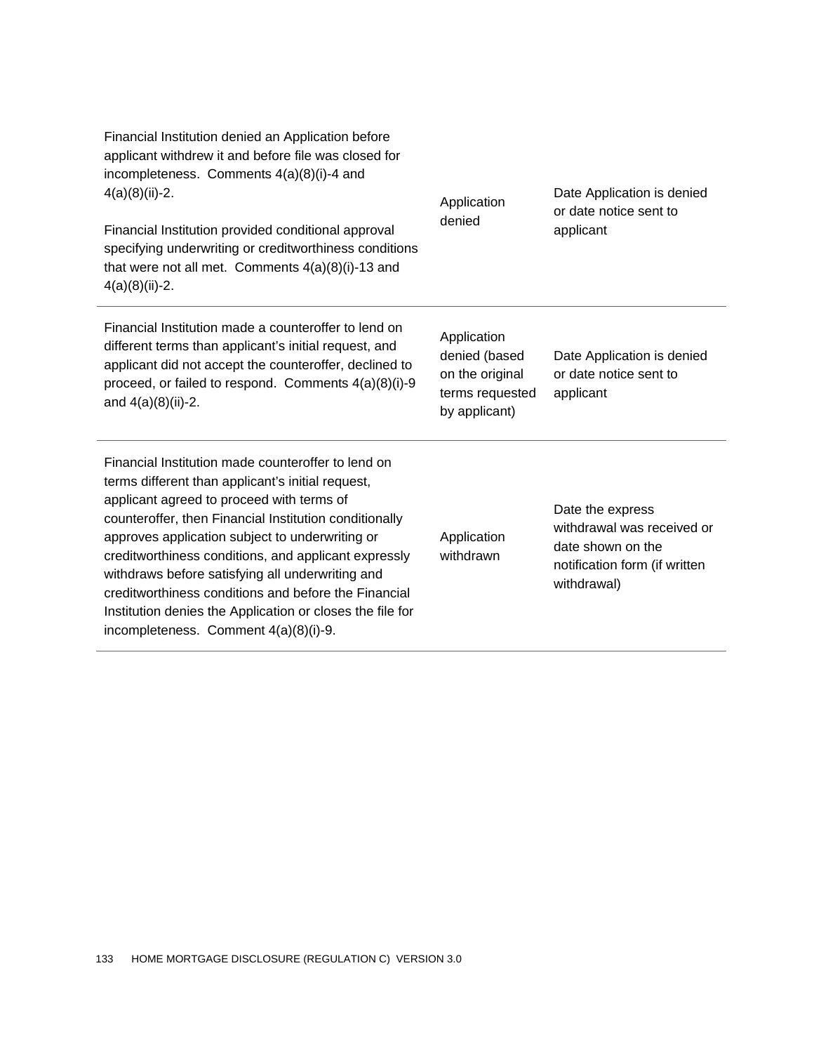| | | |
|---|---|---|
| Financial Institution denied an Application before applicant withdrew it and before file was closed for incompleteness. Comments 4(a)(8)(i)-4 and 4(a)(8)(ii)-2.<br><br>Financial Institution provided conditional approval specifying underwriting or creditworthiness conditions that were not all met. Comments 4(a)(8)(i)-13 and 4(a)(8)(ii)-2. | Application denied | Date Application is denied or date notice sent to applicant |
| Financial Institution made a counteroffer to lend on different terms than applicant's initial request, and applicant did not accept the counteroffer, declined to proceed, or failed to respond. Comments 4(a)(8)(i)-9 and 4(a)(8)(ii)-2. | Application denied (based on the original terms requested by applicant) | Date Application is denied or date notice sent to applicant |
| Financial Institution made counteroffer to lend on terms different than applicant's initial request, applicant agreed to proceed with terms of counteroffer, then Financial Institution conditionally approves application subject to underwriting or creditworthiness conditions, and applicant expressly withdraws before satisfying all underwriting and creditworthiness conditions and before the Financial Institution denies the Application or closes the file for incompleteness. Comment 4(a)(8)(i)-9. | Application withdrawn | Date the express withdrawal was received or date shown on the notification form (if written withdrawal) |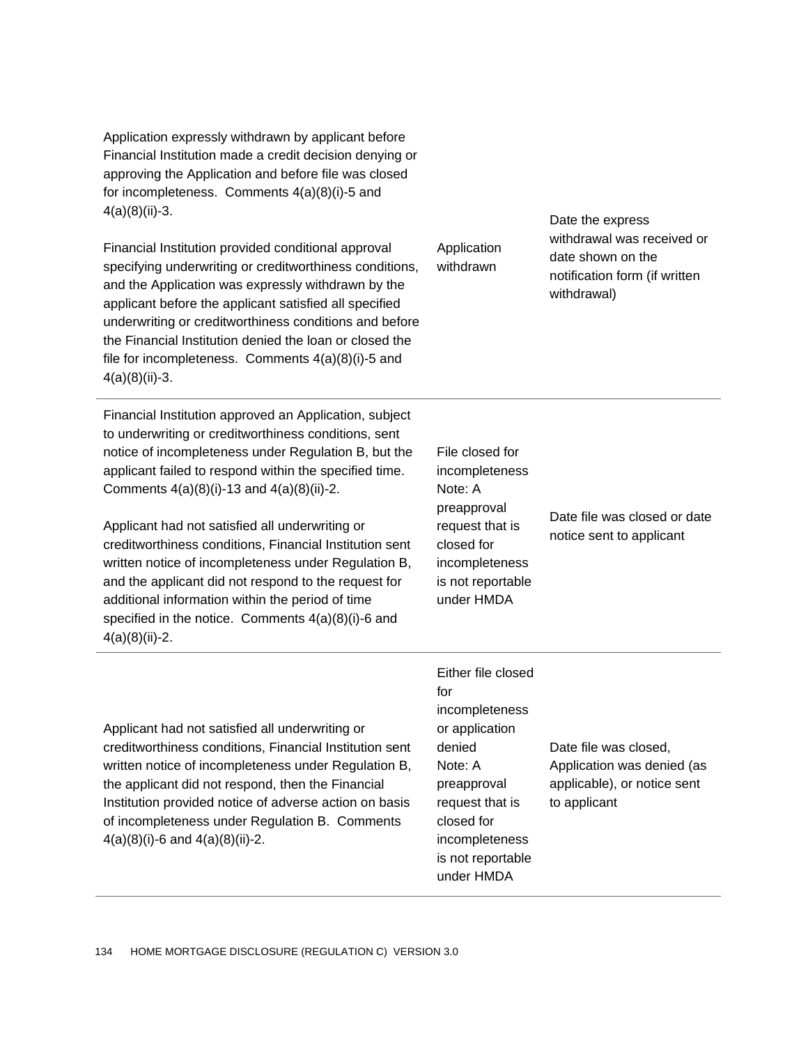| | | |
|---|---|---|
| Application expressly withdrawn by applicant before Financial Institution made a credit decision denying or approving the Application and before file was closed for incompleteness. Comments 4(a)(8)(i)-5 and 4(a)(8)(ii)-3.<br><br>Financial Institution provided conditional approval specifying underwriting or creditworthiness conditions, and the Application was expressly withdrawn by the applicant before the applicant satisfied all specified underwriting or creditworthiness conditions and before the Financial Institution denied the loan or closed the file for incompleteness. Comments 4(a)(8)(i)-5 and 4(a)(8)(ii)-3. | Application withdrawn | Date the express withdrawal was received or date shown on the notification form (if written withdrawal) |
| Financial Institution approved an Application, subject to underwriting or creditworthiness conditions, sent notice of incompleteness under Regulation B, but the applicant failed to respond within the specified time. Comments 4(a)(8)(i)-13 and 4(a)(8)(ii)-2.<br><br>Applicant had not satisfied all underwriting or creditworthiness conditions, Financial Institution sent written notice of incompleteness under Regulation B, and the applicant did not respond to the request for additional information within the period of time specified in the notice. Comments 4(a)(8)(i)-6 and 4(a)(8)(ii)-2. | File closed for incompleteness<br>Note: A preapproval request that is closed for incompleteness is not reportable under HMDA | Date file was closed or date notice sent to applicant |
| Applicant had not satisfied all underwriting or creditworthiness conditions, Financial Institution sent written notice of incompleteness under Regulation B, the applicant did not respond, then the Financial Institution provided notice of adverse action on basis of incompleteness under Regulation B. Comments 4(a)(8)(i)-6 and 4(a)(8)(ii)-2. | Either file closed for incompleteness or application denied<br>Note: A preapproval request that is closed for incompleteness is not reportable under HMDA | Date file was closed, Application was denied (as applicable), or notice sent to applicant |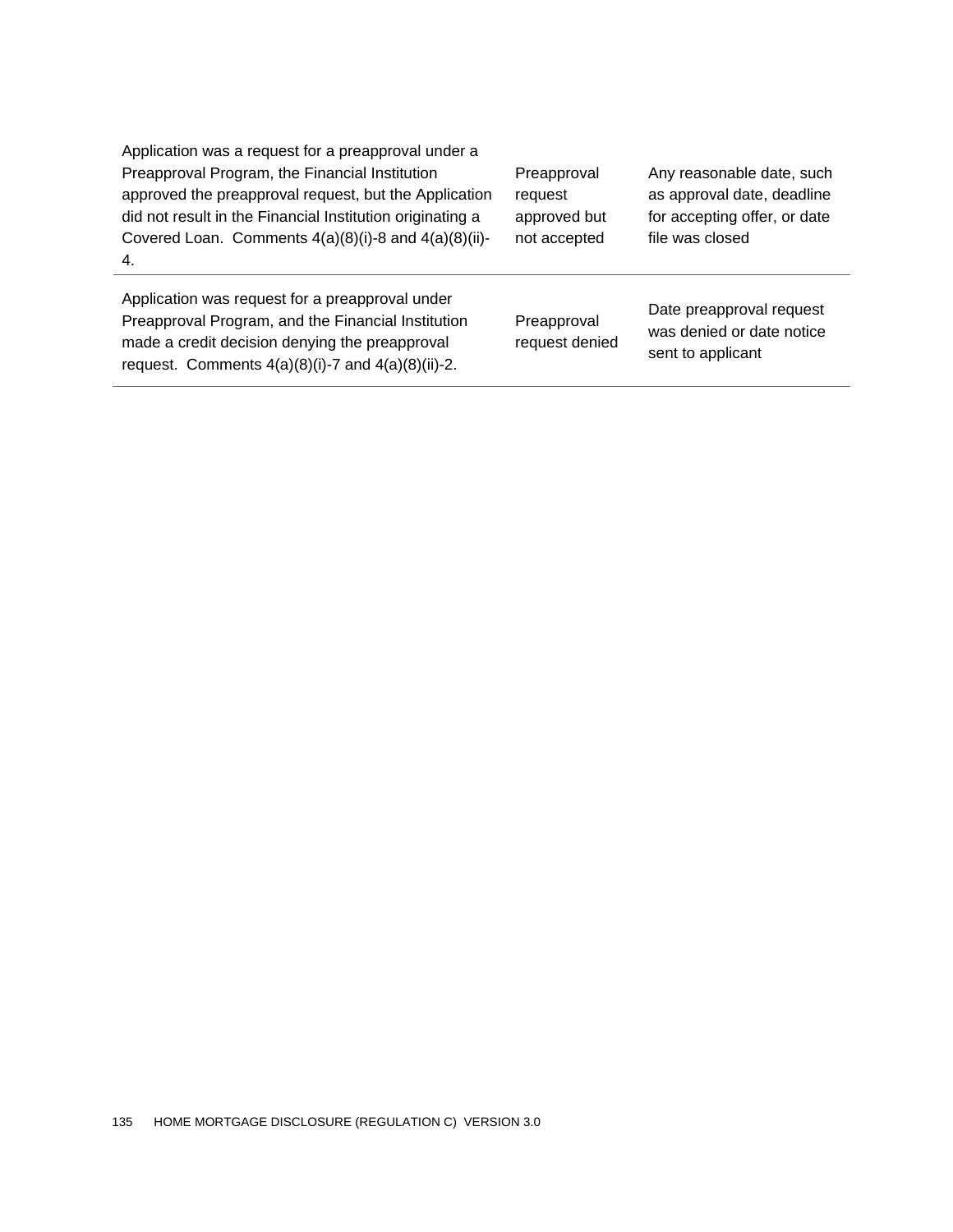| | | |
|---|---|---|
| Application was a request for a preapproval under a Preapproval Program, the Financial Institution approved the preapproval request, but the Application did not result in the Financial Institution originating a Covered Loan. Comments 4(a)(8)(i)-8 and 4(a)(8)(ii)-4. | Preapproval request approved but not accepted | Any reasonable date, such as approval date, deadline for accepting offer, or date file was closed |
| Application was request for a preapproval under Preapproval Program, and the Financial Institution made a credit decision denying the preapproval request. Comments 4(a)(8)(i)-7 and 4(a)(8)(ii)-2. | Preapproval request denied | Date preapproval request was denied or date notice sent to applicant |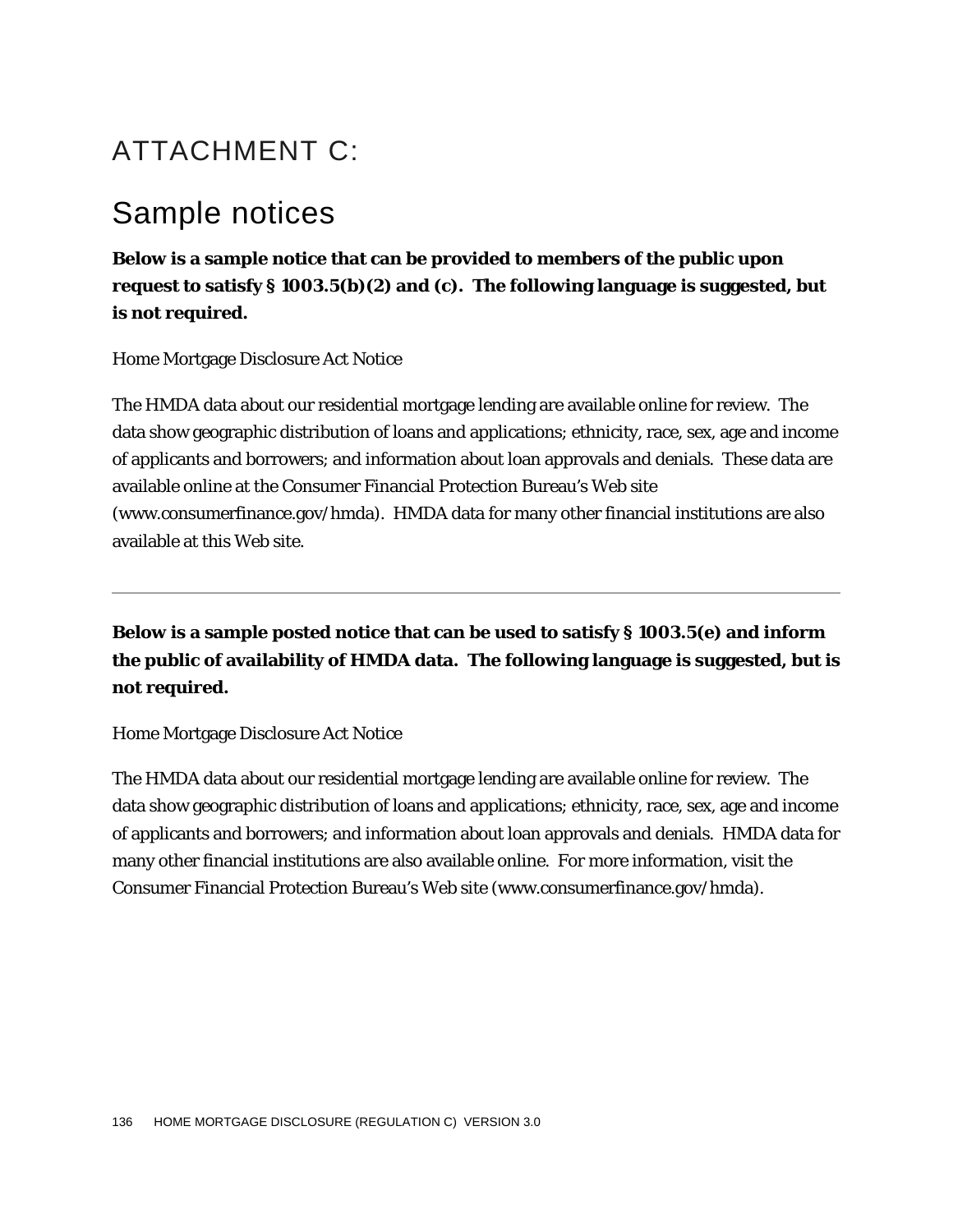# ATTACHMENT C:

## Sample notices

**Below is a sample notice that can be provided to members of the public upon request to satisfy § 1003.5(b)(2) and (c). The following language is suggested, but is not required.**

Home Mortgage Disclosure Act Notice

The HMDA data about our residential mortgage lending are available online for review. The data show geographic distribution of loans and applications; ethnicity, race, sex, age and income of applicants and borrowers; and information about loan approvals and denials. These data are available online at the Consumer Financial Protection Bureau's Web site (www.consumerfinance.gov/hmda). HMDA data for many other financial institutions are also available at this Web site.

---

**Below is a sample posted notice that can be used to satisfy § 1003.5(e) and inform the public of availability of HMDA data. The following language is suggested, but is not required.**

Home Mortgage Disclosure Act Notice

The HMDA data about our residential mortgage lending are available online for review. The data show geographic distribution of loans and applications; ethnicity, race, sex, age and income of applicants and borrowers; and information about loan approvals and denials. HMDA data for many other financial institutions are also available online. For more information, visit the Consumer Financial Protection Bureau's Web site (www.consumerfinance.gov/hmda).